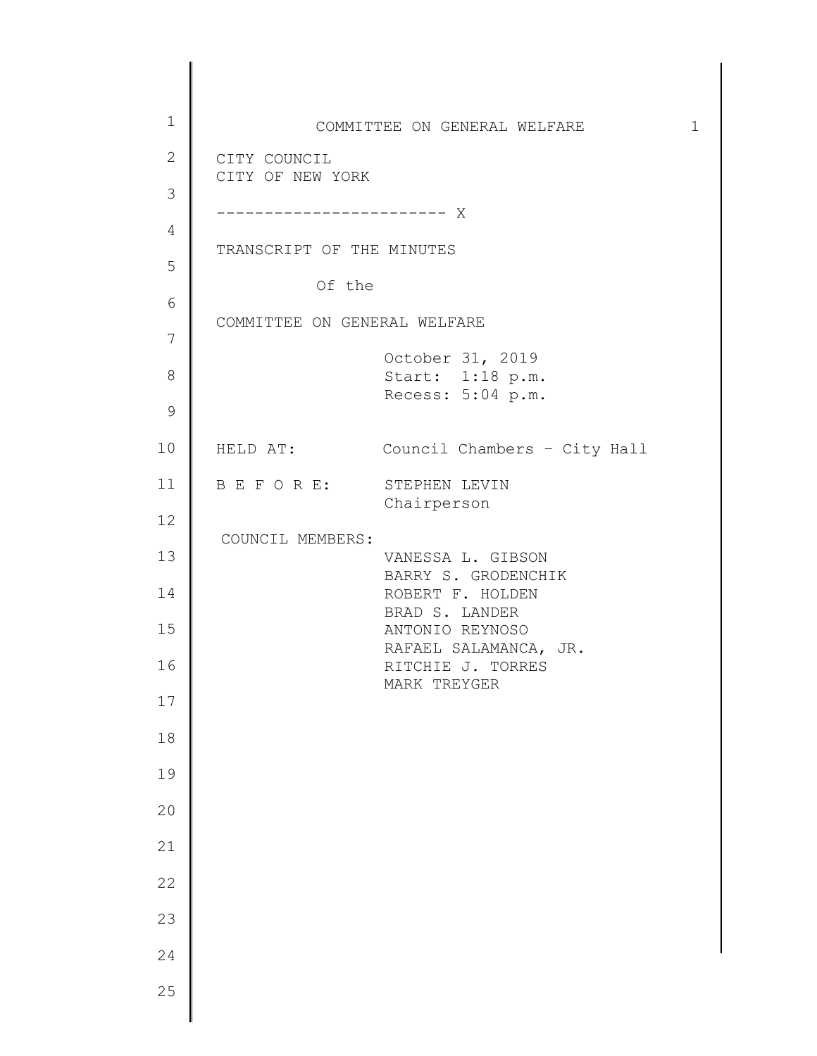CITY COUNCIL
CITY OF NEW YORK

------------------------ X

TRANSCRIPT OF THE MINUTES

Of the

COMMITTEE ON GENERAL WELFARE

October 31, 2019
Start: 1:18 p.m.
Recess: 5:04 p.m.

HELD AT: Council Chambers – City Hall

B E F O R E: STEPHEN LEVIN
Chairperson

COUNCIL MEMBERS:
VANESSA L. GIBSON
BARRY S. GRODENCHIK
ROBERT F. HOLDEN
BRAD S. LANDER
ANTONIO REYNOSO
RAFAEL SALAMANCA, JR.
RITCHIE J. TORRES
MARK TREYGER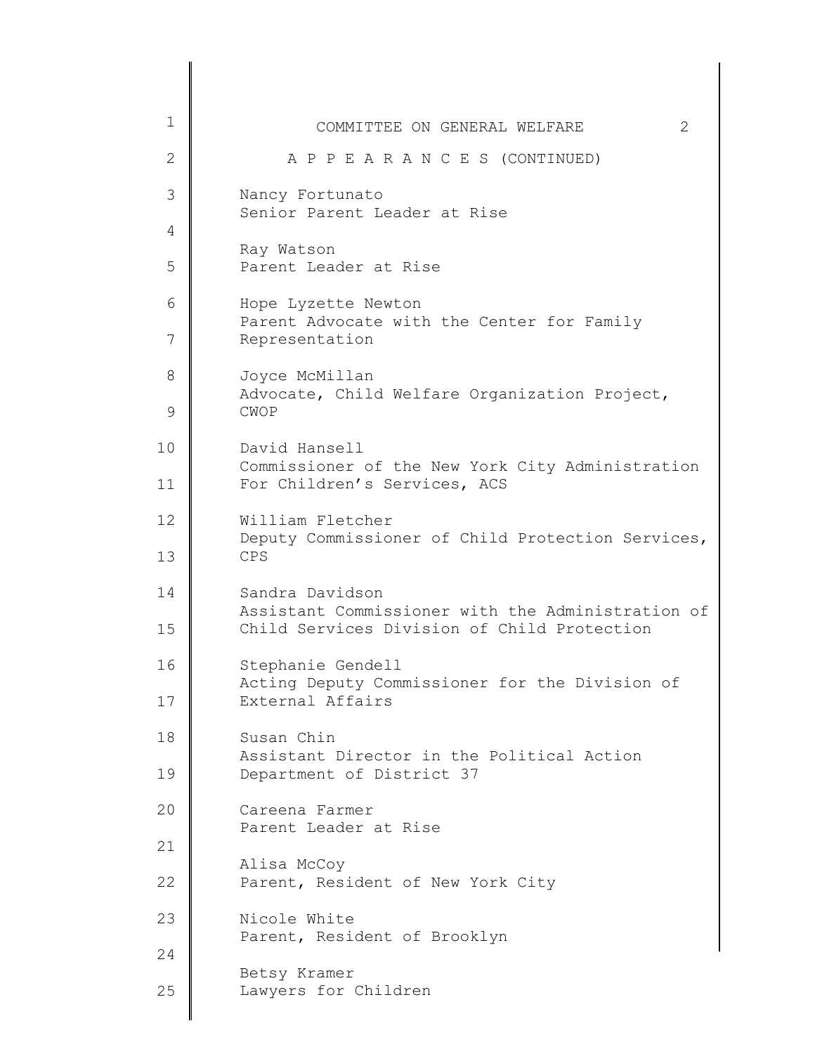A P P E A R A N C E S (CONTINUED)

Nancy Fortunato
Senior Parent Leader at Rise

Ray Watson
Parent Leader at Rise

Hope Lyzette Newton
Parent Advocate with the Center for Family Representation

Joyce McMillan
Advocate, Child Welfare Organization Project, CWOP

David Hansell
Commissioner of the New York City Administration For Children's Services, ACS

William Fletcher
Deputy Commissioner of Child Protection Services, CPS

Sandra Davidson
Assistant Commissioner with the Administration of Child Services Division of Child Protection

Stephanie Gendell
Acting Deputy Commissioner for the Division of External Affairs

Susan Chin
Assistant Director in the Political Action Department of District 37

Careena Farmer
Parent Leader at Rise

Alisa McCoy
Parent, Resident of New York City

Nicole White
Parent, Resident of Brooklyn

Betsy Kramer
Lawyers for Children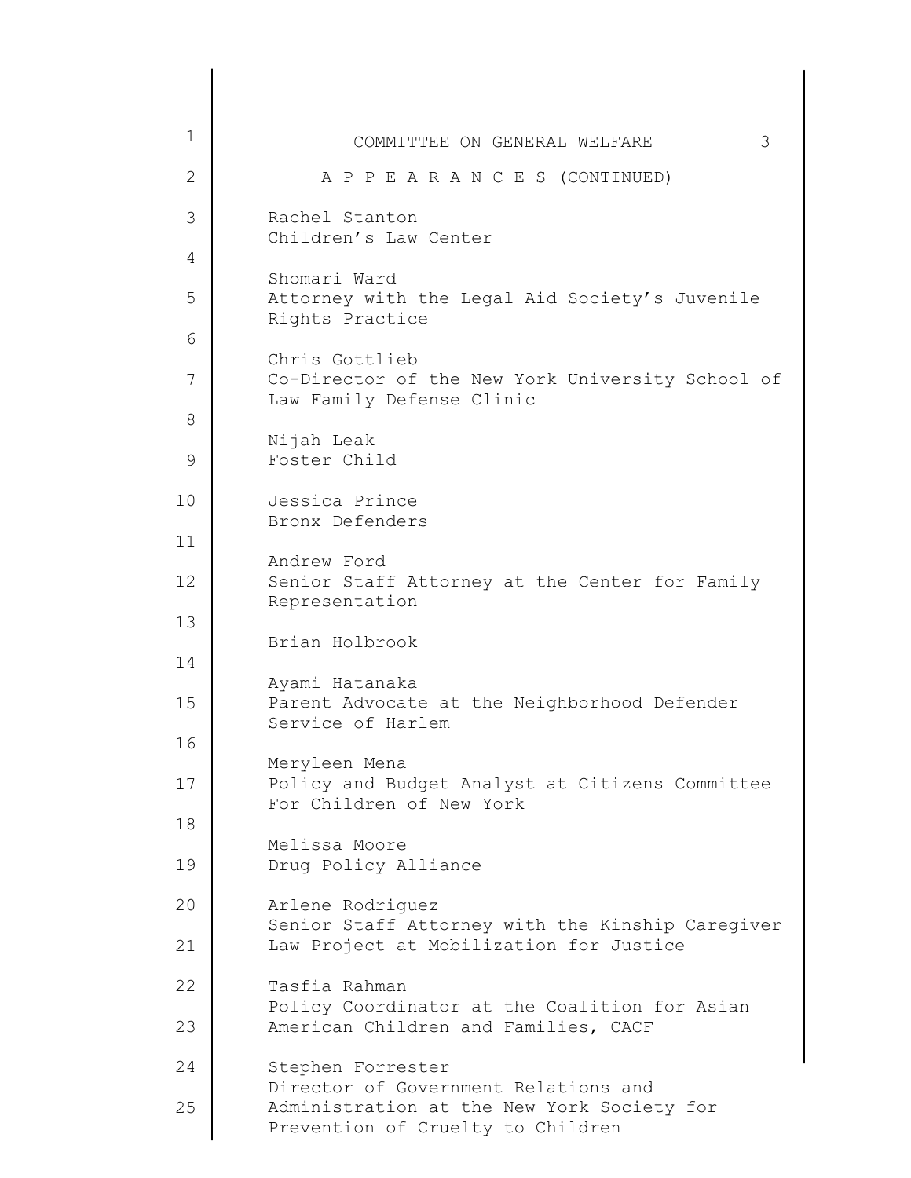## A P P E A R A N C E S (CONTINUED)

Rachel Stanton
Children's Law Center

Shomari Ward
Attorney with the Legal Aid Society's Juvenile Rights Practice

Chris Gottlieb
Co-Director of the New York University School of Law Family Defense Clinic

Nijah Leak
Foster Child

Jessica Prince
Bronx Defenders

Andrew Ford
Senior Staff Attorney at the Center for Family Representation

Brian Holbrook

Ayami Hatanaka
Parent Advocate at the Neighborhood Defender Service of Harlem

Meryleen Mena
Policy and Budget Analyst at Citizens Committee For Children of New York

Melissa Moore
Drug Policy Alliance

Arlene Rodriguez
Senior Staff Attorney with the Kinship Caregiver Law Project at Mobilization for Justice

Tasfia Rahman
Policy Coordinator at the Coalition for Asian American Children and Families, CACF

Stephen Forrester
Director of Government Relations and Administration at the New York Society for Prevention of Cruelty to Children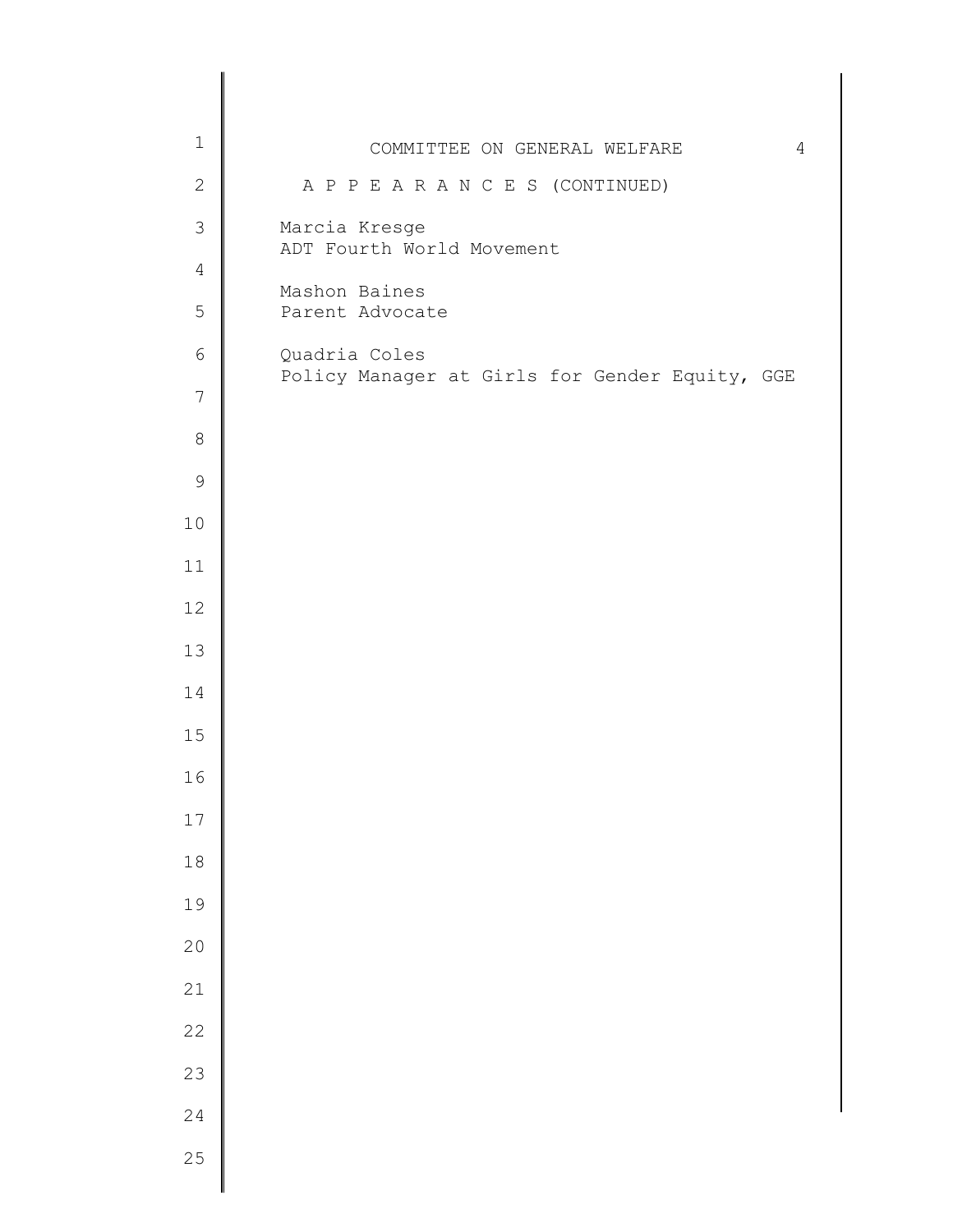A P P E A R A N C E S (CONTINUED)

Marcia Kresge
ADT Fourth World Movement

Mashon Baines
Parent Advocate

Quadria Coles
Policy Manager at Girls for Gender Equity, GGE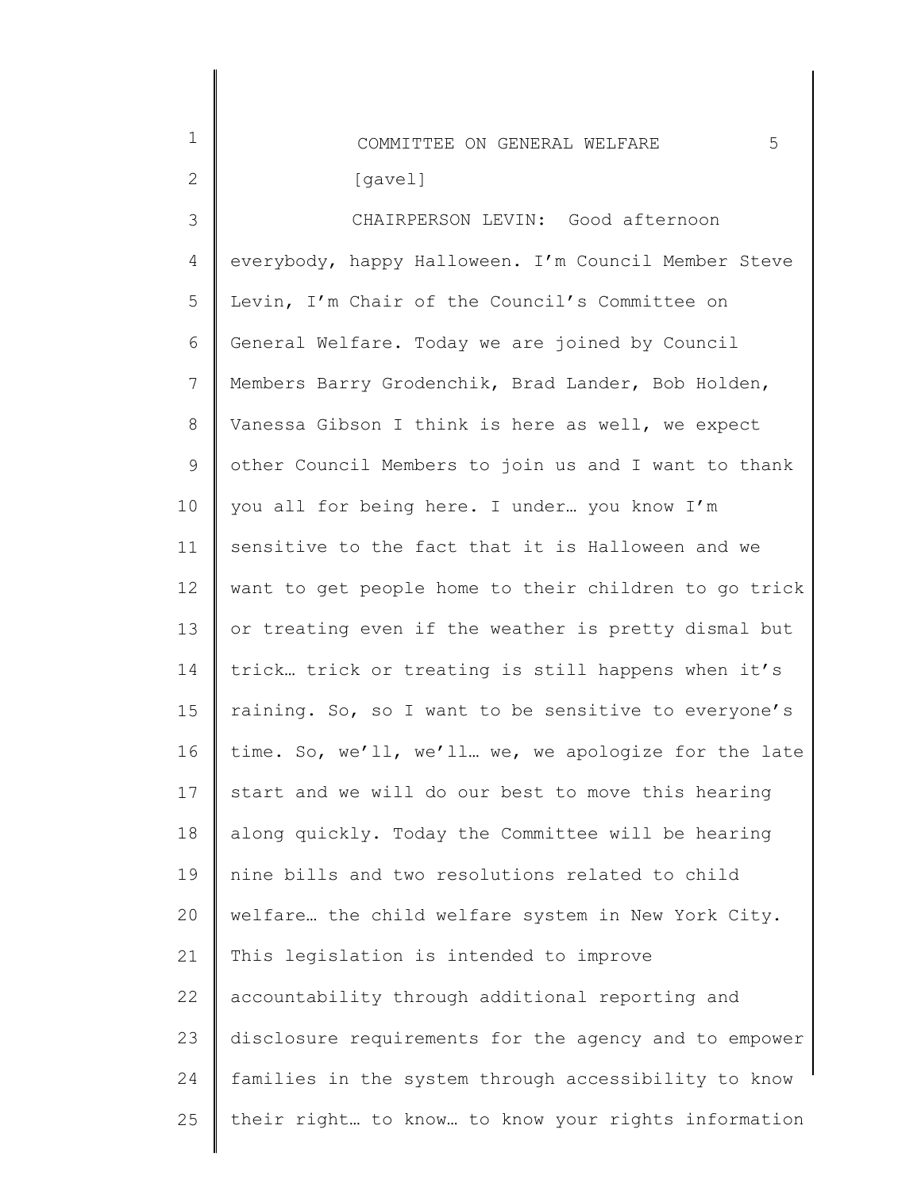[gavel]

CHAIRPERSON LEVIN: Good afternoon everybody, happy Halloween. I'm Council Member Steve Levin, I'm Chair of the Council's Committee on General Welfare. Today we are joined by Council Members Barry Grodenchik, Brad Lander, Bob Holden, Vanessa Gibson I think is here as well, we expect other Council Members to join us and I want to thank you all for being here. I under… you know I'm sensitive to the fact that it is Halloween and we want to get people home to their children to go trick or treating even if the weather is pretty dismal but trick… trick or treating is still happens when it's raining. So, so I want to be sensitive to everyone's time. So, we'll, we'll… we, we apologize for the late start and we will do our best to move this hearing along quickly. Today the Committee will be hearing nine bills and two resolutions related to child welfare… the child welfare system in New York City. This legislation is intended to improve accountability through additional reporting and disclosure requirements for the agency and to empower families in the system through accessibility to know their right… to know… to know your rights information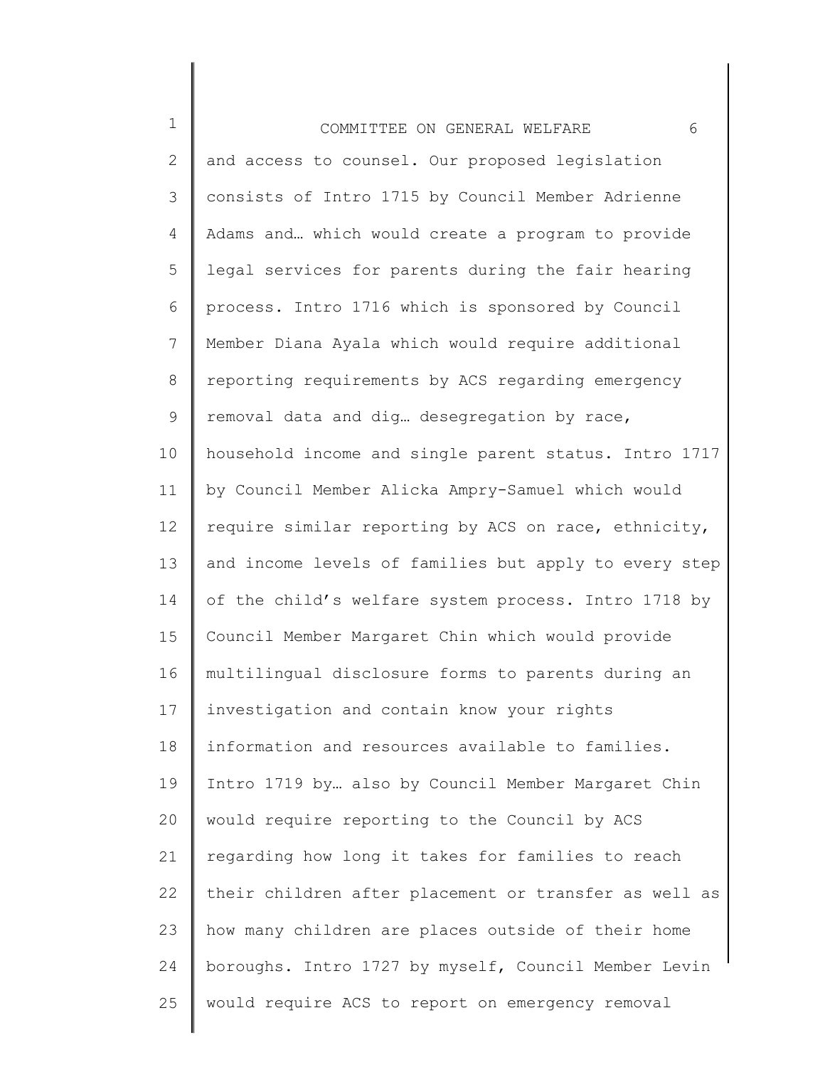and access to counsel. Our proposed legislation consists of Intro 1715 by Council Member Adrienne Adams and… which would create a program to provide legal services for parents during the fair hearing process. Intro 1716 which is sponsored by Council Member Diana Ayala which would require additional reporting requirements by ACS regarding emergency removal data and dig… desegregation by race, household income and single parent status. Intro 1717 by Council Member Alicka Ampry-Samuel which would require similar reporting by ACS on race, ethnicity, and income levels of families but apply to every step of the child's welfare system process. Intro 1718 by Council Member Margaret Chin which would provide multilingual disclosure forms to parents during an investigation and contain know your rights information and resources available to families. Intro 1719 by… also by Council Member Margaret Chin would require reporting to the Council by ACS regarding how long it takes for families to reach their children after placement or transfer as well as how many children are places outside of their home boroughs. Intro 1727 by myself, Council Member Levin would require ACS to report on emergency removal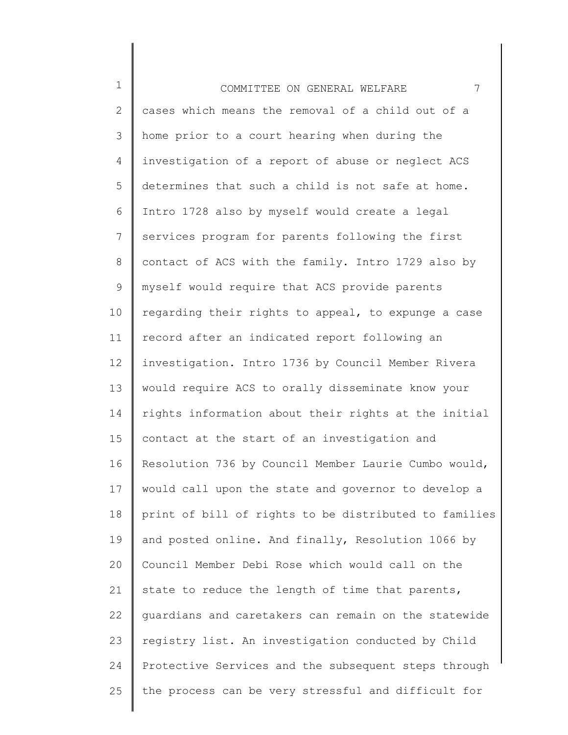cases which means the removal of a child out of a home prior to a court hearing when during the investigation of a report of abuse or neglect ACS determines that such a child is not safe at home. Intro 1728 also by myself would create a legal services program for parents following the first contact of ACS with the family. Intro 1729 also by myself would require that ACS provide parents regarding their rights to appeal, to expunge a case record after an indicated report following an investigation. Intro 1736 by Council Member Rivera would require ACS to orally disseminate know your rights information about their rights at the initial contact at the start of an investigation and Resolution 736 by Council Member Laurie Cumbo would, would call upon the state and governor to develop a print of bill of rights to be distributed to families and posted online. And finally, Resolution 1066 by Council Member Debi Rose which would call on the state to reduce the length of time that parents, guardians and caretakers can remain on the statewide registry list. An investigation conducted by Child Protective Services and the subsequent steps through the process can be very stressful and difficult for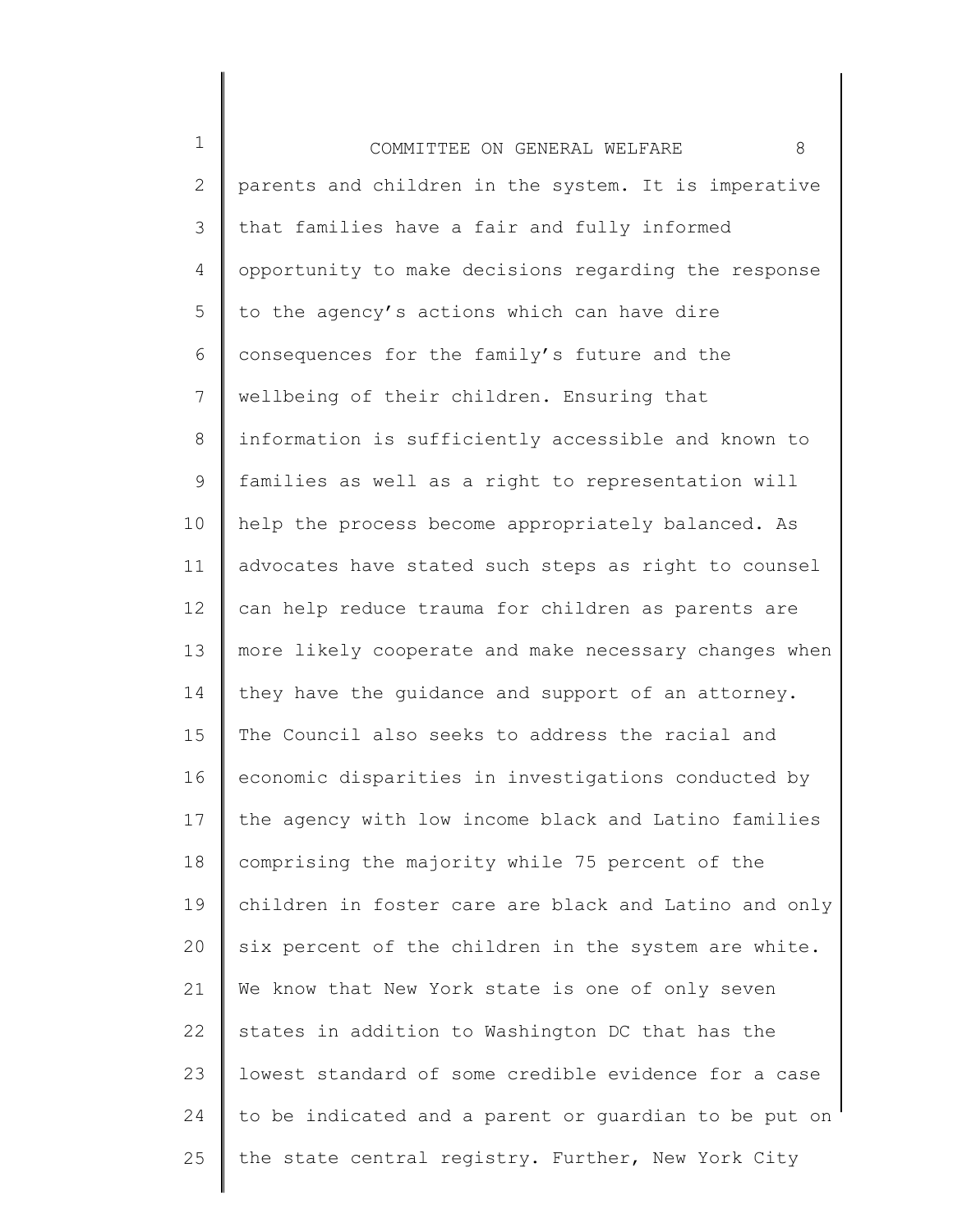parents and children in the system. It is imperative that families have a fair and fully informed opportunity to make decisions regarding the response to the agency's actions which can have dire consequences for the family's future and the wellbeing of their children. Ensuring that information is sufficiently accessible and known to families as well as a right to representation will help the process become appropriately balanced. As advocates have stated such steps as right to counsel can help reduce trauma for children as parents are more likely cooperate and make necessary changes when they have the guidance and support of an attorney. The Council also seeks to address the racial and economic disparities in investigations conducted by the agency with low income black and Latino families comprising the majority while 75 percent of the children in foster care are black and Latino and only six percent of the children in the system are white. We know that New York state is one of only seven states in addition to Washington DC that has the lowest standard of some credible evidence for a case to be indicated and a parent or guardian to be put on the state central registry. Further, New York City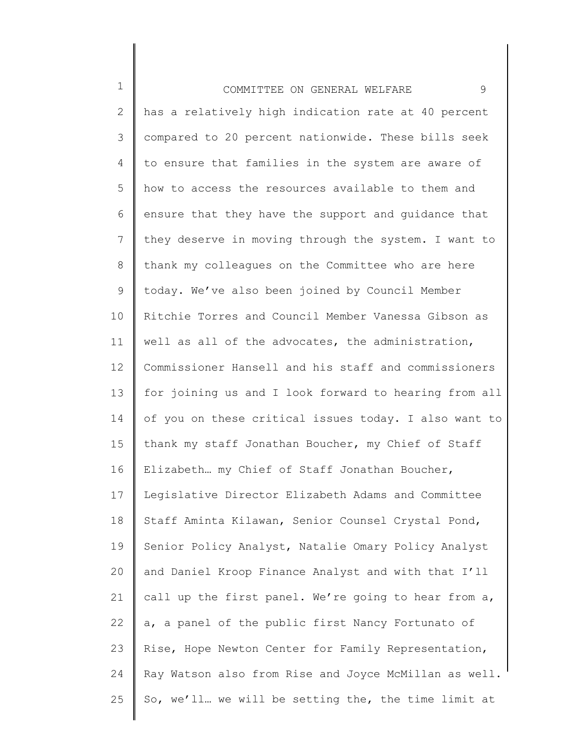has a relatively high indication rate at 40 percent compared to 20 percent nationwide. These bills seek to ensure that families in the system are aware of how to access the resources available to them and ensure that they have the support and guidance that they deserve in moving through the system. I want to thank my colleagues on the Committee who are here today. We've also been joined by Council Member Ritchie Torres and Council Member Vanessa Gibson as well as all of the advocates, the administration, Commissioner Hansell and his staff and commissioners for joining us and I look forward to hearing from all of you on these critical issues today. I also want to thank my staff Jonathan Boucher, my Chief of Staff Elizabeth… my Chief of Staff Jonathan Boucher, Legislative Director Elizabeth Adams and Committee Staff Aminta Kilawan, Senior Counsel Crystal Pond, Senior Policy Analyst, Natalie Omary Policy Analyst and Daniel Kroop Finance Analyst and with that I'll call up the first panel. We're going to hear from a, a, a panel of the public first Nancy Fortunato of Rise, Hope Newton Center for Family Representation, Ray Watson also from Rise and Joyce McMillan as well. So, we'll… we will be setting the, the time limit at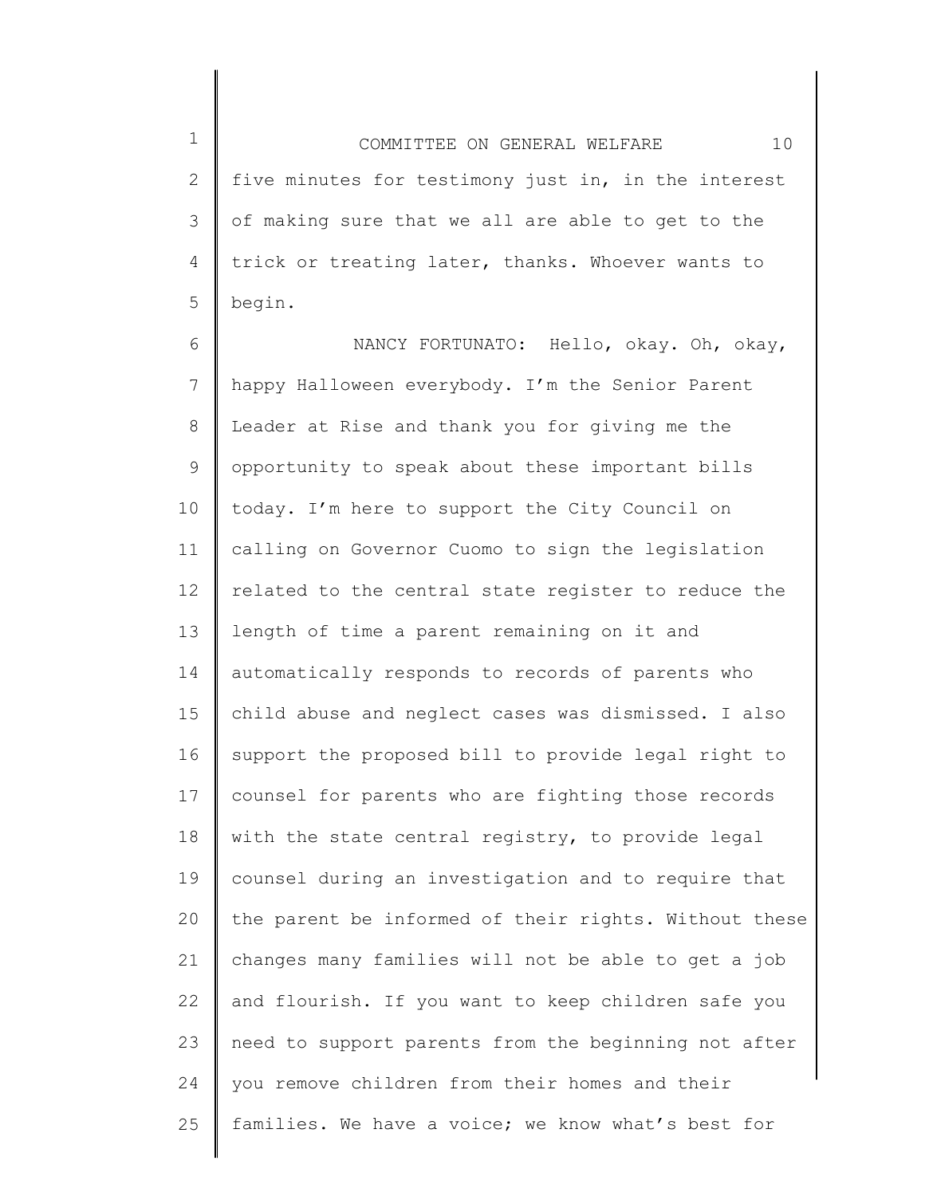five minutes for testimony just in, in the interest of making sure that we all are able to get to the trick or treating later, thanks. Whoever wants to begin.

NANCY FORTUNATO: Hello, okay. Oh, okay, happy Halloween everybody. I'm the Senior Parent Leader at Rise and thank you for giving me the opportunity to speak about these important bills today. I'm here to support the City Council on calling on Governor Cuomo to sign the legislation related to the central state register to reduce the length of time a parent remaining on it and automatically responds to records of parents who child abuse and neglect cases was dismissed. I also support the proposed bill to provide legal right to counsel for parents who are fighting those records with the state central registry, to provide legal counsel during an investigation and to require that the parent be informed of their rights. Without these changes many families will not be able to get a job and flourish. If you want to keep children safe you need to support parents from the beginning not after you remove children from their homes and their families. We have a voice; we know what's best for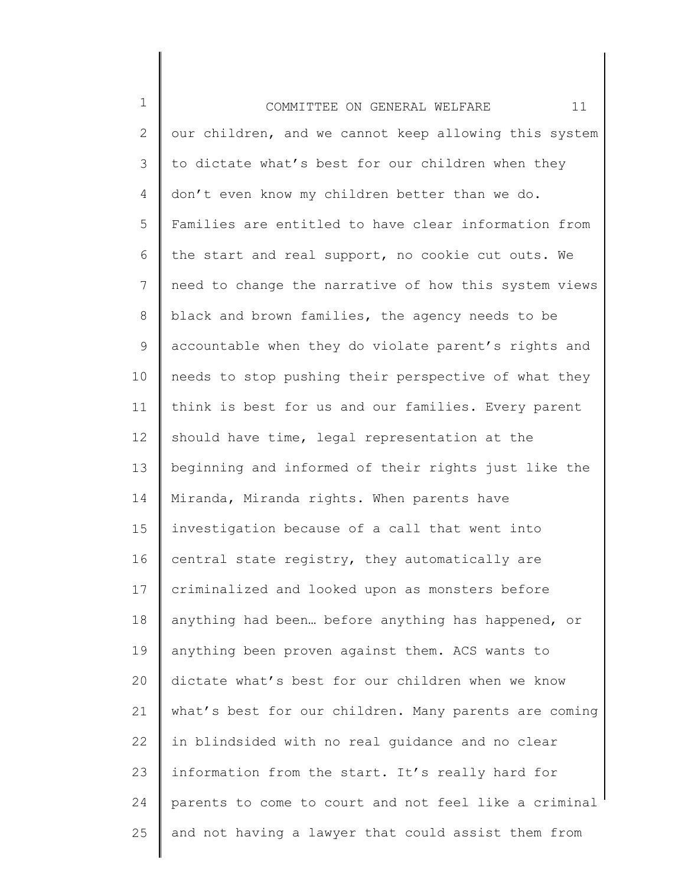our children, and we cannot keep allowing this system to dictate what's best for our children when they don't even know my children better than we do. Families are entitled to have clear information from the start and real support, no cookie cut outs. We need to change the narrative of how this system views black and brown families, the agency needs to be accountable when they do violate parent's rights and needs to stop pushing their perspective of what they think is best for us and our families. Every parent should have time, legal representation at the beginning and informed of their rights just like the Miranda, Miranda rights. When parents have investigation because of a call that went into central state registry, they automatically are criminalized and looked upon as monsters before anything had been… before anything has happened, or anything been proven against them. ACS wants to dictate what's best for our children when we know what's best for our children. Many parents are coming in blindsided with no real guidance and no clear information from the start. It's really hard for parents to come to court and not feel like a criminal and not having a lawyer that could assist them from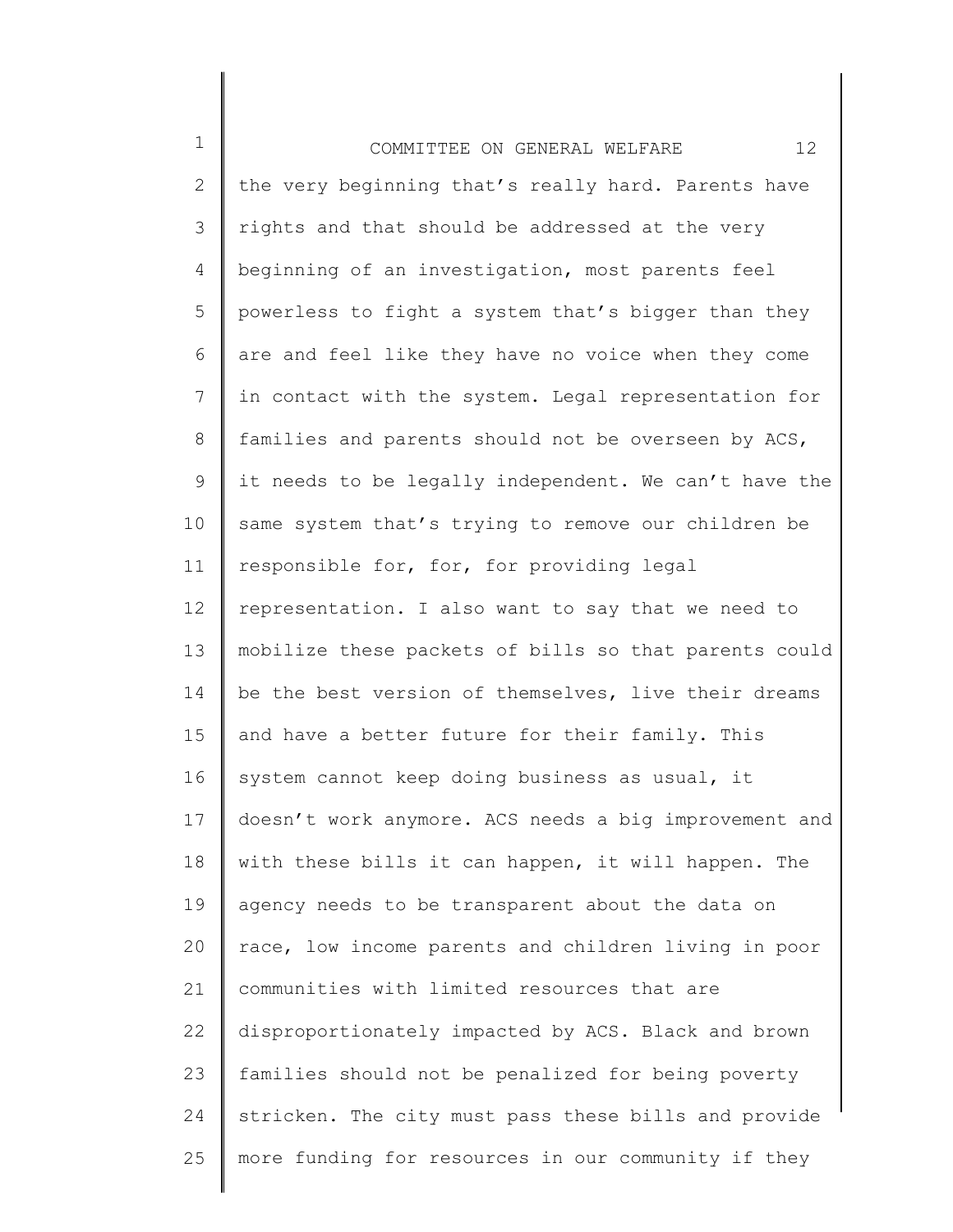the very beginning that's really hard. Parents have rights and that should be addressed at the very beginning of an investigation, most parents feel powerless to fight a system that's bigger than they are and feel like they have no voice when they come in contact with the system. Legal representation for families and parents should not be overseen by ACS, it needs to be legally independent. We can't have the same system that's trying to remove our children be responsible for, for, for providing legal representation. I also want to say that we need to mobilize these packets of bills so that parents could be the best version of themselves, live their dreams and have a better future for their family. This system cannot keep doing business as usual, it doesn't work anymore. ACS needs a big improvement and with these bills it can happen, it will happen. The agency needs to be transparent about the data on race, low income parents and children living in poor communities with limited resources that are disproportionately impacted by ACS. Black and brown families should not be penalized for being poverty stricken. The city must pass these bills and provide more funding for resources in our community if they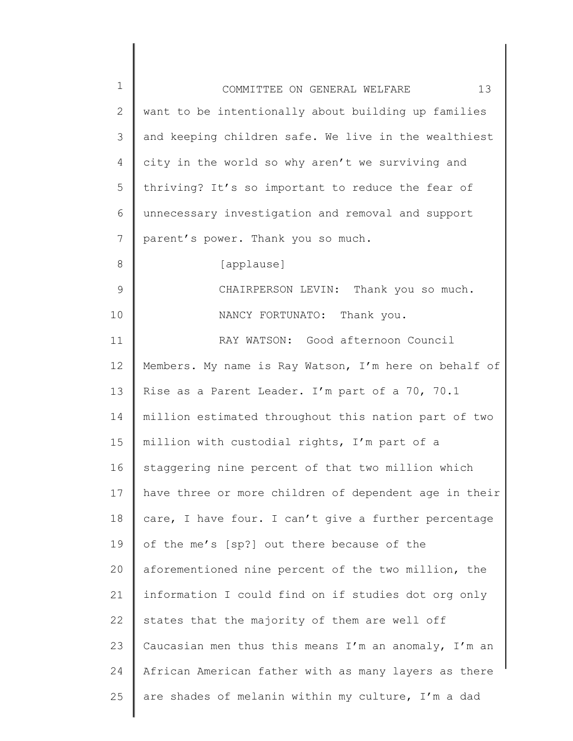want to be intentionally about building up families and keeping children safe. We live in the wealthiest city in the world so why aren't we surviving and thriving? It's so important to reduce the fear of unnecessary investigation and removal and support parent's power. Thank you so much.

[applause]

CHAIRPERSON LEVIN: Thank you so much.

NANCY FORTUNATO: Thank you.

RAY WATSON: Good afternoon Council Members. My name is Ray Watson, I'm here on behalf of Rise as a Parent Leader. I'm part of a 70, 70.1 million estimated throughout this nation part of two million with custodial rights, I'm part of a staggering nine percent of that two million which have three or more children of dependent age in their care, I have four. I can't give a further percentage of the me's [sp?] out there because of the aforementioned nine percent of the two million, the information I could find on if studies dot org only states that the majority of them are well off Caucasian men thus this means I'm an anomaly, I'm an African American father with as many layers as there are shades of melanin within my culture, I'm a dad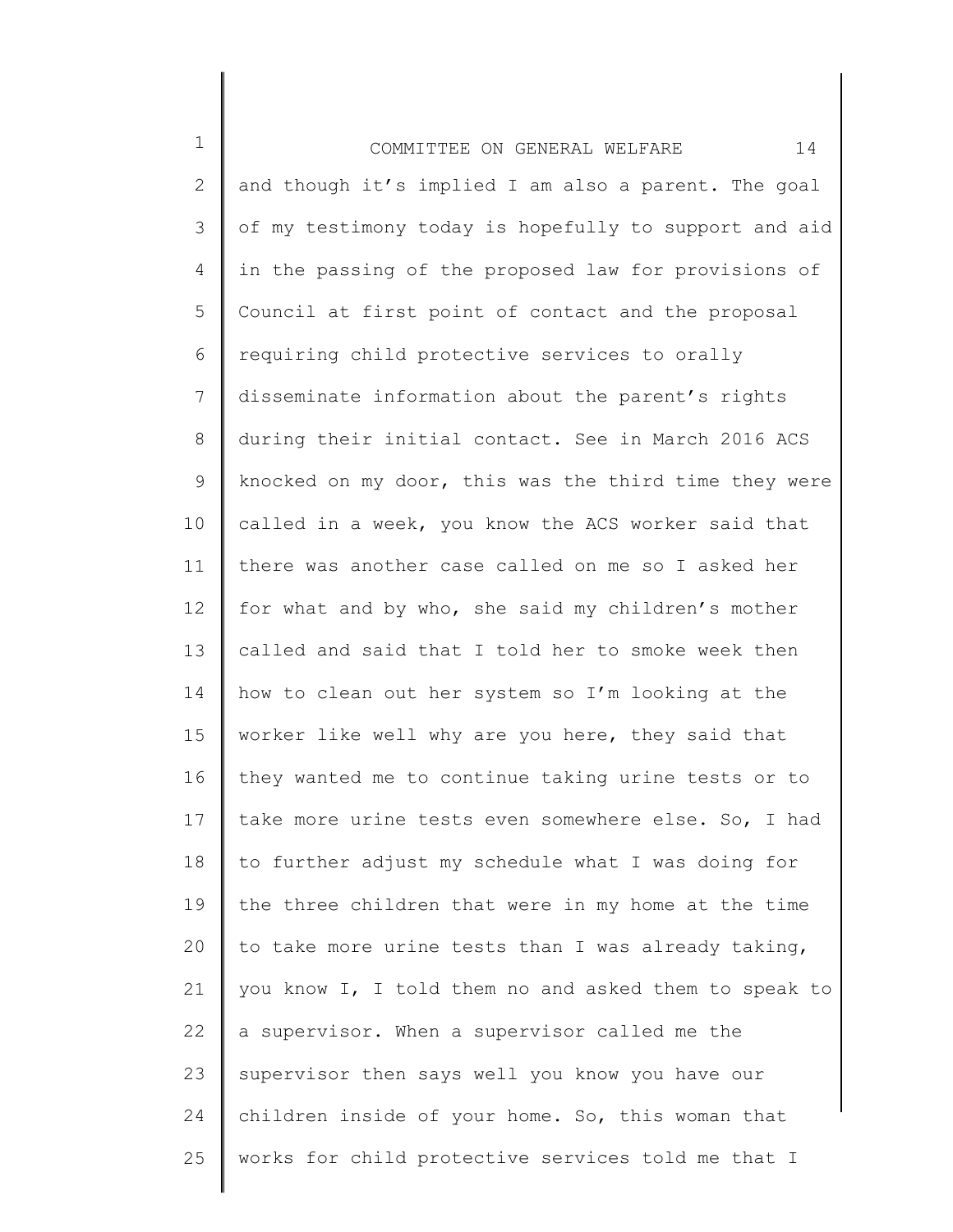and though it's implied I am also a parent. The goal of my testimony today is hopefully to support and aid in the passing of the proposed law for provisions of Council at first point of contact and the proposal requiring child protective services to orally disseminate information about the parent's rights during their initial contact. See in March 2016 ACS knocked on my door, this was the third time they were called in a week, you know the ACS worker said that there was another case called on me so I asked her for what and by who, she said my children's mother called and said that I told her to smoke week then how to clean out her system so I'm looking at the worker like well why are you here, they said that they wanted me to continue taking urine tests or to take more urine tests even somewhere else. So, I had to further adjust my schedule what I was doing for the three children that were in my home at the time to take more urine tests than I was already taking, you know I, I told them no and asked them to speak to a supervisor. When a supervisor called me the supervisor then says well you know you have our children inside of your home. So, this woman that works for child protective services told me that I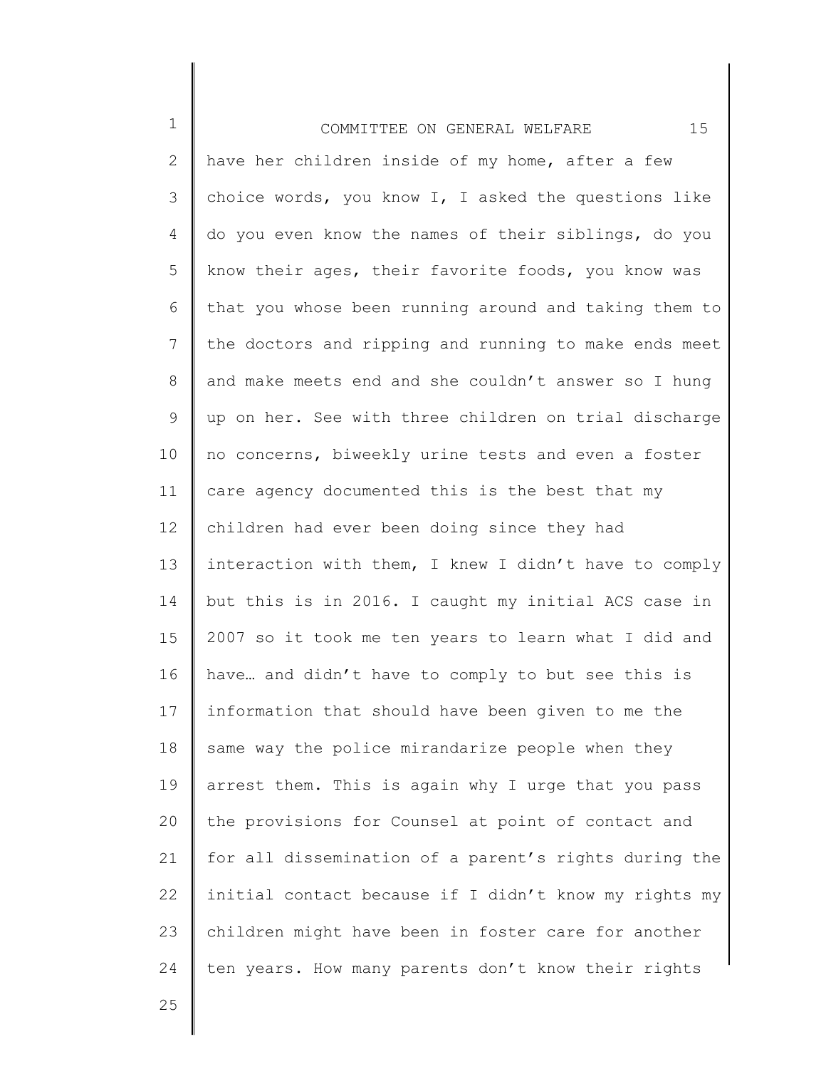have her children inside of my home, after a few choice words, you know I, I asked the questions like do you even know the names of their siblings, do you know their ages, their favorite foods, you know was that you whose been running around and taking them to the doctors and ripping and running to make ends meet and make meets end and she couldn't answer so I hung up on her. See with three children on trial discharge no concerns, biweekly urine tests and even a foster care agency documented this is the best that my children had ever been doing since they had interaction with them, I knew I didn't have to comply but this is in 2016. I caught my initial ACS case in 2007 so it took me ten years to learn what I did and have… and didn't have to comply to but see this is information that should have been given to me the same way the police mirandarize people when they arrest them. This is again why I urge that you pass the provisions for Counsel at point of contact and for all dissemination of a parent's rights during the initial contact because if I didn't know my rights my children might have been in foster care for another ten years. How many parents don't know their rights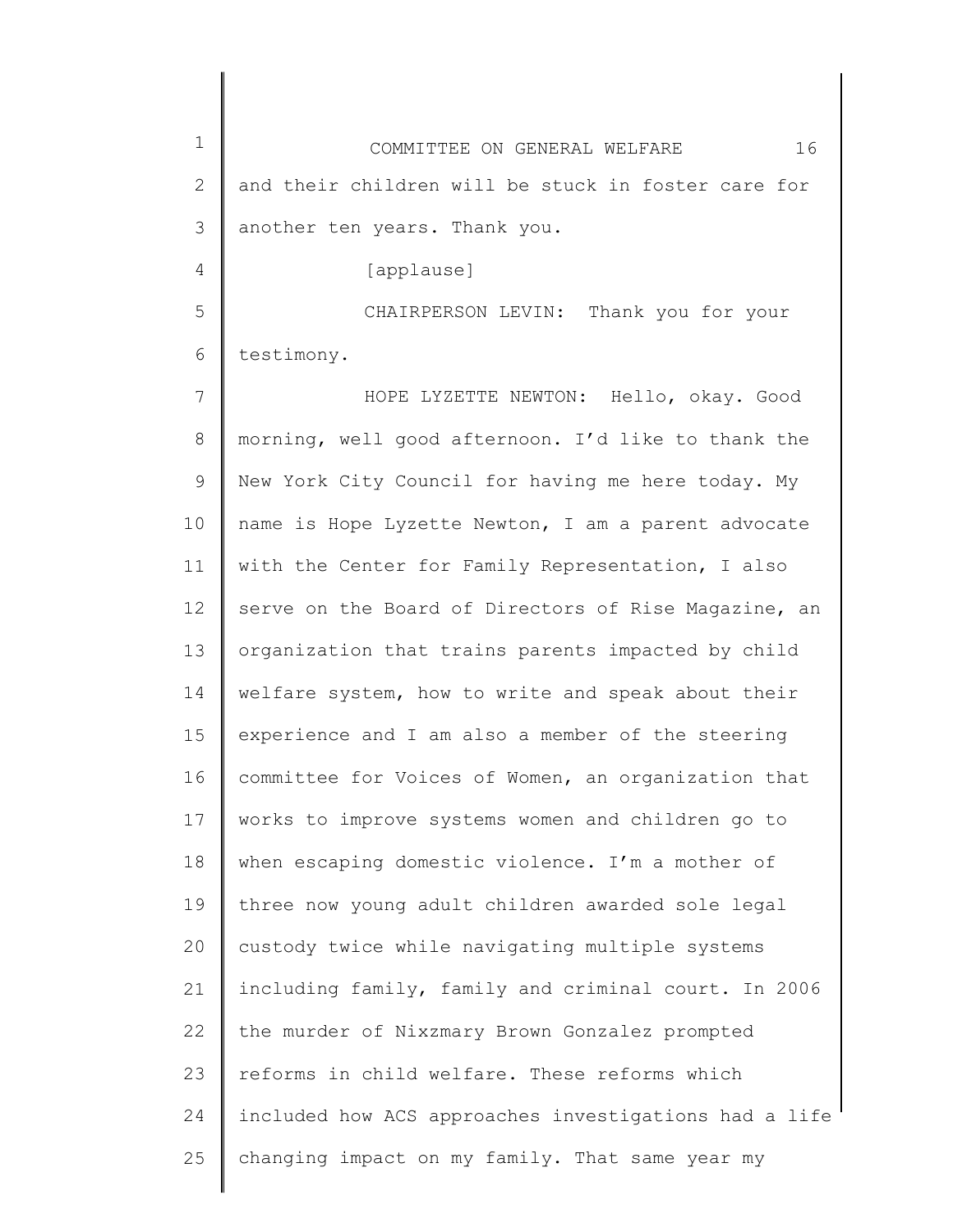and their children will be stuck in foster care for another ten years. Thank you.

[applause]

CHAIRPERSON LEVIN: Thank you for your testimony.

HOPE LYZETTE NEWTON: Hello, okay. Good morning, well good afternoon. I'd like to thank the New York City Council for having me here today. My name is Hope Lyzette Newton, I am a parent advocate with the Center for Family Representation, I also serve on the Board of Directors of Rise Magazine, an organization that trains parents impacted by child welfare system, how to write and speak about their experience and I am also a member of the steering committee for Voices of Women, an organization that works to improve systems women and children go to when escaping domestic violence. I'm a mother of three now young adult children awarded sole legal custody twice while navigating multiple systems including family, family and criminal court. In 2006 the murder of Nixzmary Brown Gonzalez prompted reforms in child welfare. These reforms which included how ACS approaches investigations had a life changing impact on my family. That same year my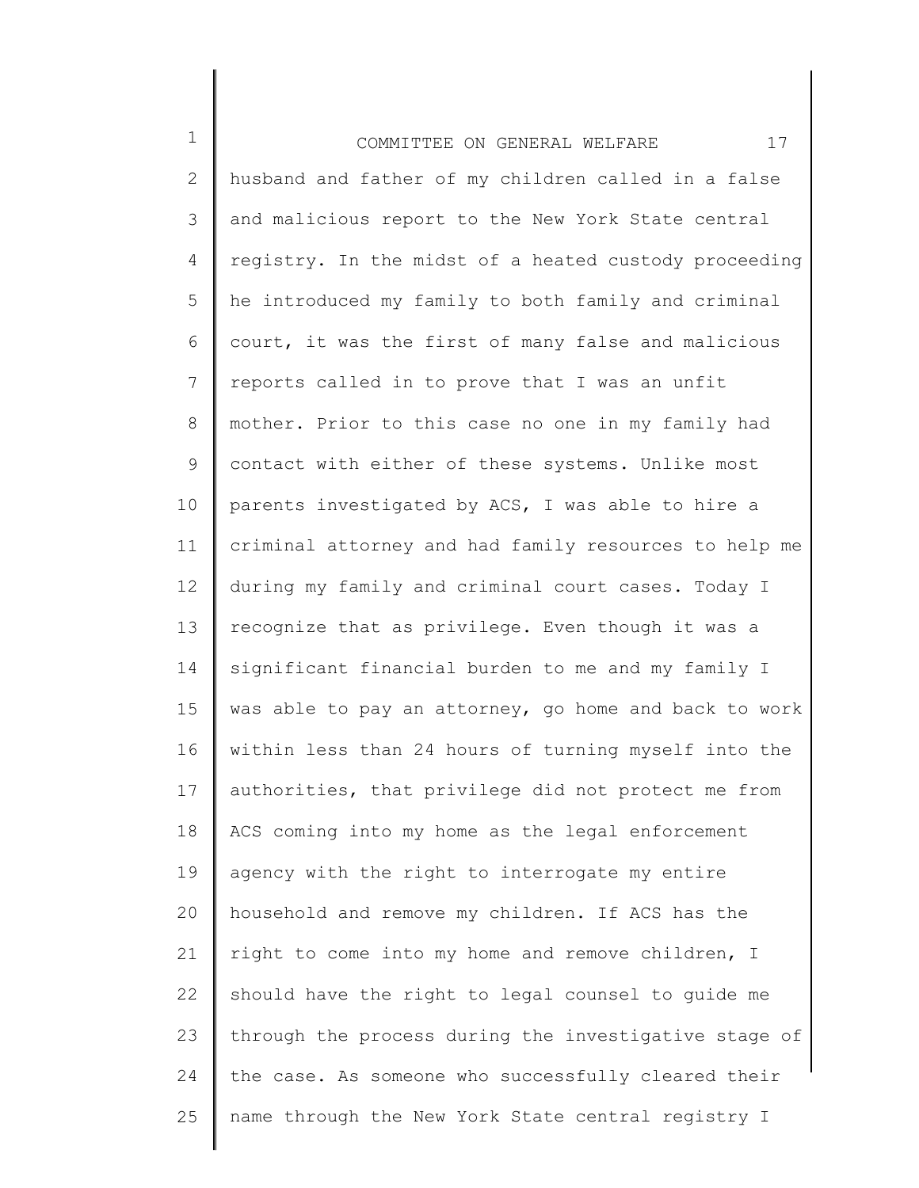husband and father of my children called in a false and malicious report to the New York State central registry. In the midst of a heated custody proceeding he introduced my family to both family and criminal court, it was the first of many false and malicious reports called in to prove that I was an unfit mother. Prior to this case no one in my family had contact with either of these systems. Unlike most parents investigated by ACS, I was able to hire a criminal attorney and had family resources to help me during my family and criminal court cases. Today I recognize that as privilege. Even though it was a significant financial burden to me and my family I was able to pay an attorney, go home and back to work within less than 24 hours of turning myself into the authorities, that privilege did not protect me from ACS coming into my home as the legal enforcement agency with the right to interrogate my entire household and remove my children. If ACS has the right to come into my home and remove children, I should have the right to legal counsel to guide me through the process during the investigative stage of the case. As someone who successfully cleared their name through the New York State central registry I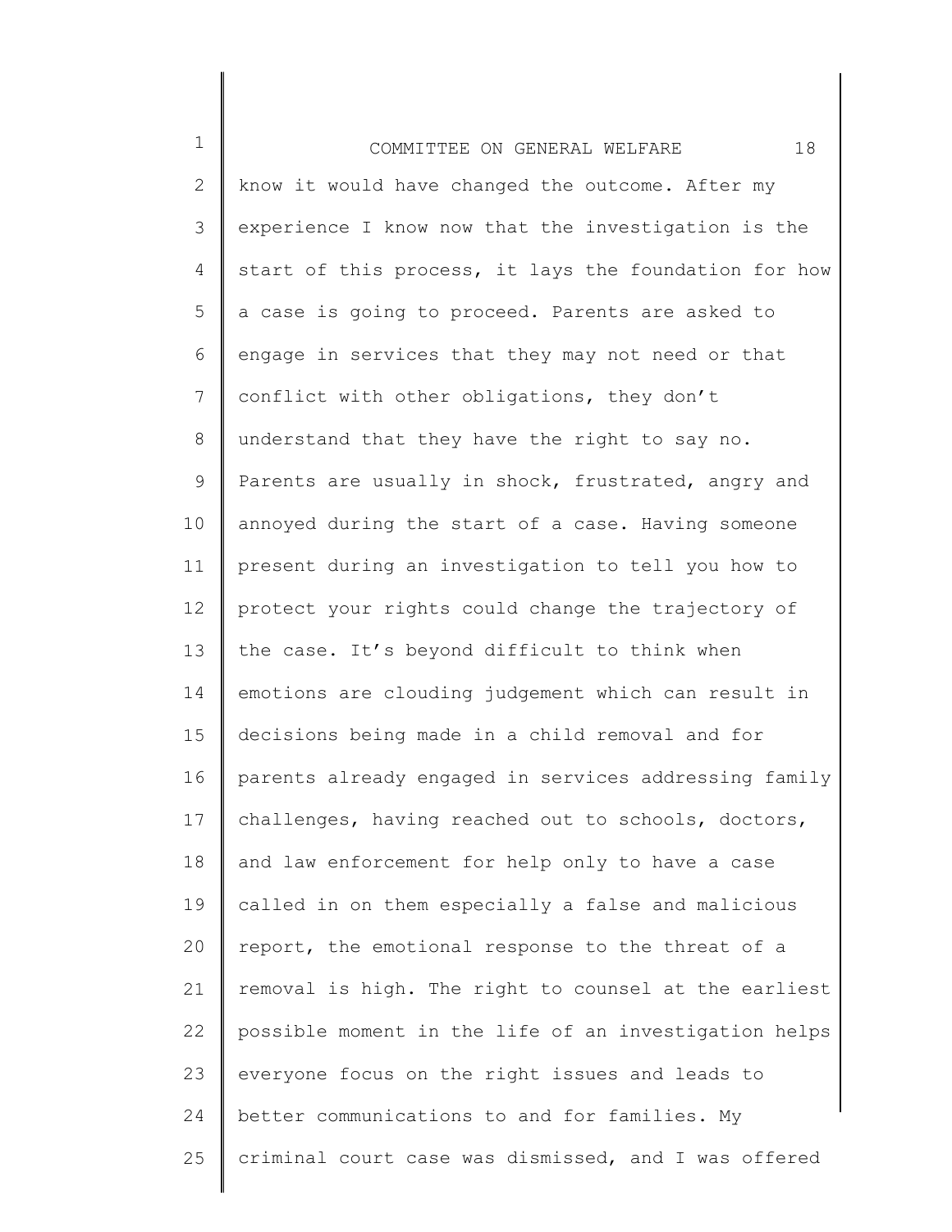know it would have changed the outcome. After my experience I know now that the investigation is the start of this process, it lays the foundation for how a case is going to proceed. Parents are asked to engage in services that they may not need or that conflict with other obligations, they don't understand that they have the right to say no. Parents are usually in shock, frustrated, angry and annoyed during the start of a case. Having someone present during an investigation to tell you how to protect your rights could change the trajectory of the case. It's beyond difficult to think when emotions are clouding judgement which can result in decisions being made in a child removal and for parents already engaged in services addressing family challenges, having reached out to schools, doctors, and law enforcement for help only to have a case called in on them especially a false and malicious report, the emotional response to the threat of a removal is high. The right to counsel at the earliest possible moment in the life of an investigation helps everyone focus on the right issues and leads to better communications to and for families. My criminal court case was dismissed, and I was offered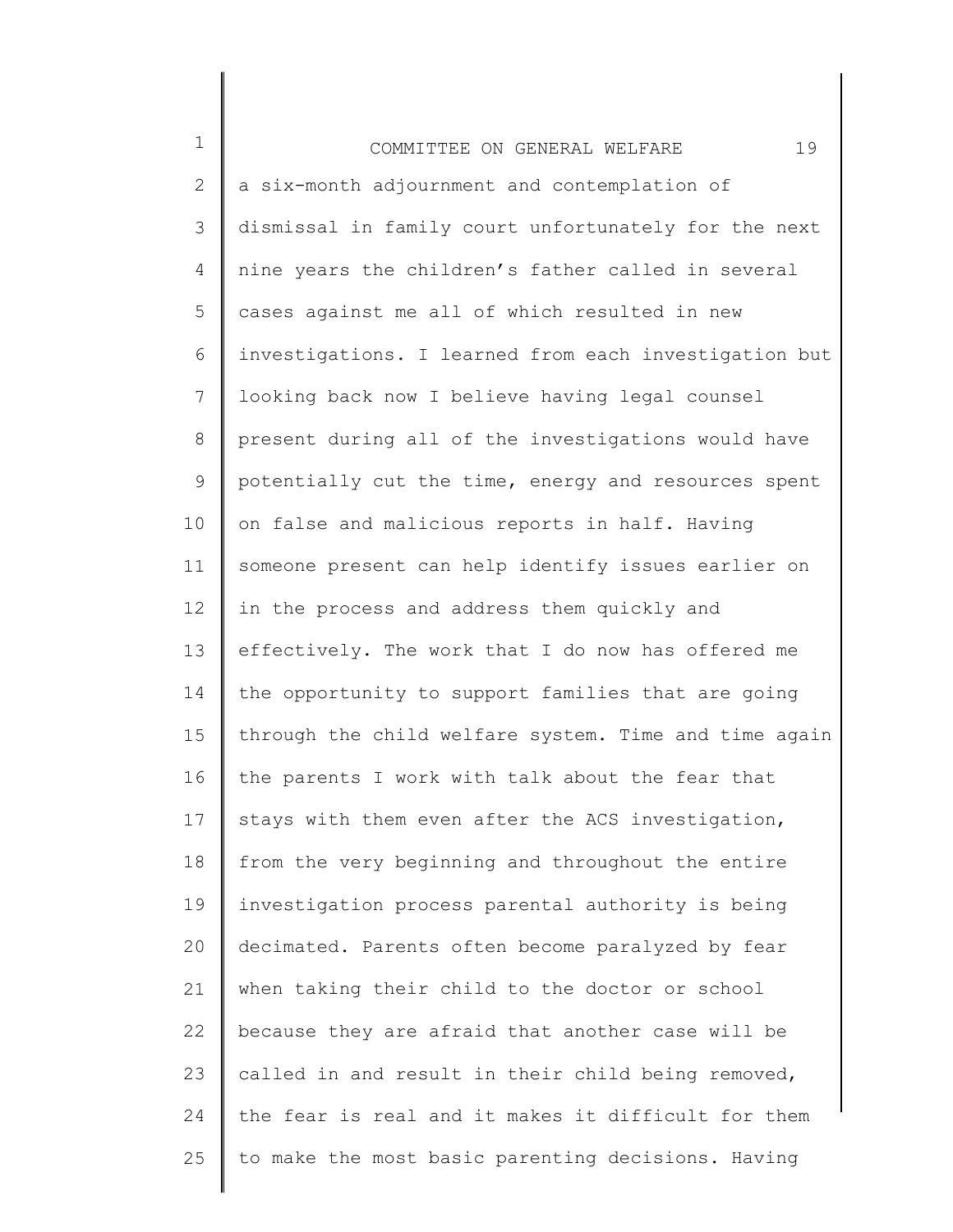a six-month adjournment and contemplation of dismissal in family court unfortunately for the next nine years the children's father called in several cases against me all of which resulted in new investigations. I learned from each investigation but looking back now I believe having legal counsel present during all of the investigations would have potentially cut the time, energy and resources spent on false and malicious reports in half. Having someone present can help identify issues earlier on in the process and address them quickly and effectively. The work that I do now has offered me the opportunity to support families that are going through the child welfare system. Time and time again the parents I work with talk about the fear that stays with them even after the ACS investigation, from the very beginning and throughout the entire investigation process parental authority is being decimated. Parents often become paralyzed by fear when taking their child to the doctor or school because they are afraid that another case will be called in and result in their child being removed, the fear is real and it makes it difficult for them to make the most basic parenting decisions. Having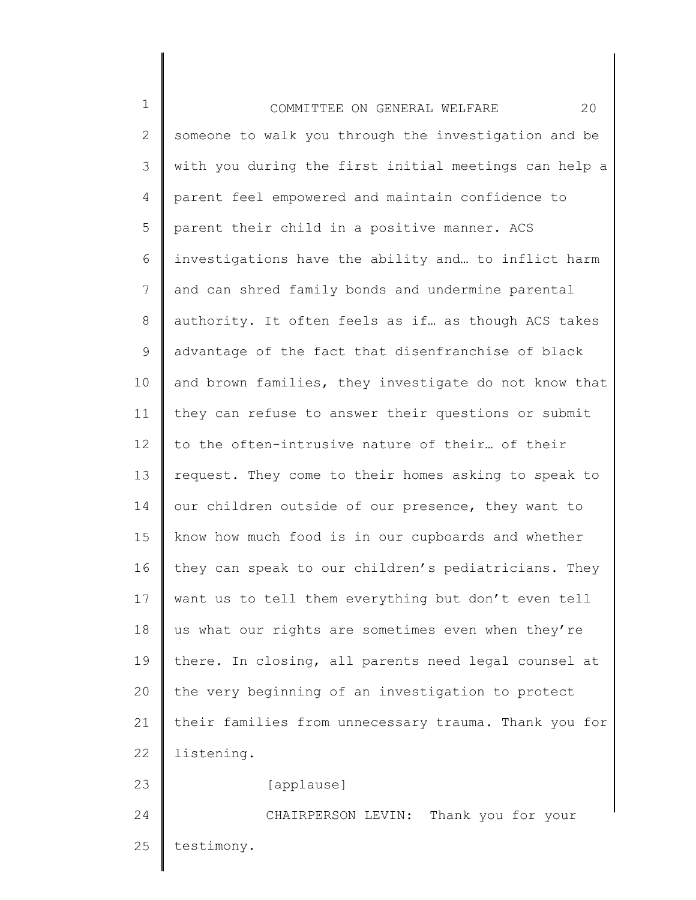someone to walk you through the investigation and be with you during the first initial meetings can help a parent feel empowered and maintain confidence to parent their child in a positive manner. ACS investigations have the ability and… to inflict harm and can shred family bonds and undermine parental authority. It often feels as if… as though ACS takes advantage of the fact that disenfranchise of black and brown families, they investigate do not know that they can refuse to answer their questions or submit to the often-intrusive nature of their… of their request. They come to their homes asking to speak to our children outside of our presence, they want to know how much food is in our cupboards and whether they can speak to our children's pediatricians. They want us to tell them everything but don't even tell us what our rights are sometimes even when they're there. In closing, all parents need legal counsel at the very beginning of an investigation to protect their families from unnecessary trauma. Thank you for listening.

[applause]

CHAIRPERSON LEVIN: Thank you for your testimony.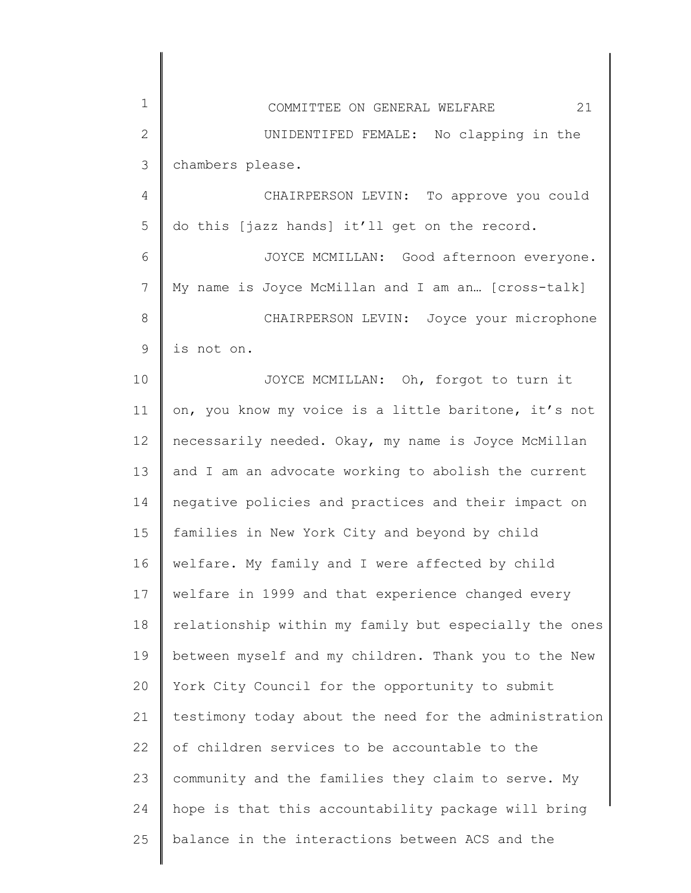UNIDENTIFED FEMALE: No clapping in the chambers please.

CHAIRPERSON LEVIN: To approve you could do this [jazz hands] it'll get on the record.

JOYCE MCMILLAN: Good afternoon everyone. My name is Joyce McMillan and I am an… [cross-talk]

CHAIRPERSON LEVIN: Joyce your microphone is not on.

JOYCE MCMILLAN: Oh, forgot to turn it on, you know my voice is a little baritone, it's not necessarily needed. Okay, my name is Joyce McMillan and I am an advocate working to abolish the current negative policies and practices and their impact on families in New York City and beyond by child welfare. My family and I were affected by child welfare in 1999 and that experience changed every relationship within my family but especially the ones between myself and my children. Thank you to the New York City Council for the opportunity to submit testimony today about the need for the administration of children services to be accountable to the community and the families they claim to serve. My hope is that this accountability package will bring balance in the interactions between ACS and the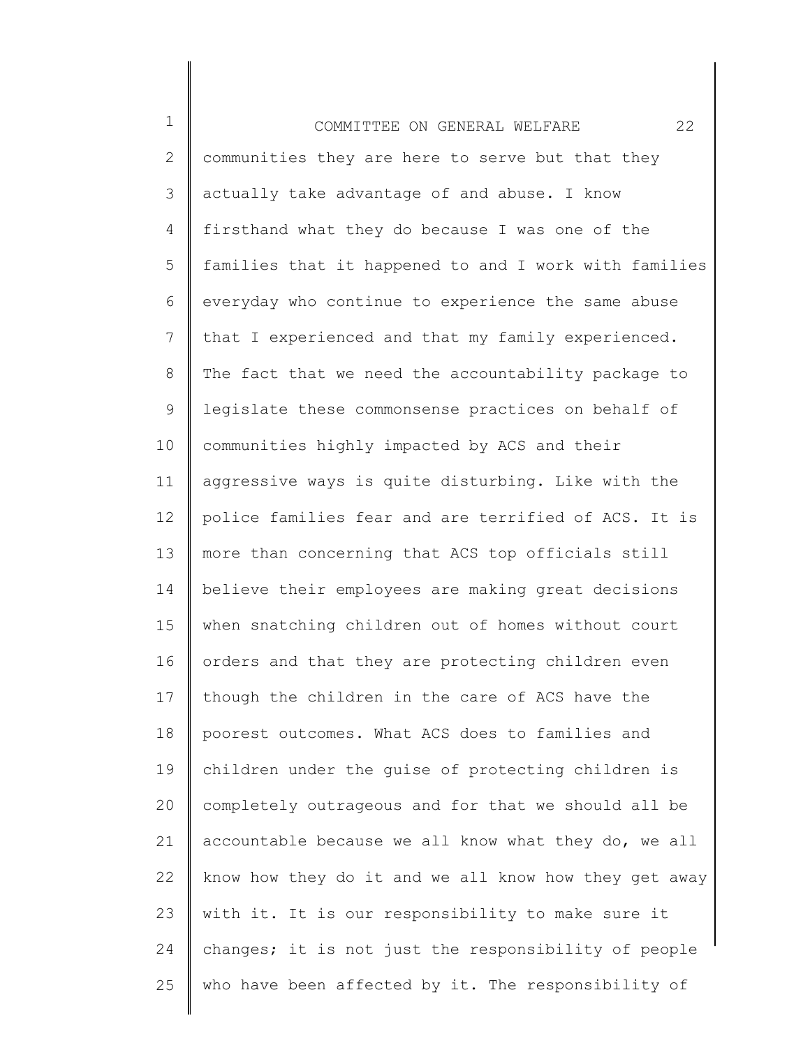communities they are here to serve but that they actually take advantage of and abuse. I know firsthand what they do because I was one of the families that it happened to and I work with families everyday who continue to experience the same abuse that I experienced and that my family experienced. The fact that we need the accountability package to legislate these commonsense practices on behalf of communities highly impacted by ACS and their aggressive ways is quite disturbing. Like with the police families fear and are terrified of ACS. It is more than concerning that ACS top officials still believe their employees are making great decisions when snatching children out of homes without court orders and that they are protecting children even though the children in the care of ACS have the poorest outcomes. What ACS does to families and children under the guise of protecting children is completely outrageous and for that we should all be accountable because we all know what they do, we all know how they do it and we all know how they get away with it. It is our responsibility to make sure it changes; it is not just the responsibility of people who have been affected by it. The responsibility of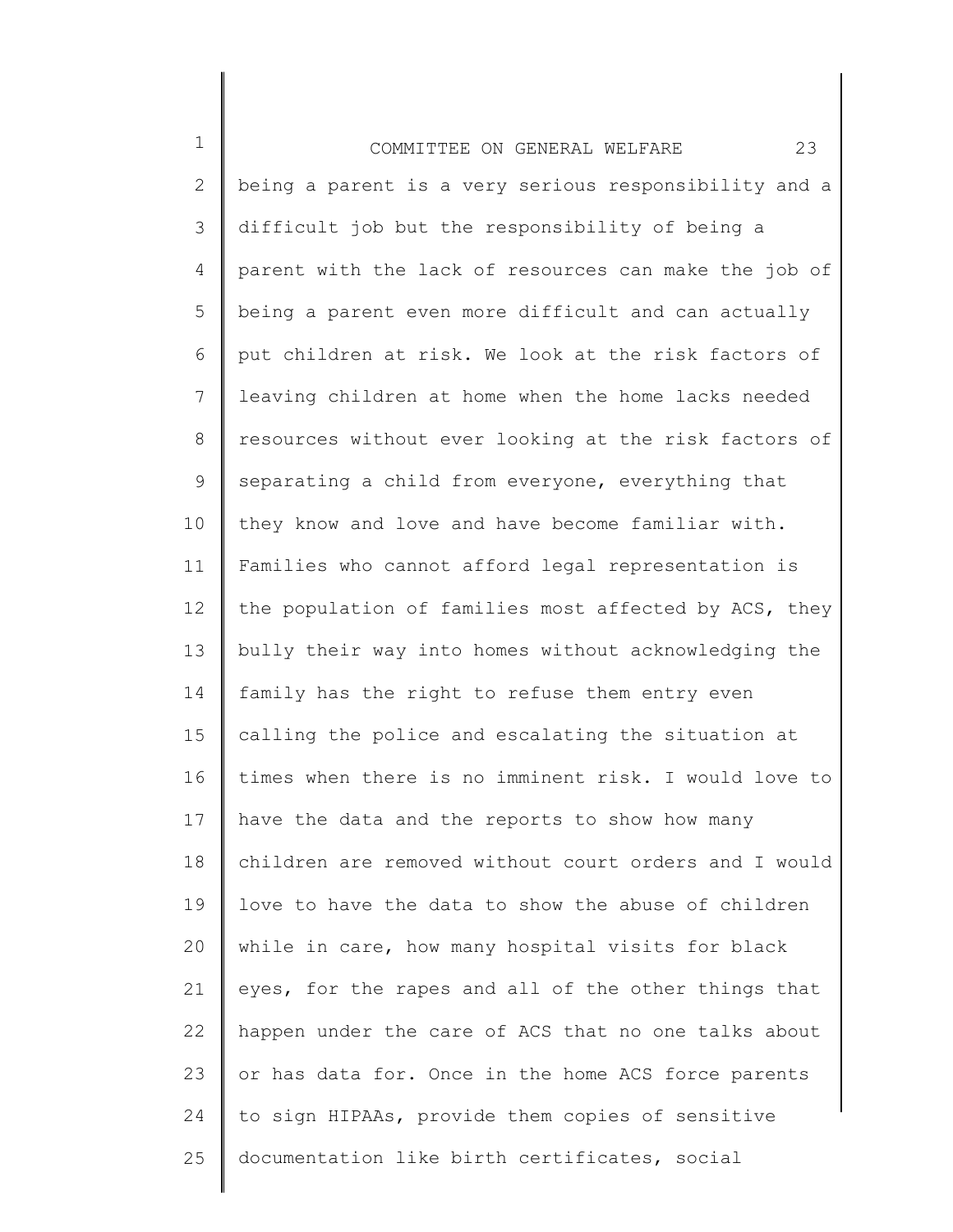being a parent is a very serious responsibility and a difficult job but the responsibility of being a parent with the lack of resources can make the job of being a parent even more difficult and can actually put children at risk. We look at the risk factors of leaving children at home when the home lacks needed resources without ever looking at the risk factors of separating a child from everyone, everything that they know and love and have become familiar with. Families who cannot afford legal representation is the population of families most affected by ACS, they bully their way into homes without acknowledging the family has the right to refuse them entry even calling the police and escalating the situation at times when there is no imminent risk. I would love to have the data and the reports to show how many children are removed without court orders and I would love to have the data to show the abuse of children while in care, how many hospital visits for black eyes, for the rapes and all of the other things that happen under the care of ACS that no one talks about or has data for. Once in the home ACS force parents to sign HIPAAs, provide them copies of sensitive documentation like birth certificates, social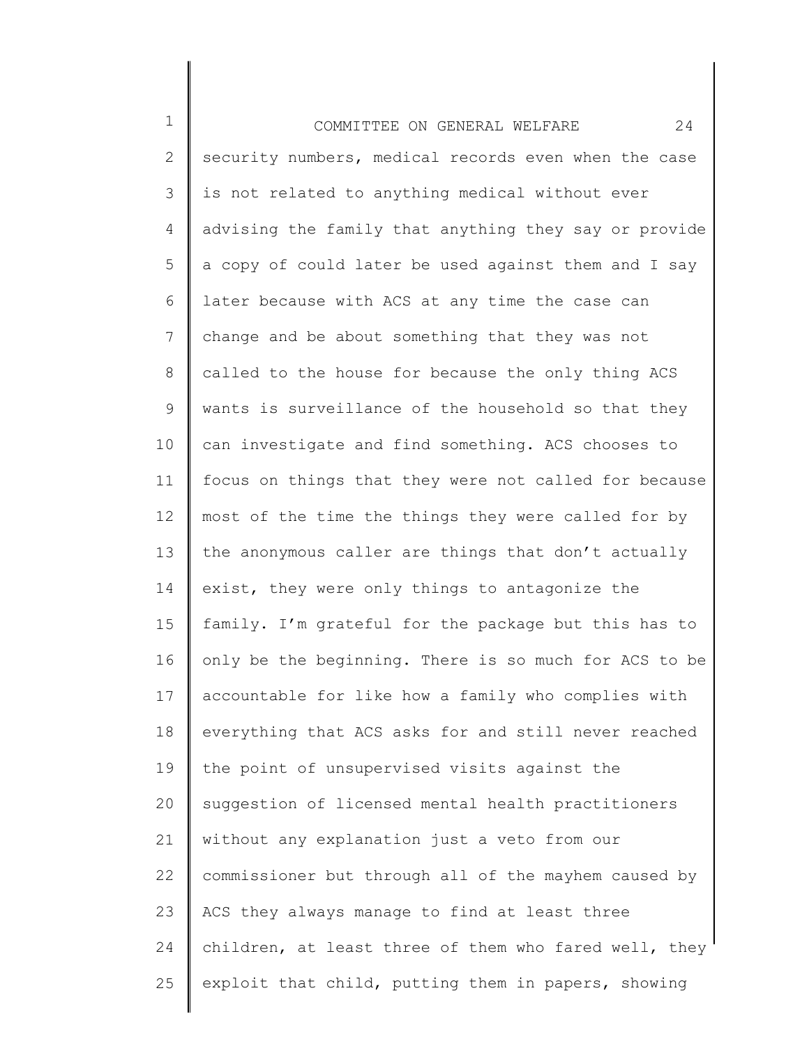security numbers, medical records even when the case is not related to anything medical without ever advising the family that anything they say or provide a copy of could later be used against them and I say later because with ACS at any time the case can change and be about something that they was not called to the house for because the only thing ACS wants is surveillance of the household so that they can investigate and find something. ACS chooses to focus on things that they were not called for because most of the time the things they were called for by the anonymous caller are things that don't actually exist, they were only things to antagonize the family. I'm grateful for the package but this has to only be the beginning. There is so much for ACS to be accountable for like how a family who complies with everything that ACS asks for and still never reached the point of unsupervised visits against the suggestion of licensed mental health practitioners without any explanation just a veto from our commissioner but through all of the mayhem caused by ACS they always manage to find at least three children, at least three of them who fared well, they exploit that child, putting them in papers, showing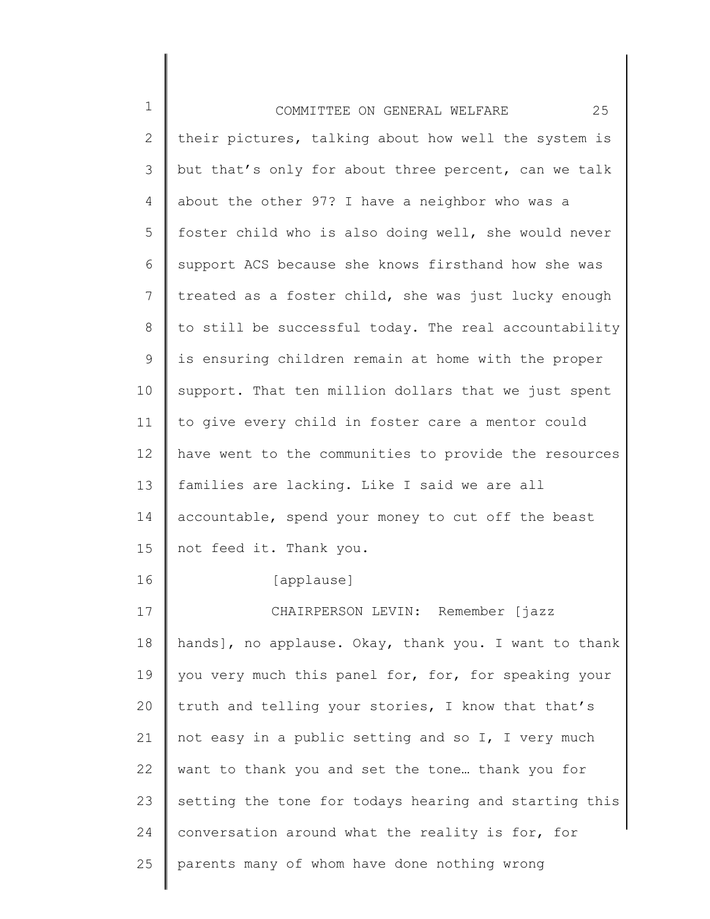their pictures, talking about how well the system is but that's only for about three percent, can we talk about the other 97? I have a neighbor who was a foster child who is also doing well, she would never support ACS because she knows firsthand how she was treated as a foster child, she was just lucky enough to still be successful today. The real accountability is ensuring children remain at home with the proper support. That ten million dollars that we just spent to give every child in foster care a mentor could have went to the communities to provide the resources families are lacking. Like I said we are all accountable, spend your money to cut off the beast not feed it. Thank you.

[applause]

CHAIRPERSON LEVIN: Remember [jazz hands], no applause. Okay, thank you. I want to thank you very much this panel for, for, for speaking your truth and telling your stories, I know that that's not easy in a public setting and so I, I very much want to thank you and set the tone… thank you for setting the tone for todays hearing and starting this conversation around what the reality is for, for parents many of whom have done nothing wrong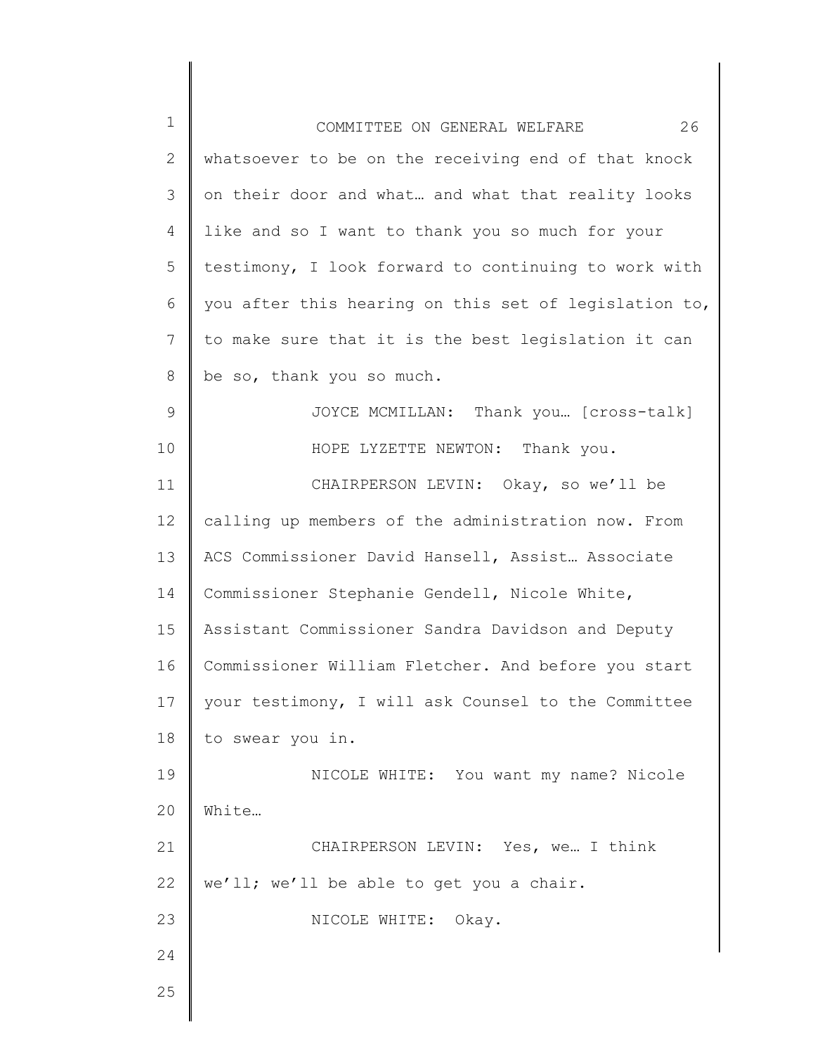whatsoever to be on the receiving end of that knock on their door and what… and what that reality looks like and so I want to thank you so much for your testimony, I look forward to continuing to work with you after this hearing on this set of legislation to, to make sure that it is the best legislation it can be so, thank you so much.

JOYCE MCMILLAN: Thank you… [cross-talk]

HOPE LYZETTE NEWTON: Thank you.

CHAIRPERSON LEVIN: Okay, so we'll be calling up members of the administration now. From ACS Commissioner David Hansell, Assist… Associate Commissioner Stephanie Gendell, Nicole White, Assistant Commissioner Sandra Davidson and Deputy Commissioner William Fletcher. And before you start your testimony, I will ask Counsel to the Committee to swear you in.

NICOLE WHITE: You want my name? Nicole White…

CHAIRPERSON LEVIN: Yes, we… I think we'll; we'll be able to get you a chair.

NICOLE WHITE: Okay.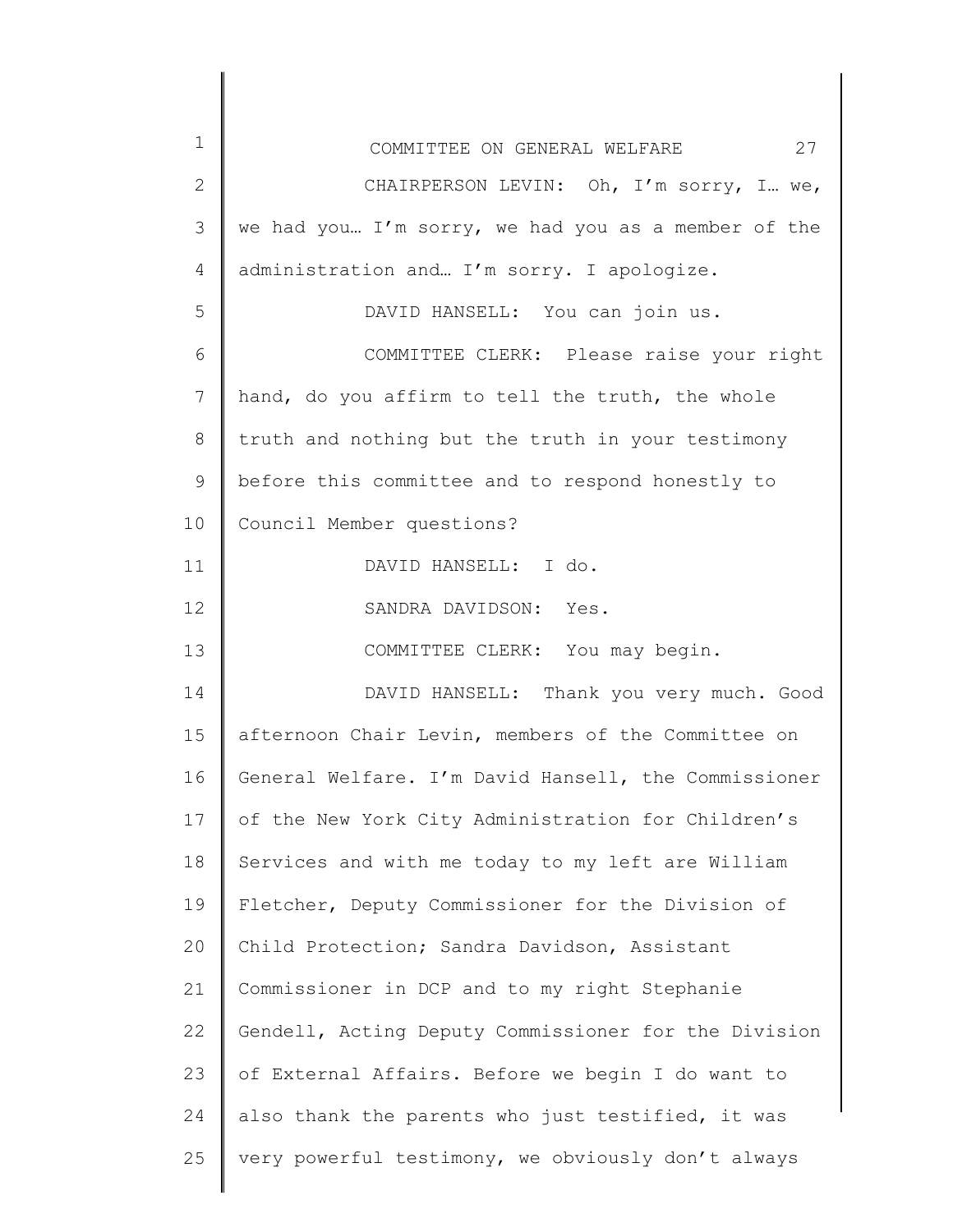CHAIRPERSON LEVIN: Oh, I'm sorry, I… we, we had you… I'm sorry, we had you as a member of the administration and… I'm sorry. I apologize.

DAVID HANSELL: You can join us.

COMMITTEE CLERK: Please raise your right hand, do you affirm to tell the truth, the whole truth and nothing but the truth in your testimony before this committee and to respond honestly to Council Member questions?

DAVID HANSELL: I do.

SANDRA DAVIDSON: Yes.

COMMITTEE CLERK: You may begin.

DAVID HANSELL: Thank you very much. Good afternoon Chair Levin, members of the Committee on General Welfare. I'm David Hansell, the Commissioner of the New York City Administration for Children's Services and with me today to my left are William Fletcher, Deputy Commissioner for the Division of Child Protection; Sandra Davidson, Assistant Commissioner in DCP and to my right Stephanie Gendell, Acting Deputy Commissioner for the Division of External Affairs. Before we begin I do want to also thank the parents who just testified, it was very powerful testimony, we obviously don't always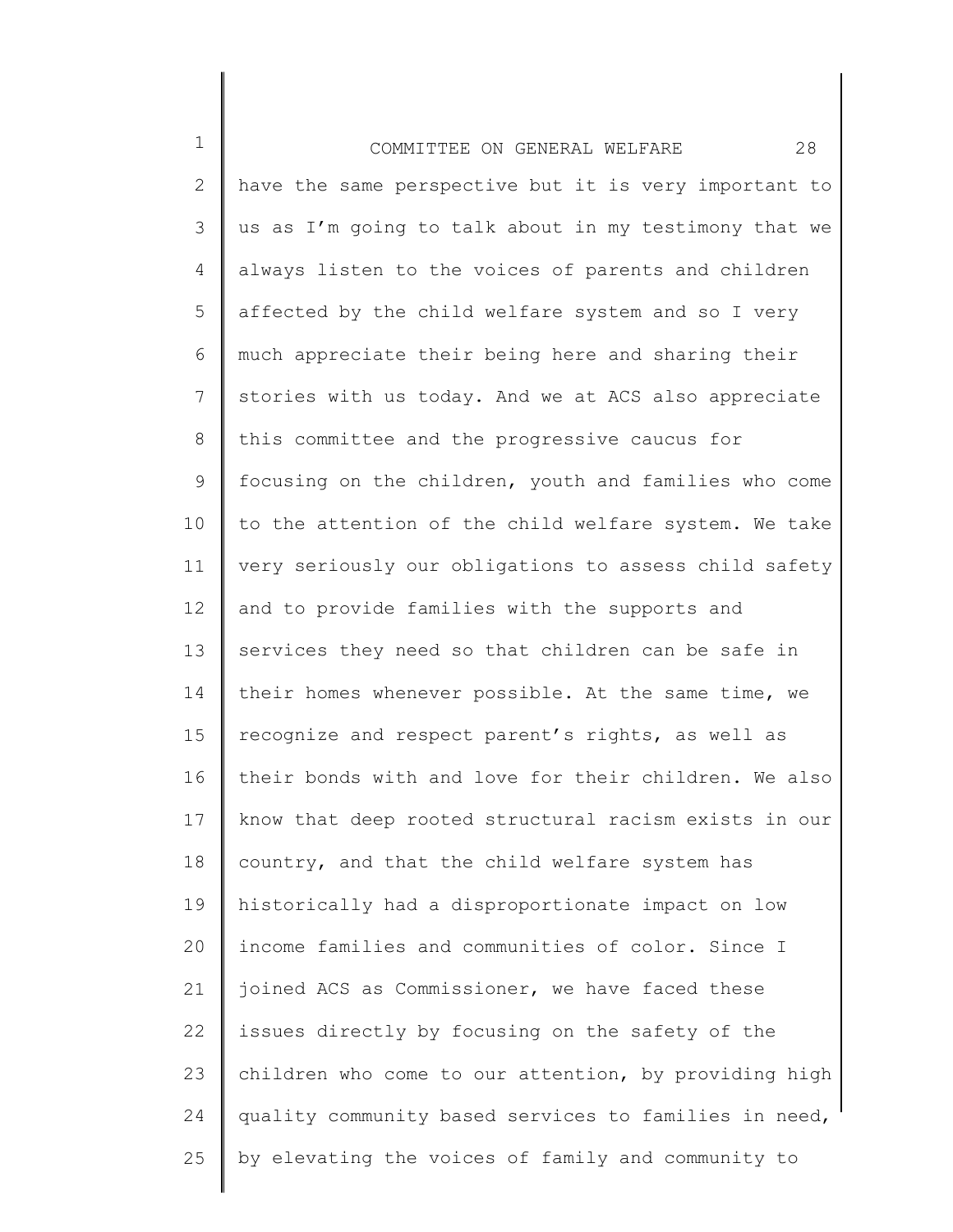have the same perspective but it is very important to us as I'm going to talk about in my testimony that we always listen to the voices of parents and children affected by the child welfare system and so I very much appreciate their being here and sharing their stories with us today. And we at ACS also appreciate this committee and the progressive caucus for focusing on the children, youth and families who come to the attention of the child welfare system. We take very seriously our obligations to assess child safety and to provide families with the supports and services they need so that children can be safe in their homes whenever possible. At the same time, we recognize and respect parent's rights, as well as their bonds with and love for their children. We also know that deep rooted structural racism exists in our country, and that the child welfare system has historically had a disproportionate impact on low income families and communities of color. Since I joined ACS as Commissioner, we have faced these issues directly by focusing on the safety of the children who come to our attention, by providing high quality community based services to families in need, by elevating the voices of family and community to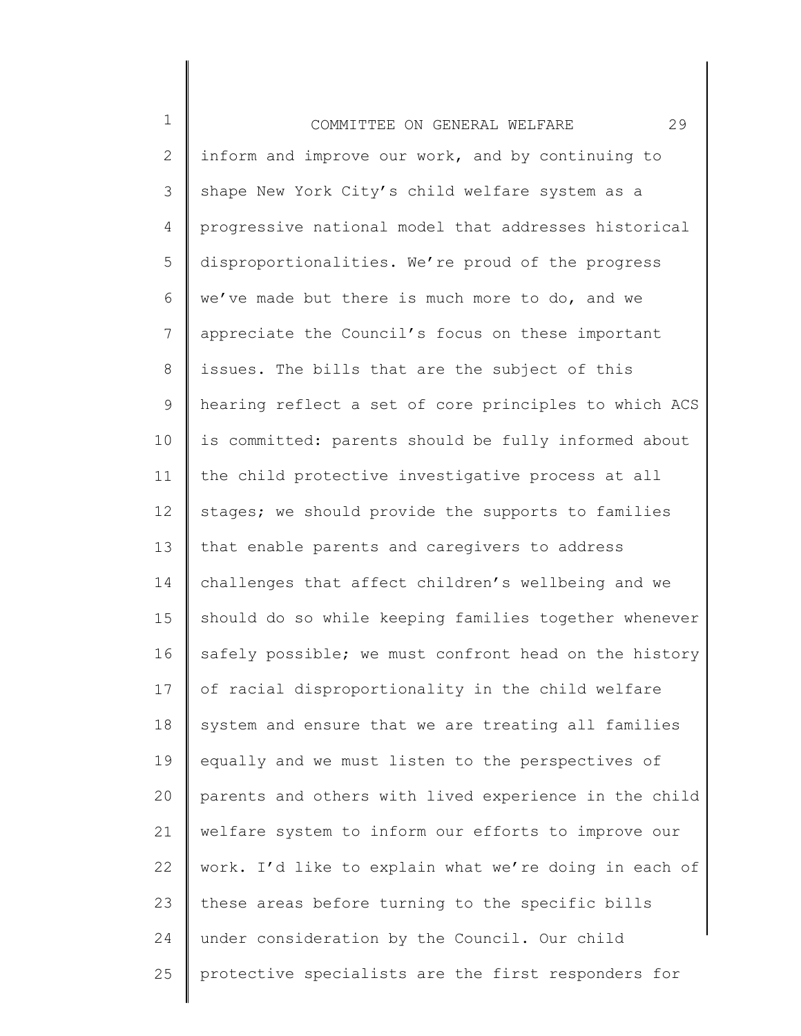inform and improve our work, and by continuing to shape New York City's child welfare system as a progressive national model that addresses historical disproportionalities. We're proud of the progress we've made but there is much more to do, and we appreciate the Council's focus on these important issues. The bills that are the subject of this hearing reflect a set of core principles to which ACS is committed: parents should be fully informed about the child protective investigative process at all stages; we should provide the supports to families that enable parents and caregivers to address challenges that affect children's wellbeing and we should do so while keeping families together whenever safely possible; we must confront head on the history of racial disproportionality in the child welfare system and ensure that we are treating all families equally and we must listen to the perspectives of parents and others with lived experience in the child welfare system to inform our efforts to improve our work. I'd like to explain what we're doing in each of these areas before turning to the specific bills under consideration by the Council. Our child protective specialists are the first responders for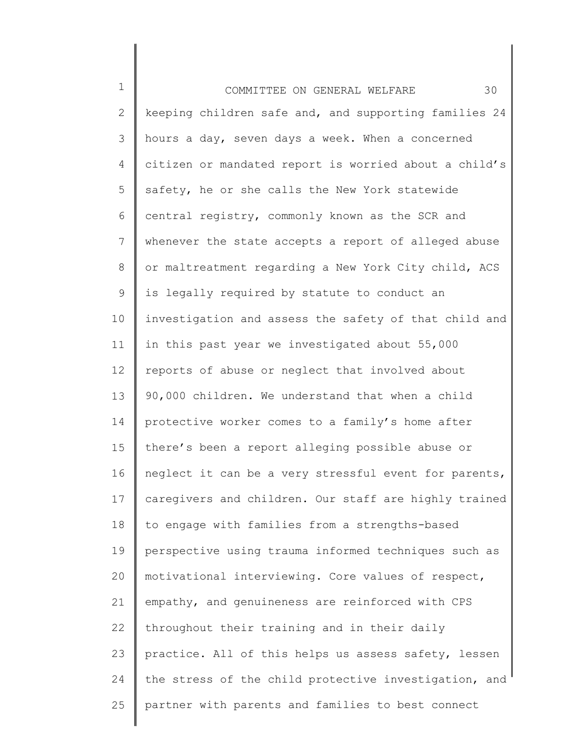keeping children safe and, and supporting families 24 hours a day, seven days a week. When a concerned citizen or mandated report is worried about a child's safety, he or she calls the New York statewide central registry, commonly known as the SCR and whenever the state accepts a report of alleged abuse or maltreatment regarding a New York City child, ACS is legally required by statute to conduct an investigation and assess the safety of that child and in this past year we investigated about 55,000 reports of abuse or neglect that involved about 90,000 children. We understand that when a child protective worker comes to a family's home after there's been a report alleging possible abuse or neglect it can be a very stressful event for parents, caregivers and children. Our staff are highly trained to engage with families from a strengths-based perspective using trauma informed techniques such as motivational interviewing. Core values of respect, empathy, and genuineness are reinforced with CPS throughout their training and in their daily practice. All of this helps us assess safety, lessen the stress of the child protective investigation, and partner with parents and families to best connect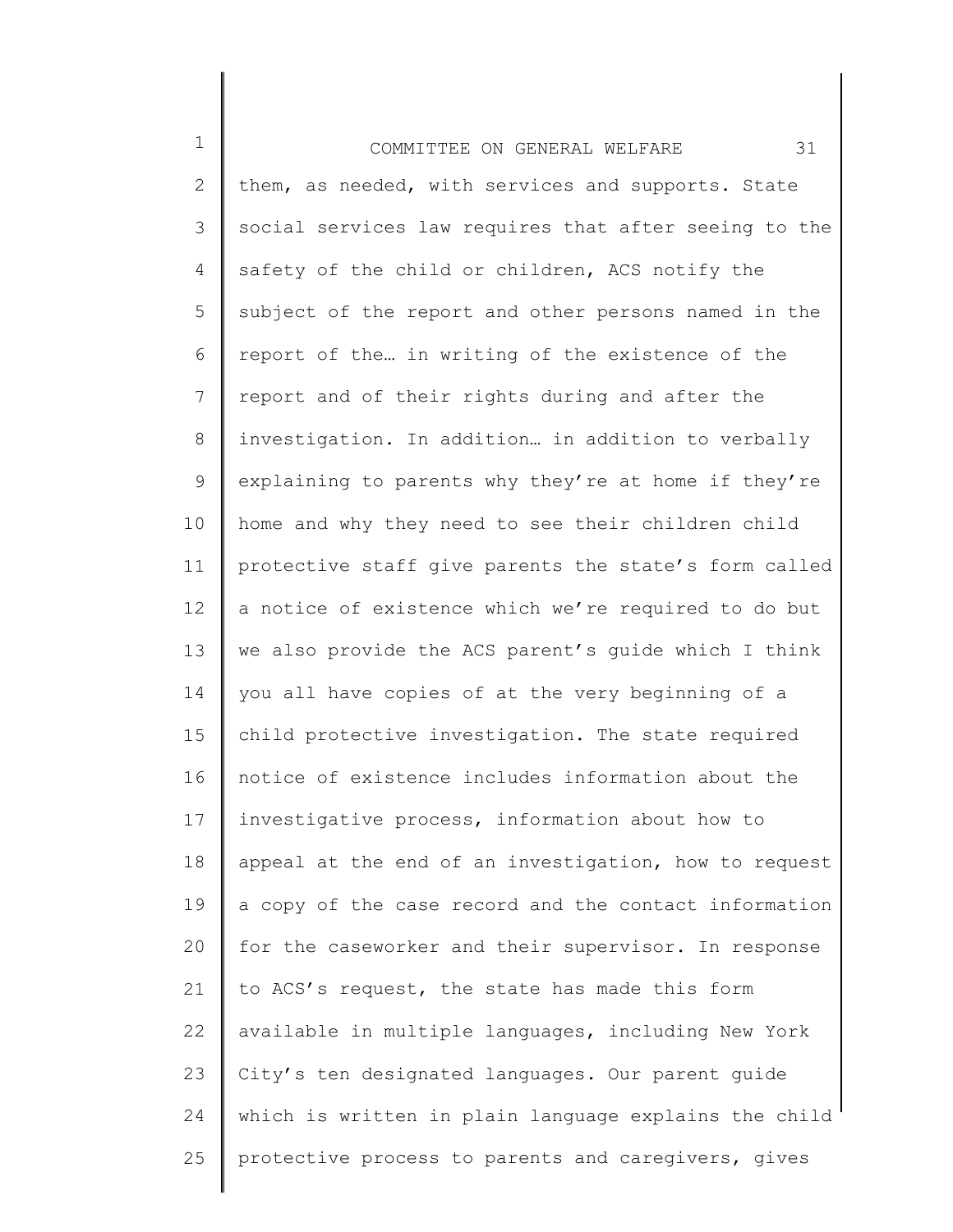them, as needed, with services and supports. State social services law requires that after seeing to the safety of the child or children, ACS notify the subject of the report and other persons named in the report of the… in writing of the existence of the report and of their rights during and after the investigation. In addition… in addition to verbally explaining to parents why they're at home if they're home and why they need to see their children child protective staff give parents the state's form called a notice of existence which we're required to do but we also provide the ACS parent's guide which I think you all have copies of at the very beginning of a child protective investigation. The state required notice of existence includes information about the investigative process, information about how to appeal at the end of an investigation, how to request a copy of the case record and the contact information for the caseworker and their supervisor. In response to ACS's request, the state has made this form available in multiple languages, including New York City's ten designated languages. Our parent guide which is written in plain language explains the child protective process to parents and caregivers, gives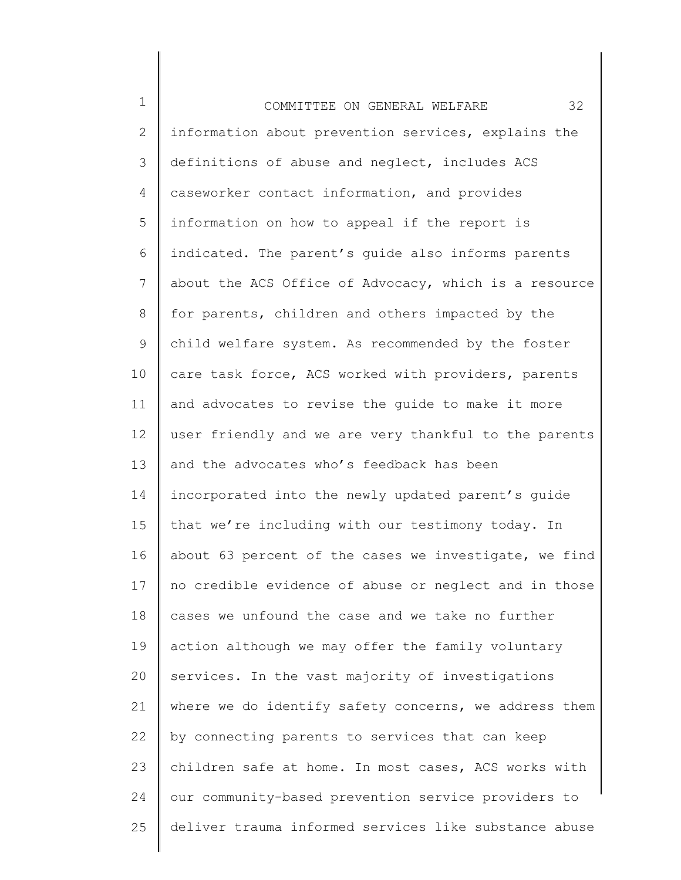information about prevention services, explains the definitions of abuse and neglect, includes ACS caseworker contact information, and provides information on how to appeal if the report is indicated. The parent's guide also informs parents about the ACS Office of Advocacy, which is a resource for parents, children and others impacted by the child welfare system. As recommended by the foster care task force, ACS worked with providers, parents and advocates to revise the guide to make it more user friendly and we are very thankful to the parents and the advocates who's feedback has been incorporated into the newly updated parent's guide that we're including with our testimony today. In about 63 percent of the cases we investigate, we find no credible evidence of abuse or neglect and in those cases we unfound the case and we take no further action although we may offer the family voluntary services. In the vast majority of investigations where we do identify safety concerns, we address them by connecting parents to services that can keep children safe at home. In most cases, ACS works with our community-based prevention service providers to deliver trauma informed services like substance abuse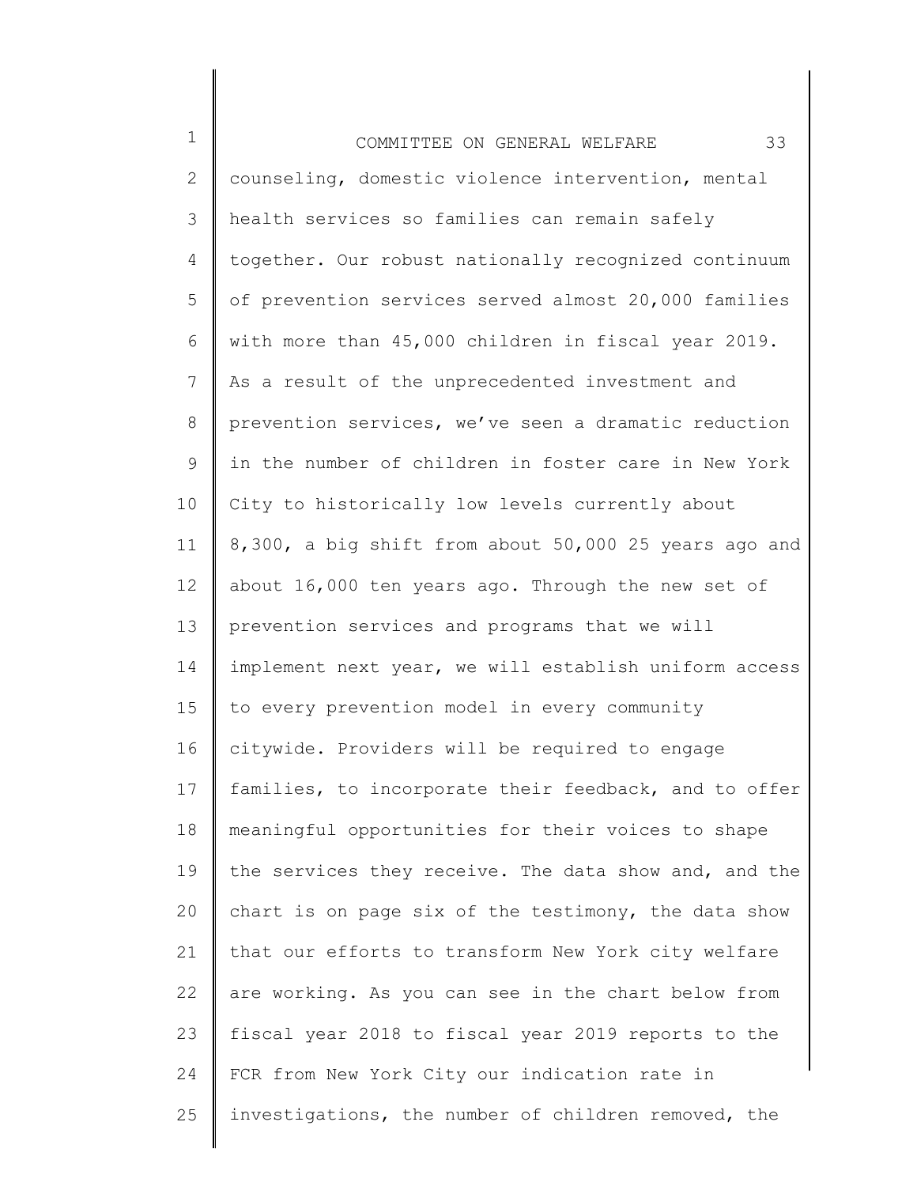counseling, domestic violence intervention, mental health services so families can remain safely together. Our robust nationally recognized continuum of prevention services served almost 20,000 families with more than 45,000 children in fiscal year 2019. As a result of the unprecedented investment and prevention services, we've seen a dramatic reduction in the number of children in foster care in New York City to historically low levels currently about 8,300, a big shift from about 50,000 25 years ago and about 16,000 ten years ago. Through the new set of prevention services and programs that we will implement next year, we will establish uniform access to every prevention model in every community citywide. Providers will be required to engage families, to incorporate their feedback, and to offer meaningful opportunities for their voices to shape the services they receive. The data show and, and the chart is on page six of the testimony, the data show that our efforts to transform New York city welfare are working. As you can see in the chart below from fiscal year 2018 to fiscal year 2019 reports to the FCR from New York City our indication rate in investigations, the number of children removed, the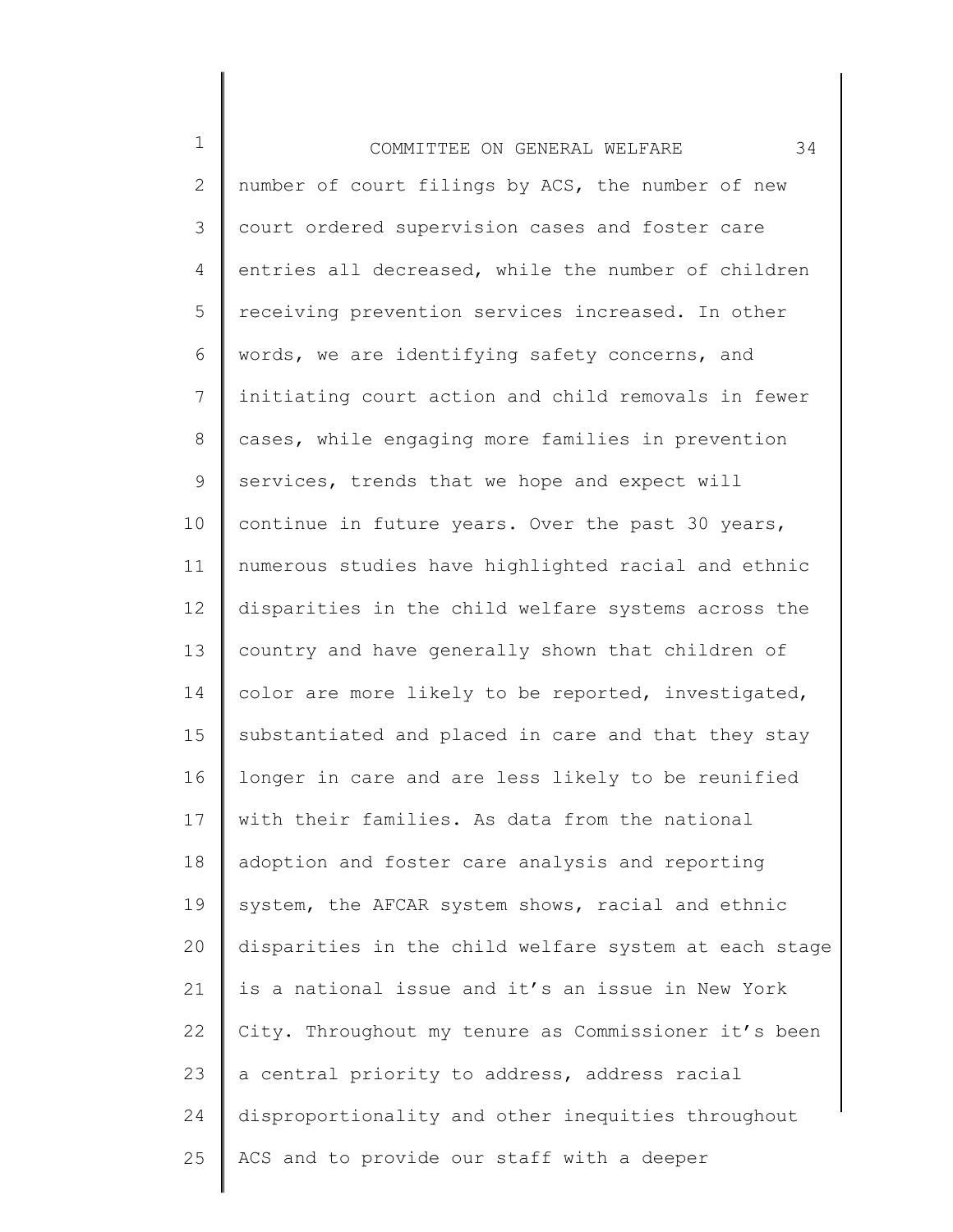number of court filings by ACS, the number of new court ordered supervision cases and foster care entries all decreased, while the number of children receiving prevention services increased. In other words, we are identifying safety concerns, and initiating court action and child removals in fewer cases, while engaging more families in prevention services, trends that we hope and expect will continue in future years. Over the past 30 years, numerous studies have highlighted racial and ethnic disparities in the child welfare systems across the country and have generally shown that children of color are more likely to be reported, investigated, substantiated and placed in care and that they stay longer in care and are less likely to be reunified with their families. As data from the national adoption and foster care analysis and reporting system, the AFCAR system shows, racial and ethnic disparities in the child welfare system at each stage is a national issue and it's an issue in New York City. Throughout my tenure as Commissioner it's been a central priority to address, address racial disproportionality and other inequities throughout ACS and to provide our staff with a deeper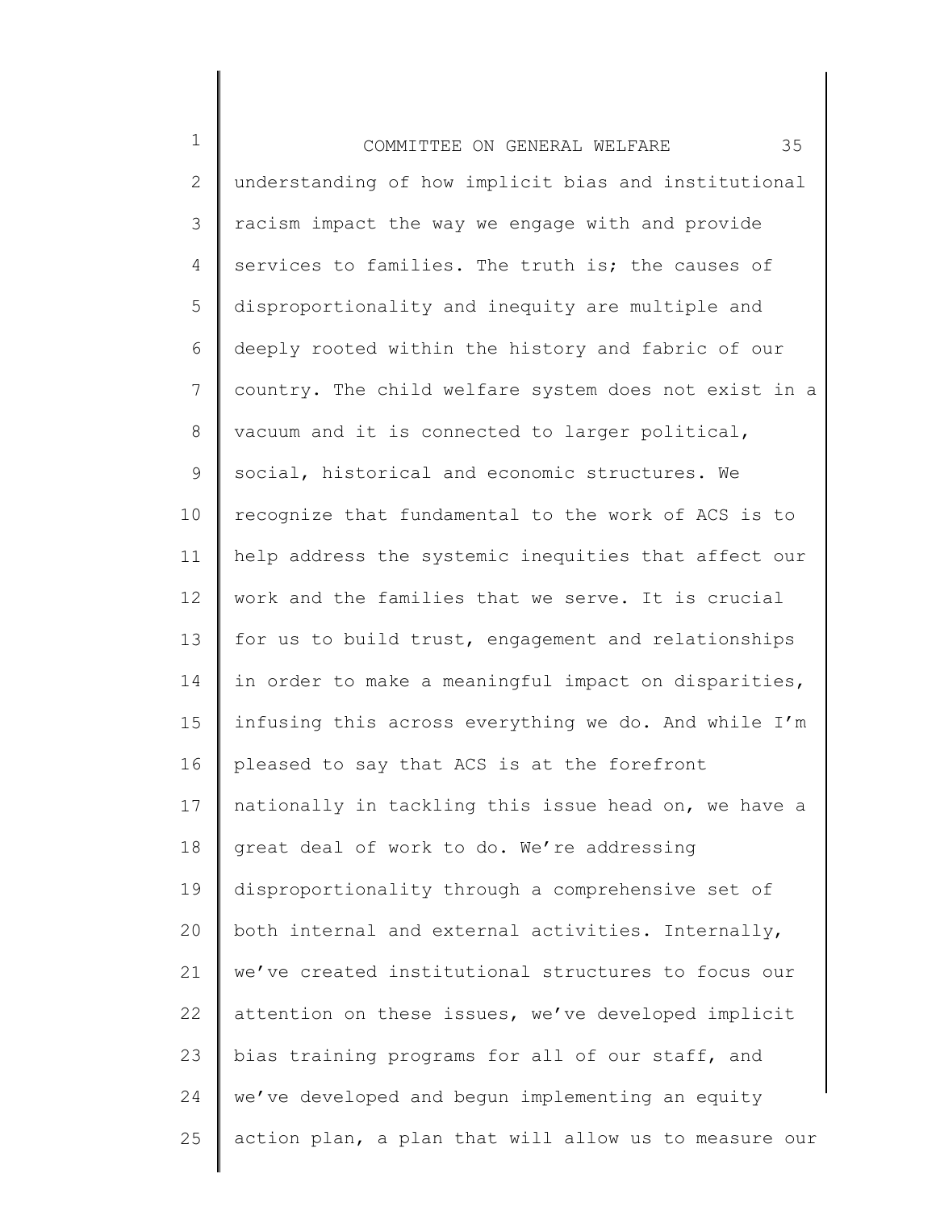understanding of how implicit bias and institutional racism impact the way we engage with and provide services to families. The truth is; the causes of disproportionality and inequity are multiple and deeply rooted within the history and fabric of our country. The child welfare system does not exist in a vacuum and it is connected to larger political, social, historical and economic structures. We recognize that fundamental to the work of ACS is to help address the systemic inequities that affect our work and the families that we serve. It is crucial for us to build trust, engagement and relationships in order to make a meaningful impact on disparities, infusing this across everything we do. And while I'm pleased to say that ACS is at the forefront nationally in tackling this issue head on, we have a great deal of work to do. We're addressing disproportionality through a comprehensive set of both internal and external activities. Internally, we've created institutional structures to focus our attention on these issues, we've developed implicit bias training programs for all of our staff, and we've developed and begun implementing an equity action plan, a plan that will allow us to measure our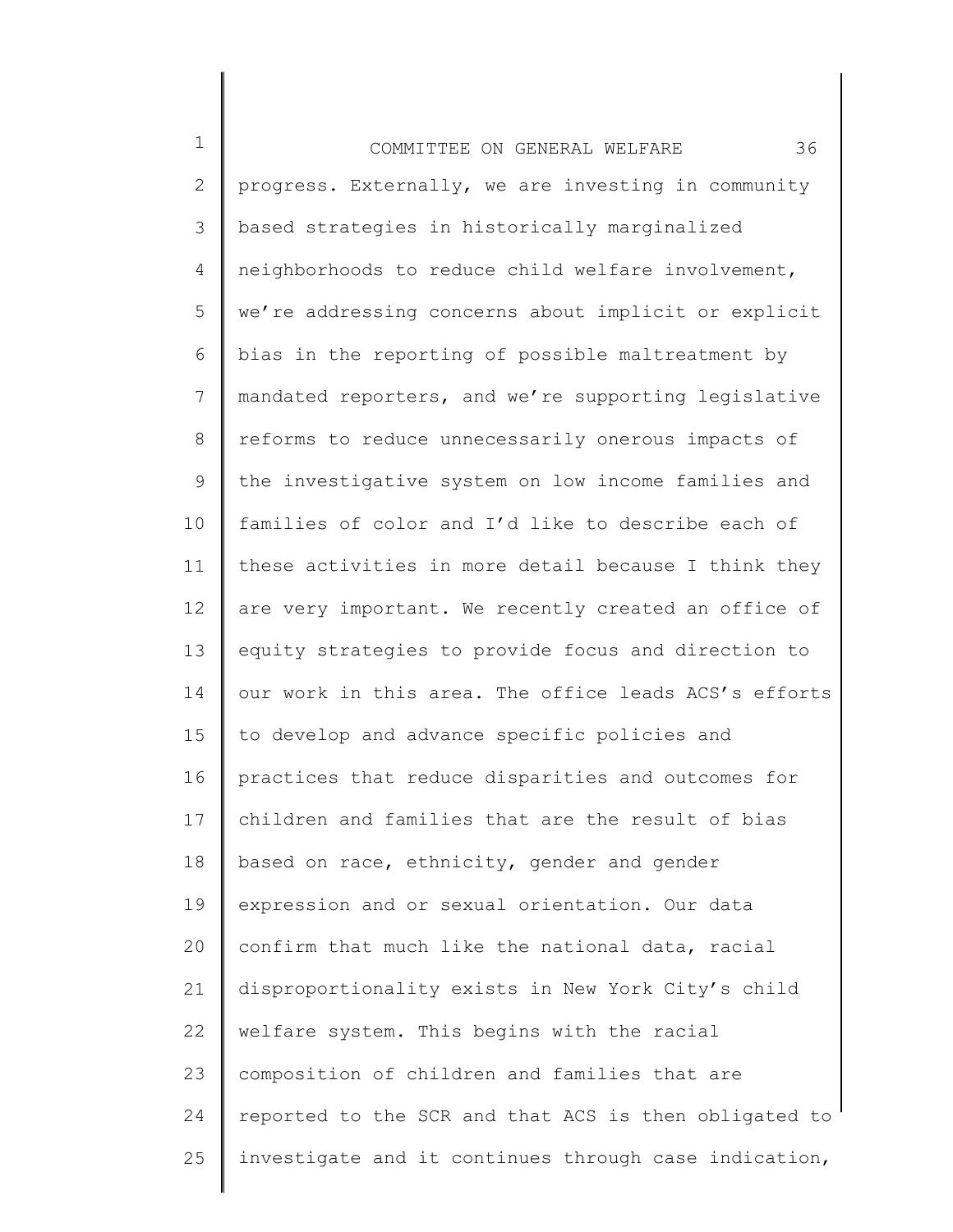progress. Externally, we are investing in community based strategies in historically marginalized neighborhoods to reduce child welfare involvement, we're addressing concerns about implicit or explicit bias in the reporting of possible maltreatment by mandated reporters, and we're supporting legislative reforms to reduce unnecessarily onerous impacts of the investigative system on low income families and families of color and I'd like to describe each of these activities in more detail because I think they are very important. We recently created an office of equity strategies to provide focus and direction to our work in this area. The office leads ACS's efforts to develop and advance specific policies and practices that reduce disparities and outcomes for children and families that are the result of bias based on race, ethnicity, gender and gender expression and or sexual orientation. Our data confirm that much like the national data, racial disproportionality exists in New York City's child welfare system. This begins with the racial composition of children and families that are reported to the SCR and that ACS is then obligated to investigate and it continues through case indication,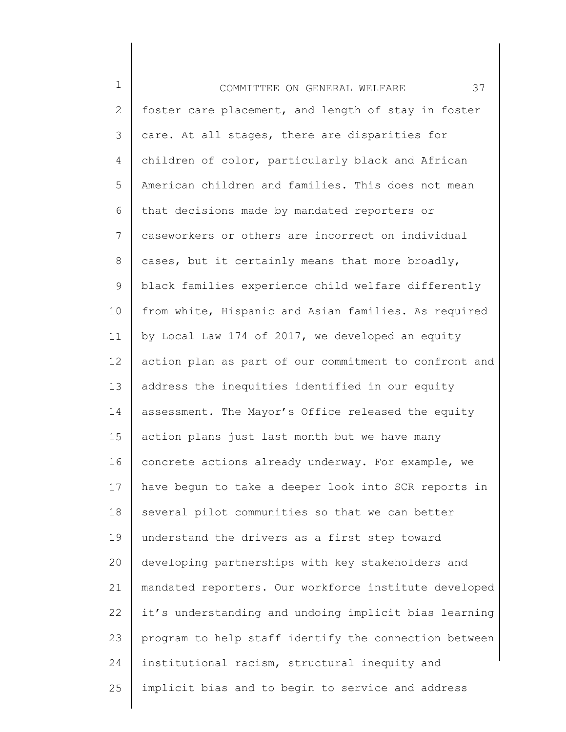foster care placement, and length of stay in foster care. At all stages, there are disparities for children of color, particularly black and African American children and families. This does not mean that decisions made by mandated reporters or caseworkers or others are incorrect on individual cases, but it certainly means that more broadly, black families experience child welfare differently from white, Hispanic and Asian families. As required by Local Law 174 of 2017, we developed an equity action plan as part of our commitment to confront and address the inequities identified in our equity assessment. The Mayor's Office released the equity action plans just last month but we have many concrete actions already underway. For example, we have begun to take a deeper look into SCR reports in several pilot communities so that we can better understand the drivers as a first step toward developing partnerships with key stakeholders and mandated reporters. Our workforce institute developed it's understanding and undoing implicit bias learning program to help staff identify the connection between institutional racism, structural inequity and implicit bias and to begin to service and address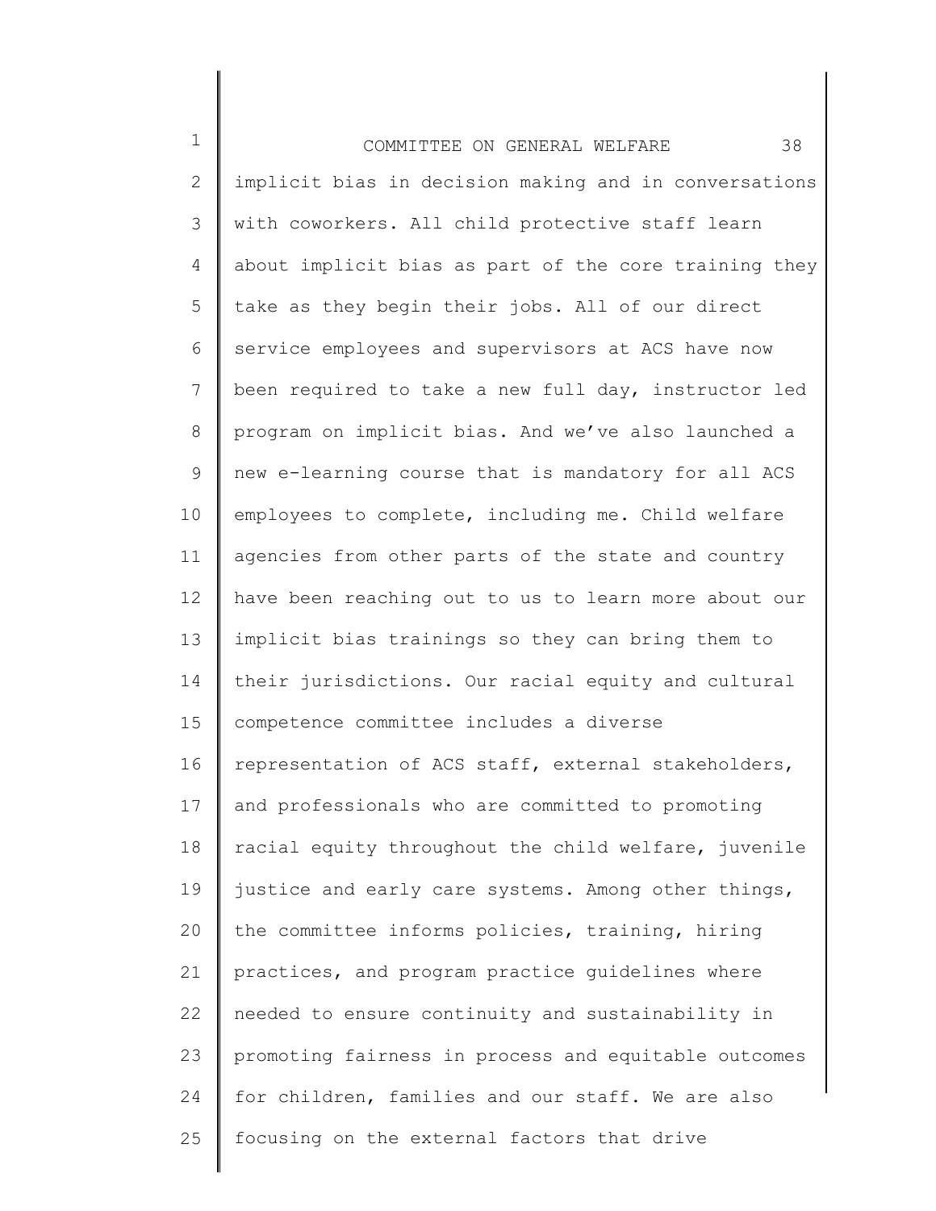implicit bias in decision making and in conversations with coworkers. All child protective staff learn about implicit bias as part of the core training they take as they begin their jobs. All of our direct service employees and supervisors at ACS have now been required to take a new full day, instructor led program on implicit bias. And we've also launched a new e-learning course that is mandatory for all ACS employees to complete, including me. Child welfare agencies from other parts of the state and country have been reaching out to us to learn more about our implicit bias trainings so they can bring them to their jurisdictions. Our racial equity and cultural competence committee includes a diverse representation of ACS staff, external stakeholders, and professionals who are committed to promoting racial equity throughout the child welfare, juvenile justice and early care systems. Among other things, the committee informs policies, training, hiring practices, and program practice guidelines where needed to ensure continuity and sustainability in promoting fairness in process and equitable outcomes for children, families and our staff. We are also focusing on the external factors that drive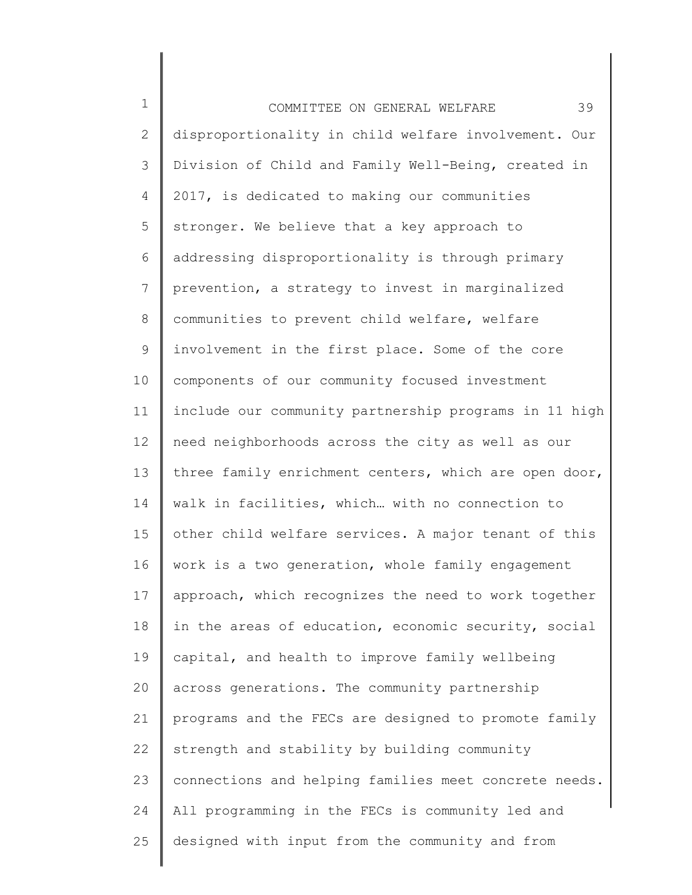disproportionality in child welfare involvement. Our Division of Child and Family Well-Being, created in 2017, is dedicated to making our communities stronger. We believe that a key approach to addressing disproportionality is through primary prevention, a strategy to invest in marginalized communities to prevent child welfare, welfare involvement in the first place. Some of the core components of our community focused investment include our community partnership programs in 11 high need neighborhoods across the city as well as our three family enrichment centers, which are open door, walk in facilities, which… with no connection to other child welfare services. A major tenant of this work is a two generation, whole family engagement approach, which recognizes the need to work together in the areas of education, economic security, social capital, and health to improve family wellbeing across generations. The community partnership programs and the FECs are designed to promote family strength and stability by building community connections and helping families meet concrete needs. All programming in the FECs is community led and designed with input from the community and from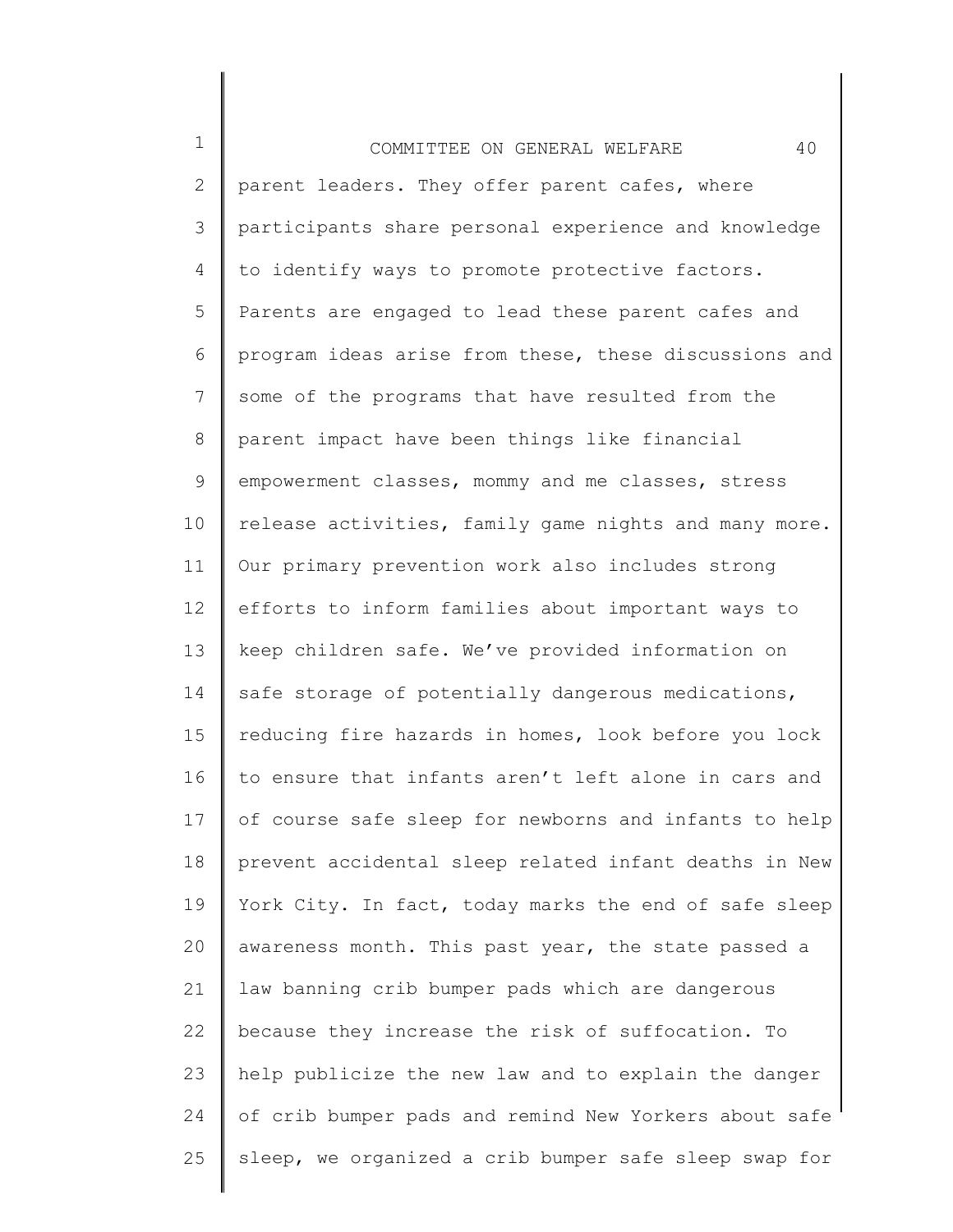parent leaders. They offer parent cafes, where participants share personal experience and knowledge to identify ways to promote protective factors. Parents are engaged to lead these parent cafes and program ideas arise from these, these discussions and some of the programs that have resulted from the parent impact have been things like financial empowerment classes, mommy and me classes, stress release activities, family game nights and many more. Our primary prevention work also includes strong efforts to inform families about important ways to keep children safe. We've provided information on safe storage of potentially dangerous medications, reducing fire hazards in homes, look before you lock to ensure that infants aren't left alone in cars and of course safe sleep for newborns and infants to help prevent accidental sleep related infant deaths in New York City. In fact, today marks the end of safe sleep awareness month. This past year, the state passed a law banning crib bumper pads which are dangerous because they increase the risk of suffocation. To help publicize the new law and to explain the danger of crib bumper pads and remind New Yorkers about safe sleep, we organized a crib bumper safe sleep swap for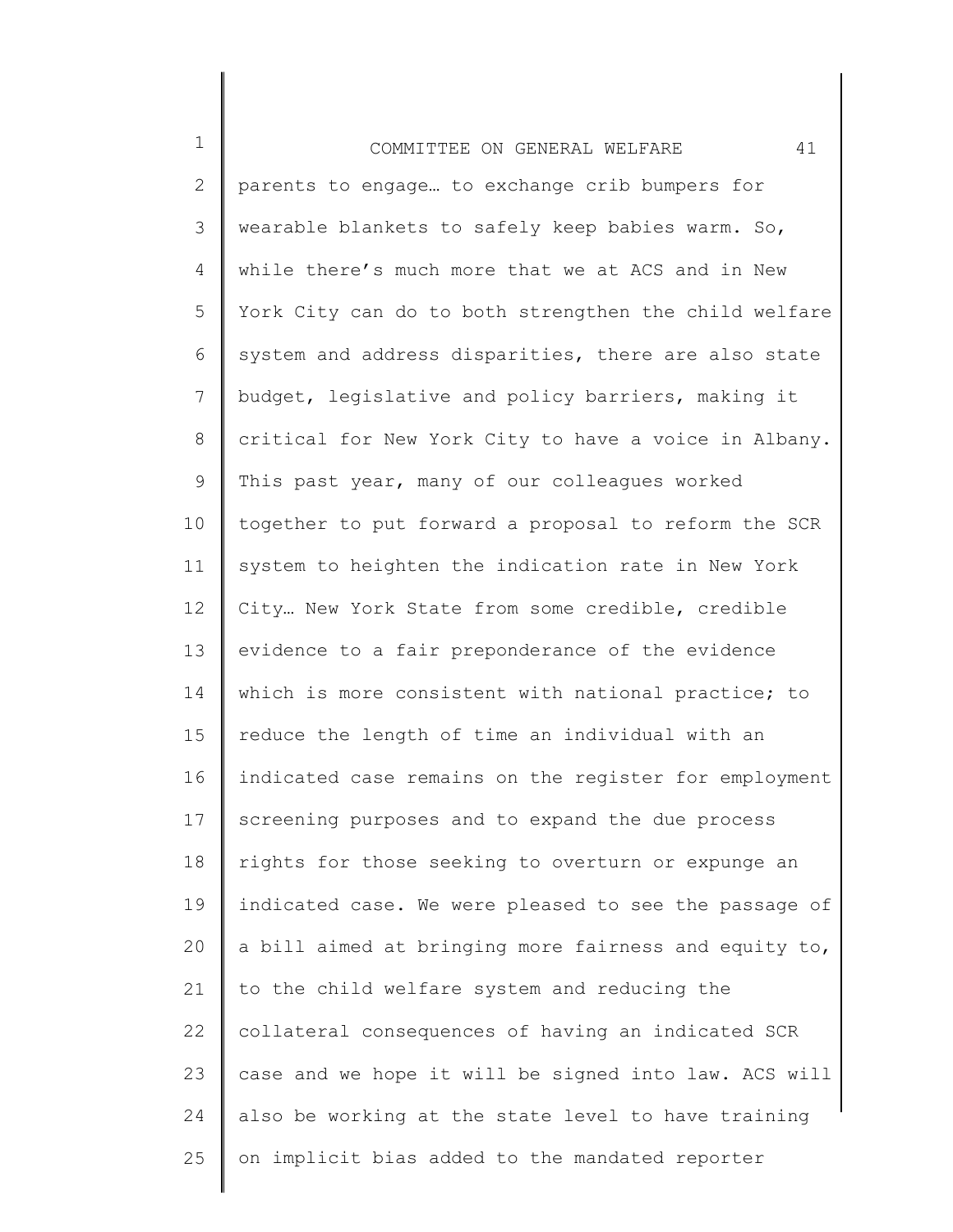parents to engage… to exchange crib bumpers for wearable blankets to safely keep babies warm. So, while there's much more that we at ACS and in New York City can do to both strengthen the child welfare system and address disparities, there are also state budget, legislative and policy barriers, making it critical for New York City to have a voice in Albany. This past year, many of our colleagues worked together to put forward a proposal to reform the SCR system to heighten the indication rate in New York City… New York State from some credible, credible evidence to a fair preponderance of the evidence which is more consistent with national practice; to reduce the length of time an individual with an indicated case remains on the register for employment screening purposes and to expand the due process rights for those seeking to overturn or expunge an indicated case. We were pleased to see the passage of a bill aimed at bringing more fairness and equity to, to the child welfare system and reducing the collateral consequences of having an indicated SCR case and we hope it will be signed into law. ACS will also be working at the state level to have training on implicit bias added to the mandated reporter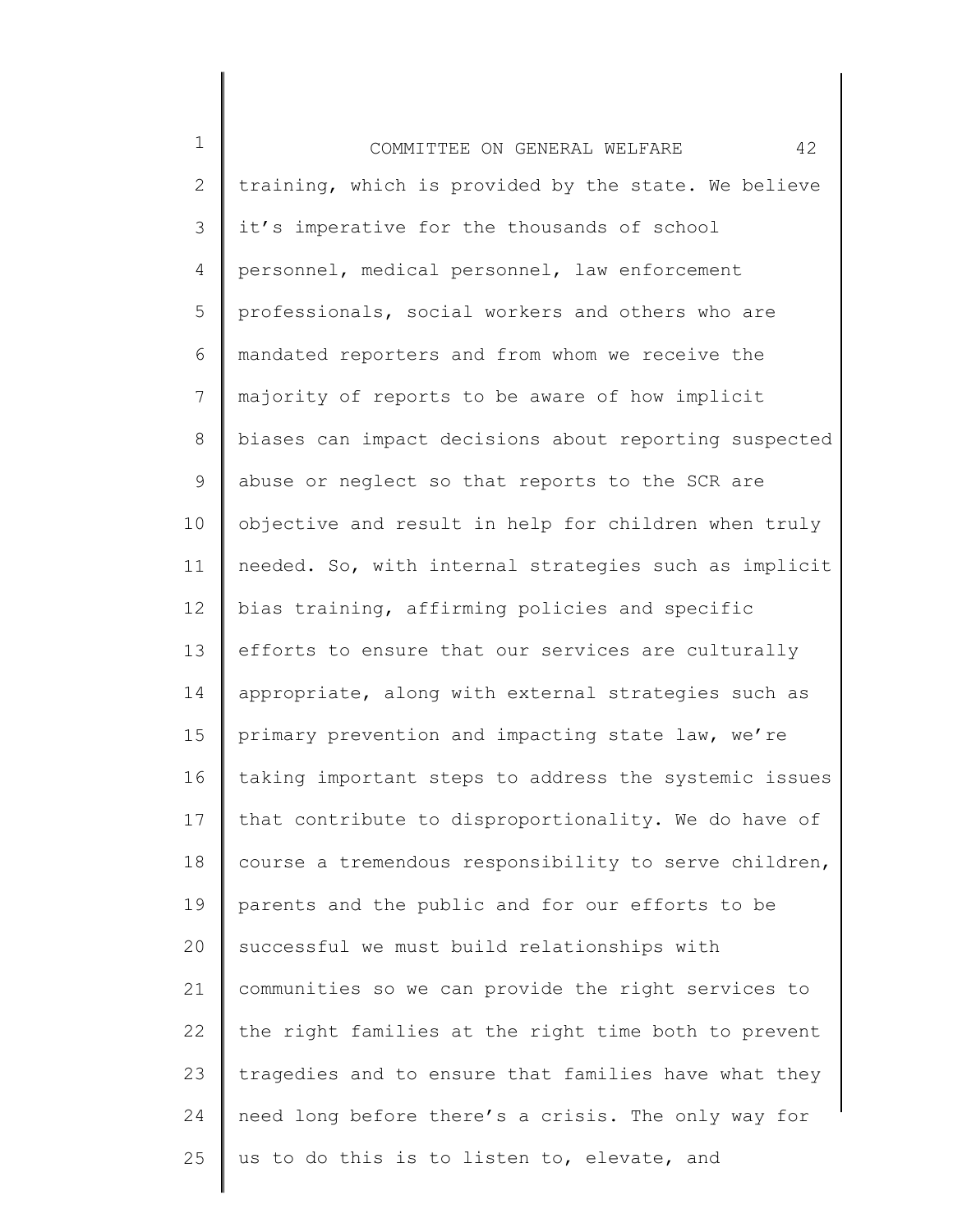training, which is provided by the state. We believe it's imperative for the thousands of school personnel, medical personnel, law enforcement professionals, social workers and others who are mandated reporters and from whom we receive the majority of reports to be aware of how implicit biases can impact decisions about reporting suspected abuse or neglect so that reports to the SCR are objective and result in help for children when truly needed. So, with internal strategies such as implicit bias training, affirming policies and specific efforts to ensure that our services are culturally appropriate, along with external strategies such as primary prevention and impacting state law, we're taking important steps to address the systemic issues that contribute to disproportionality. We do have of course a tremendous responsibility to serve children, parents and the public and for our efforts to be successful we must build relationships with communities so we can provide the right services to the right families at the right time both to prevent tragedies and to ensure that families have what they need long before there's a crisis. The only way for us to do this is to listen to, elevate, and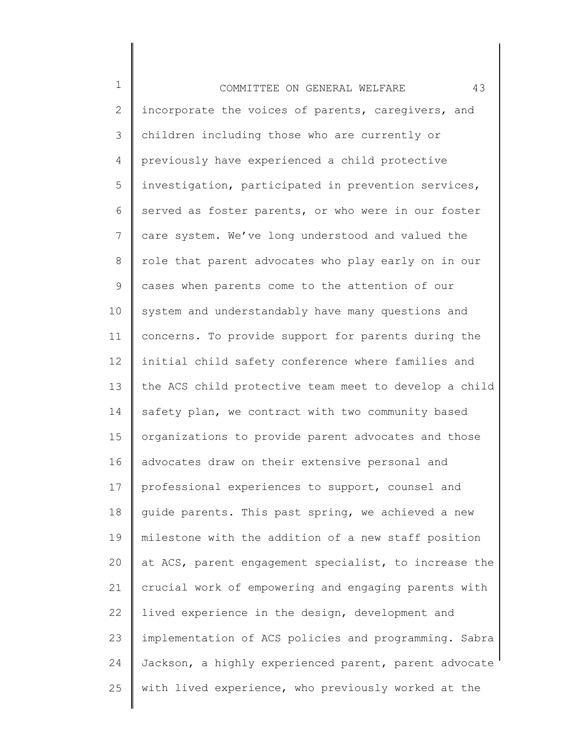incorporate the voices of parents, caregivers, and children including those who are currently or previously have experienced a child protective investigation, participated in prevention services, served as foster parents, or who were in our foster care system. We've long understood and valued the role that parent advocates who play early on in our cases when parents come to the attention of our system and understandably have many questions and concerns. To provide support for parents during the initial child safety conference where families and the ACS child protective team meet to develop a child safety plan, we contract with two community based organizations to provide parent advocates and those advocates draw on their extensive personal and professional experiences to support, counsel and guide parents. This past spring, we achieved a new milestone with the addition of a new staff position at ACS, parent engagement specialist, to increase the crucial work of empowering and engaging parents with lived experience in the design, development and implementation of ACS policies and programming. Sabra Jackson, a highly experienced parent, parent advocate with lived experience, who previously worked at the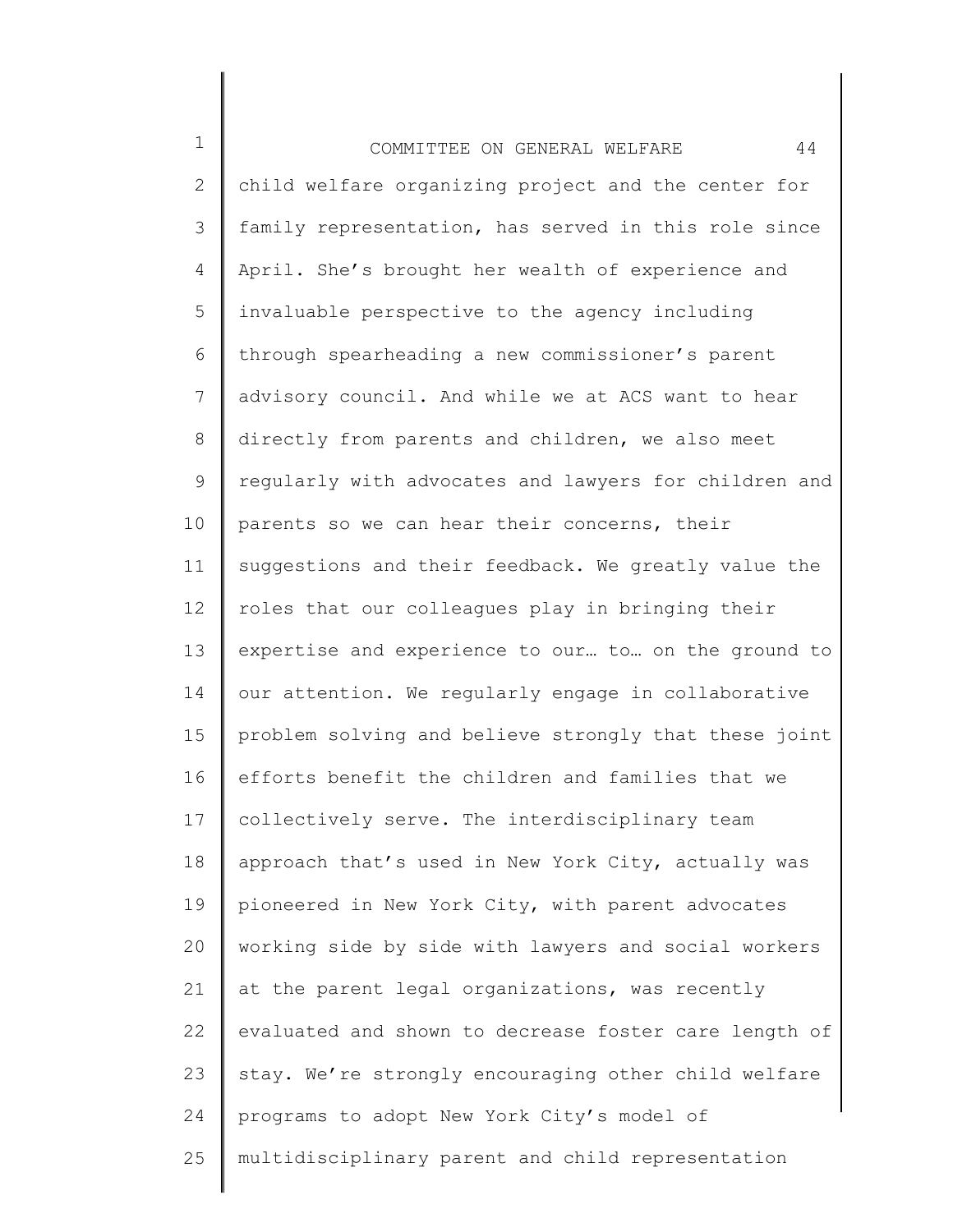child welfare organizing project and the center for family representation, has served in this role since April. She's brought her wealth of experience and invaluable perspective to the agency including through spearheading a new commissioner's parent advisory council. And while we at ACS want to hear directly from parents and children, we also meet regularly with advocates and lawyers for children and parents so we can hear their concerns, their suggestions and their feedback. We greatly value the roles that our colleagues play in bringing their expertise and experience to our… to… on the ground to our attention. We regularly engage in collaborative problem solving and believe strongly that these joint efforts benefit the children and families that we collectively serve. The interdisciplinary team approach that's used in New York City, actually was pioneered in New York City, with parent advocates working side by side with lawyers and social workers at the parent legal organizations, was recently evaluated and shown to decrease foster care length of stay. We're strongly encouraging other child welfare programs to adopt New York City's model of multidisciplinary parent and child representation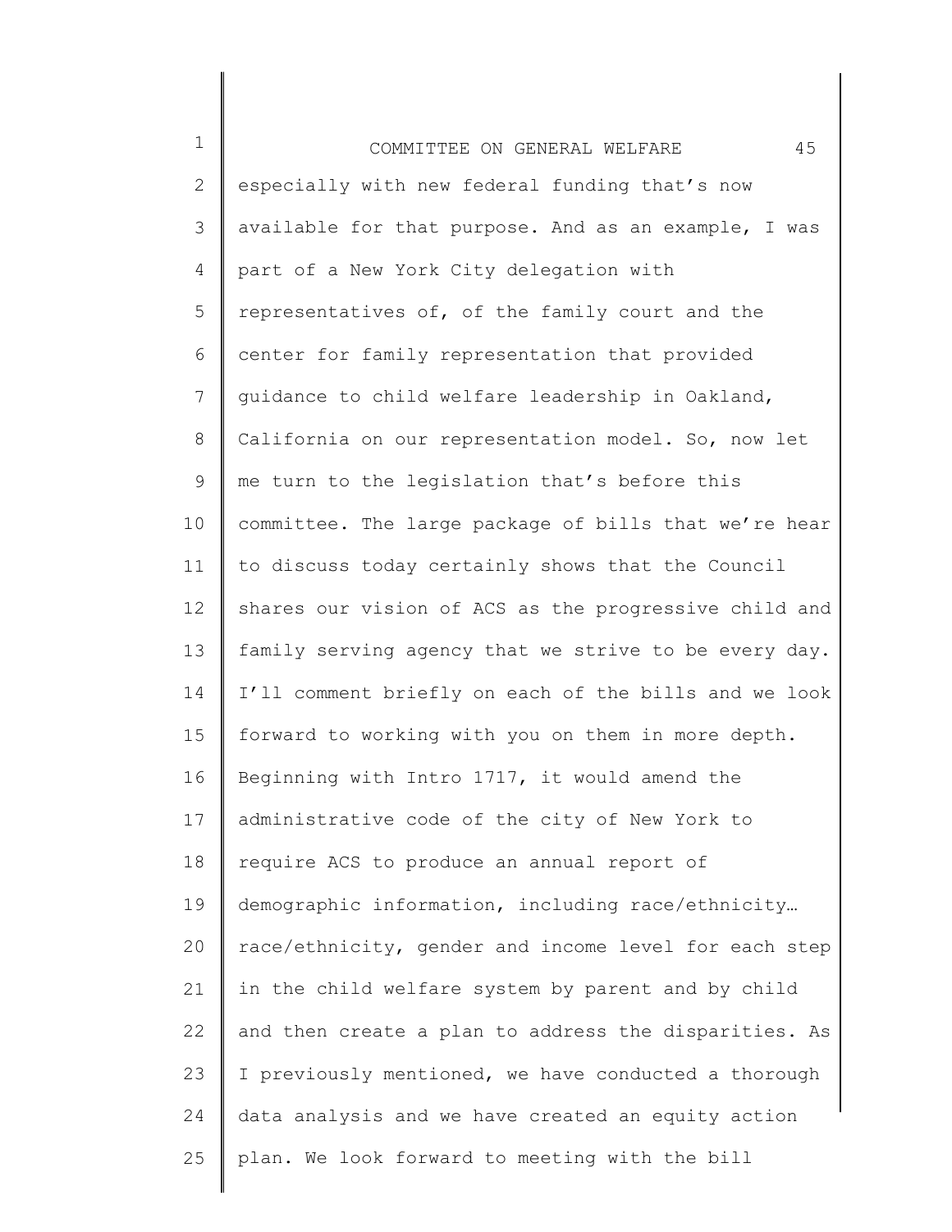especially with new federal funding that's now available for that purpose. And as an example, I was part of a New York City delegation with representatives of, of the family court and the center for family representation that provided guidance to child welfare leadership in Oakland, California on our representation model. So, now let me turn to the legislation that's before this committee. The large package of bills that we're hear to discuss today certainly shows that the Council shares our vision of ACS as the progressive child and family serving agency that we strive to be every day. I'll comment briefly on each of the bills and we look forward to working with you on them in more depth. Beginning with Intro 1717, it would amend the administrative code of the city of New York to require ACS to produce an annual report of demographic information, including race/ethnicity… race/ethnicity, gender and income level for each step in the child welfare system by parent and by child and then create a plan to address the disparities. As I previously mentioned, we have conducted a thorough data analysis and we have created an equity action plan. We look forward to meeting with the bill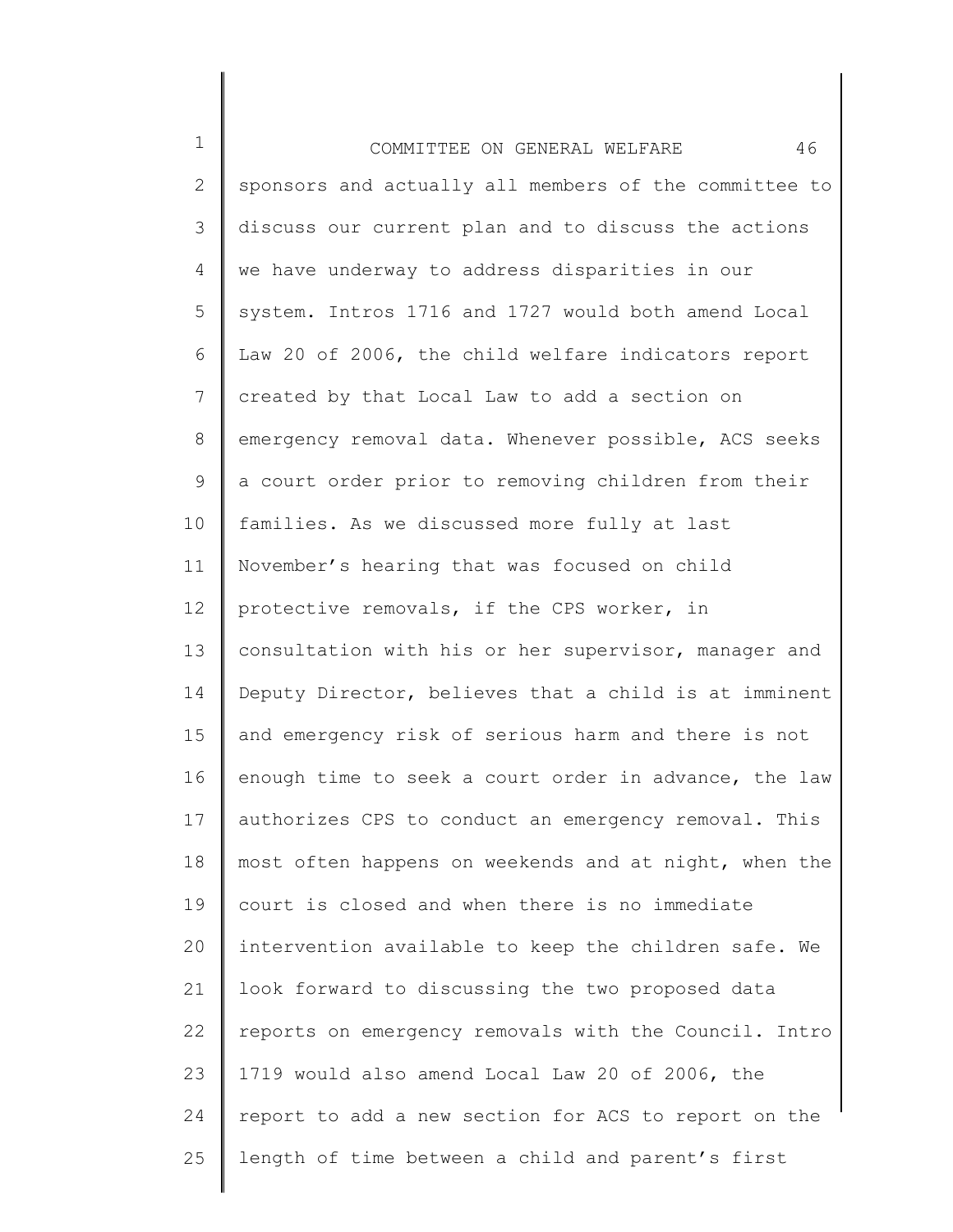sponsors and actually all members of the committee to discuss our current plan and to discuss the actions we have underway to address disparities in our system. Intros 1716 and 1727 would both amend Local Law 20 of 2006, the child welfare indicators report created by that Local Law to add a section on emergency removal data. Whenever possible, ACS seeks a court order prior to removing children from their families. As we discussed more fully at last November's hearing that was focused on child protective removals, if the CPS worker, in consultation with his or her supervisor, manager and Deputy Director, believes that a child is at imminent and emergency risk of serious harm and there is not enough time to seek a court order in advance, the law authorizes CPS to conduct an emergency removal. This most often happens on weekends and at night, when the court is closed and when there is no immediate intervention available to keep the children safe. We look forward to discussing the two proposed data reports on emergency removals with the Council. Intro 1719 would also amend Local Law 20 of 2006, the report to add a new section for ACS to report on the length of time between a child and parent's first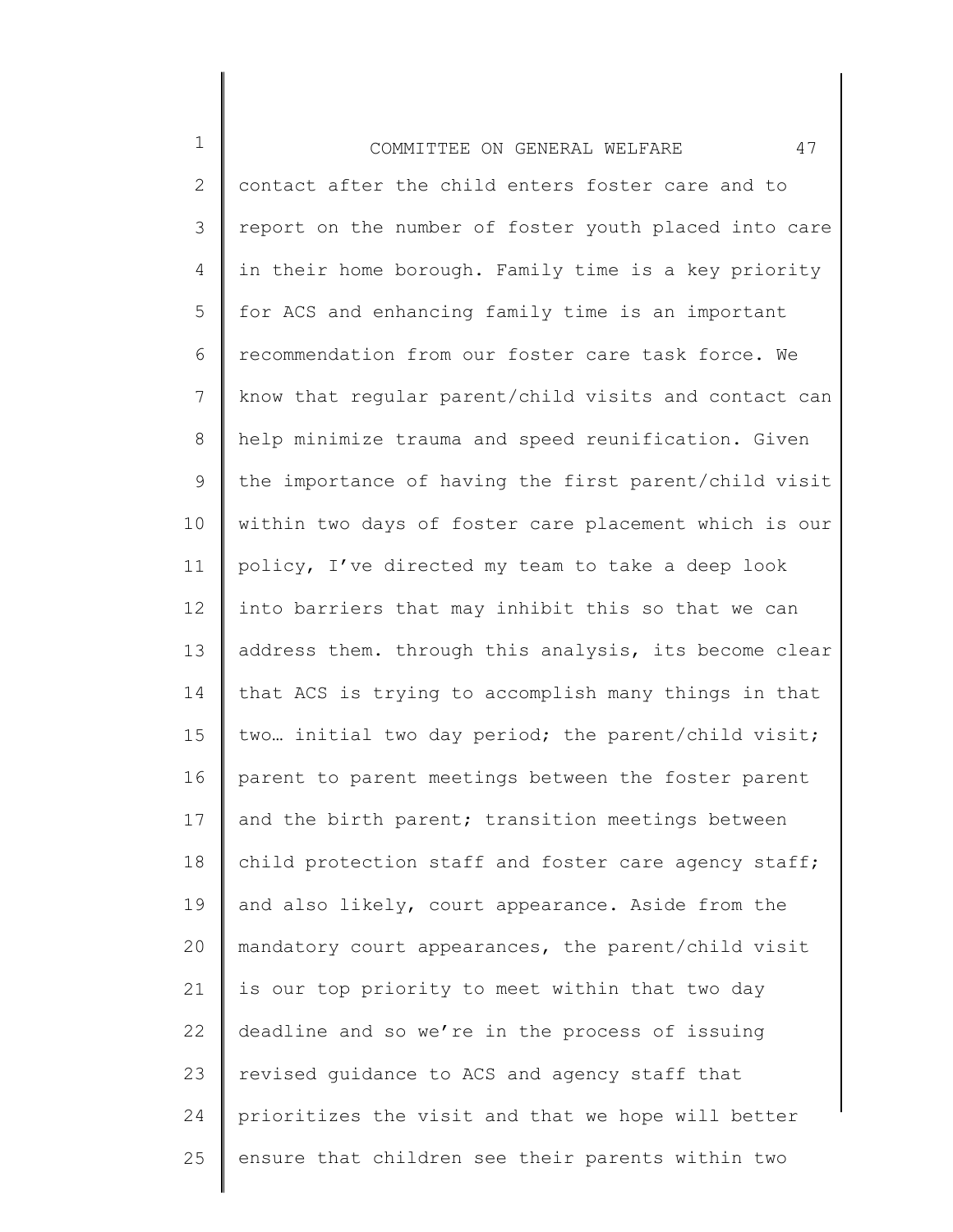contact after the child enters foster care and to report on the number of foster youth placed into care in their home borough. Family time is a key priority for ACS and enhancing family time is an important recommendation from our foster care task force. We know that regular parent/child visits and contact can help minimize trauma and speed reunification. Given the importance of having the first parent/child visit within two days of foster care placement which is our policy, I've directed my team to take a deep look into barriers that may inhibit this so that we can address them. through this analysis, its become clear that ACS is trying to accomplish many things in that two… initial two day period; the parent/child visit; parent to parent meetings between the foster parent and the birth parent; transition meetings between child protection staff and foster care agency staff; and also likely, court appearance. Aside from the mandatory court appearances, the parent/child visit is our top priority to meet within that two day deadline and so we're in the process of issuing revised guidance to ACS and agency staff that prioritizes the visit and that we hope will better ensure that children see their parents within two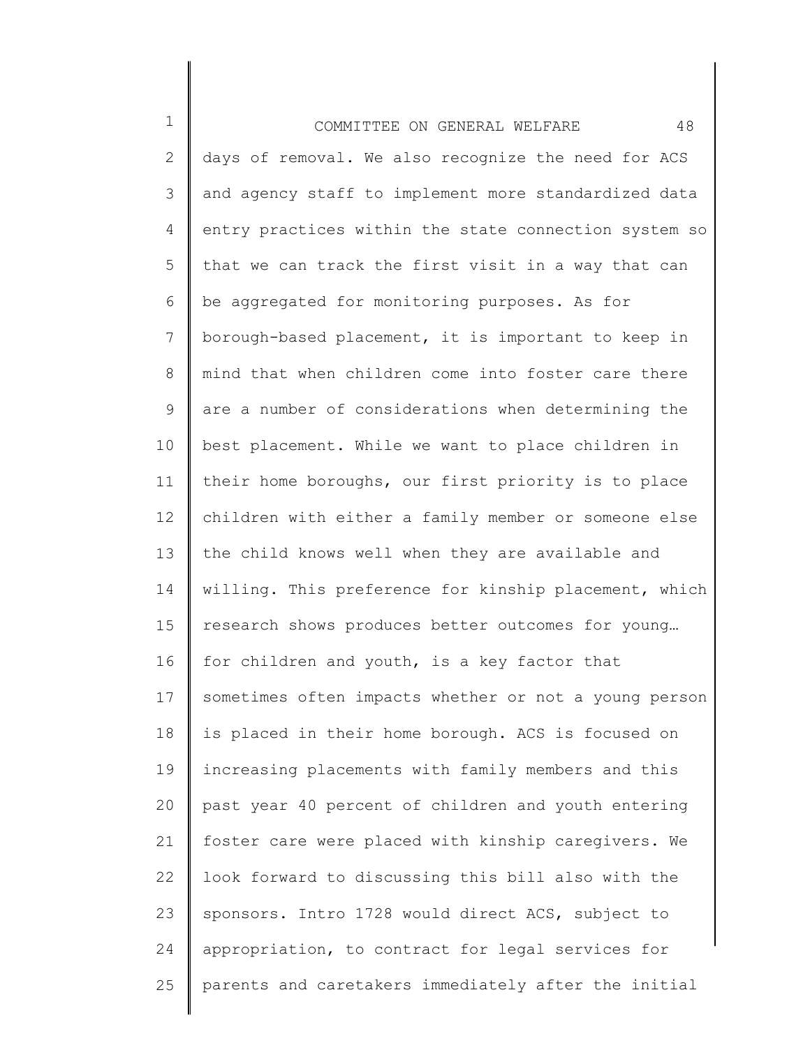days of removal. We also recognize the need for ACS and agency staff to implement more standardized data entry practices within the state connection system so that we can track the first visit in a way that can be aggregated for monitoring purposes. As for borough-based placement, it is important to keep in mind that when children come into foster care there are a number of considerations when determining the best placement. While we want to place children in their home boroughs, our first priority is to place children with either a family member or someone else the child knows well when they are available and willing. This preference for kinship placement, which research shows produces better outcomes for young… for children and youth, is a key factor that sometimes often impacts whether or not a young person is placed in their home borough. ACS is focused on increasing placements with family members and this past year 40 percent of children and youth entering foster care were placed with kinship caregivers. We look forward to discussing this bill also with the sponsors. Intro 1728 would direct ACS, subject to appropriation, to contract for legal services for parents and caretakers immediately after the initial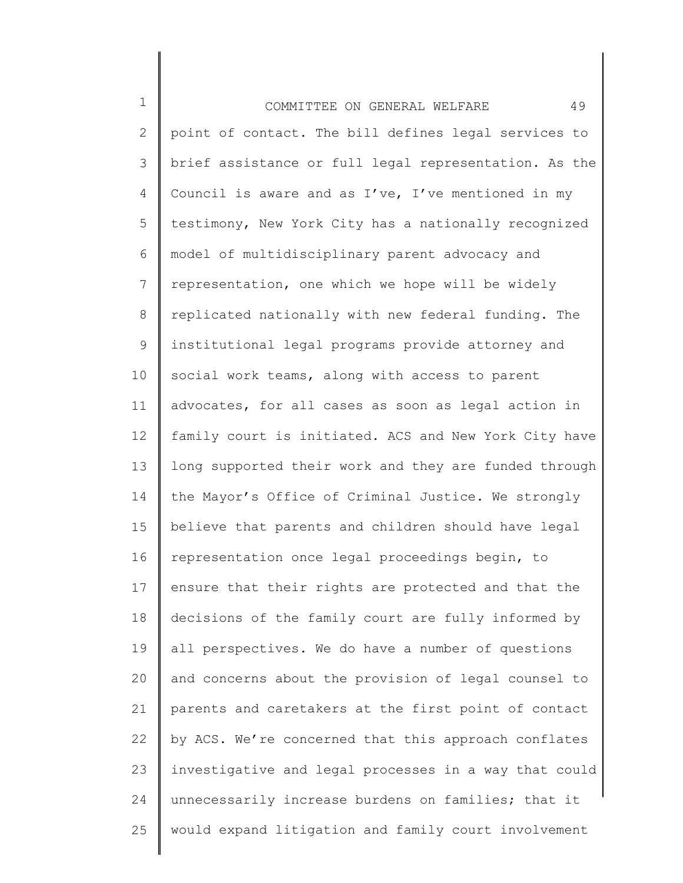point of contact. The bill defines legal services to brief assistance or full legal representation. As the Council is aware and as I've, I've mentioned in my testimony, New York City has a nationally recognized model of multidisciplinary parent advocacy and representation, one which we hope will be widely replicated nationally with new federal funding. The institutional legal programs provide attorney and social work teams, along with access to parent advocates, for all cases as soon as legal action in family court is initiated. ACS and New York City have long supported their work and they are funded through the Mayor's Office of Criminal Justice. We strongly believe that parents and children should have legal representation once legal proceedings begin, to ensure that their rights are protected and that the decisions of the family court are fully informed by all perspectives. We do have a number of questions and concerns about the provision of legal counsel to parents and caretakers at the first point of contact by ACS. We're concerned that this approach conflates investigative and legal processes in a way that could unnecessarily increase burdens on families; that it would expand litigation and family court involvement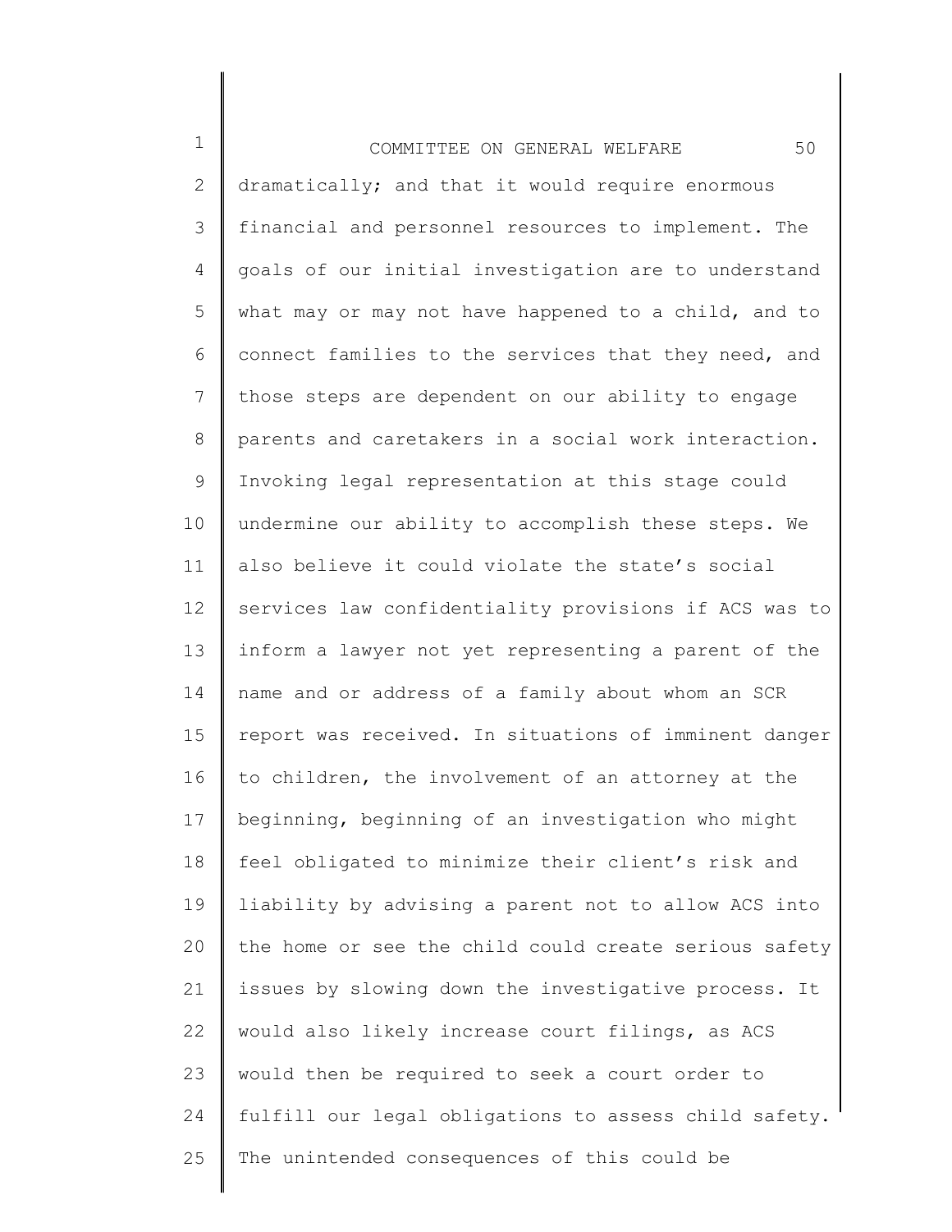dramatically; and that it would require enormous financial and personnel resources to implement. The goals of our initial investigation are to understand what may or may not have happened to a child, and to connect families to the services that they need, and those steps are dependent on our ability to engage parents and caretakers in a social work interaction. Invoking legal representation at this stage could undermine our ability to accomplish these steps. We also believe it could violate the state's social services law confidentiality provisions if ACS was to inform a lawyer not yet representing a parent of the name and or address of a family about whom an SCR report was received. In situations of imminent danger to children, the involvement of an attorney at the beginning, beginning of an investigation who might feel obligated to minimize their client's risk and liability by advising a parent not to allow ACS into the home or see the child could create serious safety issues by slowing down the investigative process. It would also likely increase court filings, as ACS would then be required to seek a court order to fulfill our legal obligations to assess child safety. The unintended consequences of this could be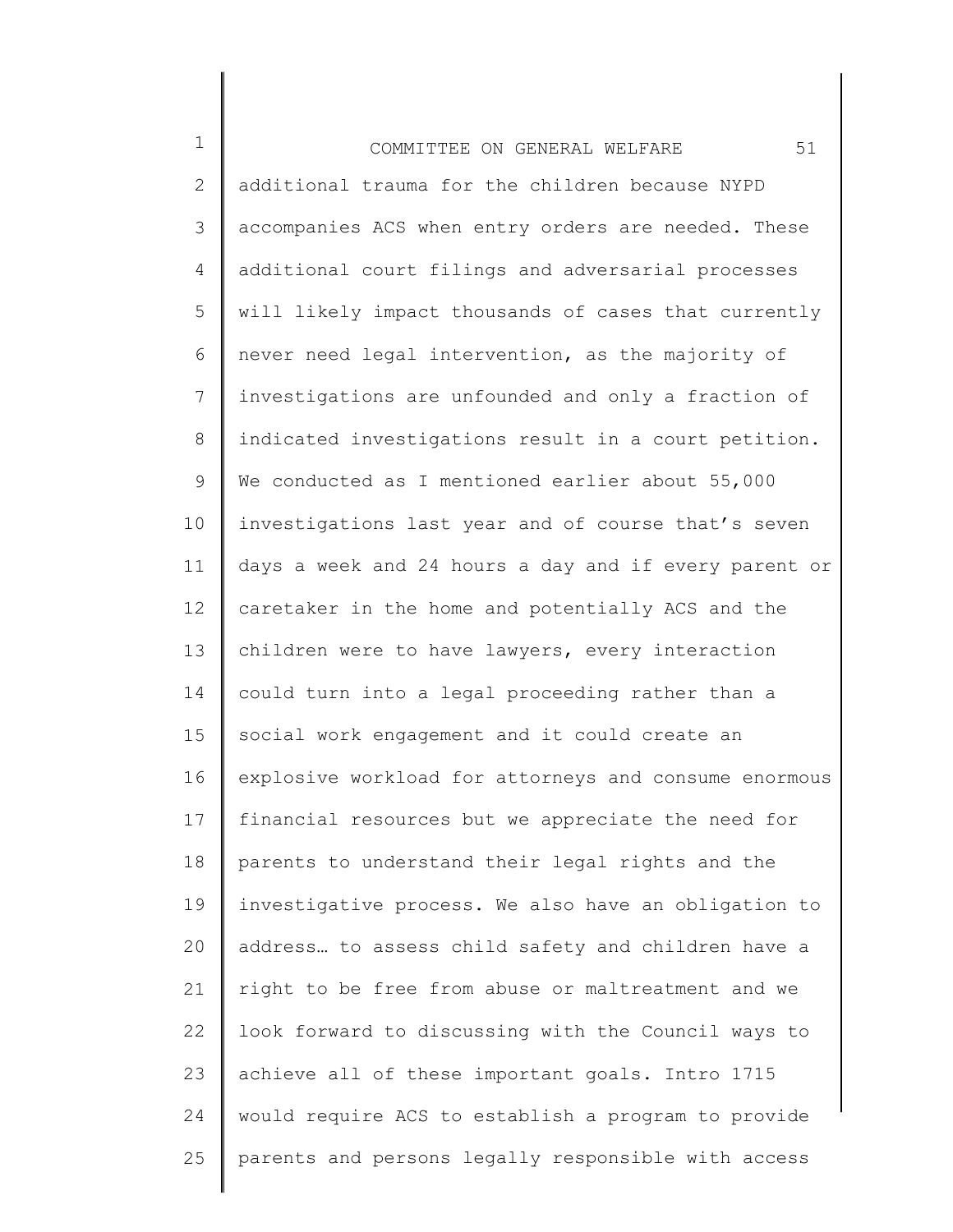additional trauma for the children because NYPD accompanies ACS when entry orders are needed. These additional court filings and adversarial processes will likely impact thousands of cases that currently never need legal intervention, as the majority of investigations are unfounded and only a fraction of indicated investigations result in a court petition. We conducted as I mentioned earlier about 55,000 investigations last year and of course that's seven days a week and 24 hours a day and if every parent or caretaker in the home and potentially ACS and the children were to have lawyers, every interaction could turn into a legal proceeding rather than a social work engagement and it could create an explosive workload for attorneys and consume enormous financial resources but we appreciate the need for parents to understand their legal rights and the investigative process. We also have an obligation to address… to assess child safety and children have a right to be free from abuse or maltreatment and we look forward to discussing with the Council ways to achieve all of these important goals. Intro 1715 would require ACS to establish a program to provide parents and persons legally responsible with access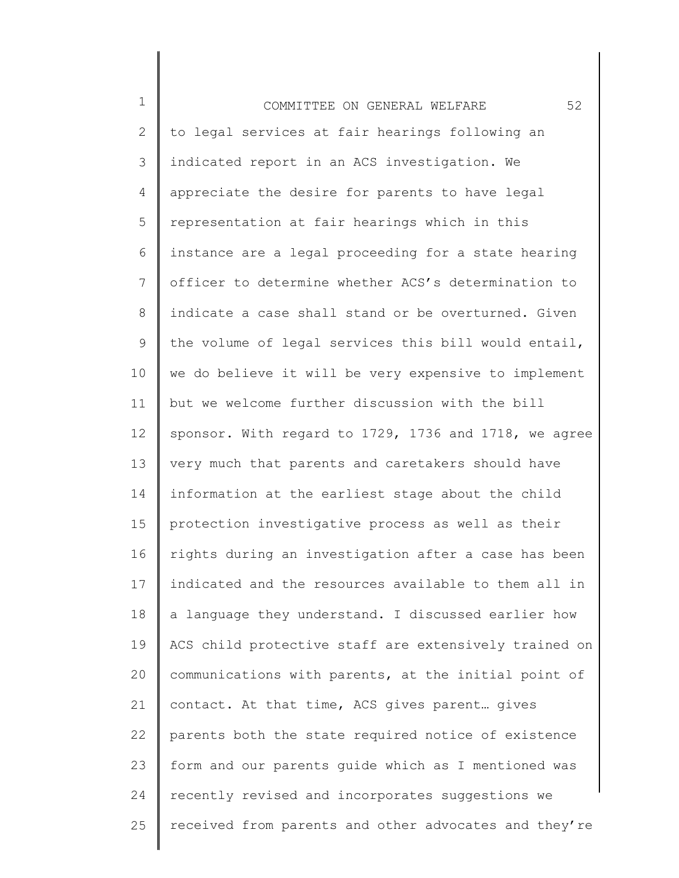to legal services at fair hearings following an indicated report in an ACS investigation. We appreciate the desire for parents to have legal representation at fair hearings which in this instance are a legal proceeding for a state hearing officer to determine whether ACS's determination to indicate a case shall stand or be overturned. Given the volume of legal services this bill would entail, we do believe it will be very expensive to implement but we welcome further discussion with the bill sponsor. With regard to 1729, 1736 and 1718, we agree very much that parents and caretakers should have information at the earliest stage about the child protection investigative process as well as their rights during an investigation after a case has been indicated and the resources available to them all in a language they understand. I discussed earlier how ACS child protective staff are extensively trained on communications with parents, at the initial point of contact. At that time, ACS gives parent… gives parents both the state required notice of existence form and our parents guide which as I mentioned was recently revised and incorporates suggestions we received from parents and other advocates and they're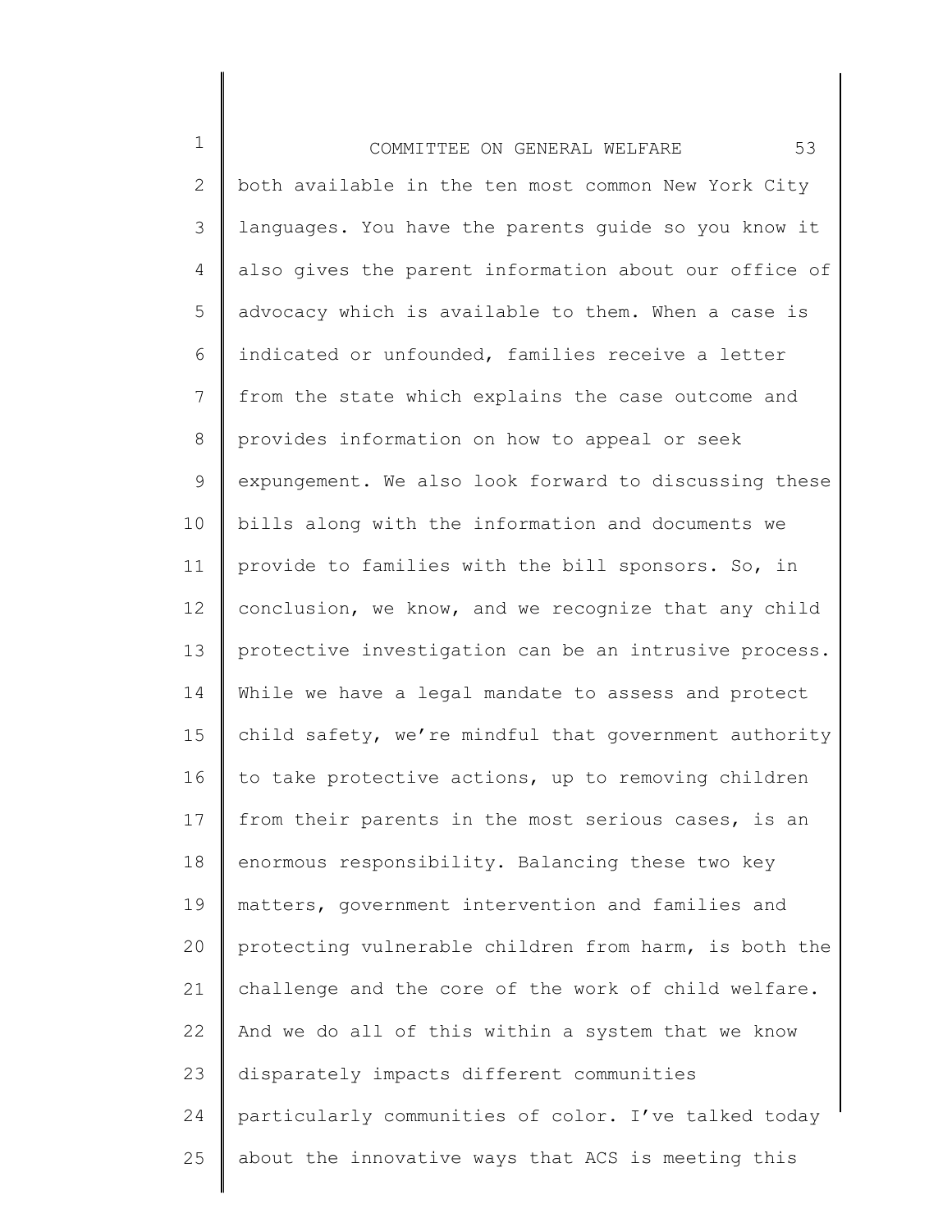both available in the ten most common New York City languages. You have the parents guide so you know it also gives the parent information about our office of advocacy which is available to them. When a case is indicated or unfounded, families receive a letter from the state which explains the case outcome and provides information on how to appeal or seek expungement. We also look forward to discussing these bills along with the information and documents we provide to families with the bill sponsors. So, in conclusion, we know, and we recognize that any child protective investigation can be an intrusive process. While we have a legal mandate to assess and protect child safety, we're mindful that government authority to take protective actions, up to removing children from their parents in the most serious cases, is an enormous responsibility. Balancing these two key matters, government intervention and families and protecting vulnerable children from harm, is both the challenge and the core of the work of child welfare. And we do all of this within a system that we know disparately impacts different communities particularly communities of color. I've talked today about the innovative ways that ACS is meeting this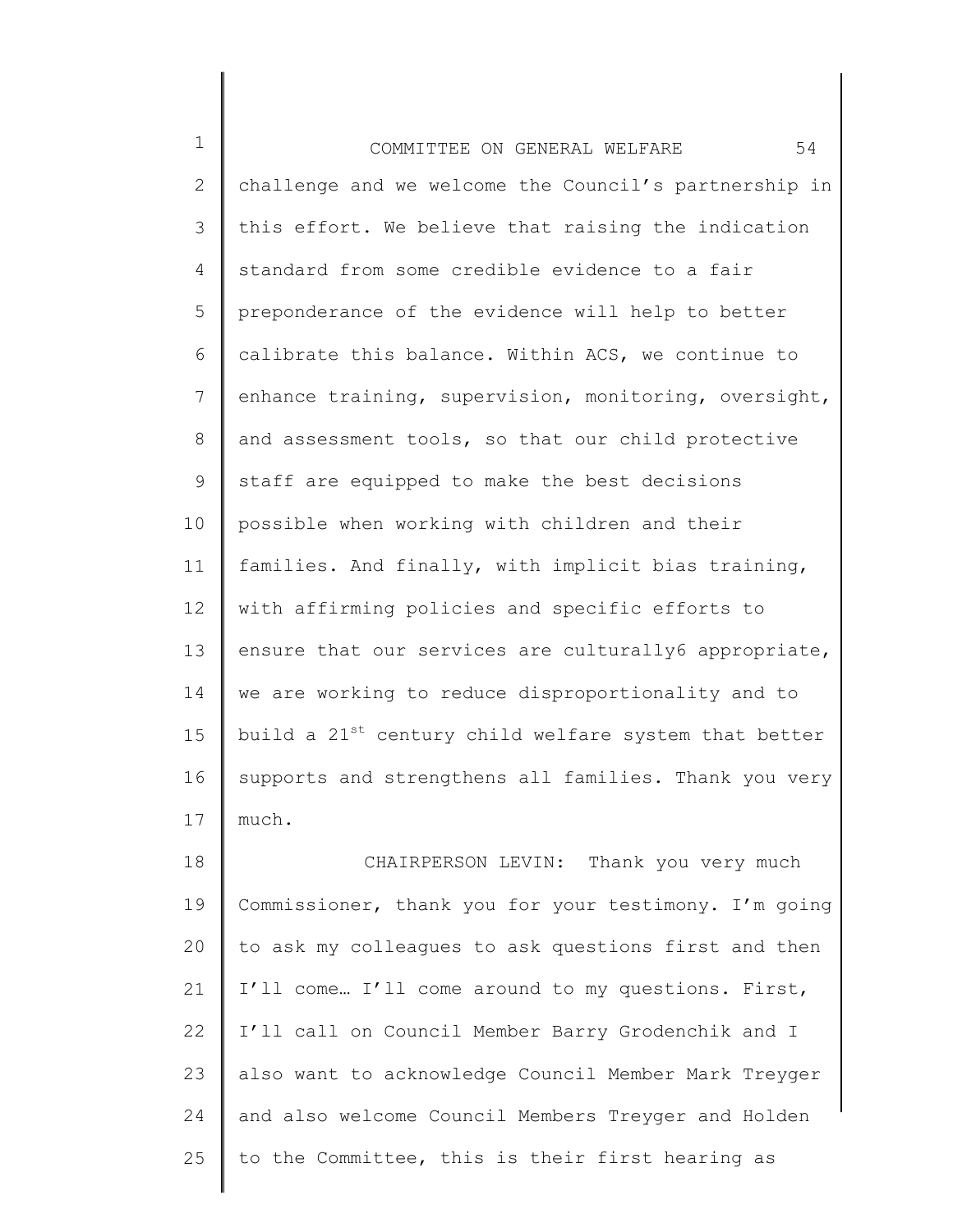challenge and we welcome the Council's partnership in this effort. We believe that raising the indication standard from some credible evidence to a fair preponderance of the evidence will help to better calibrate this balance. Within ACS, we continue to enhance training, supervision, monitoring, oversight, and assessment tools, so that our child protective staff are equipped to make the best decisions possible when working with children and their families. And finally, with implicit bias training, with affirming policies and specific efforts to ensure that our services are culturally6 appropriate, we are working to reduce disproportionality and to build a 21st century child welfare system that better supports and strengthens all families. Thank you very much.

CHAIRPERSON LEVIN: Thank you very much Commissioner, thank you for your testimony. I'm going to ask my colleagues to ask questions first and then I'll come… I'll come around to my questions. First, I'll call on Council Member Barry Grodenchik and I also want to acknowledge Council Member Mark Treyger and also welcome Council Members Treyger and Holden to the Committee, this is their first hearing as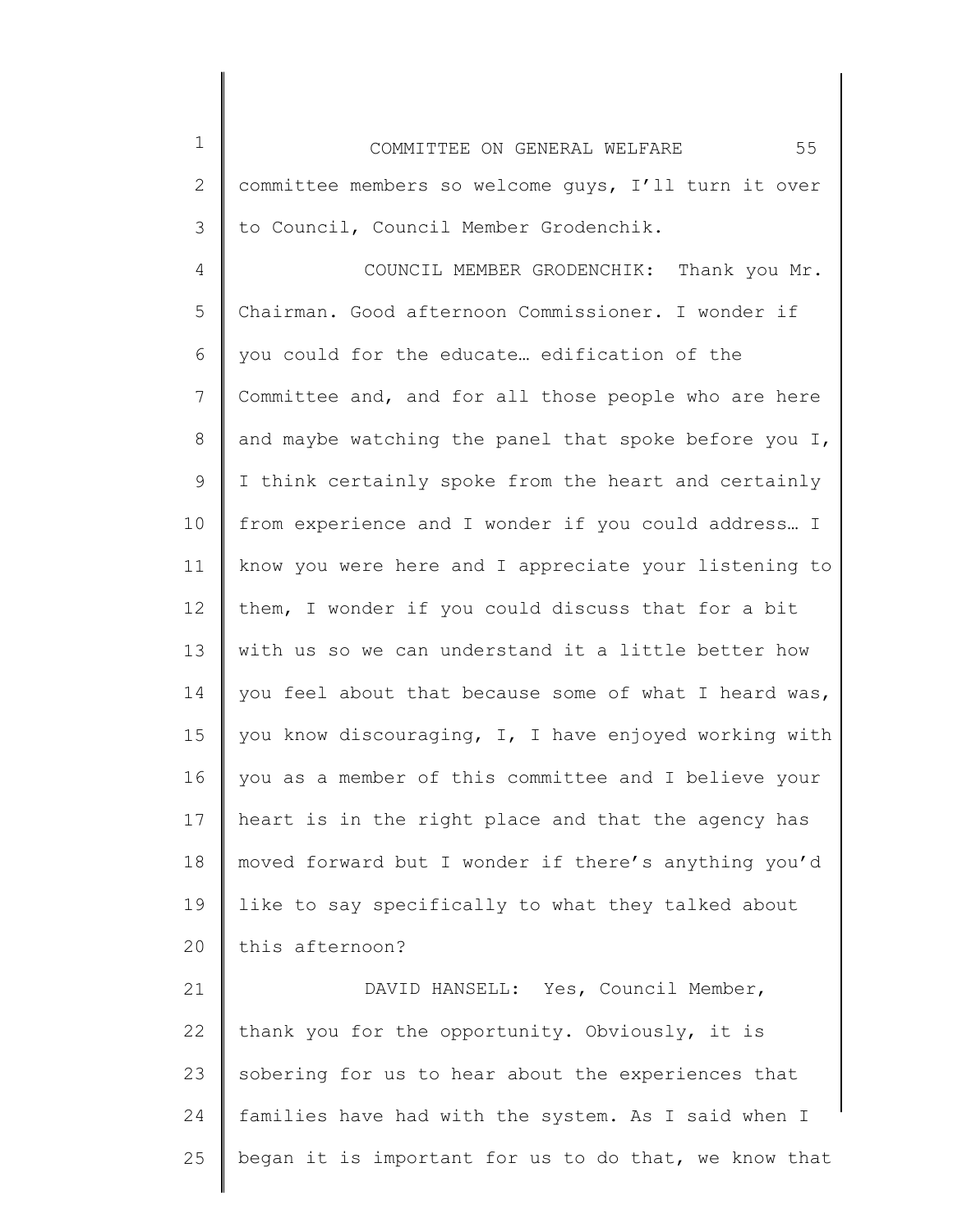committee members so welcome guys, I'll turn it over to Council, Council Member Grodenchik.

COUNCIL MEMBER GRODENCHIK: Thank you Mr. Chairman. Good afternoon Commissioner. I wonder if you could for the educate… edification of the Committee and, and for all those people who are here and maybe watching the panel that spoke before you I, I think certainly spoke from the heart and certainly from experience and I wonder if you could address… I know you were here and I appreciate your listening to them, I wonder if you could discuss that for a bit with us so we can understand it a little better how you feel about that because some of what I heard was, you know discouraging, I, I have enjoyed working with you as a member of this committee and I believe your heart is in the right place and that the agency has moved forward but I wonder if there's anything you'd like to say specifically to what they talked about this afternoon?

DAVID HANSELL: Yes, Council Member, thank you for the opportunity. Obviously, it is sobering for us to hear about the experiences that families have had with the system. As I said when I began it is important for us to do that, we know that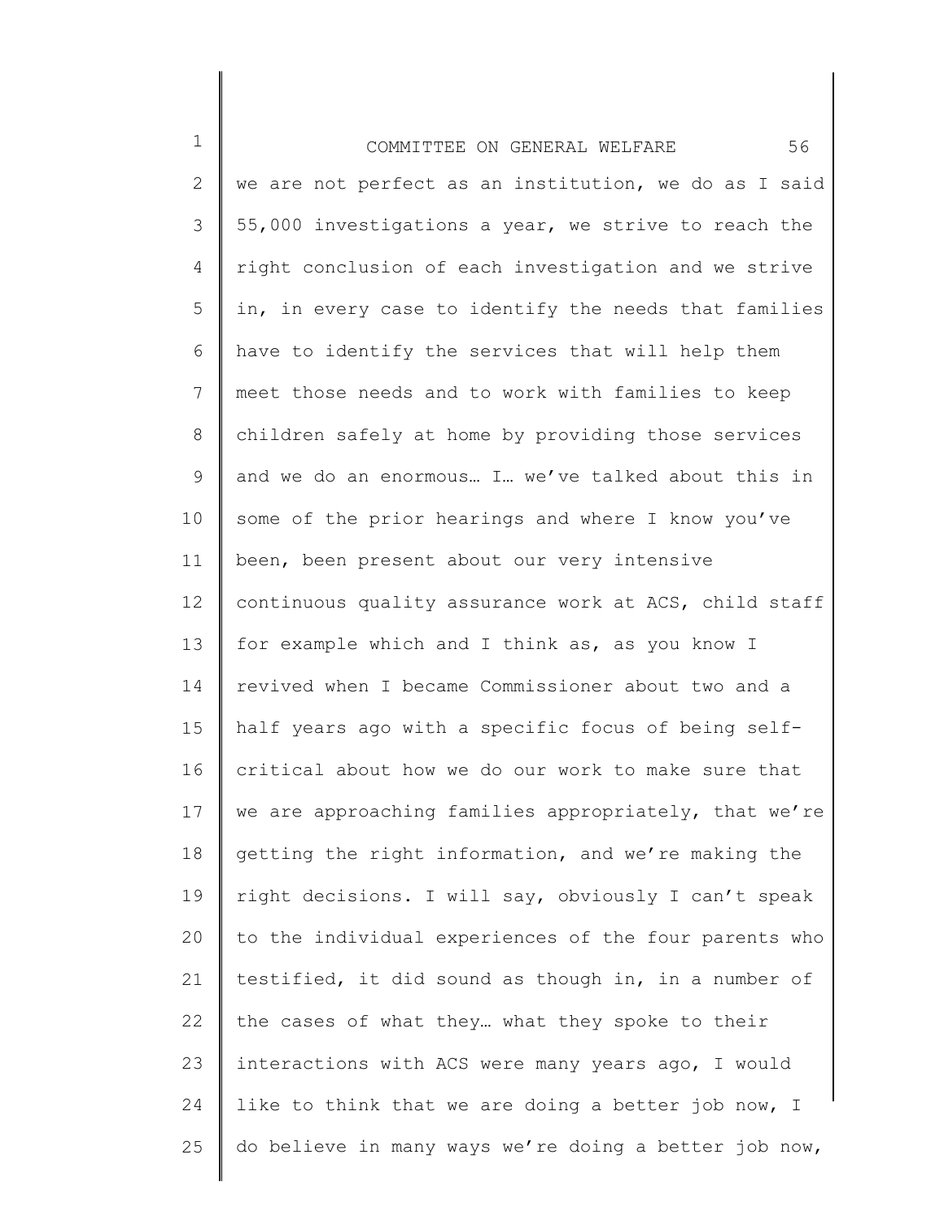we are not perfect as an institution, we do as I said 55,000 investigations a year, we strive to reach the right conclusion of each investigation and we strive in, in every case to identify the needs that families have to identify the services that will help them meet those needs and to work with families to keep children safely at home by providing those services and we do an enormous… I… we've talked about this in some of the prior hearings and where I know you've been, been present about our very intensive continuous quality assurance work at ACS, child staff for example which and I think as, as you know I revived when I became Commissioner about two and a half years ago with a specific focus of being self-critical about how we do our work to make sure that we are approaching families appropriately, that we're getting the right information, and we're making the right decisions. I will say, obviously I can't speak to the individual experiences of the four parents who testified, it did sound as though in, in a number of the cases of what they… what they spoke to their interactions with ACS were many years ago, I would like to think that we are doing a better job now, I do believe in many ways we're doing a better job now,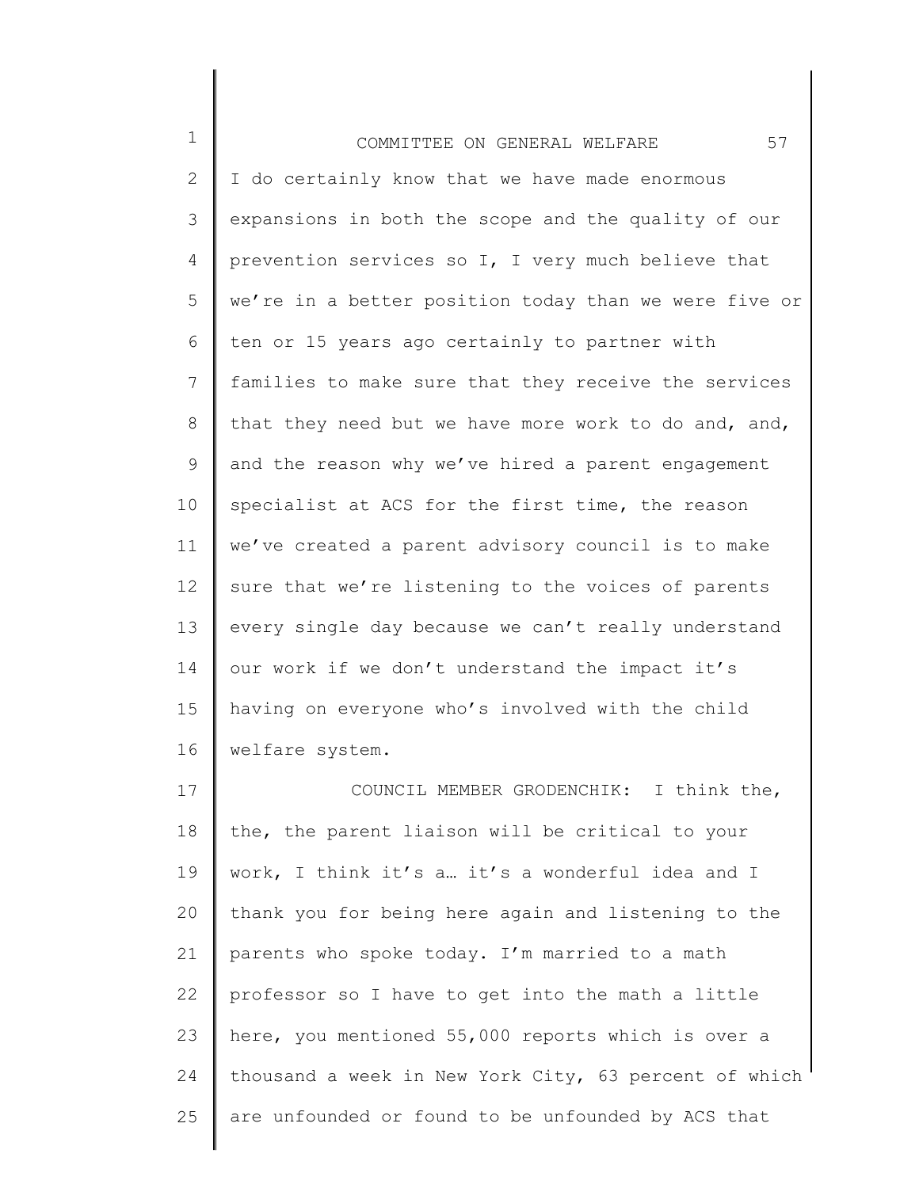I do certainly know that we have made enormous expansions in both the scope and the quality of our prevention services so I, I very much believe that we're in a better position today than we were five or ten or 15 years ago certainly to partner with families to make sure that they receive the services that they need but we have more work to do and, and, and the reason why we've hired a parent engagement specialist at ACS for the first time, the reason we've created a parent advisory council is to make sure that we're listening to the voices of parents every single day because we can't really understand our work if we don't understand the impact it's having on everyone who's involved with the child welfare system.

COUNCIL MEMBER GRODENCHIK: I think the, the, the parent liaison will be critical to your work, I think it's a… it's a wonderful idea and I thank you for being here again and listening to the parents who spoke today. I'm married to a math professor so I have to get into the math a little here, you mentioned 55,000 reports which is over a thousand a week in New York City, 63 percent of which are unfounded or found to be unfounded by ACS that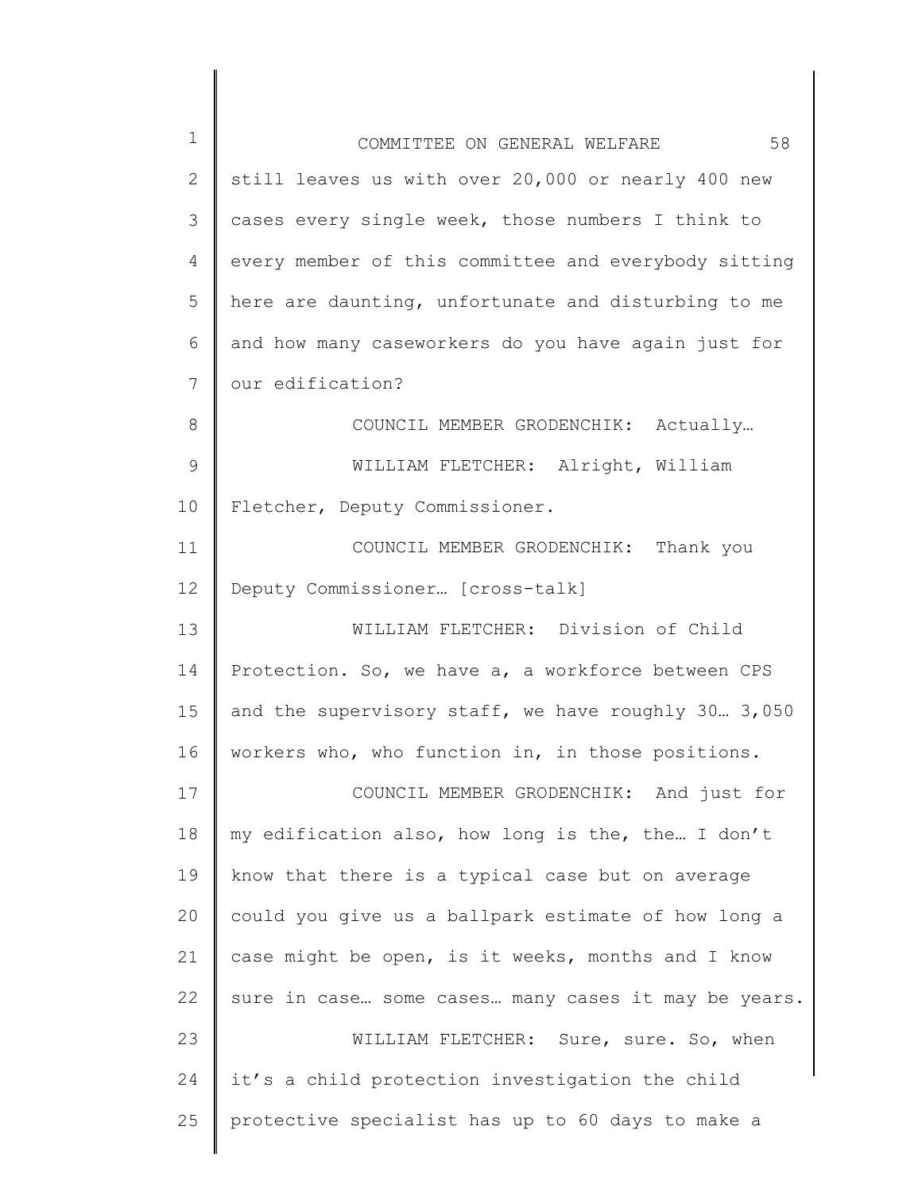still leaves us with over 20,000 or nearly 400 new cases every single week, those numbers I think to every member of this committee and everybody sitting here are daunting, unfortunate and disturbing to me and how many caseworkers do you have again just for our edification?

COUNCIL MEMBER GRODENCHIK: Actually…

WILLIAM FLETCHER: Alright, William Fletcher, Deputy Commissioner.

COUNCIL MEMBER GRODENCHIK: Thank you Deputy Commissioner… [cross-talk]

WILLIAM FLETCHER: Division of Child Protection. So, we have a, a workforce between CPS and the supervisory staff, we have roughly 30… 3,050 workers who, who function in, in those positions.

COUNCIL MEMBER GRODENCHIK: And just for my edification also, how long is the, the… I don't know that there is a typical case but on average could you give us a ballpark estimate of how long a case might be open, is it weeks, months and I know sure in case… some cases… many cases it may be years.

WILLIAM FLETCHER: Sure, sure. So, when it's a child protection investigation the child protective specialist has up to 60 days to make a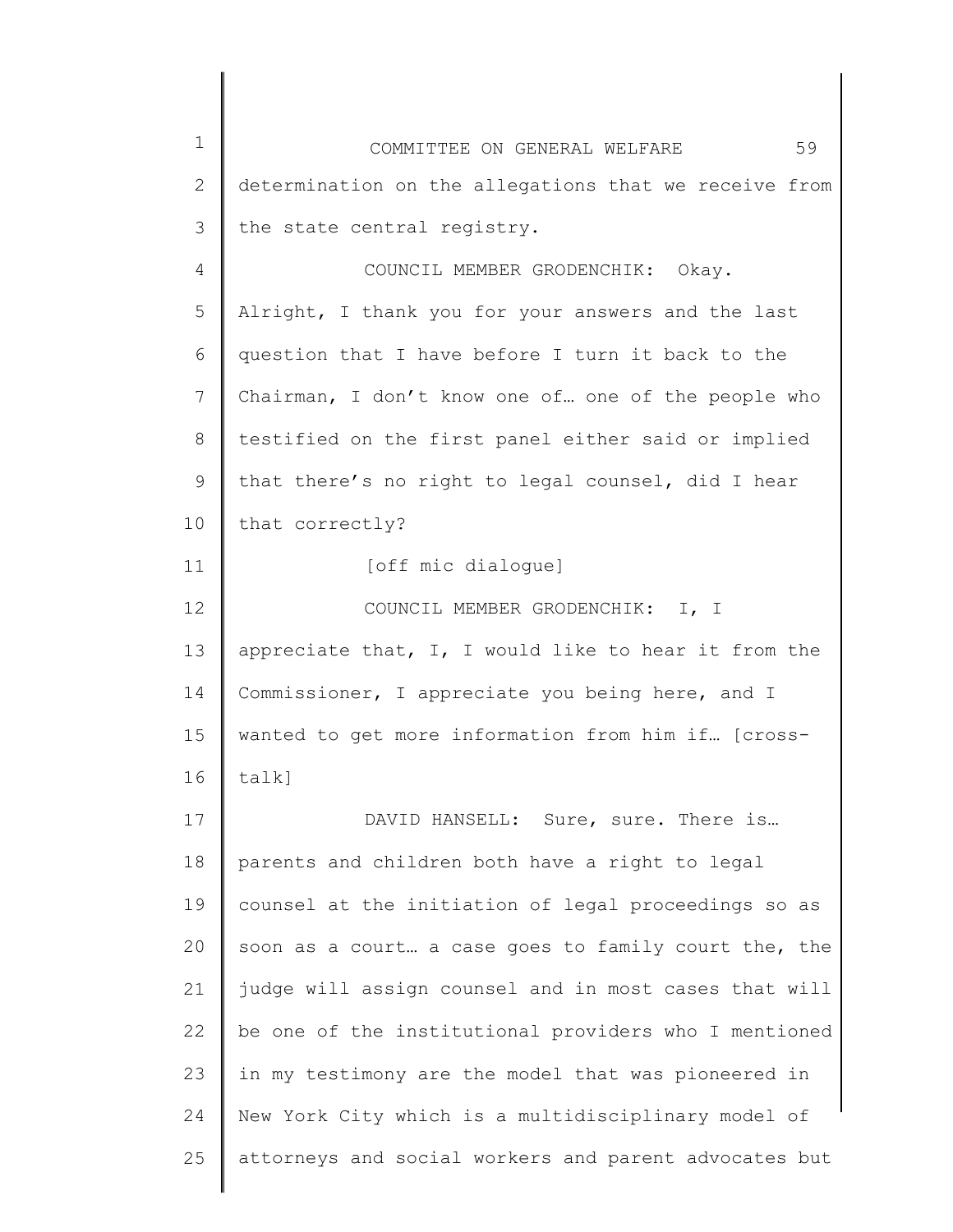determination on the allegations that we receive from the state central registry.

COUNCIL MEMBER GRODENCHIK: Okay. Alright, I thank you for your answers and the last question that I have before I turn it back to the Chairman, I don't know one of… one of the people who testified on the first panel either said or implied that there's no right to legal counsel, did I hear that correctly?

[off mic dialogue]

COUNCIL MEMBER GRODENCHIK: I, I appreciate that, I, I would like to hear it from the Commissioner, I appreciate you being here, and I wanted to get more information from him if… [cross-talk]

DAVID HANSELL: Sure, sure. There is… parents and children both have a right to legal counsel at the initiation of legal proceedings so as soon as a court… a case goes to family court the, the judge will assign counsel and in most cases that will be one of the institutional providers who I mentioned in my testimony are the model that was pioneered in New York City which is a multidisciplinary model of attorneys and social workers and parent advocates but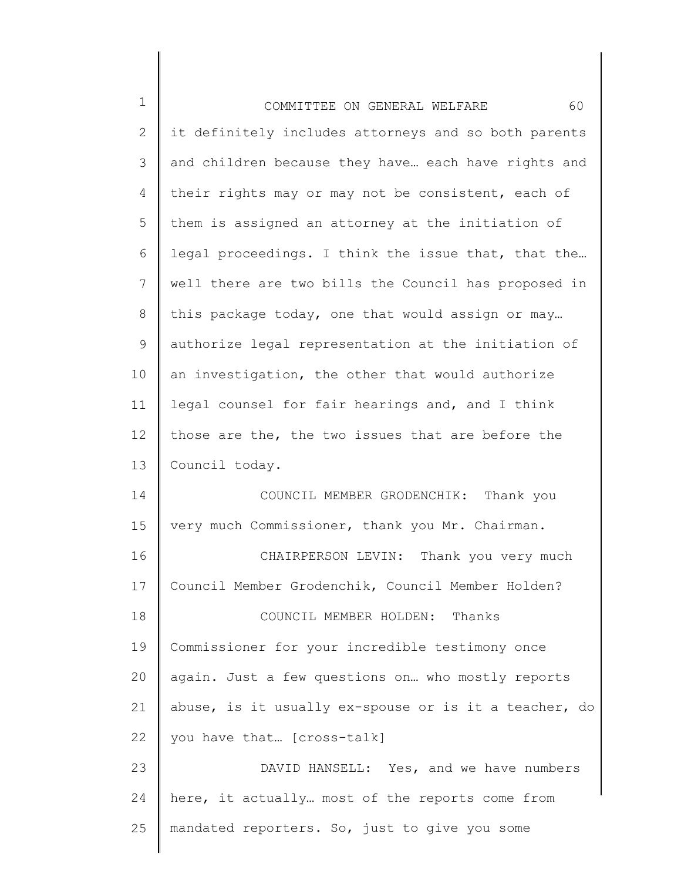it definitely includes attorneys and so both parents and children because they have… each have rights and their rights may or may not be consistent, each of them is assigned an attorney at the initiation of legal proceedings. I think the issue that, that the… well there are two bills the Council has proposed in this package today, one that would assign or may… authorize legal representation at the initiation of an investigation, the other that would authorize legal counsel for fair hearings and, and I think those are the, the two issues that are before the Council today.

COUNCIL MEMBER GRODENCHIK: Thank you very much Commissioner, thank you Mr. Chairman.

CHAIRPERSON LEVIN: Thank you very much Council Member Grodenchik, Council Member Holden?

COUNCIL MEMBER HOLDEN: Thanks Commissioner for your incredible testimony once again. Just a few questions on… who mostly reports abuse, is it usually ex-spouse or is it a teacher, do you have that… [cross-talk]

DAVID HANSELL: Yes, and we have numbers here, it actually… most of the reports come from mandated reporters. So, just to give you some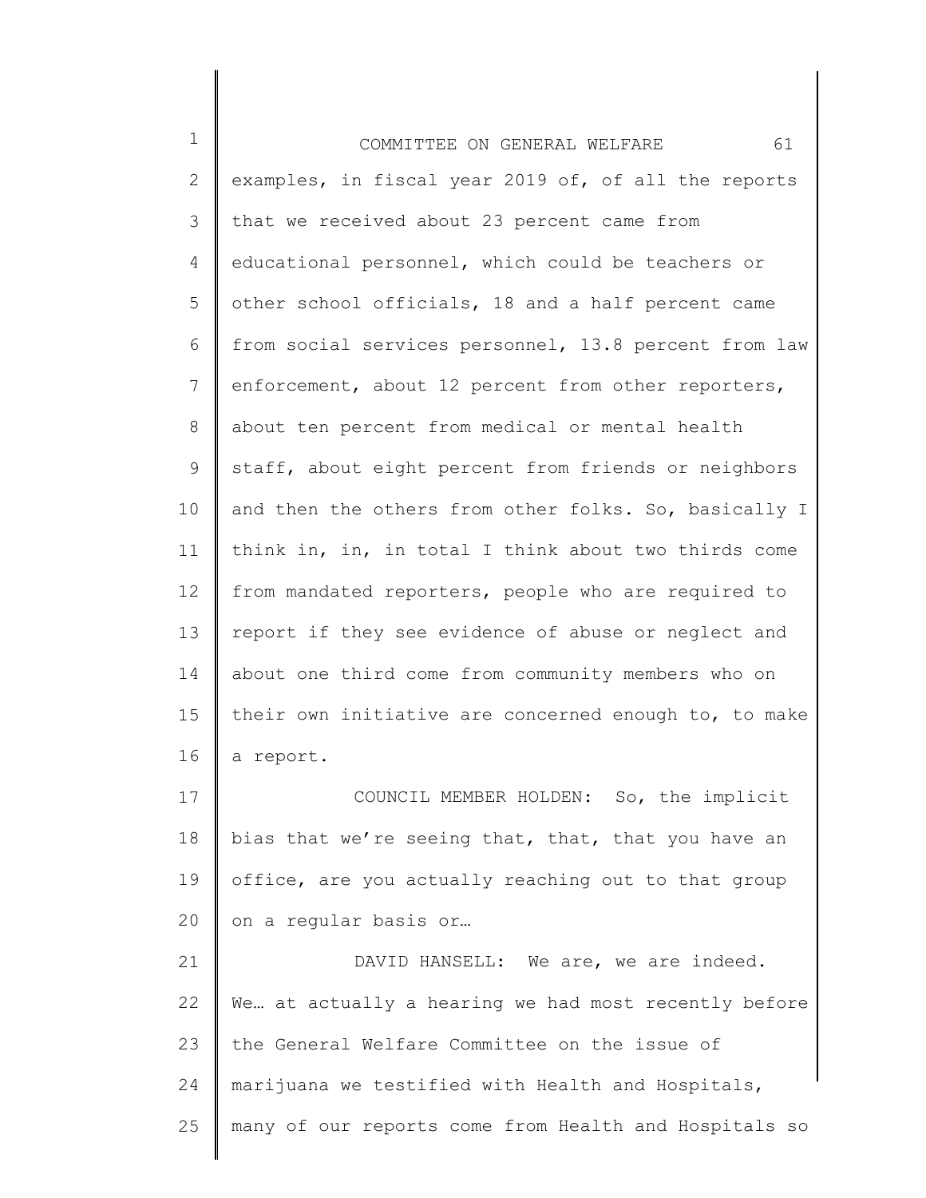examples, in fiscal year 2019 of, of all the reports that we received about 23 percent came from educational personnel, which could be teachers or other school officials, 18 and a half percent came from social services personnel, 13.8 percent from law enforcement, about 12 percent from other reporters, about ten percent from medical or mental health staff, about eight percent from friends or neighbors and then the others from other folks. So, basically I think in, in, in total I think about two thirds come from mandated reporters, people who are required to report if they see evidence of abuse or neglect and about one third come from community members who on their own initiative are concerned enough to, to make a report.

COUNCIL MEMBER HOLDEN: So, the implicit bias that we're seeing that, that, that you have an office, are you actually reaching out to that group on a regular basis or…

DAVID HANSELL: We are, we are indeed. We… at actually a hearing we had most recently before the General Welfare Committee on the issue of marijuana we testified with Health and Hospitals, many of our reports come from Health and Hospitals so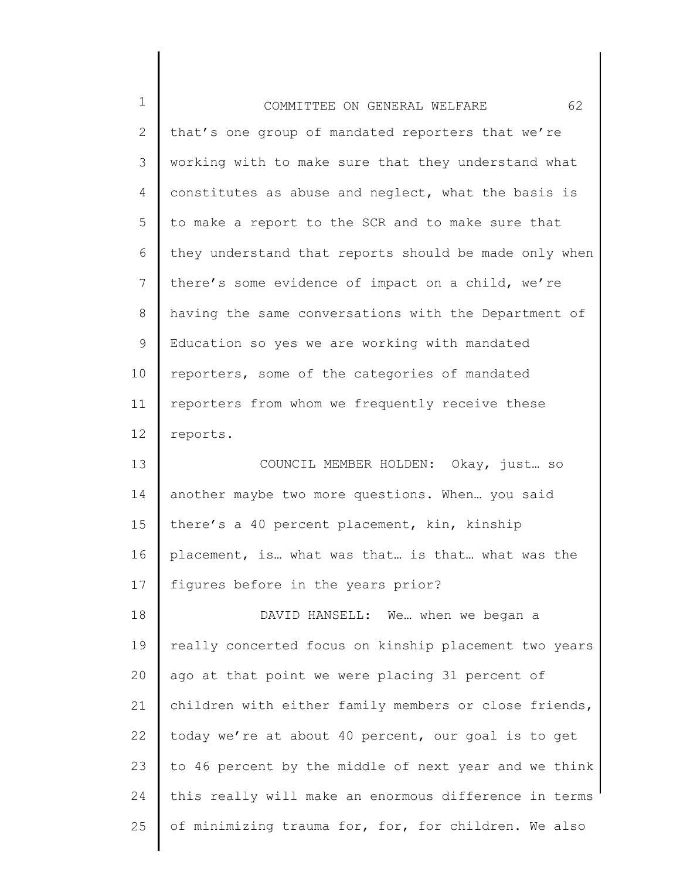that's one group of mandated reporters that we're working with to make sure that they understand what constitutes as abuse and neglect, what the basis is to make a report to the SCR and to make sure that they understand that reports should be made only when there's some evidence of impact on a child, we're having the same conversations with the Department of Education so yes we are working with mandated reporters, some of the categories of mandated reporters from whom we frequently receive these reports.

COUNCIL MEMBER HOLDEN: Okay, just… so another maybe two more questions. When… you said there's a 40 percent placement, kin, kinship placement, is… what was that… is that… what was the figures before in the years prior?

DAVID HANSELL: We… when we began a really concerted focus on kinship placement two years ago at that point we were placing 31 percent of children with either family members or close friends, today we're at about 40 percent, our goal is to get to 46 percent by the middle of next year and we think this really will make an enormous difference in terms of minimizing trauma for, for, for children. We also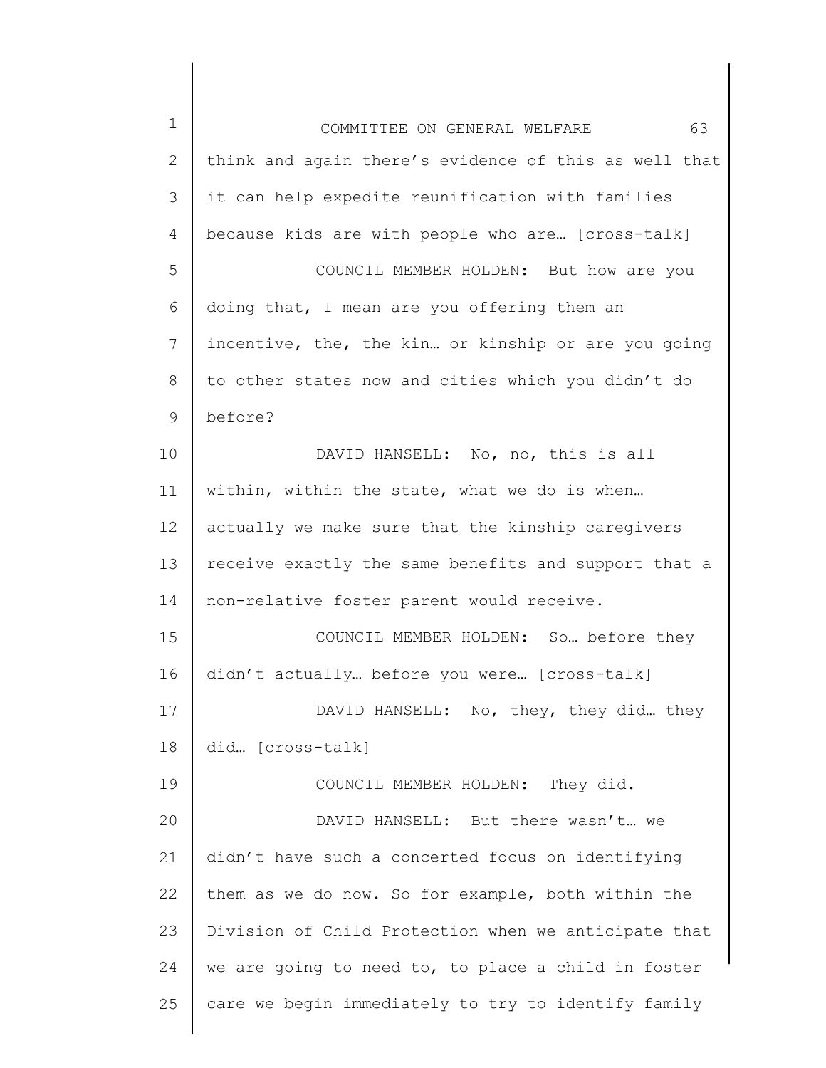think and again there's evidence of this as well that it can help expedite reunification with families because kids are with people who are… [cross-talk]

COUNCIL MEMBER HOLDEN: But how are you doing that, I mean are you offering them an incentive, the, the kin… or kinship or are you going to other states now and cities which you didn't do before?

DAVID HANSELL: No, no, this is all within, within the state, what we do is when… actually we make sure that the kinship caregivers receive exactly the same benefits and support that a non-relative foster parent would receive.

COUNCIL MEMBER HOLDEN: So… before they didn't actually… before you were… [cross-talk]

DAVID HANSELL: No, they, they did… they did… [cross-talk]

COUNCIL MEMBER HOLDEN: They did.

DAVID HANSELL: But there wasn't… we didn't have such a concerted focus on identifying them as we do now. So for example, both within the Division of Child Protection when we anticipate that we are going to need to, to place a child in foster care we begin immediately to try to identify family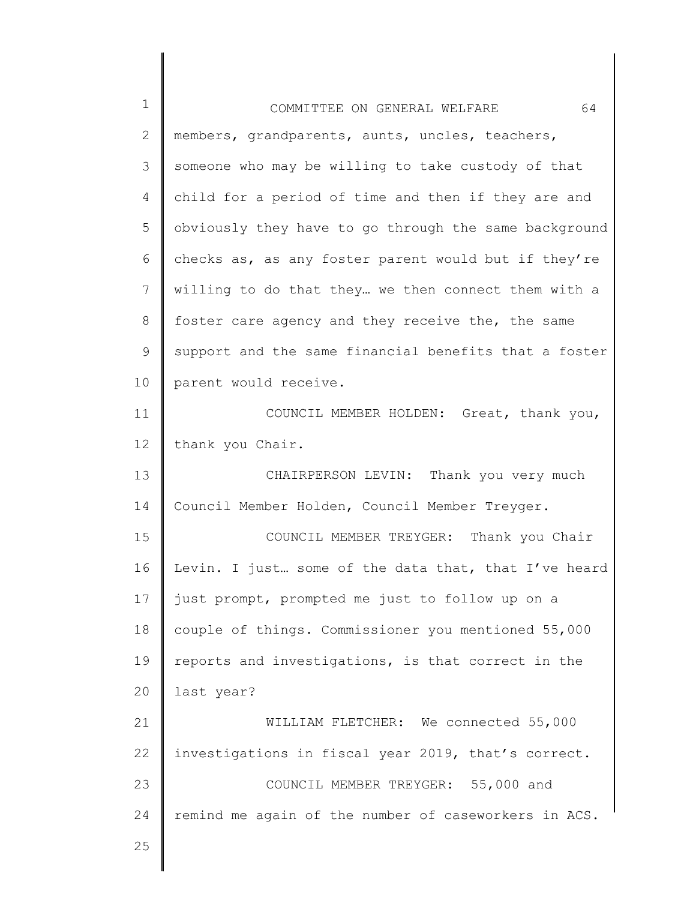members, grandparents, aunts, uncles, teachers, someone who may be willing to take custody of that child for a period of time and then if they are and obviously they have to go through the same background checks as, as any foster parent would but if they're willing to do that they… we then connect them with a foster care agency and they receive the, the same support and the same financial benefits that a foster parent would receive.

COUNCIL MEMBER HOLDEN: Great, thank you, thank you Chair.

CHAIRPERSON LEVIN: Thank you very much Council Member Holden, Council Member Treyger.

COUNCIL MEMBER TREYGER: Thank you Chair Levin. I just… some of the data that, that I've heard just prompt, prompted me just to follow up on a couple of things. Commissioner you mentioned 55,000 reports and investigations, is that correct in the last year?

WILLIAM FLETCHER: We connected 55,000 investigations in fiscal year 2019, that's correct.

COUNCIL MEMBER TREYGER: 55,000 and remind me again of the number of caseworkers in ACS.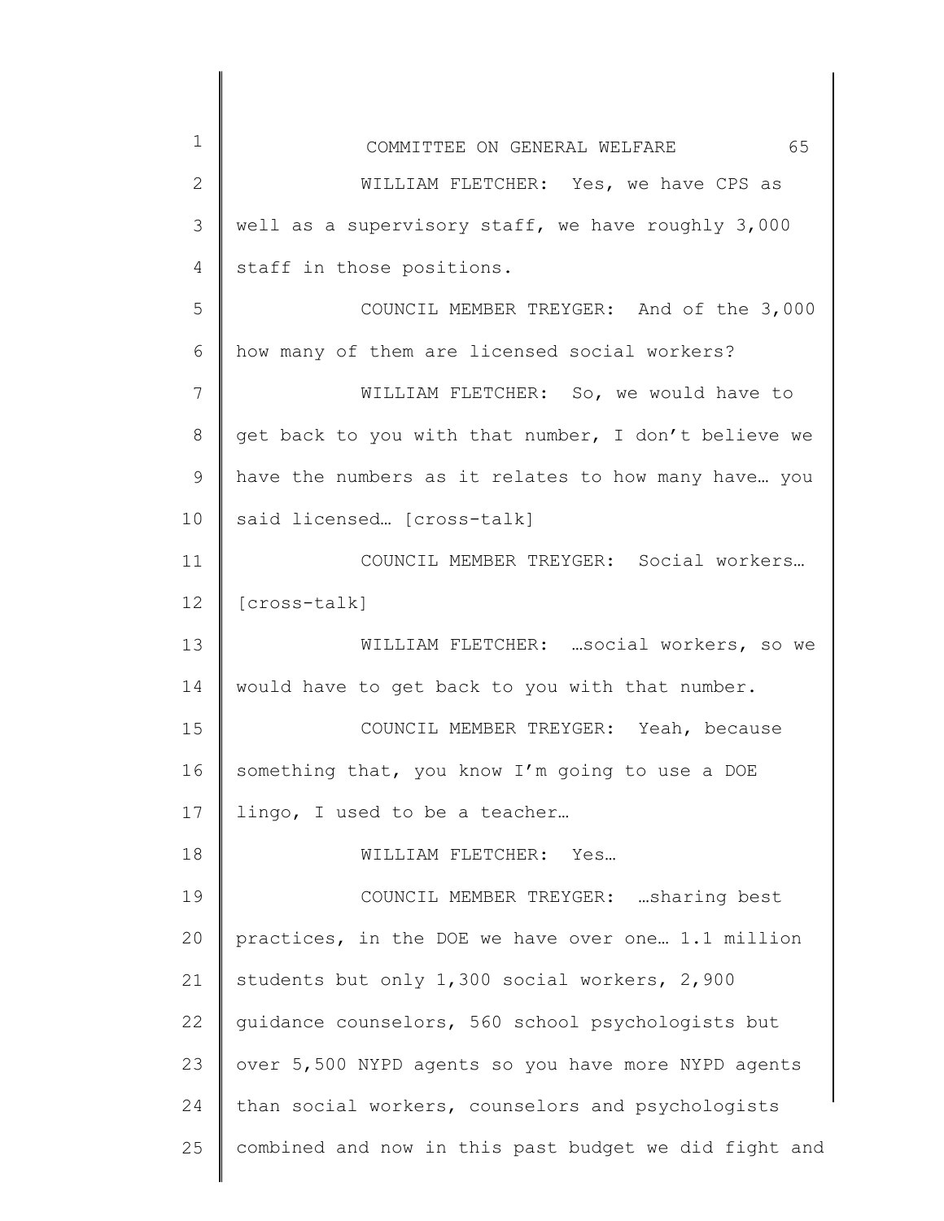WILLIAM FLETCHER: Yes, we have CPS as well as a supervisory staff, we have roughly 3,000 staff in those positions.

COUNCIL MEMBER TREYGER: And of the 3,000 how many of them are licensed social workers?

WILLIAM FLETCHER: So, we would have to get back to you with that number, I don't believe we have the numbers as it relates to how many have… you said licensed… [cross-talk]

COUNCIL MEMBER TREYGER: Social workers… [cross-talk]

WILLIAM FLETCHER: …social workers, so we would have to get back to you with that number.

COUNCIL MEMBER TREYGER: Yeah, because something that, you know I'm going to use a DOE lingo, I used to be a teacher…

WILLIAM FLETCHER: Yes…

COUNCIL MEMBER TREYGER: …sharing best practices, in the DOE we have over one… 1.1 million students but only 1,300 social workers, 2,900 guidance counselors, 560 school psychologists but over 5,500 NYPD agents so you have more NYPD agents than social workers, counselors and psychologists combined and now in this past budget we did fight and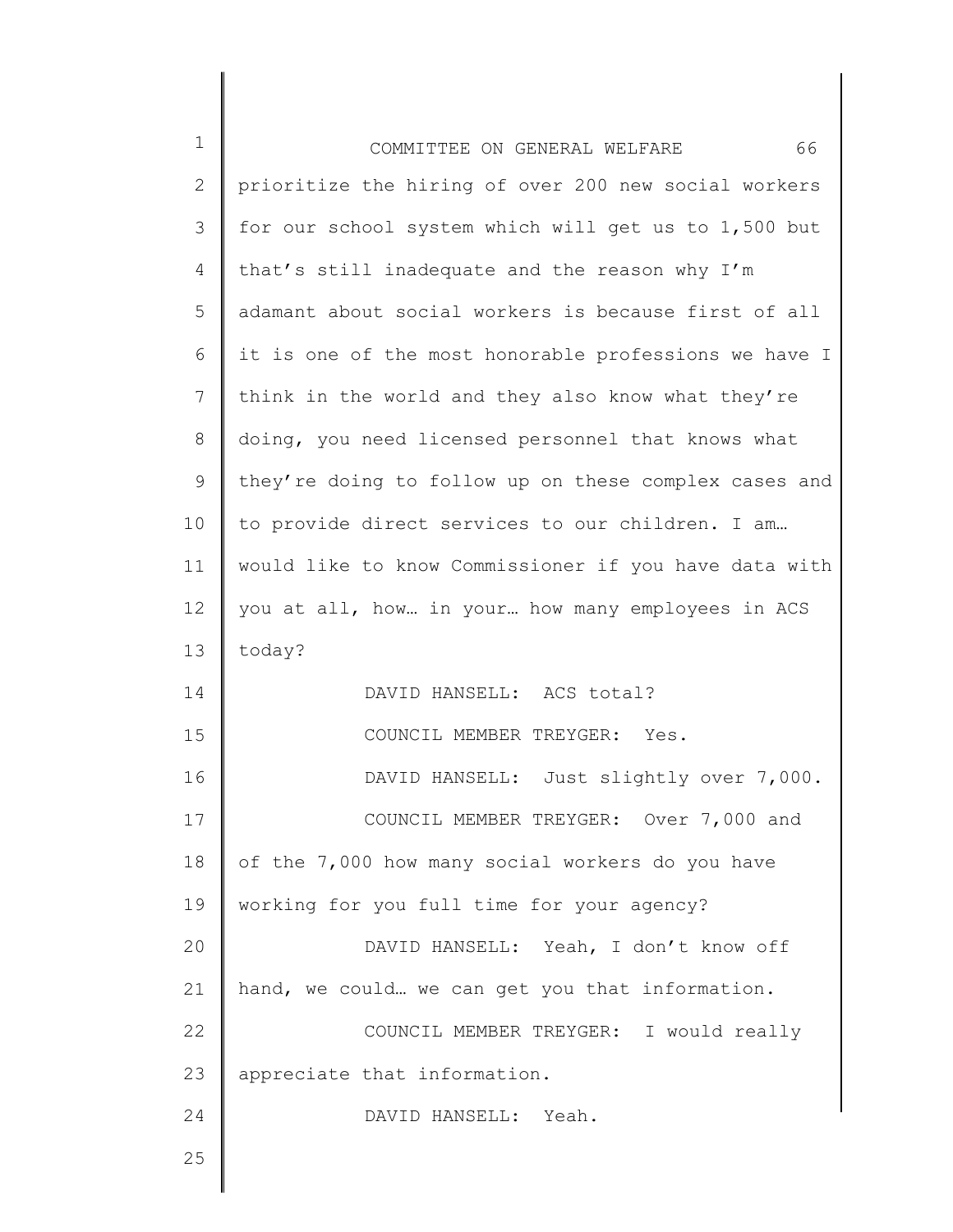prioritize the hiring of over 200 new social workers for our school system which will get us to 1,500 but that's still inadequate and the reason why I'm adamant about social workers is because first of all it is one of the most honorable professions we have I think in the world and they also know what they're doing, you need licensed personnel that knows what they're doing to follow up on these complex cases and to provide direct services to our children. I am… would like to know Commissioner if you have data with you at all, how… in your… how many employees in ACS today?

DAVID HANSELL: ACS total?

COUNCIL MEMBER TREYGER: Yes.

DAVID HANSELL: Just slightly over 7,000.

COUNCIL MEMBER TREYGER: Over 7,000 and of the 7,000 how many social workers do you have working for you full time for your agency?

DAVID HANSELL: Yeah, I don't know off hand, we could… we can get you that information.

COUNCIL MEMBER TREYGER: I would really appreciate that information.

DAVID HANSELL: Yeah.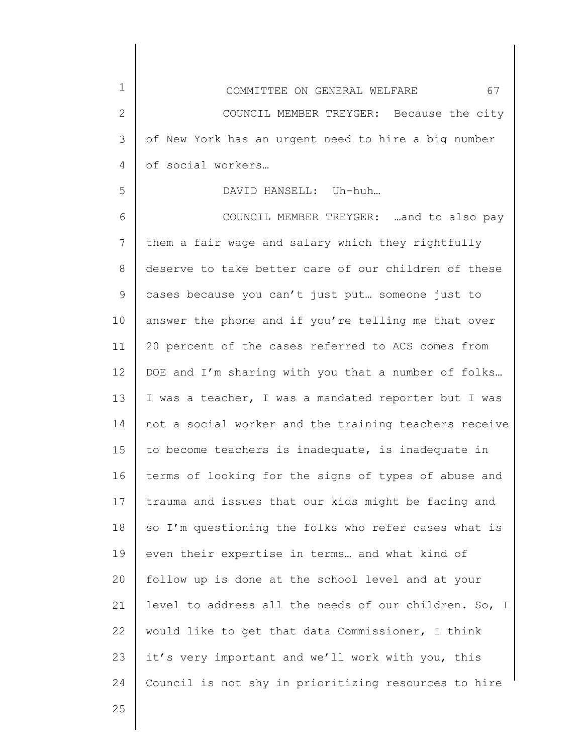COUNCIL MEMBER TREYGER: Because the city of New York has an urgent need to hire a big number of social workers…

DAVID HANSELL: Uh-huh…

COUNCIL MEMBER TREYGER: …and to also pay them a fair wage and salary which they rightfully deserve to take better care of our children of these cases because you can't just put… someone just to answer the phone and if you're telling me that over 20 percent of the cases referred to ACS comes from DOE and I'm sharing with you that a number of folks… I was a teacher, I was a mandated reporter but I was not a social worker and the training teachers receive to become teachers is inadequate, is inadequate in terms of looking for the signs of types of abuse and trauma and issues that our kids might be facing and so I'm questioning the folks who refer cases what is even their expertise in terms… and what kind of follow up is done at the school level and at your level to address all the needs of our children. So, I would like to get that data Commissioner, I think it's very important and we'll work with you, this Council is not shy in prioritizing resources to hire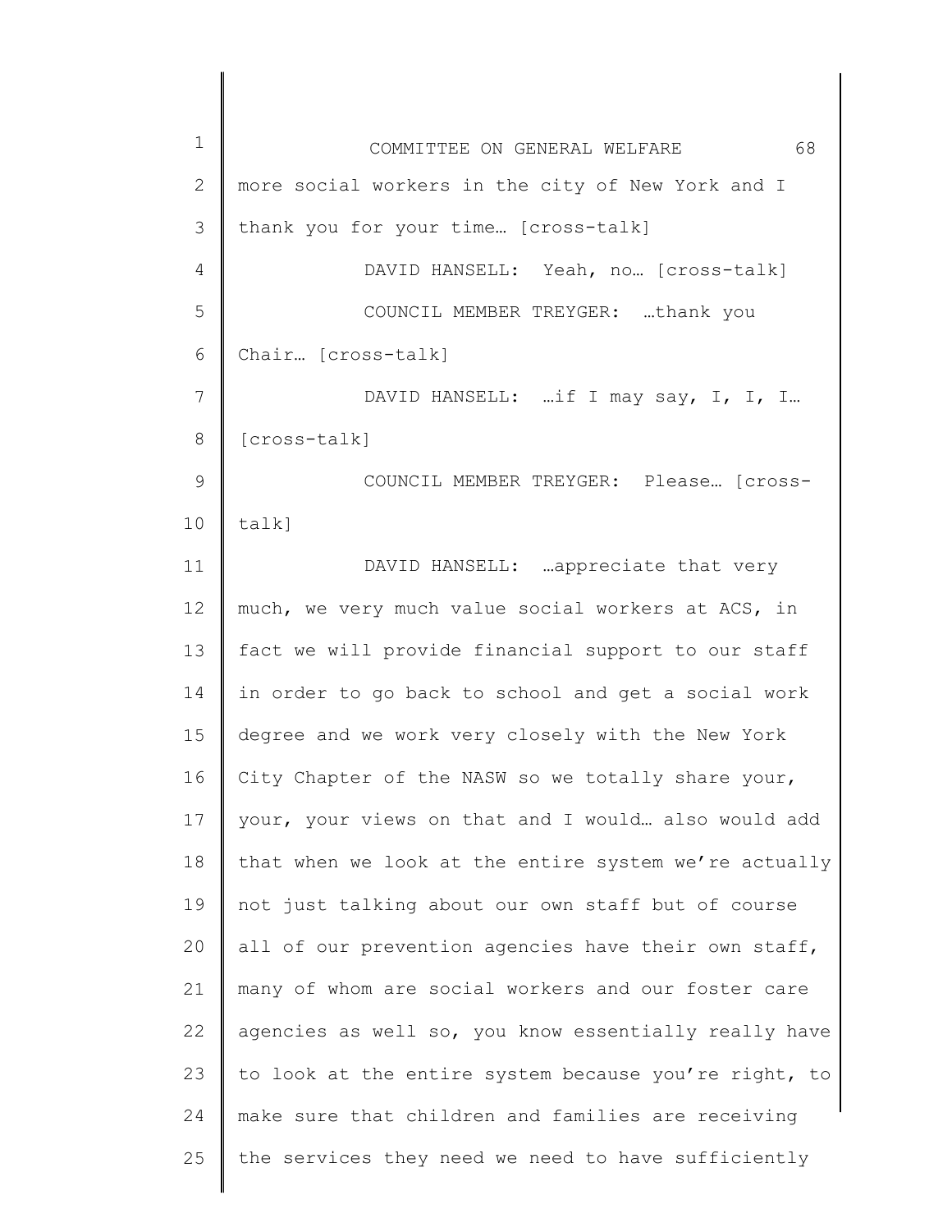more social workers in the city of New York and I thank you for your time… [cross-talk]

DAVID HANSELL: Yeah, no… [cross-talk]

COUNCIL MEMBER TREYGER: …thank you Chair… [cross-talk]

DAVID HANSELL: …if I may say, I, I, I… [cross-talk]

COUNCIL MEMBER TREYGER: Please… [cross-talk]

DAVID HANSELL: …appreciate that very much, we very much value social workers at ACS, in fact we will provide financial support to our staff in order to go back to school and get a social work degree and we work very closely with the New York City Chapter of the NASW so we totally share your, your, your views on that and I would… also would add that when we look at the entire system we're actually not just talking about our own staff but of course all of our prevention agencies have their own staff, many of whom are social workers and our foster care agencies as well so, you know essentially really have to look at the entire system because you're right, to make sure that children and families are receiving the services they need we need to have sufficiently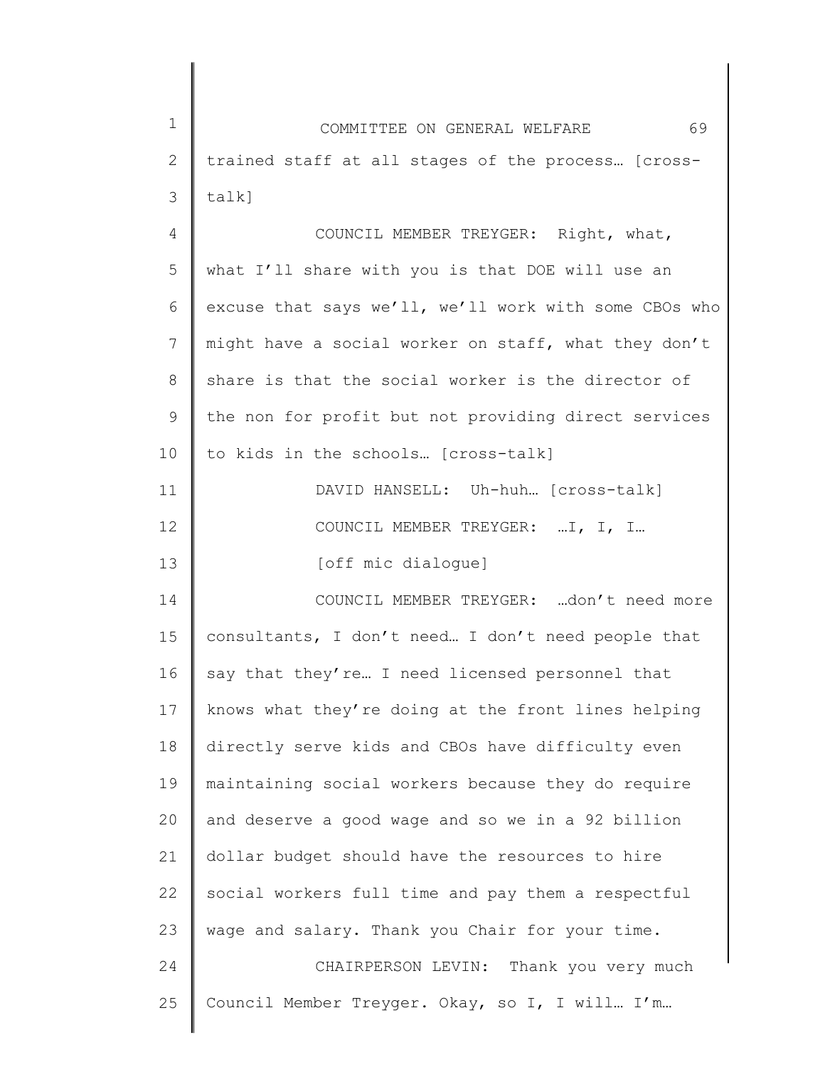trained staff at all stages of the process… [cross-talk]

COUNCIL MEMBER TREYGER: Right, what, what I'll share with you is that DOE will use an excuse that says we'll, we'll work with some CBOs who might have a social worker on staff, what they don't share is that the social worker is the director of the non for profit but not providing direct services to kids in the schools… [cross-talk]

DAVID HANSELL: Uh-huh… [cross-talk]

COUNCIL MEMBER TREYGER: …I, I, I…

[off mic dialogue]

COUNCIL MEMBER TREYGER: …don't need more consultants, I don't need… I don't need people that say that they're… I need licensed personnel that knows what they're doing at the front lines helping directly serve kids and CBOs have difficulty even maintaining social workers because they do require and deserve a good wage and so we in a 92 billion dollar budget should have the resources to hire social workers full time and pay them a respectful wage and salary. Thank you Chair for your time.

CHAIRPERSON LEVIN: Thank you very much Council Member Treyger. Okay, so I, I will… I'm…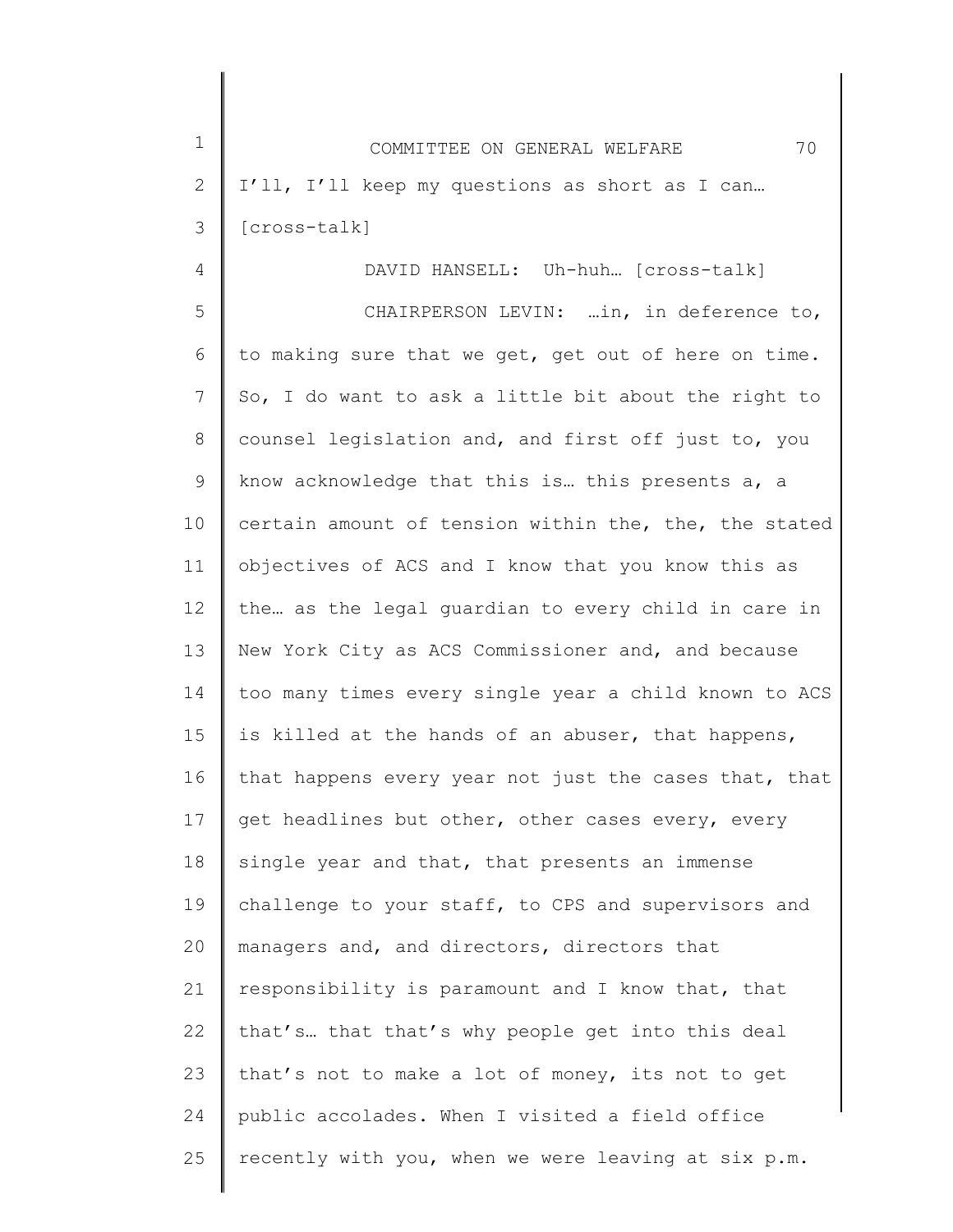I'll, I'll keep my questions as short as I can… [cross-talk]

DAVID HANSELL: Uh-huh… [cross-talk]

CHAIRPERSON LEVIN: …in, in deference to, to making sure that we get, get out of here on time. So, I do want to ask a little bit about the right to counsel legislation and, and first off just to, you know acknowledge that this is… this presents a, a certain amount of tension within the, the, the stated objectives of ACS and I know that you know this as the… as the legal guardian to every child in care in New York City as ACS Commissioner and, and because too many times every single year a child known to ACS is killed at the hands of an abuser, that happens, that happens every year not just the cases that, that get headlines but other, other cases every, every single year and that, that presents an immense challenge to your staff, to CPS and supervisors and managers and, and directors, directors that responsibility is paramount and I know that, that that's… that that's why people get into this deal that's not to make a lot of money, its not to get public accolades. When I visited a field office recently with you, when we were leaving at six p.m.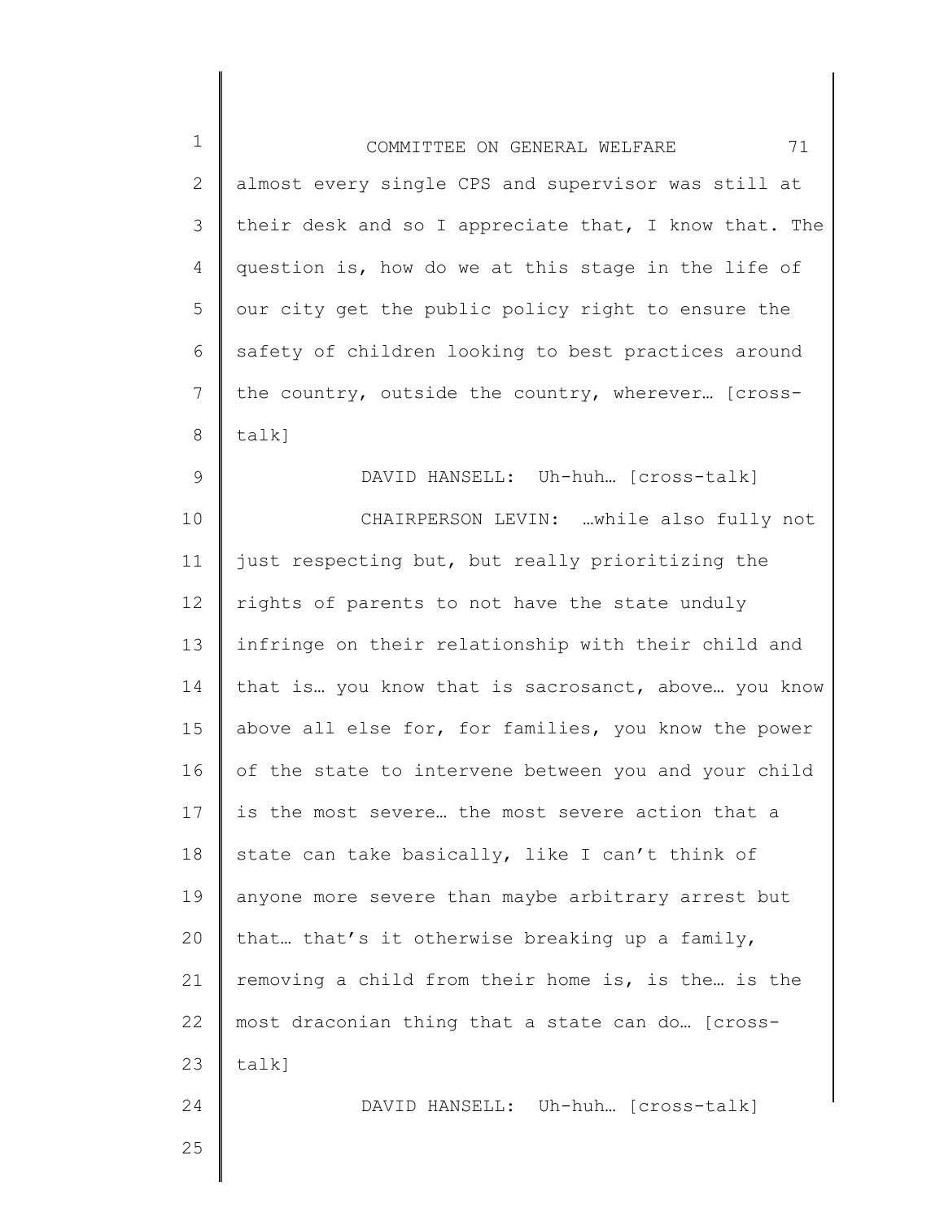almost every single CPS and supervisor was still at their desk and so I appreciate that, I know that. The question is, how do we at this stage in the life of our city get the public policy right to ensure the safety of children looking to best practices around the country, outside the country, wherever… [cross-talk]

DAVID HANSELL: Uh-huh… [cross-talk]

CHAIRPERSON LEVIN: …while also fully not just respecting but, but really prioritizing the rights of parents to not have the state unduly infringe on their relationship with their child and that is… you know that is sacrosanct, above… you know above all else for, for families, you know the power of the state to intervene between you and your child is the most severe… the most severe action that a state can take basically, like I can't think of anyone more severe than maybe arbitrary arrest but that… that's it otherwise breaking up a family, removing a child from their home is, is the… is the most draconian thing that a state can do… [cross-talk]

DAVID HANSELL: Uh-huh… [cross-talk]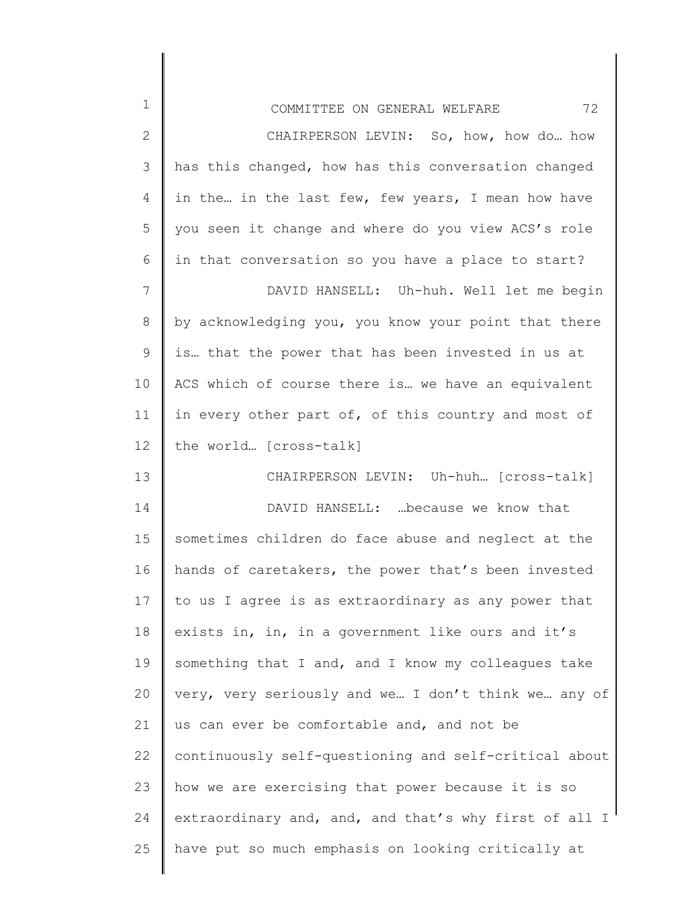CHAIRPERSON LEVIN: So, how, how do… how has this changed, how has this conversation changed in the… in the last few, few years, I mean how have you seen it change and where do you view ACS's role in that conversation so you have a place to start?

DAVID HANSELL: Uh-huh. Well let me begin by acknowledging you, you know your point that there is… that the power that has been invested in us at ACS which of course there is… we have an equivalent in every other part of, of this country and most of the world… [cross-talk]

CHAIRPERSON LEVIN: Uh-huh… [cross-talk]

DAVID HANSELL: …because we know that sometimes children do face abuse and neglect at the hands of caretakers, the power that's been invested to us I agree is as extraordinary as any power that exists in, in, in a government like ours and it's something that I and, and I know my colleagues take very, very seriously and we… I don't think we… any of us can ever be comfortable and, and not be continuously self-questioning and self-critical about how we are exercising that power because it is so extraordinary and, and, and that's why first of all I have put so much emphasis on looking critically at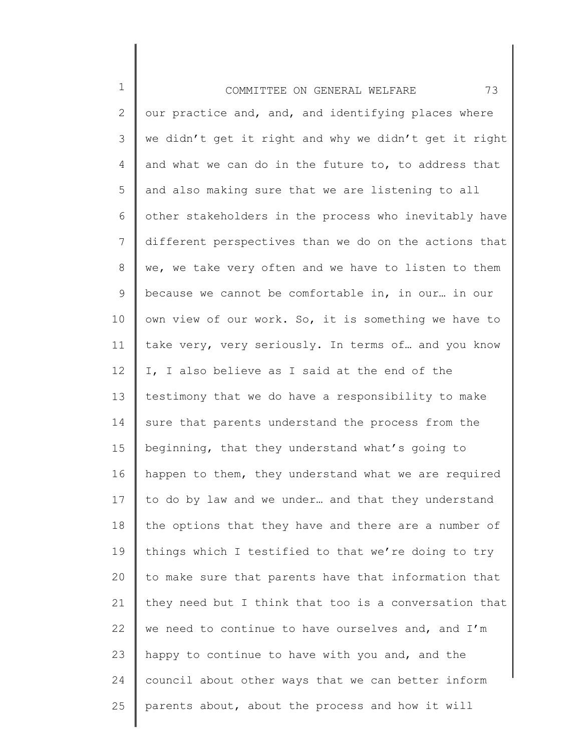our practice and, and, and identifying places where we didn't get it right and why we didn't get it right and what we can do in the future to, to address that and also making sure that we are listening to all other stakeholders in the process who inevitably have different perspectives than we do on the actions that we, we take very often and we have to listen to them because we cannot be comfortable in, in our… in our own view of our work. So, it is something we have to take very, very seriously. In terms of… and you know I, I also believe as I said at the end of the testimony that we do have a responsibility to make sure that parents understand the process from the beginning, that they understand what's going to happen to them, they understand what we are required to do by law and we under… and that they understand the options that they have and there are a number of things which I testified to that we're doing to try to make sure that parents have that information that they need but I think that too is a conversation that we need to continue to have ourselves and, and I'm happy to continue to have with you and, and the council about other ways that we can better inform parents about, about the process and how it will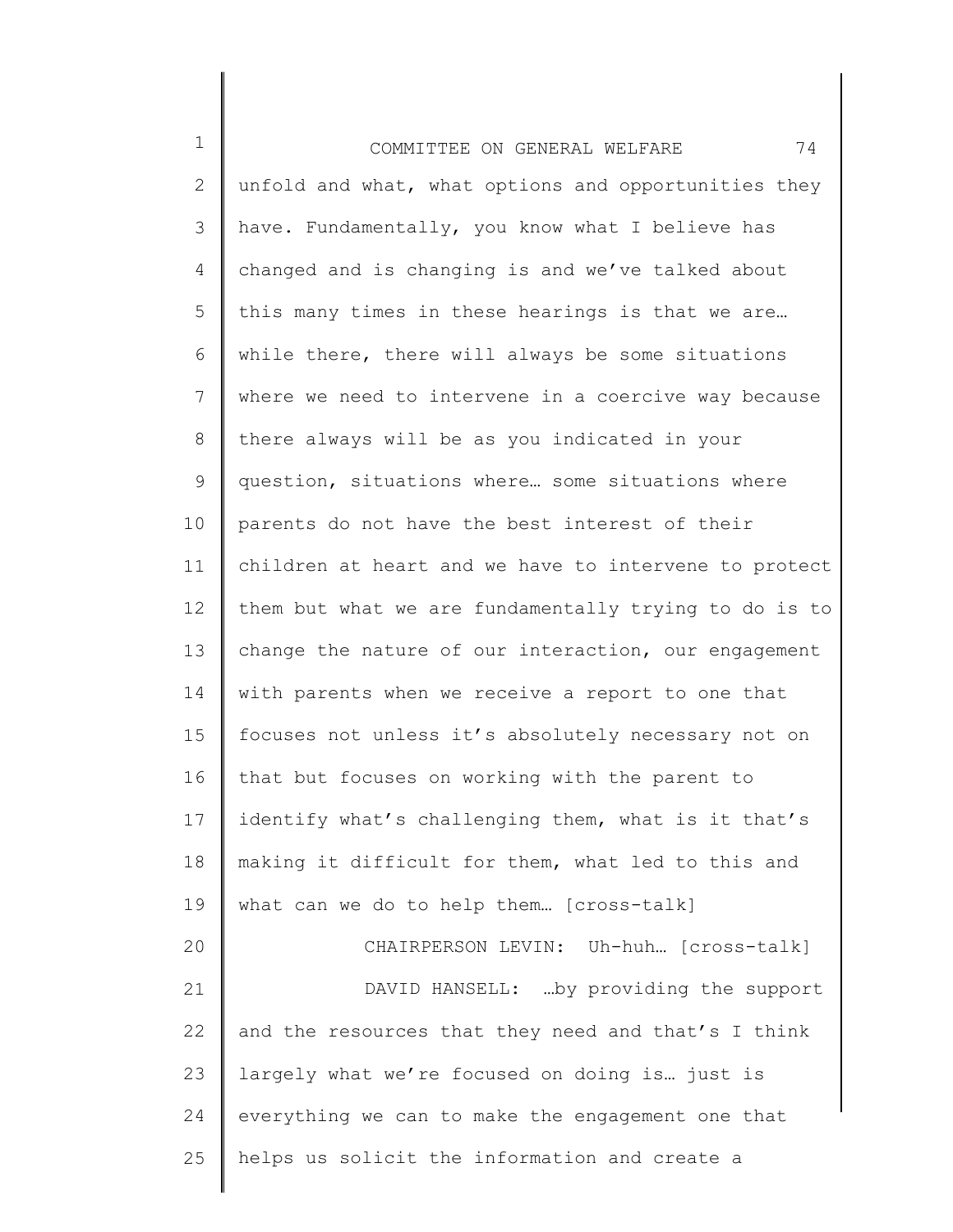unfold and what, what options and opportunities they have. Fundamentally, you know what I believe has changed and is changing is and we've talked about this many times in these hearings is that we are… while there, there will always be some situations where we need to intervene in a coercive way because there always will be as you indicated in your question, situations where… some situations where parents do not have the best interest of their children at heart and we have to intervene to protect them but what we are fundamentally trying to do is to change the nature of our interaction, our engagement with parents when we receive a report to one that focuses not unless it's absolutely necessary not on that but focuses on working with the parent to identify what's challenging them, what is it that's making it difficult for them, what led to this and what can we do to help them… [cross-talk]

CHAIRPERSON LEVIN: Uh-huh… [cross-talk]

DAVID HANSELL: …by providing the support and the resources that they need and that's I think largely what we're focused on doing is… just is everything we can to make the engagement one that helps us solicit the information and create a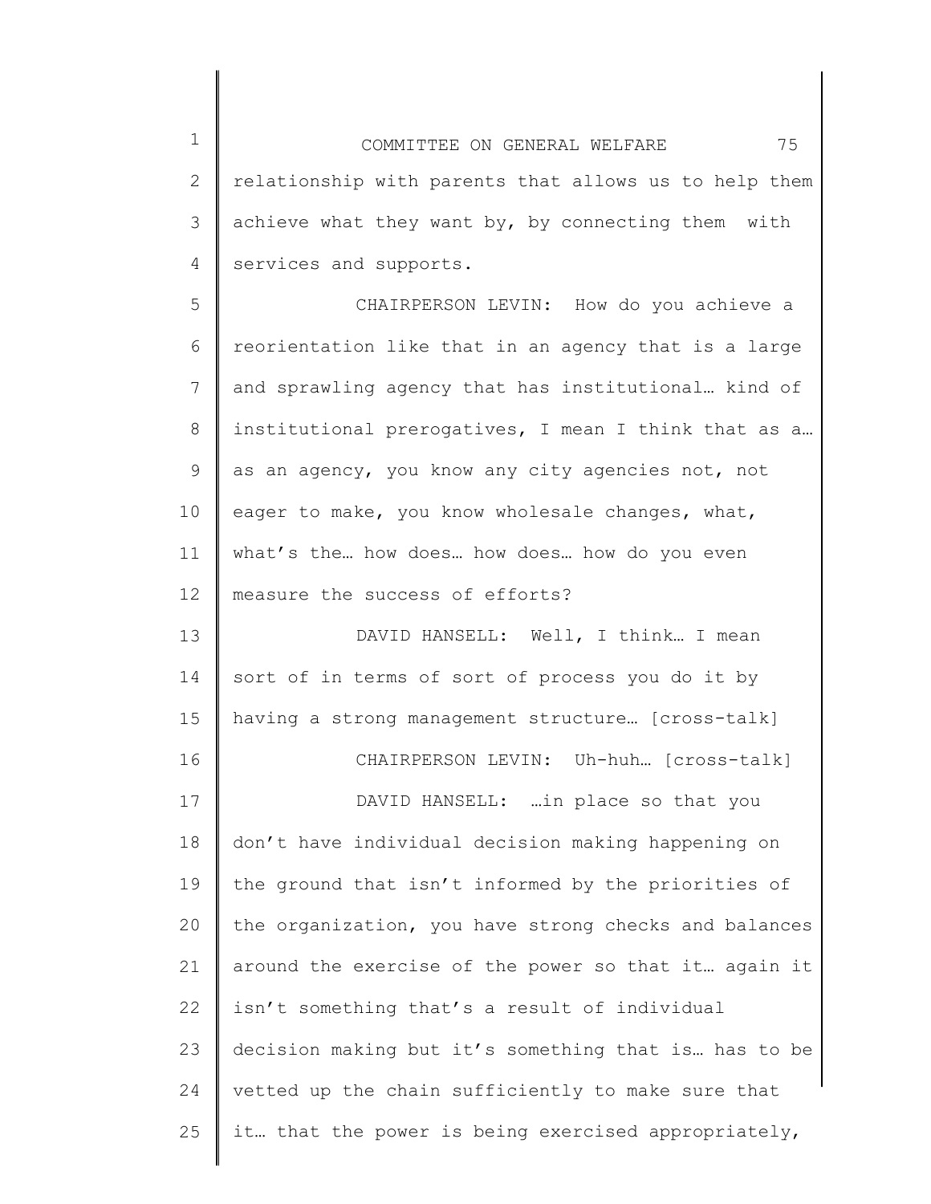relationship with parents that allows us to help them achieve what they want by, by connecting them with services and supports.

CHAIRPERSON LEVIN: How do you achieve a reorientation like that in an agency that is a large and sprawling agency that has institutional… kind of institutional prerogatives, I mean I think that as a… as an agency, you know any city agencies not, not eager to make, you know wholesale changes, what, what's the… how does… how does… how do you even measure the success of efforts?

DAVID HANSELL: Well, I think… I mean sort of in terms of sort of process you do it by having a strong management structure… [cross-talk]

CHAIRPERSON LEVIN: Uh-huh… [cross-talk]

DAVID HANSELL: …in place so that you don't have individual decision making happening on the ground that isn't informed by the priorities of the organization, you have strong checks and balances around the exercise of the power so that it… again it isn't something that's a result of individual decision making but it's something that is… has to be vetted up the chain sufficiently to make sure that it… that the power is being exercised appropriately,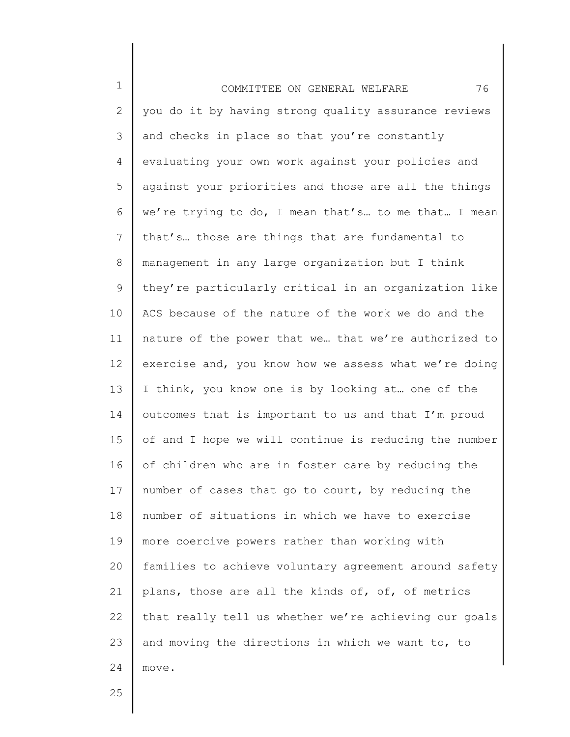you do it by having strong quality assurance reviews and checks in place so that you're constantly evaluating your own work against your policies and against your priorities and those are all the things we're trying to do, I mean that's… to me that… I mean that's… those are things that are fundamental to management in any large organization but I think they're particularly critical in an organization like ACS because of the nature of the work we do and the nature of the power that we… that we're authorized to exercise and, you know how we assess what we're doing I think, you know one is by looking at… one of the outcomes that is important to us and that I'm proud of and I hope we will continue is reducing the number of children who are in foster care by reducing the number of cases that go to court, by reducing the number of situations in which we have to exercise more coercive powers rather than working with families to achieve voluntary agreement around safety plans, those are all the kinds of, of, of metrics that really tell us whether we're achieving our goals and moving the directions in which we want to, to move.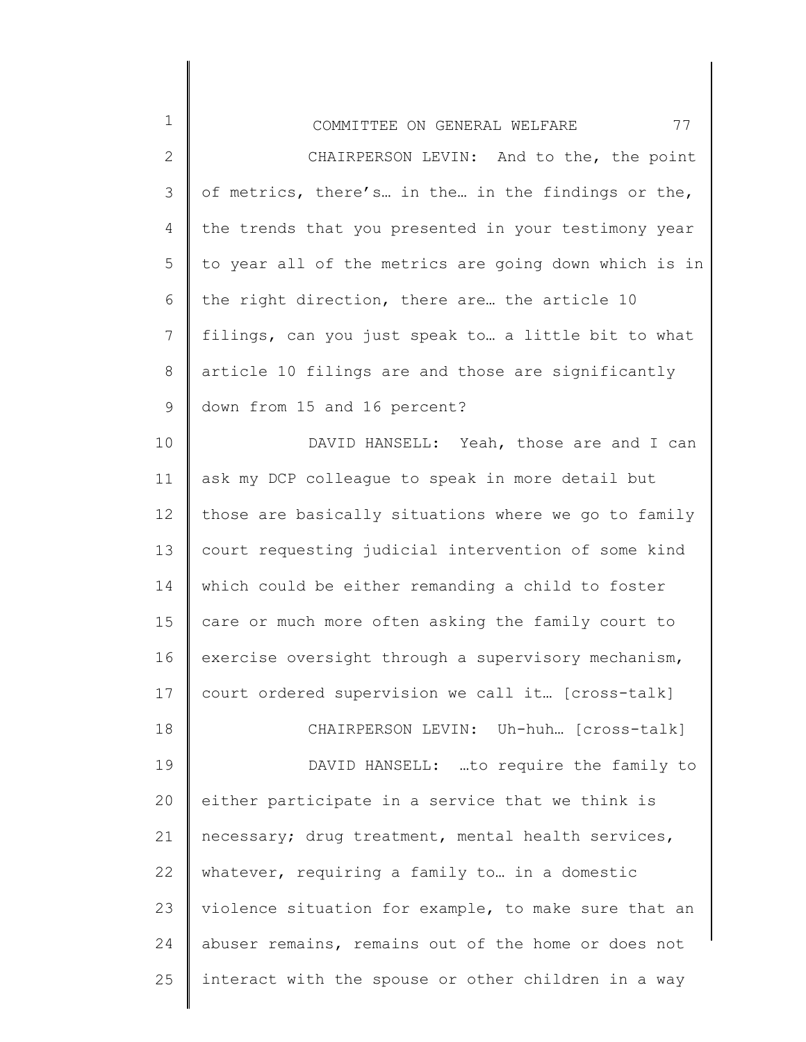CHAIRPERSON LEVIN: And to the, the point of metrics, there's… in the… in the findings or the, the trends that you presented in your testimony year to year all of the metrics are going down which is in the right direction, there are… the article 10 filings, can you just speak to… a little bit to what article 10 filings are and those are significantly down from 15 and 16 percent?

DAVID HANSELL: Yeah, those are and I can ask my DCP colleague to speak in more detail but those are basically situations where we go to family court requesting judicial intervention of some kind which could be either remanding a child to foster care or much more often asking the family court to exercise oversight through a supervisory mechanism, court ordered supervision we call it… [cross-talk]

CHAIRPERSON LEVIN: Uh-huh… [cross-talk]

DAVID HANSELL: …to require the family to either participate in a service that we think is necessary; drug treatment, mental health services, whatever, requiring a family to… in a domestic violence situation for example, to make sure that an abuser remains, remains out of the home or does not interact with the spouse or other children in a way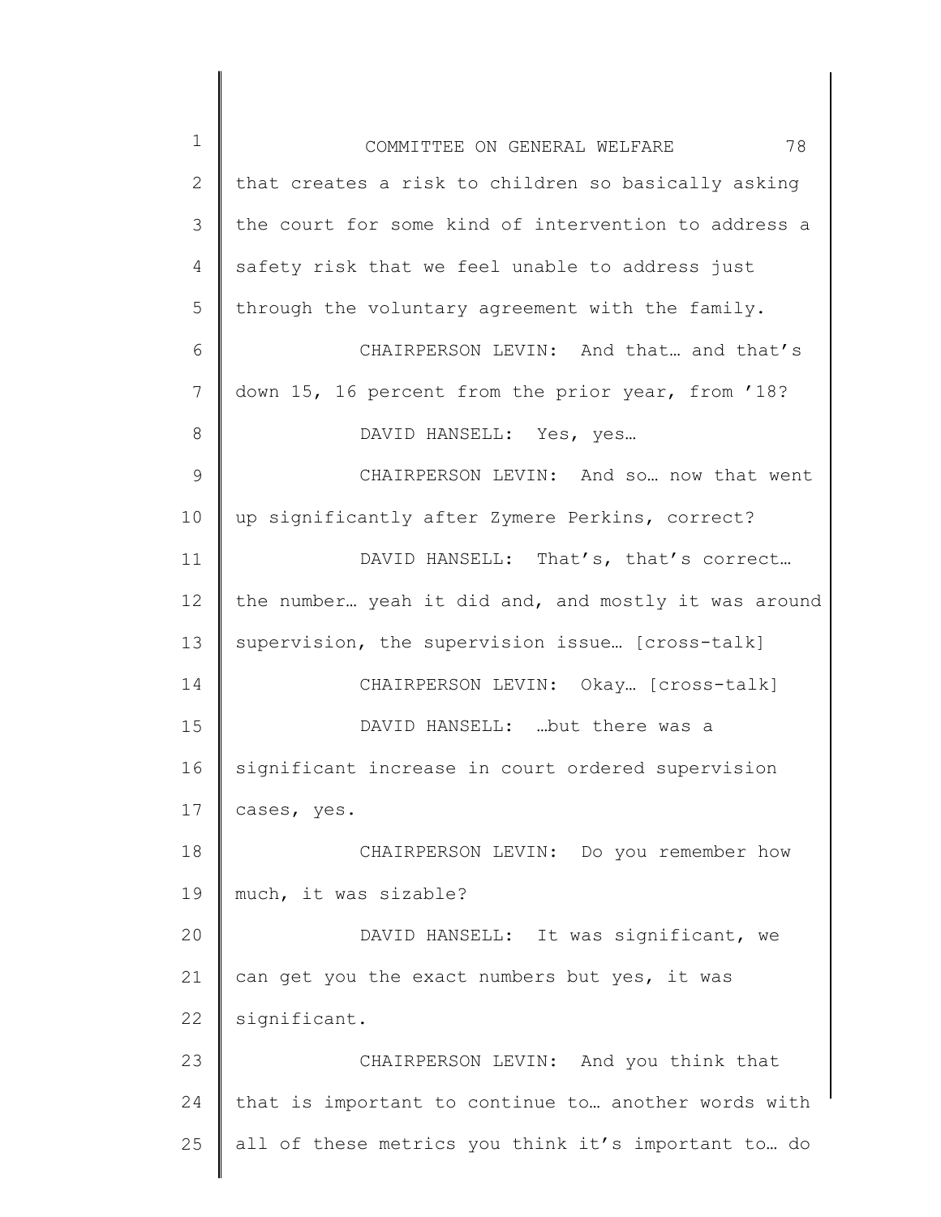that creates a risk to children so basically asking the court for some kind of intervention to address a safety risk that we feel unable to address just through the voluntary agreement with the family.

CHAIRPERSON LEVIN: And that… and that's down 15, 16 percent from the prior year, from '18?

DAVID HANSELL: Yes, yes…

CHAIRPERSON LEVIN: And so… now that went up significantly after Zymere Perkins, correct?

DAVID HANSELL: That's, that's correct… the number… yeah it did and, and mostly it was around supervision, the supervision issue… [cross-talk]

CHAIRPERSON LEVIN: Okay… [cross-talk]

DAVID HANSELL: …but there was a significant increase in court ordered supervision cases, yes.

CHAIRPERSON LEVIN: Do you remember how much, it was sizable?

DAVID HANSELL: It was significant, we can get you the exact numbers but yes, it was significant.

CHAIRPERSON LEVIN: And you think that that is important to continue to… another words with all of these metrics you think it's important to… do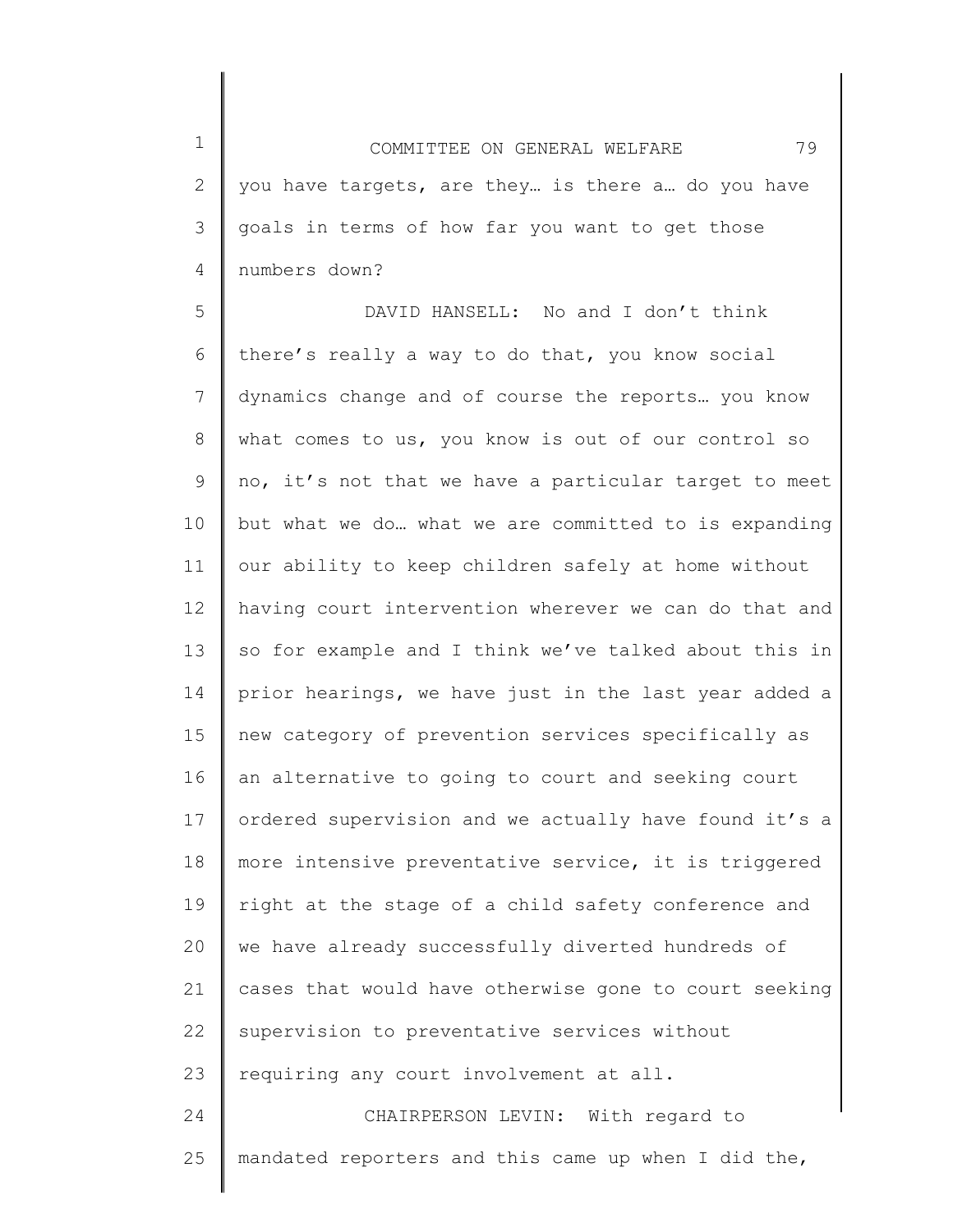you have targets, are they… is there a… do you have goals in terms of how far you want to get those numbers down?

DAVID HANSELL: No and I don't think there's really a way to do that, you know social dynamics change and of course the reports… you know what comes to us, you know is out of our control so no, it's not that we have a particular target to meet but what we do… what we are committed to is expanding our ability to keep children safely at home without having court intervention wherever we can do that and so for example and I think we've talked about this in prior hearings, we have just in the last year added a new category of prevention services specifically as an alternative to going to court and seeking court ordered supervision and we actually have found it's a more intensive preventative service, it is triggered right at the stage of a child safety conference and we have already successfully diverted hundreds of cases that would have otherwise gone to court seeking supervision to preventative services without requiring any court involvement at all.

CHAIRPERSON LEVIN: With regard to mandated reporters and this came up when I did the,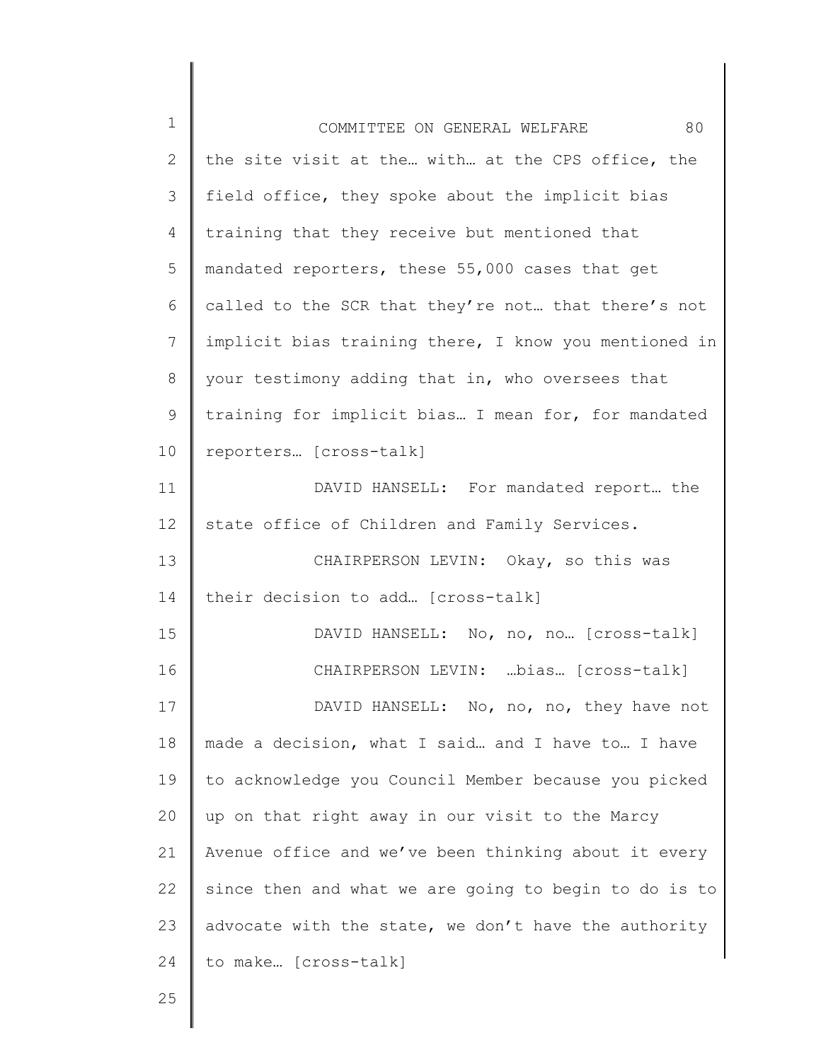the site visit at the… with… at the CPS office, the field office, they spoke about the implicit bias training that they receive but mentioned that mandated reporters, these 55,000 cases that get called to the SCR that they're not… that there's not implicit bias training there, I know you mentioned in your testimony adding that in, who oversees that training for implicit bias… I mean for, for mandated reporters… [cross-talk]

DAVID HANSELL: For mandated report… the state office of Children and Family Services.

CHAIRPERSON LEVIN: Okay, so this was their decision to add… [cross-talk]

DAVID HANSELL: No, no, no… [cross-talk]

CHAIRPERSON LEVIN: …bias… [cross-talk]

DAVID HANSELL: No, no, no, they have not made a decision, what I said… and I have to… I have to acknowledge you Council Member because you picked up on that right away in our visit to the Marcy Avenue office and we've been thinking about it every since then and what we are going to begin to do is to advocate with the state, we don't have the authority to make… [cross-talk]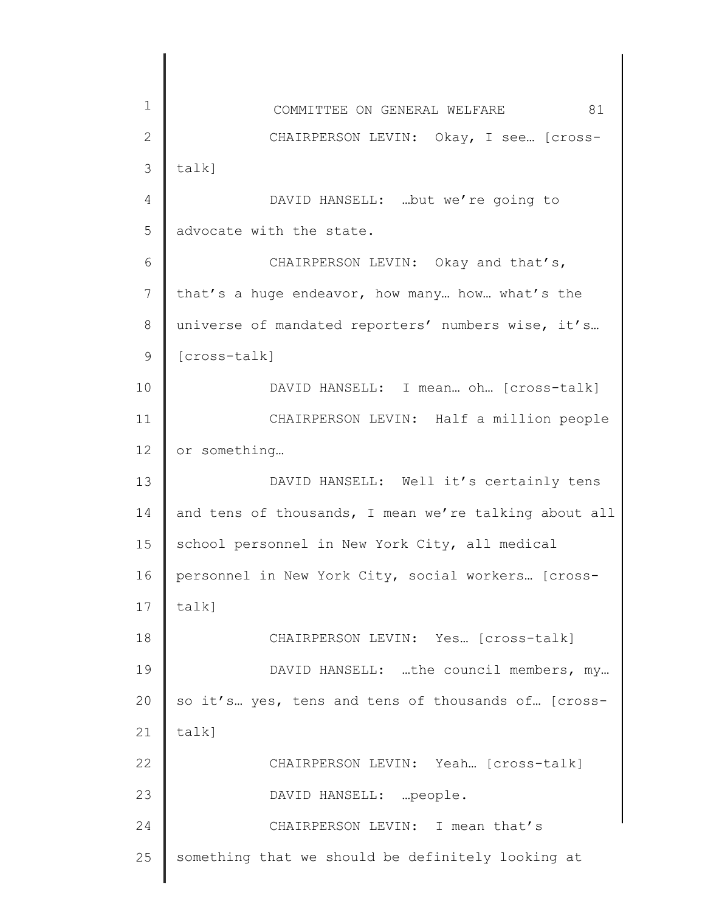CHAIRPERSON LEVIN: Okay, I see… [cross-talk]

DAVID HANSELL: …but we're going to advocate with the state.

CHAIRPERSON LEVIN: Okay and that's, that's a huge endeavor, how many… how… what's the universe of mandated reporters' numbers wise, it's… [cross-talk]

DAVID HANSELL: I mean… oh… [cross-talk]

CHAIRPERSON LEVIN: Half a million people or something…

DAVID HANSELL: Well it's certainly tens and tens of thousands, I mean we're talking about all school personnel in New York City, all medical personnel in New York City, social workers… [cross-talk]

CHAIRPERSON LEVIN: Yes… [cross-talk]

DAVID HANSELL: …the council members, my… so it's… yes, tens and tens of thousands of… [cross-talk]

CHAIRPERSON LEVIN: Yeah… [cross-talk]

DAVID HANSELL: …people.

CHAIRPERSON LEVIN: I mean that's something that we should be definitely looking at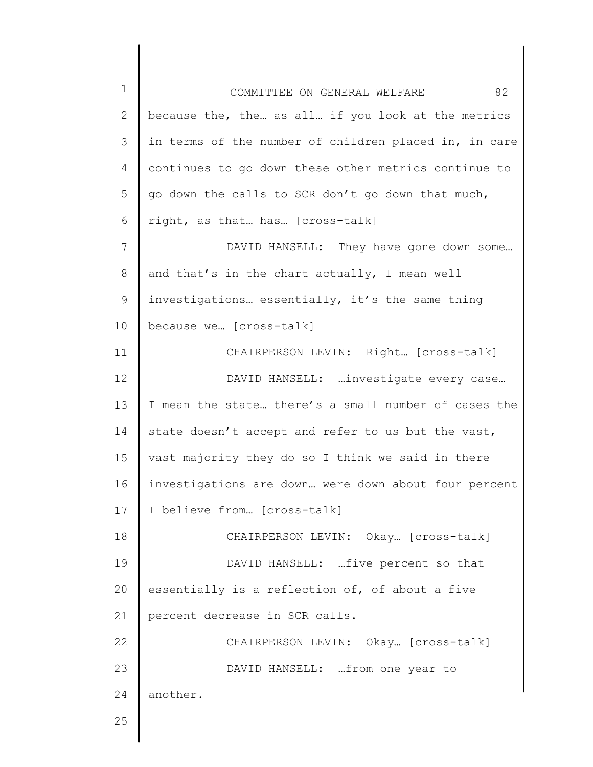because the, the… as all… if you look at the metrics in terms of the number of children placed in, in care continues to go down these other metrics continue to go down the calls to SCR don't go down that much, right, as that… has… [cross-talk]

DAVID HANSELL: They have gone down some… and that's in the chart actually, I mean well investigations… essentially, it's the same thing because we… [cross-talk]

CHAIRPERSON LEVIN: Right… [cross-talk]

DAVID HANSELL: …investigate every case… I mean the state… there's a small number of cases the state doesn't accept and refer to us but the vast, vast majority they do so I think we said in there investigations are down… were down about four percent I believe from… [cross-talk]

CHAIRPERSON LEVIN: Okay… [cross-talk]

DAVID HANSELL: …five percent so that essentially is a reflection of, of about a five percent decrease in SCR calls.

CHAIRPERSON LEVIN: Okay… [cross-talk]

DAVID HANSELL: …from one year to another.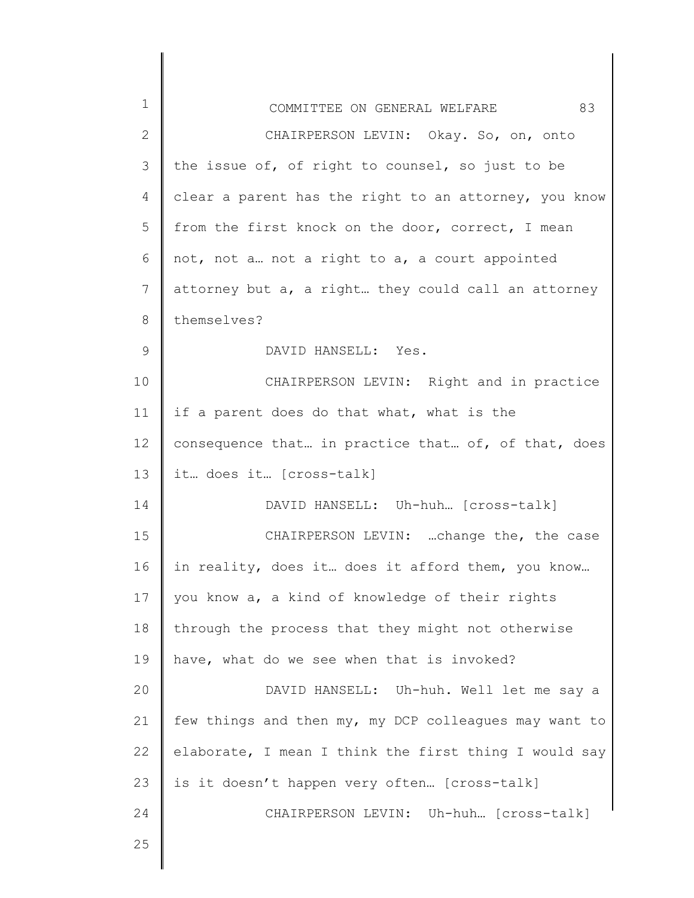CHAIRPERSON LEVIN: Okay. So, on, onto the issue of, of right to counsel, so just to be clear a parent has the right to an attorney, you know from the first knock on the door, correct, I mean not, not a… not a right to a, a court appointed attorney but a, a right… they could call an attorney themselves?

DAVID HANSELL: Yes.

CHAIRPERSON LEVIN: Right and in practice if a parent does do that what, what is the consequence that… in practice that… of, of that, does it… does it… [cross-talk]

DAVID HANSELL: Uh-huh… [cross-talk]

CHAIRPERSON LEVIN: …change the, the case in reality, does it… does it afford them, you know… you know a, a kind of knowledge of their rights through the process that they might not otherwise have, what do we see when that is invoked?

DAVID HANSELL: Uh-huh. Well let me say a few things and then my, my DCP colleagues may want to elaborate, I mean I think the first thing I would say is it doesn't happen very often… [cross-talk]

CHAIRPERSON LEVIN: Uh-huh… [cross-talk]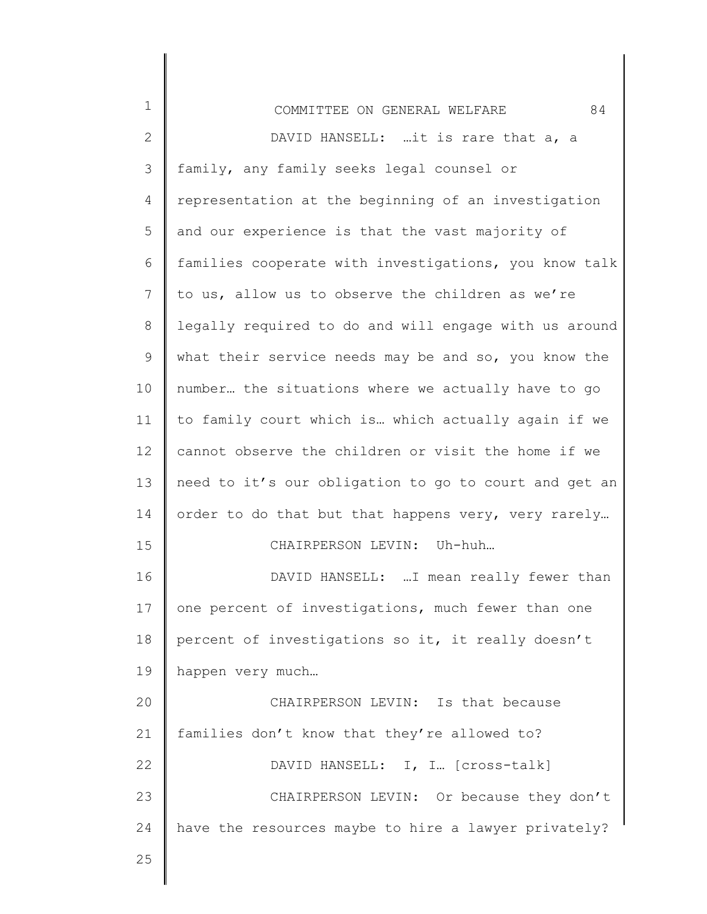DAVID HANSELL: …it is rare that a, a family, any family seeks legal counsel or representation at the beginning of an investigation and our experience is that the vast majority of families cooperate with investigations, you know talk to us, allow us to observe the children as we're legally required to do and will engage with us around what their service needs may be and so, you know the number… the situations where we actually have to go to family court which is… which actually again if we cannot observe the children or visit the home if we need to it's our obligation to go to court and get an order to do that but that happens very, very rarely…

CHAIRPERSON LEVIN: Uh-huh…

DAVID HANSELL: …I mean really fewer than one percent of investigations, much fewer than one percent of investigations so it, it really doesn't happen very much…

CHAIRPERSON LEVIN: Is that because families don't know that they're allowed to?

DAVID HANSELL: I, I… [cross-talk]

CHAIRPERSON LEVIN: Or because they don't have the resources maybe to hire a lawyer privately?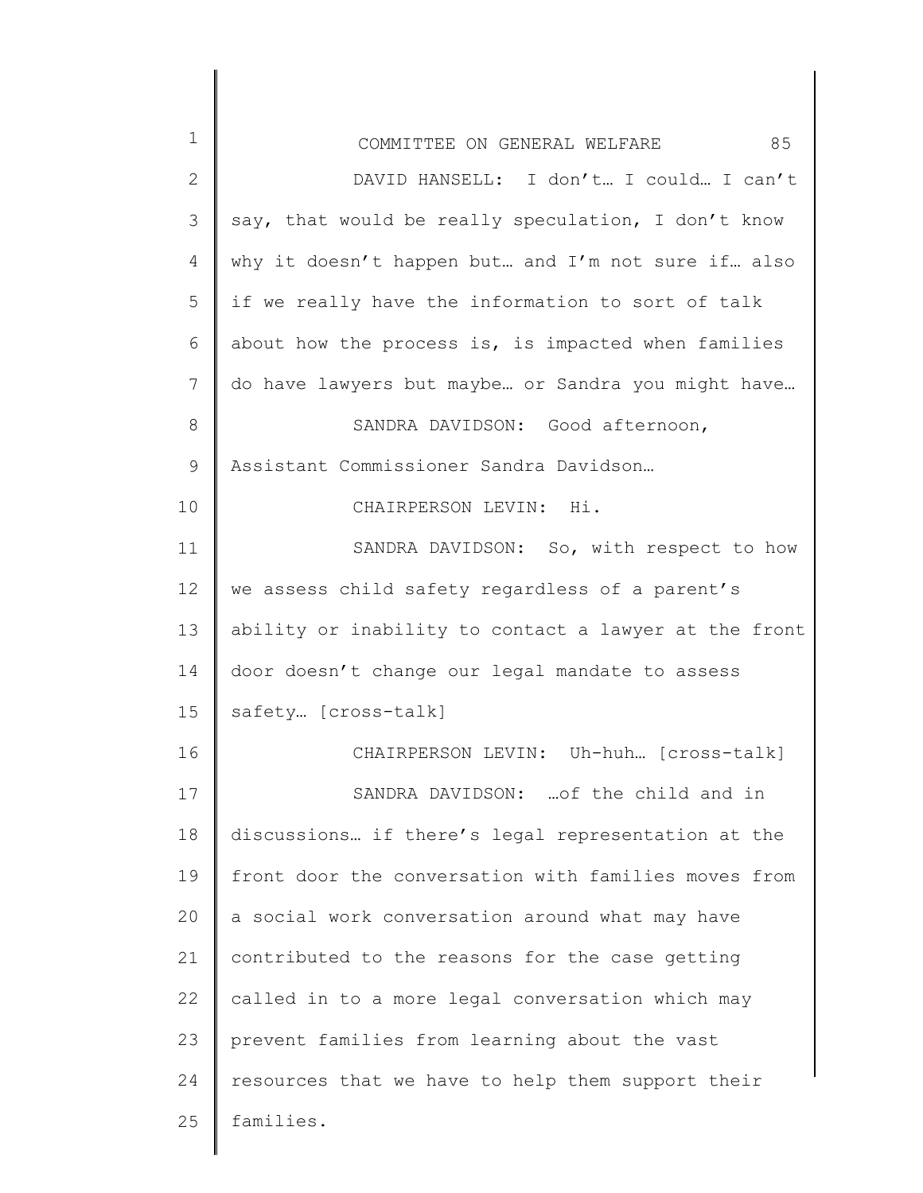DAVID HANSELL: I don't… I could… I can't say, that would be really speculation, I don't know why it doesn't happen but… and I'm not sure if… also if we really have the information to sort of talk about how the process is, is impacted when families do have lawyers but maybe… or Sandra you might have…

SANDRA DAVIDSON: Good afternoon, Assistant Commissioner Sandra Davidson…

CHAIRPERSON LEVIN: Hi.

SANDRA DAVIDSON: So, with respect to how we assess child safety regardless of a parent's ability or inability to contact a lawyer at the front door doesn't change our legal mandate to assess safety… [cross-talk]

CHAIRPERSON LEVIN: Uh-huh… [cross-talk]

SANDRA DAVIDSON: …of the child and in discussions… if there's legal representation at the front door the conversation with families moves from a social work conversation around what may have contributed to the reasons for the case getting called in to a more legal conversation which may prevent families from learning about the vast resources that we have to help them support their families.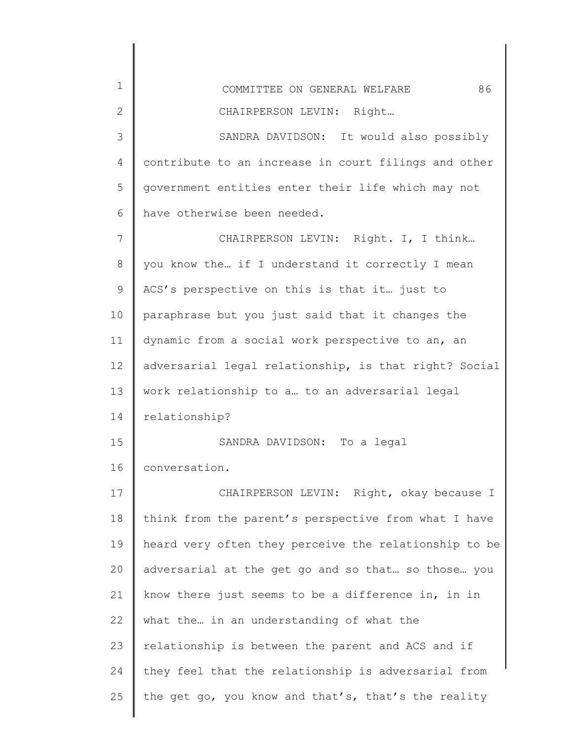CHAIRPERSON LEVIN: Right…

SANDRA DAVIDSON: It would also possibly contribute to an increase in court filings and other government entities enter their life which may not have otherwise been needed.

CHAIRPERSON LEVIN: Right. I, I think… you know the… if I understand it correctly I mean ACS's perspective on this is that it… just to paraphrase but you just said that it changes the dynamic from a social work perspective to an, an adversarial legal relationship, is that right? Social work relationship to a… to an adversarial legal relationship?

SANDRA DAVIDSON: To a legal conversation.

CHAIRPERSON LEVIN: Right, okay because I think from the parent's perspective from what I have heard very often they perceive the relationship to be adversarial at the get go and so that… so those… you know there just seems to be a difference in, in in what the… in an understanding of what the relationship is between the parent and ACS and if they feel that the relationship is adversarial from the get go, you know and that's, that's the reality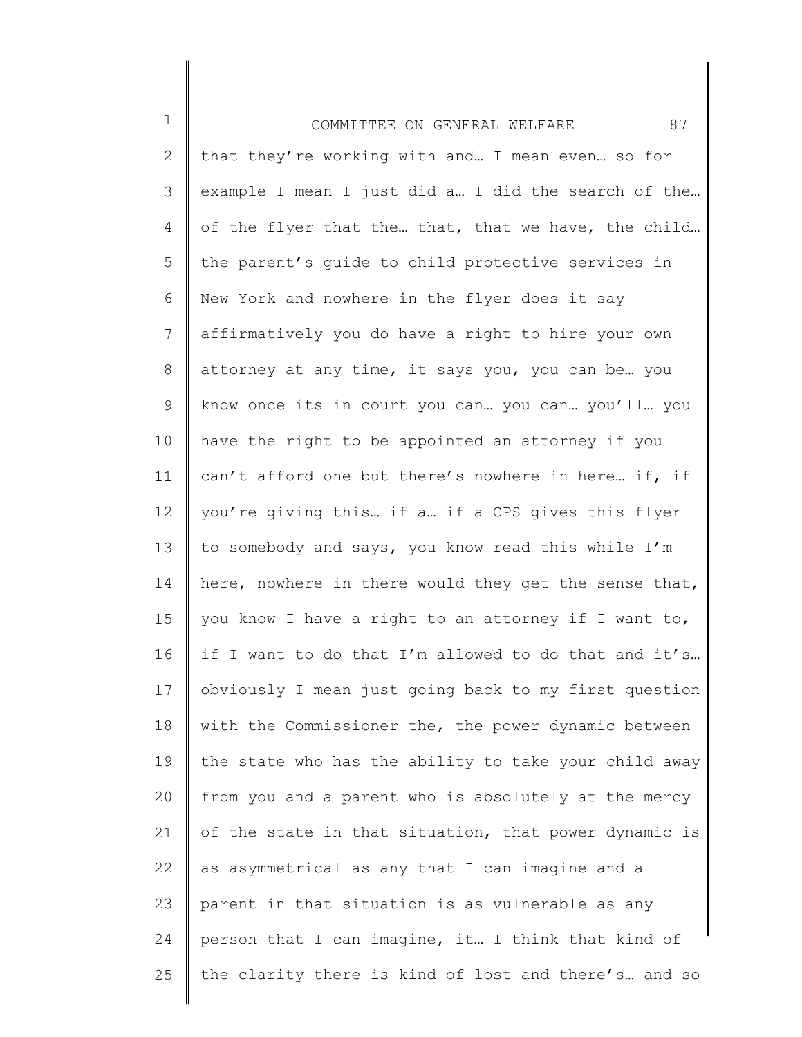that they're working with and… I mean even… so for example I mean I just did a… I did the search of the… of the flyer that the… that, that we have, the child… the parent's guide to child protective services in New York and nowhere in the flyer does it say affirmatively you do have a right to hire your own attorney at any time, it says you, you can be… you know once its in court you can… you can… you'll… you have the right to be appointed an attorney if you can't afford one but there's nowhere in here… if, if you're giving this… if a… if a CPS gives this flyer to somebody and says, you know read this while I'm here, nowhere in there would they get the sense that, you know I have a right to an attorney if I want to, if I want to do that I'm allowed to do that and it's… obviously I mean just going back to my first question with the Commissioner the, the power dynamic between the state who has the ability to take your child away from you and a parent who is absolutely at the mercy of the state in that situation, that power dynamic is as asymmetrical as any that I can imagine and a parent in that situation is as vulnerable as any person that I can imagine, it… I think that kind of the clarity there is kind of lost and there's… and so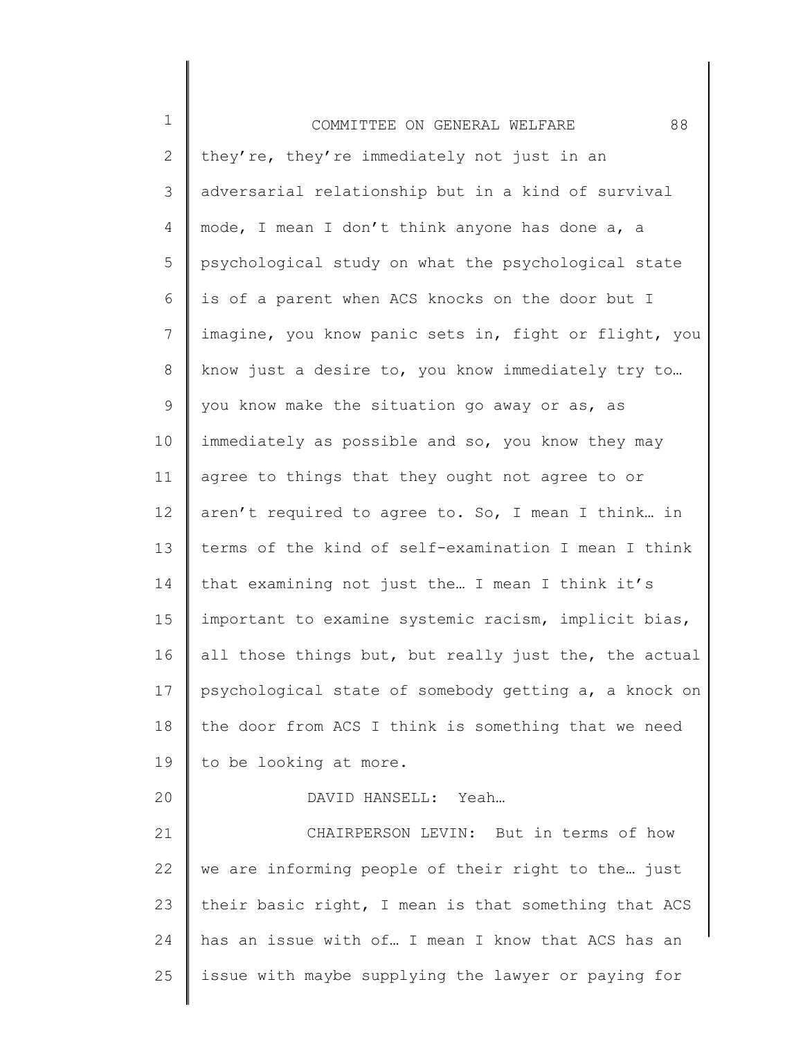they're, they're immediately not just in an adversarial relationship but in a kind of survival mode, I mean I don't think anyone has done a, a psychological study on what the psychological state is of a parent when ACS knocks on the door but I imagine, you know panic sets in, fight or flight, you know just a desire to, you know immediately try to… you know make the situation go away or as, as immediately as possible and so, you know they may agree to things that they ought not agree to or aren't required to agree to. So, I mean I think… in terms of the kind of self-examination I mean I think that examining not just the… I mean I think it's important to examine systemic racism, implicit bias, all those things but, but really just the, the actual psychological state of somebody getting a, a knock on the door from ACS I think is something that we need to be looking at more.

DAVID HANSELL: Yeah…

CHAIRPERSON LEVIN: But in terms of how we are informing people of their right to the… just their basic right, I mean is that something that ACS has an issue with of… I mean I know that ACS has an issue with maybe supplying the lawyer or paying for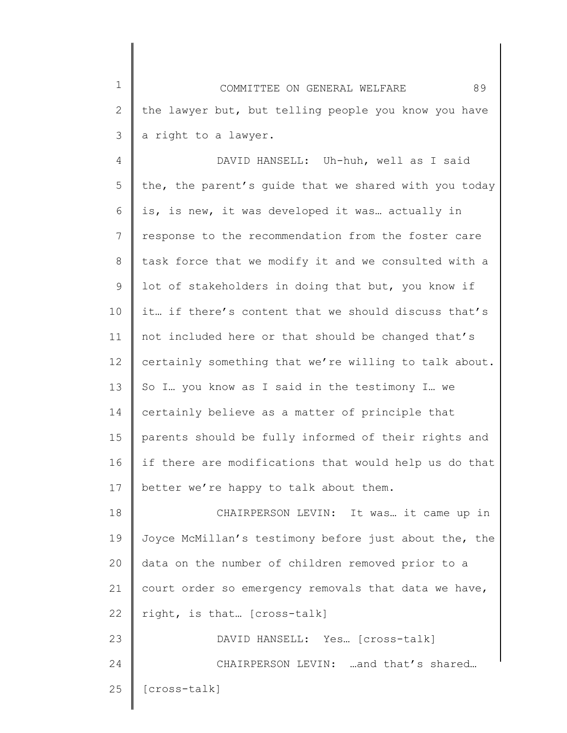the lawyer but, but telling people you know you have a right to a lawyer.

DAVID HANSELL: Uh-huh, well as I said the, the parent's guide that we shared with you today is, is new, it was developed it was… actually in response to the recommendation from the foster care task force that we modify it and we consulted with a lot of stakeholders in doing that but, you know if it… if there's content that we should discuss that's not included here or that should be changed that's certainly something that we're willing to talk about. So I… you know as I said in the testimony I… we certainly believe as a matter of principle that parents should be fully informed of their rights and if there are modifications that would help us do that better we're happy to talk about them.

CHAIRPERSON LEVIN: It was… it came up in Joyce McMillan's testimony before just about the, the data on the number of children removed prior to a court order so emergency removals that data we have, right, is that… [cross-talk]

DAVID HANSELL: Yes… [cross-talk]

CHAIRPERSON LEVIN: …and that's shared… [cross-talk]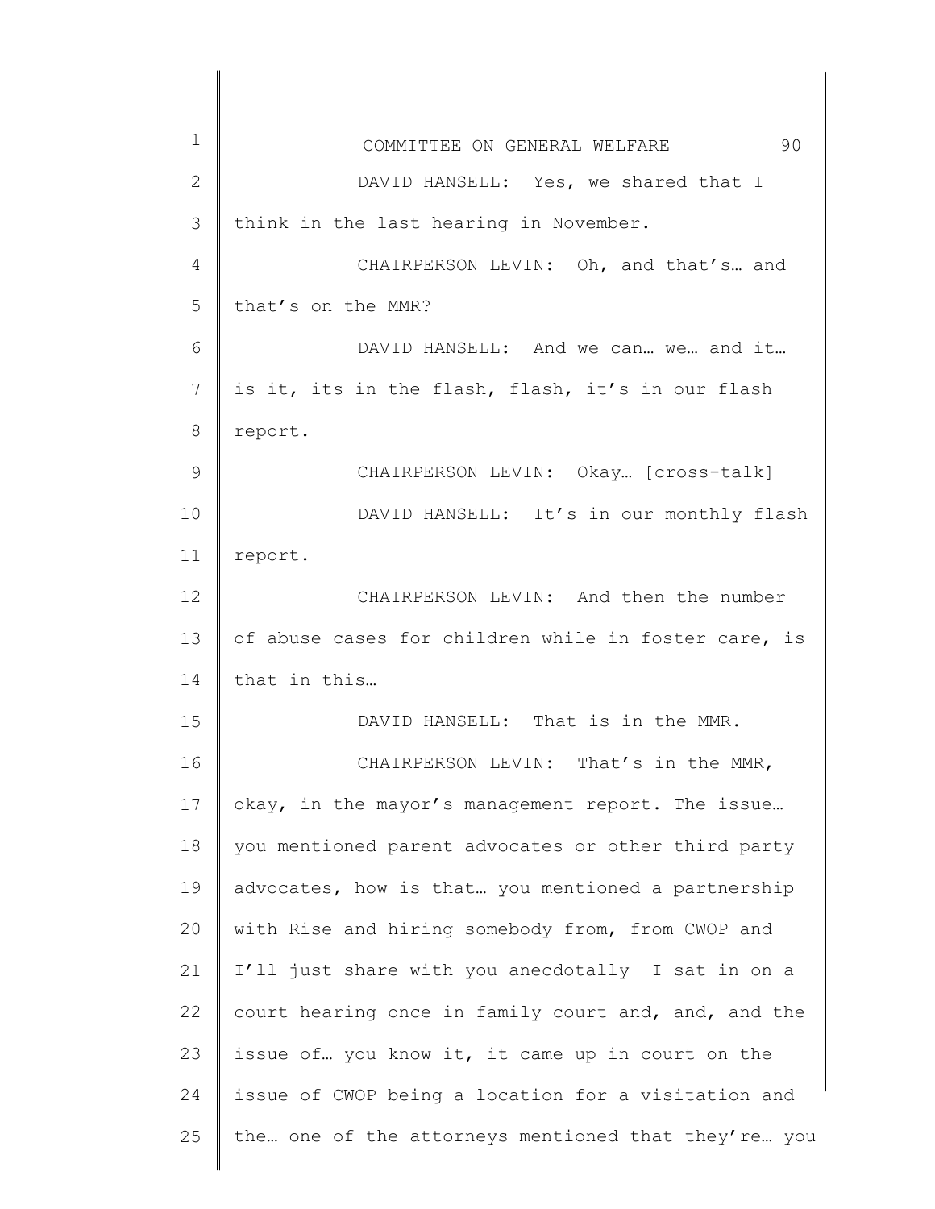DAVID HANSELL: Yes, we shared that I think in the last hearing in November.

CHAIRPERSON LEVIN: Oh, and that's… and that's on the MMR?

DAVID HANSELL: And we can… we… and it… is it, its in the flash, flash, it's in our flash report.

CHAIRPERSON LEVIN: Okay… [cross-talk]

DAVID HANSELL: It's in our monthly flash report.

CHAIRPERSON LEVIN: And then the number of abuse cases for children while in foster care, is that in this…

DAVID HANSELL: That is in the MMR.

CHAIRPERSON LEVIN: That's in the MMR, okay, in the mayor's management report. The issue… you mentioned parent advocates or other third party advocates, how is that… you mentioned a partnership with Rise and hiring somebody from, from CWOP and I'll just share with you anecdotally I sat in on a court hearing once in family court and, and, and the issue of… you know it, it came up in court on the issue of CWOP being a location for a visitation and the… one of the attorneys mentioned that they're… you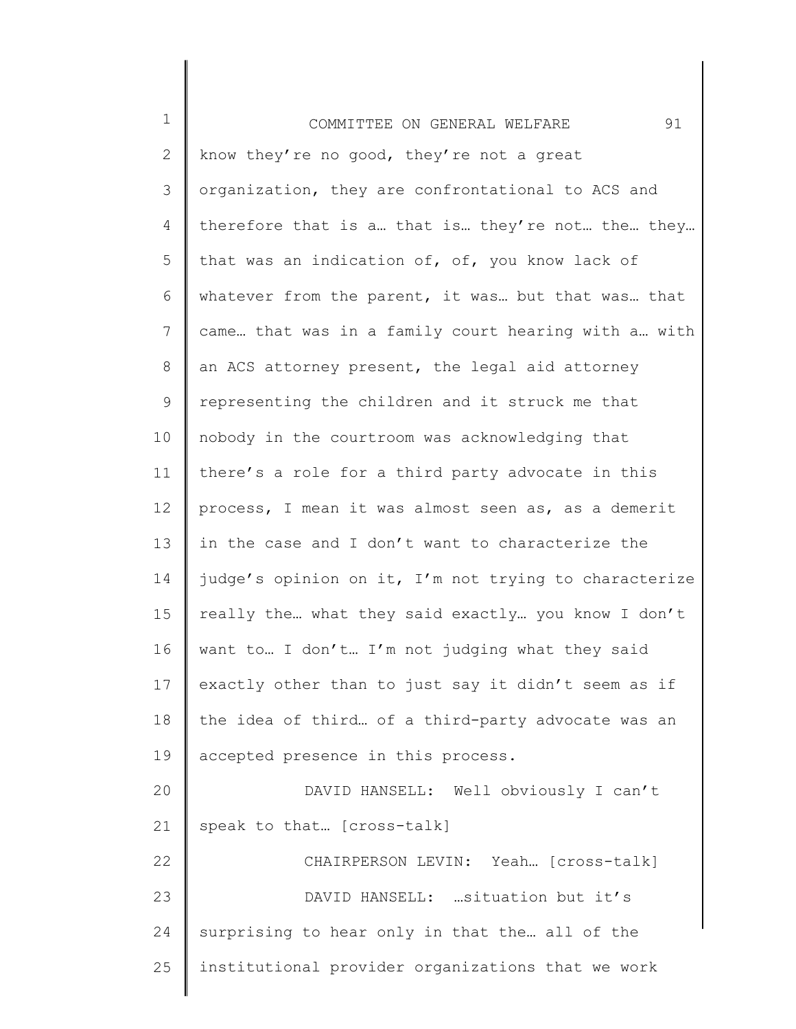know they're no good, they're not a great organization, they are confrontational to ACS and therefore that is a… that is… they're not… the… they… that was an indication of, of, you know lack of whatever from the parent, it was… but that was… that came… that was in a family court hearing with a… with an ACS attorney present, the legal aid attorney representing the children and it struck me that nobody in the courtroom was acknowledging that there's a role for a third party advocate in this process, I mean it was almost seen as, as a demerit in the case and I don't want to characterize the judge's opinion on it, I'm not trying to characterize really the… what they said exactly… you know I don't want to… I don't… I'm not judging what they said exactly other than to just say it didn't seem as if the idea of third… of a third-party advocate was an accepted presence in this process.

DAVID HANSELL: Well obviously I can't speak to that… [cross-talk]

CHAIRPERSON LEVIN: Yeah… [cross-talk]

DAVID HANSELL: …situation but it's surprising to hear only in that the… all of the institutional provider organizations that we work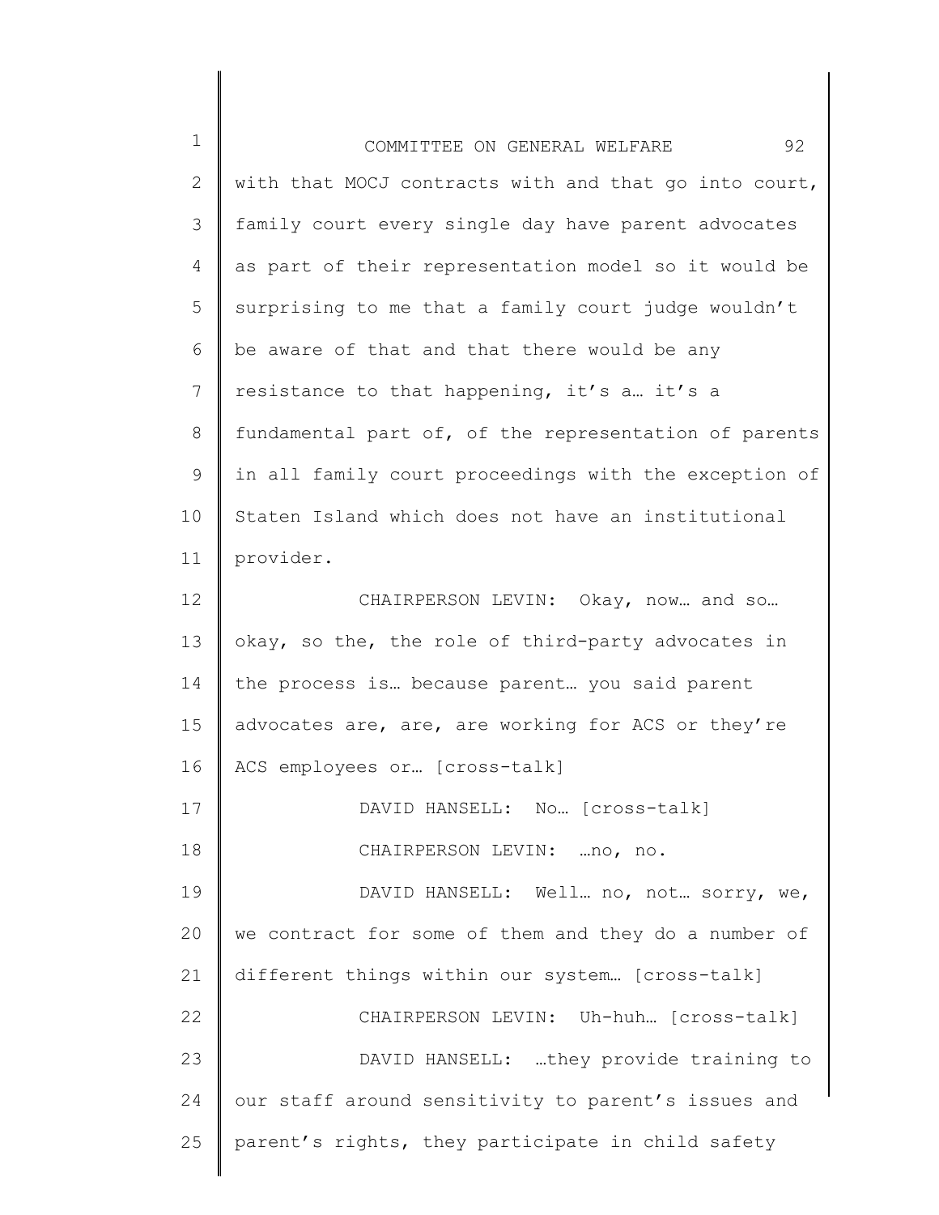with that MOCJ contracts with and that go into court, family court every single day have parent advocates as part of their representation model so it would be surprising to me that a family court judge wouldn't be aware of that and that there would be any resistance to that happening, it's a… it's a fundamental part of, of the representation of parents in all family court proceedings with the exception of Staten Island which does not have an institutional provider.

CHAIRPERSON LEVIN: Okay, now… and so… okay, so the, the role of third-party advocates in the process is… because parent… you said parent advocates are, are, are working for ACS or they're ACS employees or… [cross-talk]

DAVID HANSELL: No… [cross-talk]

CHAIRPERSON LEVIN: …no, no.

DAVID HANSELL: Well… no, not… sorry, we, we contract for some of them and they do a number of different things within our system… [cross-talk]

CHAIRPERSON LEVIN: Uh-huh… [cross-talk]

DAVID HANSELL: …they provide training to our staff around sensitivity to parent's issues and parent's rights, they participate in child safety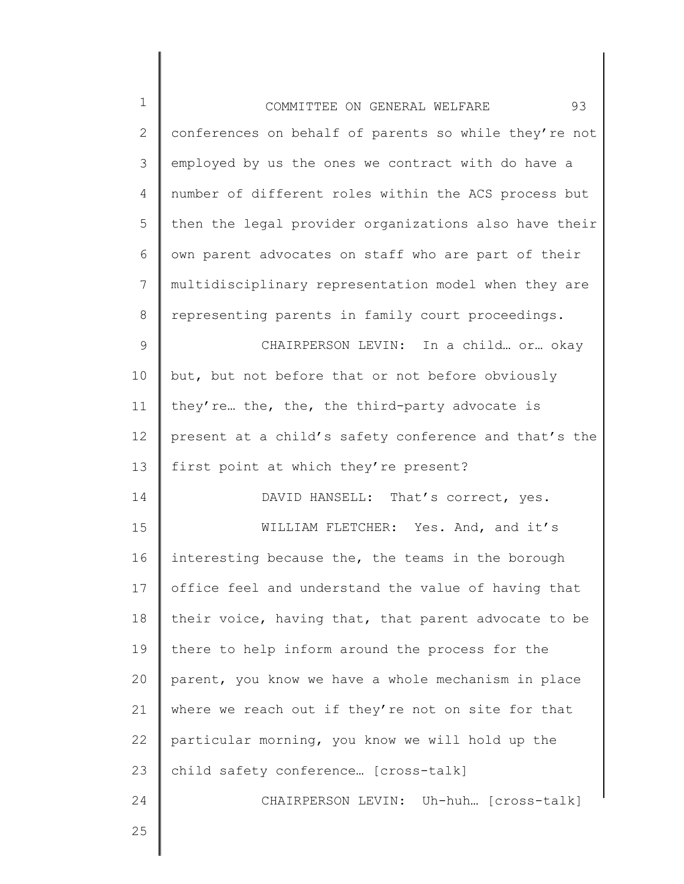conferences on behalf of parents so while they're not employed by us the ones we contract with do have a number of different roles within the ACS process but then the legal provider organizations also have their own parent advocates on staff who are part of their multidisciplinary representation model when they are representing parents in family court proceedings.

CHAIRPERSON LEVIN: In a child… or… okay but, but not before that or not before obviously they're… the, the, the third-party advocate is present at a child's safety conference and that's the first point at which they're present?

DAVID HANSELL: That's correct, yes.

WILLIAM FLETCHER: Yes. And, and it's interesting because the, the teams in the borough office feel and understand the value of having that their voice, having that, that parent advocate to be there to help inform around the process for the parent, you know we have a whole mechanism in place where we reach out if they're not on site for that particular morning, you know we will hold up the child safety conference… [cross-talk]

CHAIRPERSON LEVIN: Uh-huh… [cross-talk]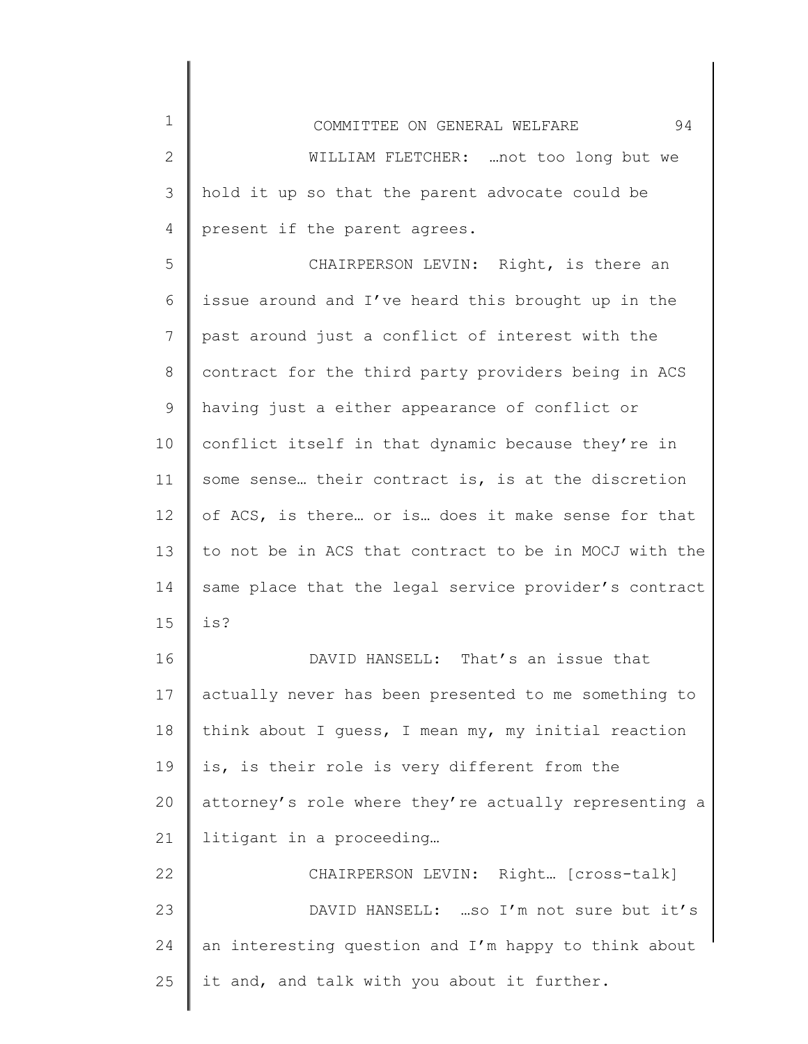WILLIAM FLETCHER: …not too long but we hold it up so that the parent advocate could be present if the parent agrees.

CHAIRPERSON LEVIN: Right, is there an issue around and I've heard this brought up in the past around just a conflict of interest with the contract for the third party providers being in ACS having just a either appearance of conflict or conflict itself in that dynamic because they're in some sense… their contract is, is at the discretion of ACS, is there… or is… does it make sense for that to not be in ACS that contract to be in MOCJ with the same place that the legal service provider's contract is?

DAVID HANSELL: That's an issue that actually never has been presented to me something to think about I guess, I mean my, my initial reaction is, is their role is very different from the attorney's role where they're actually representing a litigant in a proceeding…

CHAIRPERSON LEVIN: Right… [cross-talk]

DAVID HANSELL: …so I'm not sure but it's an interesting question and I'm happy to think about it and, and talk with you about it further.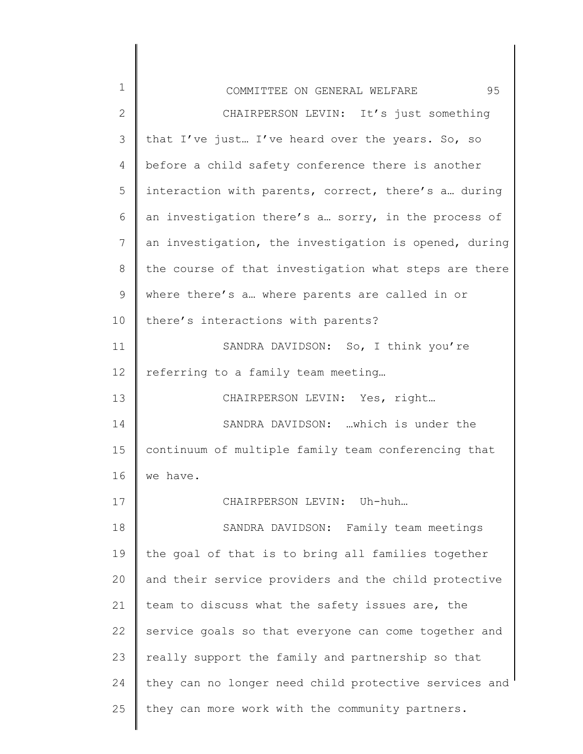CHAIRPERSON LEVIN: It's just something that I've just… I've heard over the years. So, so before a child safety conference there is another interaction with parents, correct, there's a… during an investigation there's a… sorry, in the process of an investigation, the investigation is opened, during the course of that investigation what steps are there where there's a… where parents are called in or there's interactions with parents?

SANDRA DAVIDSON: So, I think you're referring to a family team meeting…

CHAIRPERSON LEVIN: Yes, right…

SANDRA DAVIDSON: …which is under the continuum of multiple family team conferencing that we have.

CHAIRPERSON LEVIN: Uh-huh…

SANDRA DAVIDSON: Family team meetings the goal of that is to bring all families together and their service providers and the child protective team to discuss what the safety issues are, the service goals so that everyone can come together and really support the family and partnership so that they can no longer need child protective services and they can more work with the community partners.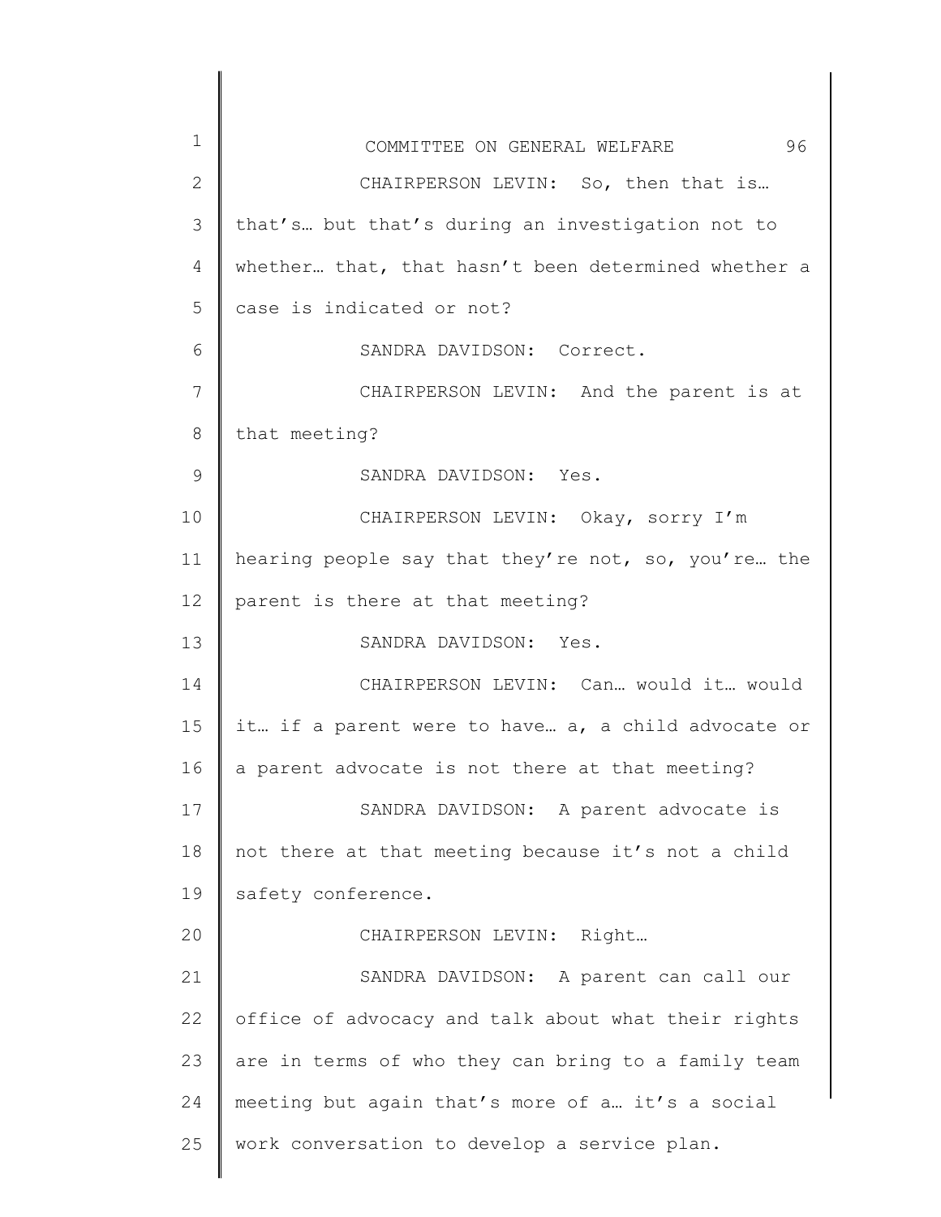CHAIRPERSON LEVIN: So, then that is… that's… but that's during an investigation not to whether… that, that hasn't been determined whether a case is indicated or not?

SANDRA DAVIDSON: Correct.

CHAIRPERSON LEVIN: And the parent is at that meeting?

SANDRA DAVIDSON: Yes.

CHAIRPERSON LEVIN: Okay, sorry I'm hearing people say that they're not, so, you're… the parent is there at that meeting?

SANDRA DAVIDSON: Yes.

CHAIRPERSON LEVIN: Can… would it… would it… if a parent were to have… a, a child advocate or a parent advocate is not there at that meeting?

SANDRA DAVIDSON: A parent advocate is not there at that meeting because it's not a child safety conference.

CHAIRPERSON LEVIN: Right…

SANDRA DAVIDSON: A parent can call our office of advocacy and talk about what their rights are in terms of who they can bring to a family team meeting but again that's more of a… it's a social work conversation to develop a service plan.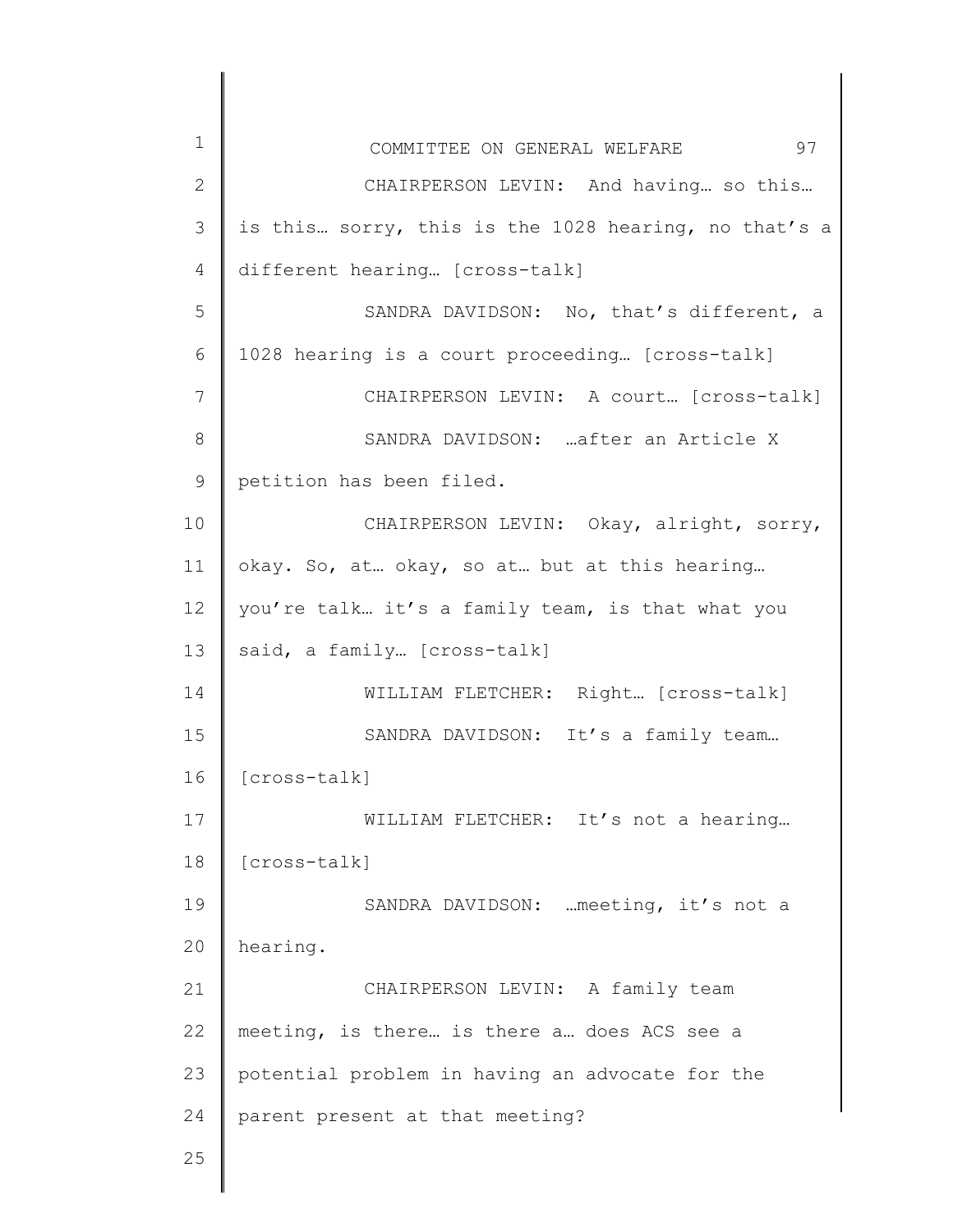CHAIRPERSON LEVIN: And having… so this… is this… sorry, this is the 1028 hearing, no that's a different hearing… [cross-talk]

SANDRA DAVIDSON: No, that's different, a 1028 hearing is a court proceeding… [cross-talk]

CHAIRPERSON LEVIN: A court… [cross-talk]

SANDRA DAVIDSON: …after an Article X petition has been filed.

CHAIRPERSON LEVIN: Okay, alright, sorry, okay. So, at… okay, so at… but at this hearing… you're talk… it's a family team, is that what you said, a family… [cross-talk]

WILLIAM FLETCHER: Right… [cross-talk]

SANDRA DAVIDSON: It's a family team… [cross-talk]

WILLIAM FLETCHER: It's not a hearing… [cross-talk]

SANDRA DAVIDSON: …meeting, it's not a hearing.

CHAIRPERSON LEVIN: A family team meeting, is there… is there a… does ACS see a potential problem in having an advocate for the parent present at that meeting?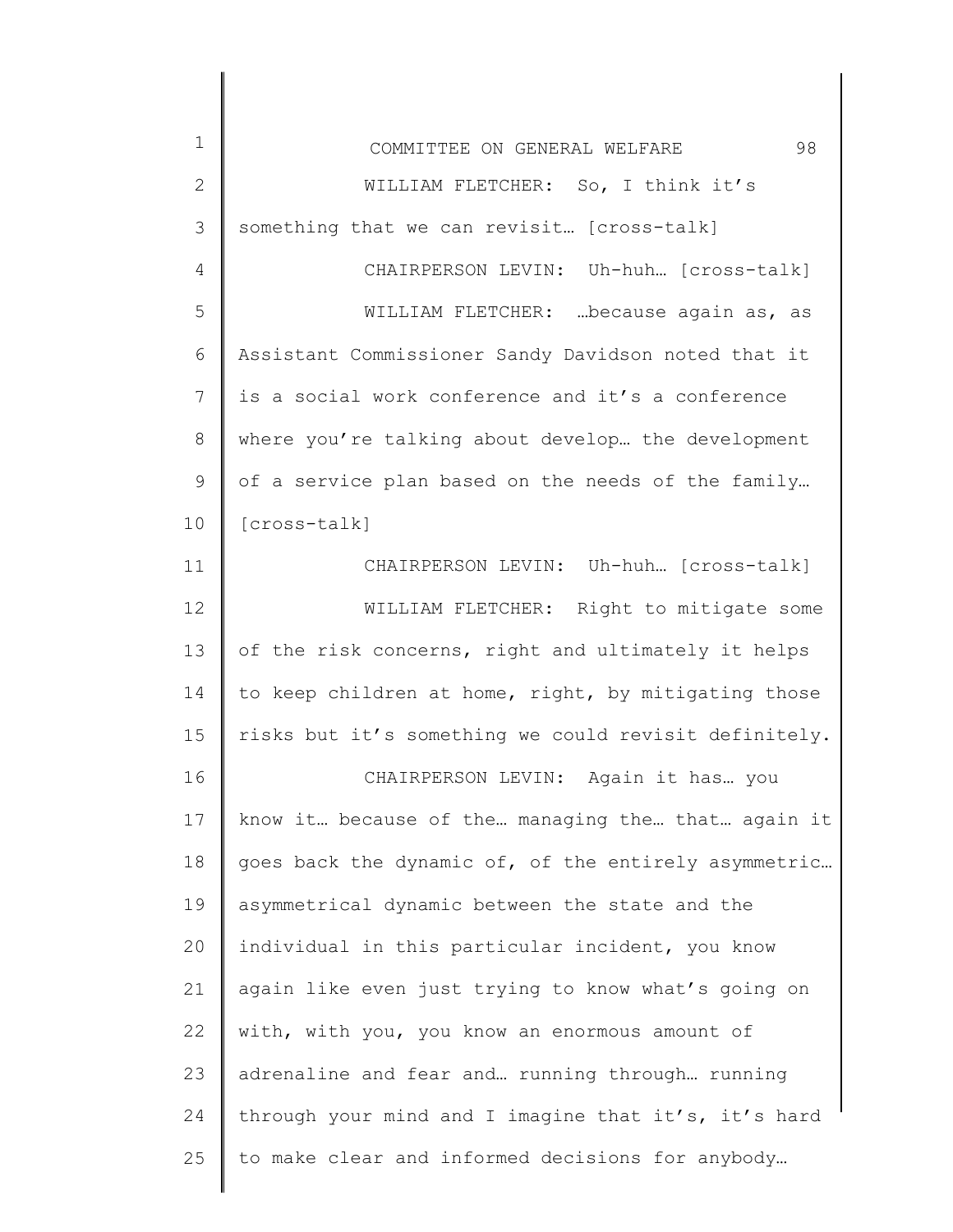WILLIAM FLETCHER: So, I think it's something that we can revisit… [cross-talk]

CHAIRPERSON LEVIN: Uh-huh… [cross-talk]

WILLIAM FLETCHER: …because again as, as Assistant Commissioner Sandy Davidson noted that it is a social work conference and it's a conference where you're talking about develop… the development of a service plan based on the needs of the family… [cross-talk]

CHAIRPERSON LEVIN: Uh-huh… [cross-talk]

WILLIAM FLETCHER: Right to mitigate some of the risk concerns, right and ultimately it helps to keep children at home, right, by mitigating those risks but it's something we could revisit definitely.

CHAIRPERSON LEVIN: Again it has… you know it… because of the… managing the… that… again it goes back the dynamic of, of the entirely asymmetric… asymmetrical dynamic between the state and the individual in this particular incident, you know again like even just trying to know what's going on with, with you, you know an enormous amount of adrenaline and fear and… running through… running through your mind and I imagine that it's, it's hard to make clear and informed decisions for anybody…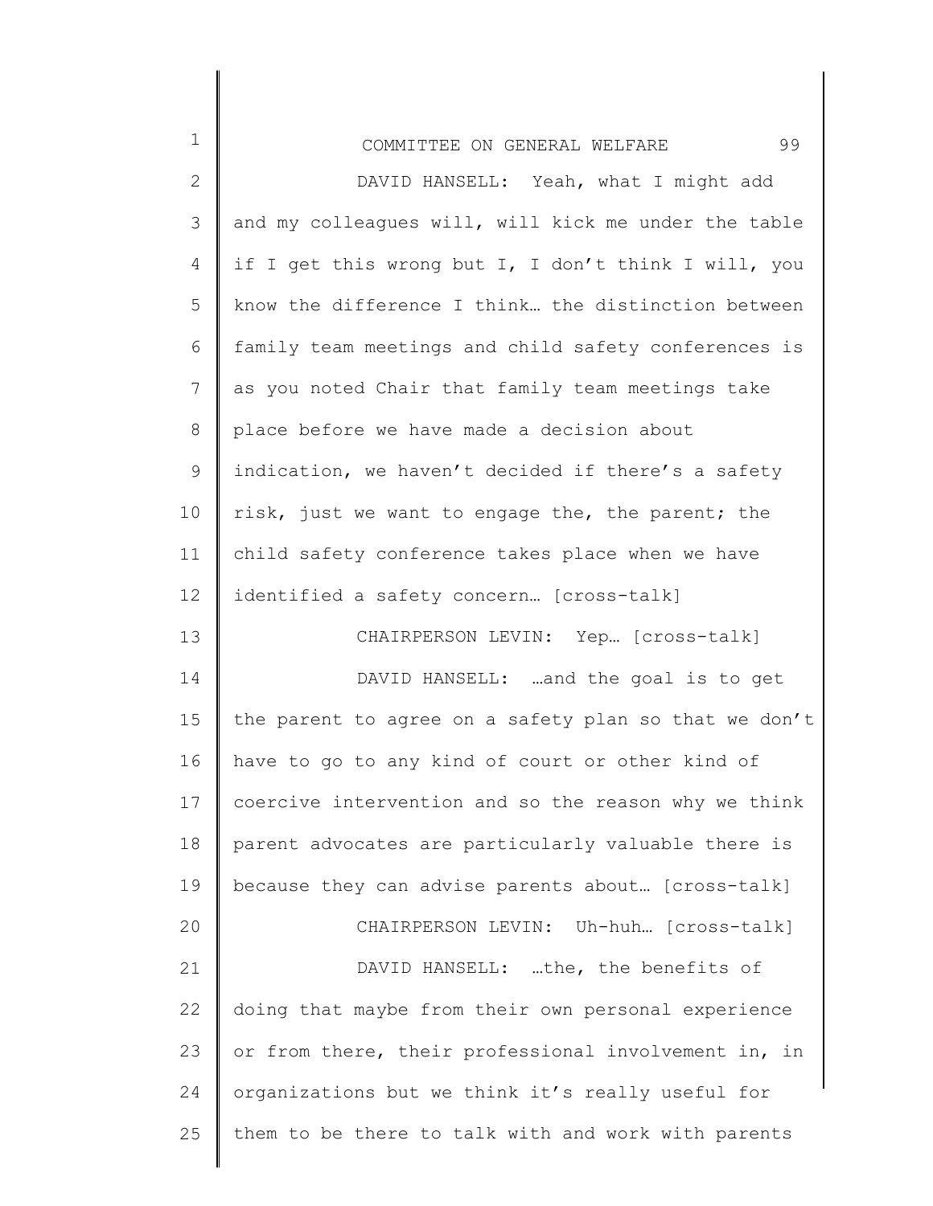DAVID HANSELL: Yeah, what I might add and my colleagues will, will kick me under the table if I get this wrong but I, I don't think I will, you know the difference I think… the distinction between family team meetings and child safety conferences is as you noted Chair that family team meetings take place before we have made a decision about indication, we haven't decided if there's a safety risk, just we want to engage the, the parent; the child safety conference takes place when we have identified a safety concern… [cross-talk]

CHAIRPERSON LEVIN: Yep… [cross-talk]

DAVID HANSELL: …and the goal is to get the parent to agree on a safety plan so that we don't have to go to any kind of court or other kind of coercive intervention and so the reason why we think parent advocates are particularly valuable there is because they can advise parents about… [cross-talk]

CHAIRPERSON LEVIN: Uh-huh… [cross-talk]

DAVID HANSELL: …the, the benefits of doing that maybe from their own personal experience or from there, their professional involvement in, in organizations but we think it's really useful for them to be there to talk with and work with parents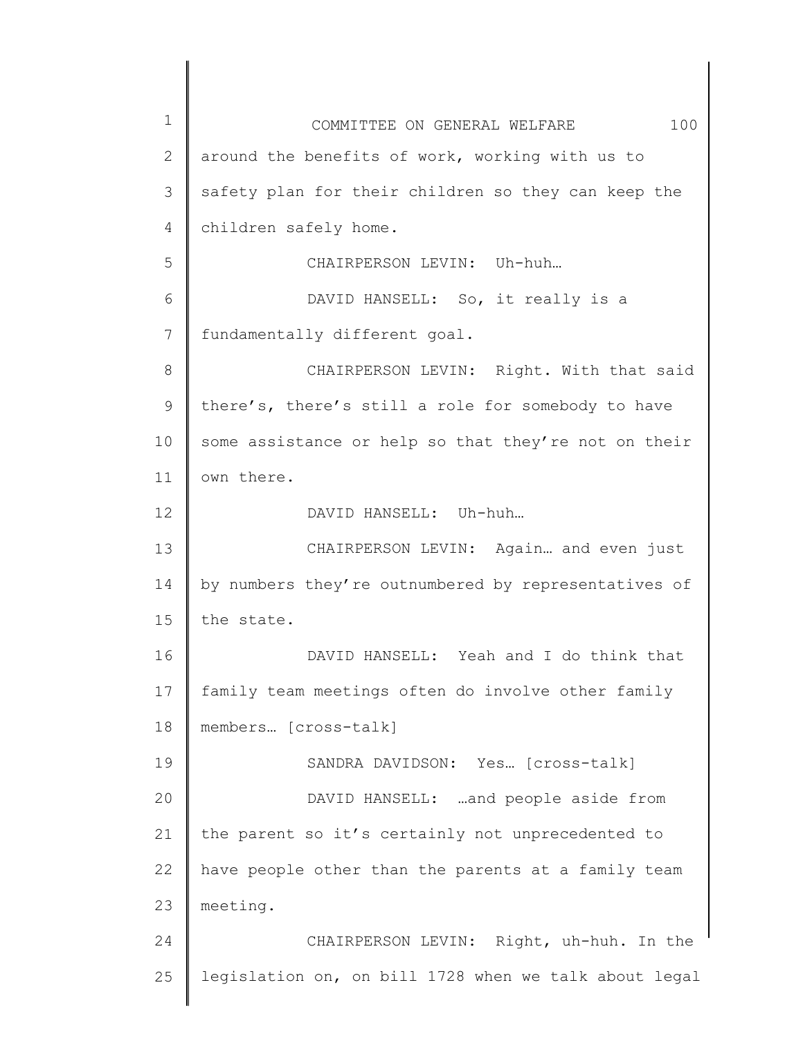around the benefits of work, working with us to safety plan for their children so they can keep the children safely home.

CHAIRPERSON LEVIN: Uh-huh…

DAVID HANSELL: So, it really is a fundamentally different goal.

CHAIRPERSON LEVIN: Right. With that said there's, there's still a role for somebody to have some assistance or help so that they're not on their own there.

DAVID HANSELL: Uh-huh…

CHAIRPERSON LEVIN: Again… and even just by numbers they're outnumbered by representatives of the state.

DAVID HANSELL: Yeah and I do think that family team meetings often do involve other family members… [cross-talk]

SANDRA DAVIDSON: Yes… [cross-talk]

DAVID HANSELL: …and people aside from the parent so it's certainly not unprecedented to have people other than the parents at a family team meeting.

CHAIRPERSON LEVIN: Right, uh-huh. In the legislation on, on bill 1728 when we talk about legal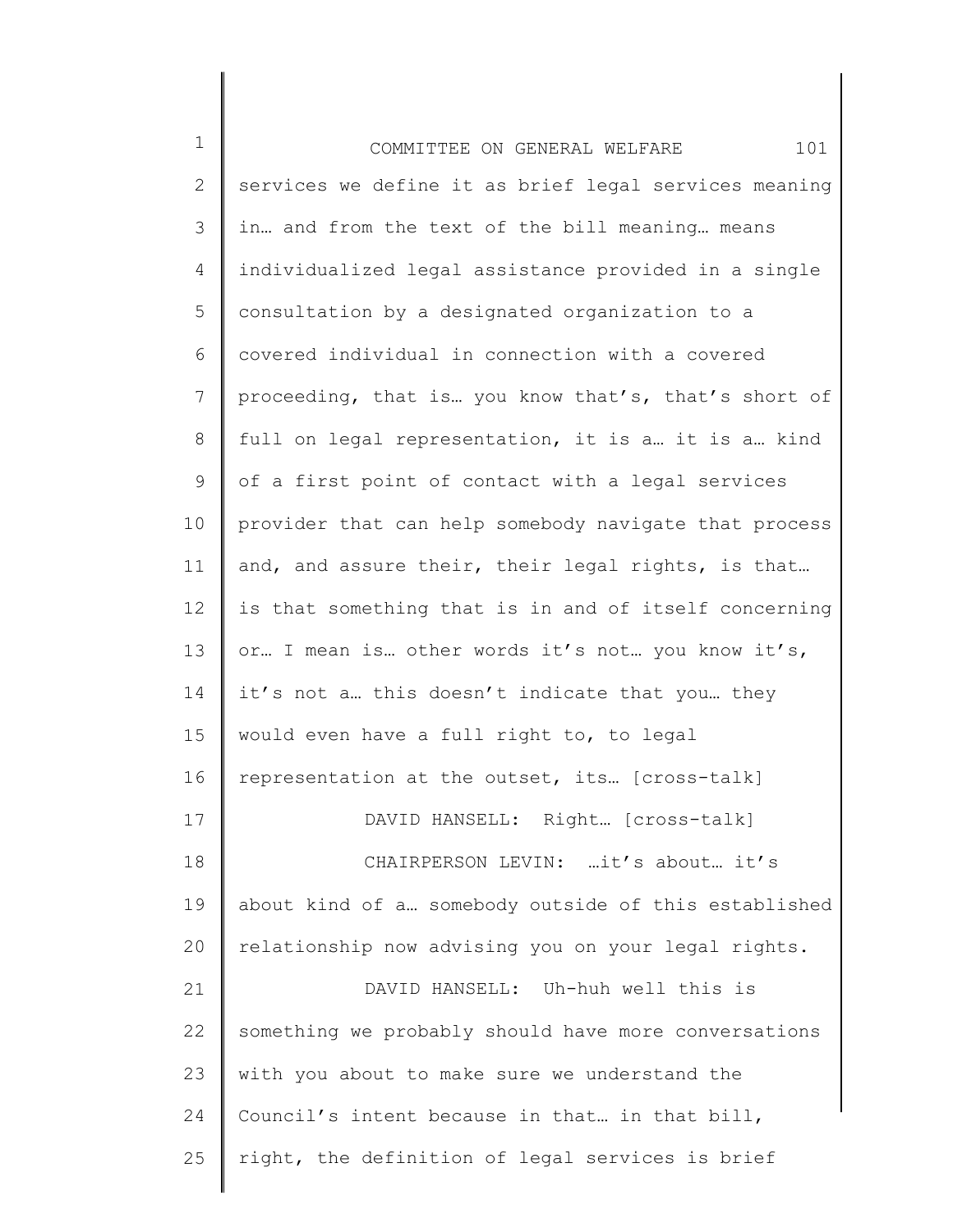services we define it as brief legal services meaning in… and from the text of the bill meaning… means individualized legal assistance provided in a single consultation by a designated organization to a covered individual in connection with a covered proceeding, that is… you know that's, that's short of full on legal representation, it is a… it is a… kind of a first point of contact with a legal services provider that can help somebody navigate that process and, and assure their, their legal rights, is that… is that something that is in and of itself concerning or… I mean is… other words it's not… you know it's, it's not a… this doesn't indicate that you… they would even have a full right to, to legal representation at the outset, its… [cross-talk]

DAVID HANSELL: Right… [cross-talk]

CHAIRPERSON LEVIN: …it's about… it's about kind of a… somebody outside of this established relationship now advising you on your legal rights.

DAVID HANSELL: Uh-huh well this is something we probably should have more conversations with you about to make sure we understand the Council's intent because in that… in that bill, right, the definition of legal services is brief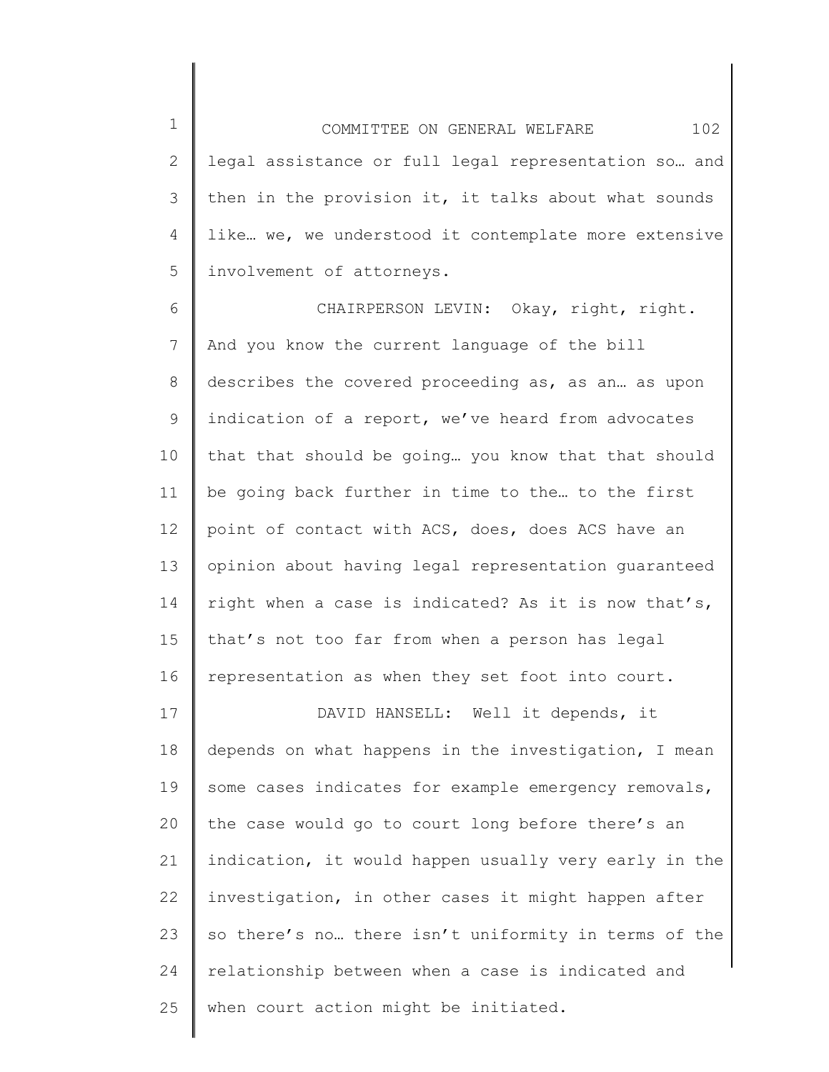legal assistance or full legal representation so… and then in the provision it, it talks about what sounds like… we, we understood it contemplate more extensive involvement of attorneys.

CHAIRPERSON LEVIN: Okay, right, right. And you know the current language of the bill describes the covered proceeding as, as an… as upon indication of a report, we've heard from advocates that that should be going… you know that that should be going back further in time to the… to the first point of contact with ACS, does, does ACS have an opinion about having legal representation guaranteed right when a case is indicated? As it is now that's, that's not too far from when a person has legal representation as when they set foot into court.

DAVID HANSELL: Well it depends, it depends on what happens in the investigation, I mean some cases indicates for example emergency removals, the case would go to court long before there's an indication, it would happen usually very early in the investigation, in other cases it might happen after so there's no… there isn't uniformity in terms of the relationship between when a case is indicated and when court action might be initiated.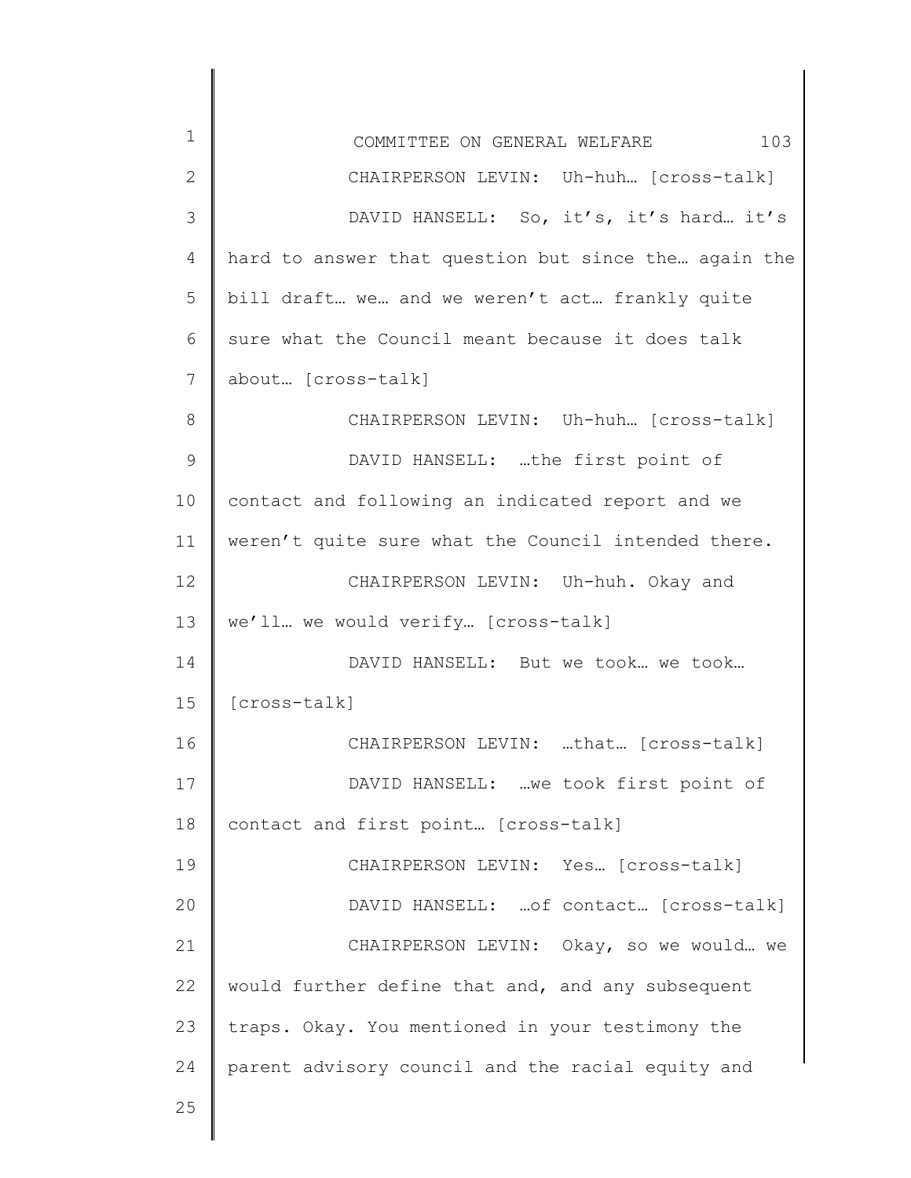CHAIRPERSON LEVIN: Uh-huh… [cross-talk]

DAVID HANSELL: So, it's, it's hard… it's hard to answer that question but since the… again the bill draft… we… and we weren't act… frankly quite sure what the Council meant because it does talk about… [cross-talk]

CHAIRPERSON LEVIN: Uh-huh… [cross-talk]

DAVID HANSELL: …the first point of contact and following an indicated report and we weren't quite sure what the Council intended there.

CHAIRPERSON LEVIN: Uh-huh. Okay and we'll… we would verify… [cross-talk]

DAVID HANSELL: But we took… we took… [cross-talk]

CHAIRPERSON LEVIN: …that… [cross-talk]

DAVID HANSELL: …we took first point of contact and first point… [cross-talk]

CHAIRPERSON LEVIN: Yes… [cross-talk]

DAVID HANSELL: …of contact… [cross-talk]

CHAIRPERSON LEVIN: Okay, so we would… we would further define that and, and any subsequent traps. Okay. You mentioned in your testimony the parent advisory council and the racial equity and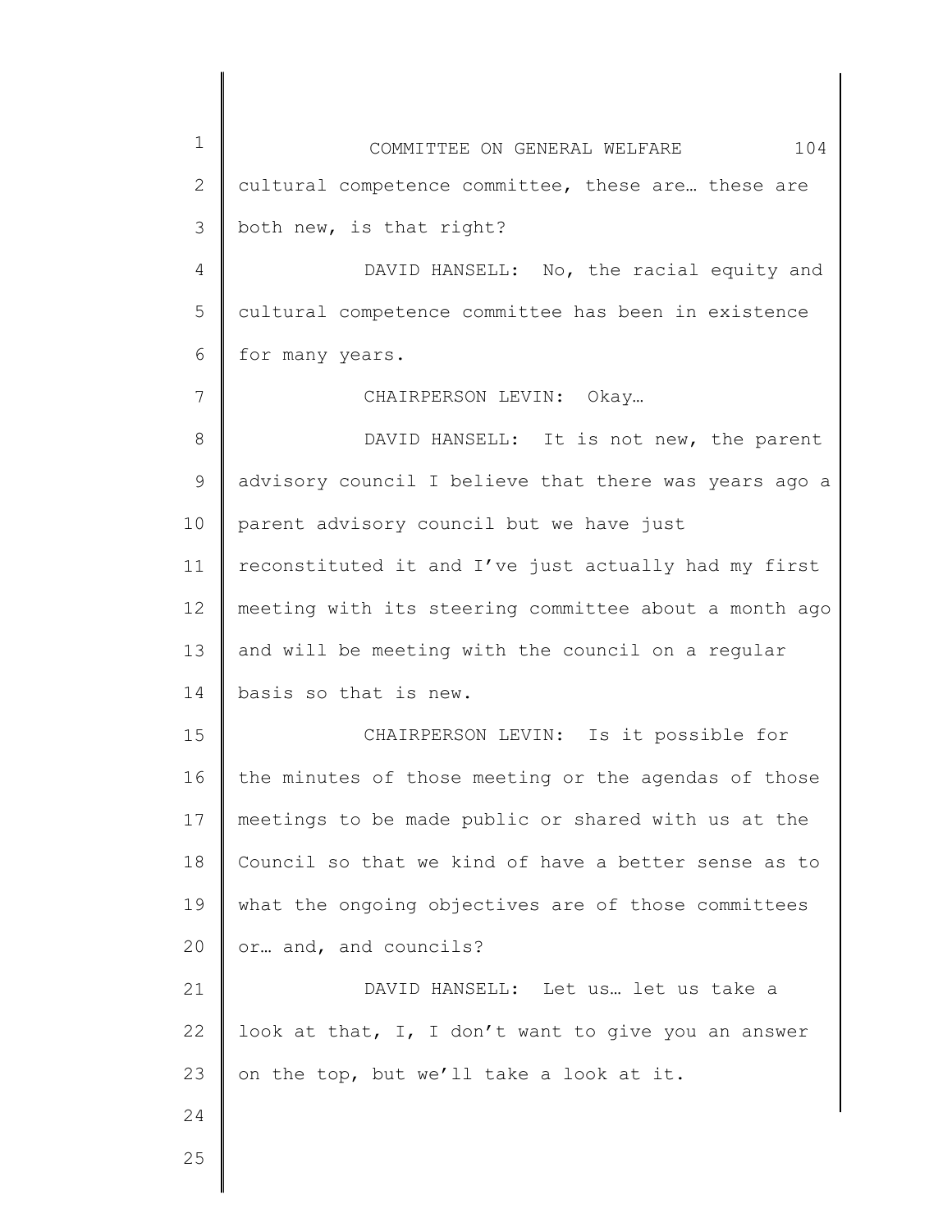cultural competence committee, these are… these are both new, is that right?

DAVID HANSELL: No, the racial equity and cultural competence committee has been in existence for many years.

CHAIRPERSON LEVIN: Okay…

DAVID HANSELL: It is not new, the parent advisory council I believe that there was years ago a parent advisory council but we have just reconstituted it and I've just actually had my first meeting with its steering committee about a month ago and will be meeting with the council on a regular basis so that is new.

CHAIRPERSON LEVIN: Is it possible for the minutes of those meeting or the agendas of those meetings to be made public or shared with us at the Council so that we kind of have a better sense as to what the ongoing objectives are of those committees or… and, and councils?

DAVID HANSELL: Let us… let us take a look at that, I, I don't want to give you an answer on the top, but we'll take a look at it.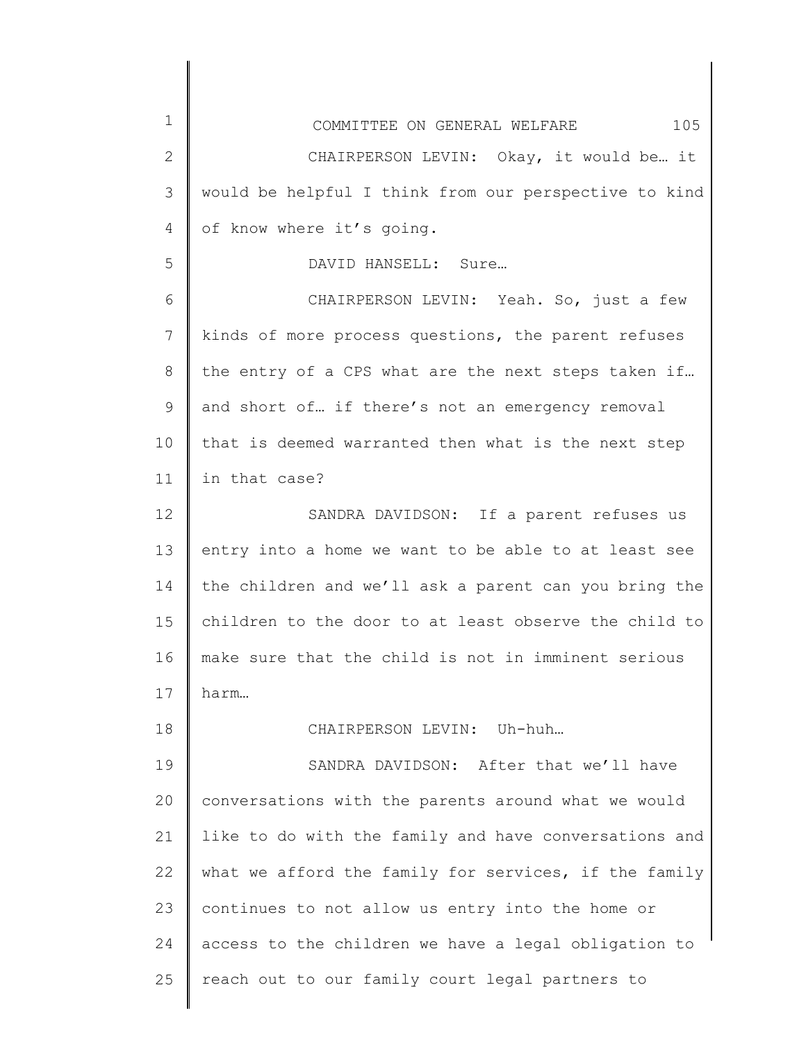CHAIRPERSON LEVIN: Okay, it would be… it would be helpful I think from our perspective to kind of know where it's going.

DAVID HANSELL: Sure…

CHAIRPERSON LEVIN: Yeah. So, just a few kinds of more process questions, the parent refuses the entry of a CPS what are the next steps taken if… and short of… if there's not an emergency removal that is deemed warranted then what is the next step in that case?

SANDRA DAVIDSON: If a parent refuses us entry into a home we want to be able to at least see the children and we'll ask a parent can you bring the children to the door to at least observe the child to make sure that the child is not in imminent serious harm…

CHAIRPERSON LEVIN: Uh-huh…

SANDRA DAVIDSON: After that we'll have conversations with the parents around what we would like to do with the family and have conversations and what we afford the family for services, if the family continues to not allow us entry into the home or access to the children we have a legal obligation to reach out to our family court legal partners to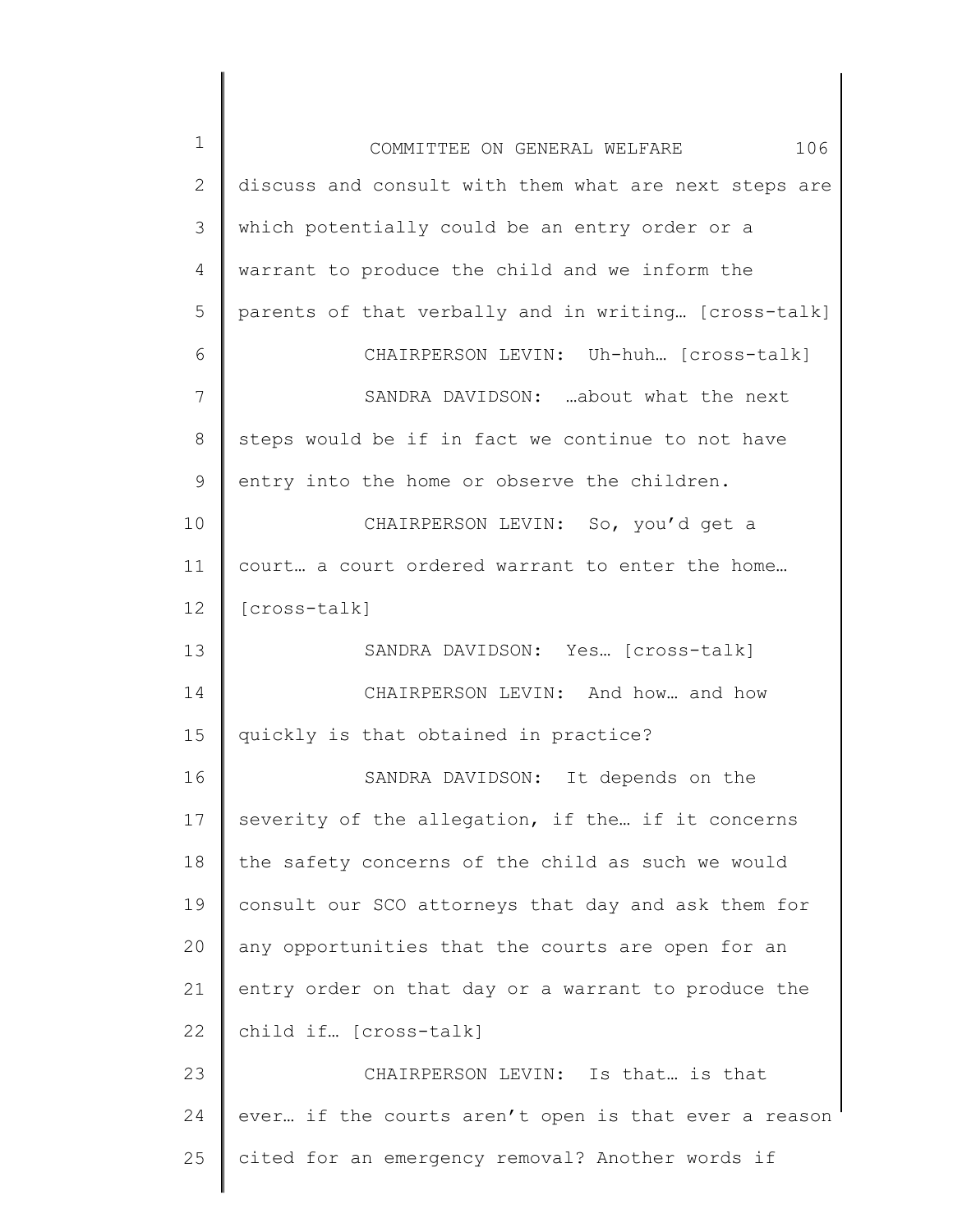discuss and consult with them what are next steps are which potentially could be an entry order or a warrant to produce the child and we inform the parents of that verbally and in writing… [cross-talk]

CHAIRPERSON LEVIN: Uh-huh… [cross-talk]

SANDRA DAVIDSON: …about what the next steps would be if in fact we continue to not have entry into the home or observe the children.

CHAIRPERSON LEVIN: So, you'd get a court… a court ordered warrant to enter the home… [cross-talk]

SANDRA DAVIDSON: Yes… [cross-talk]

CHAIRPERSON LEVIN: And how… and how quickly is that obtained in practice?

SANDRA DAVIDSON: It depends on the severity of the allegation, if the… if it concerns the safety concerns of the child as such we would consult our SCO attorneys that day and ask them for any opportunities that the courts are open for an entry order on that day or a warrant to produce the child if… [cross-talk]

CHAIRPERSON LEVIN: Is that… is that ever… if the courts aren't open is that ever a reason cited for an emergency removal? Another words if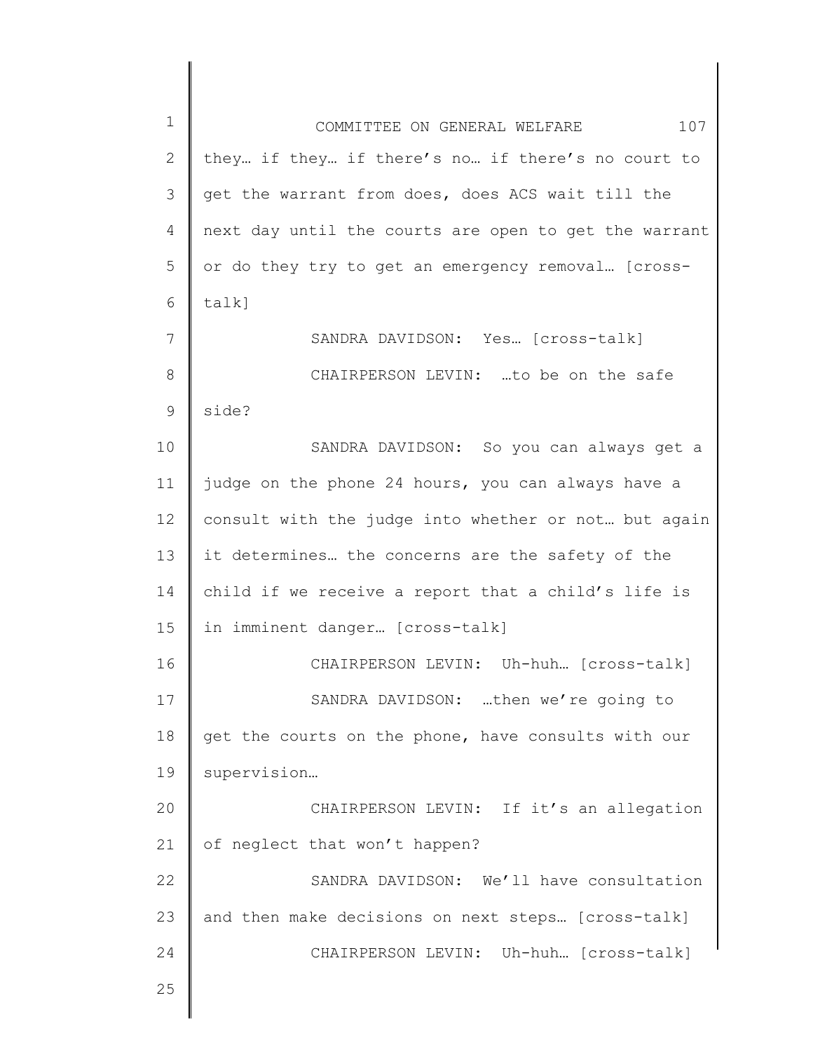they… if they… if there's no… if there's no court to get the warrant from does, does ACS wait till the next day until the courts are open to get the warrant or do they try to get an emergency removal… [cross-talk]

SANDRA DAVIDSON: Yes… [cross-talk]

CHAIRPERSON LEVIN: …to be on the safe side?

SANDRA DAVIDSON: So you can always get a judge on the phone 24 hours, you can always have a consult with the judge into whether or not… but again it determines… the concerns are the safety of the child if we receive a report that a child's life is in imminent danger… [cross-talk]

CHAIRPERSON LEVIN: Uh-huh… [cross-talk]

SANDRA DAVIDSON: …then we're going to get the courts on the phone, have consults with our supervision…

CHAIRPERSON LEVIN: If it's an allegation of neglect that won't happen?

SANDRA DAVIDSON: We'll have consultation and then make decisions on next steps… [cross-talk]

CHAIRPERSON LEVIN: Uh-huh… [cross-talk]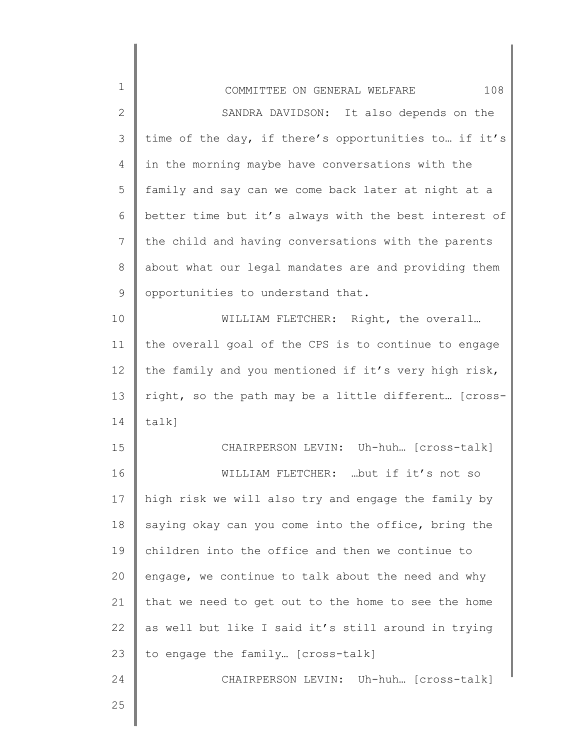SANDRA DAVIDSON: It also depends on the time of the day, if there's opportunities to… if it's in the morning maybe have conversations with the family and say can we come back later at night at a better time but it's always with the best interest of the child and having conversations with the parents about what our legal mandates are and providing them opportunities to understand that.

WILLIAM FLETCHER: Right, the overall… the overall goal of the CPS is to continue to engage the family and you mentioned if it's very high risk, right, so the path may be a little different… [cross-talk]

CHAIRPERSON LEVIN: Uh-huh… [cross-talk]

WILLIAM FLETCHER: …but if it's not so high risk we will also try and engage the family by saying okay can you come into the office, bring the children into the office and then we continue to engage, we continue to talk about the need and why that we need to get out to the home to see the home as well but like I said it's still around in trying to engage the family… [cross-talk]

CHAIRPERSON LEVIN: Uh-huh… [cross-talk]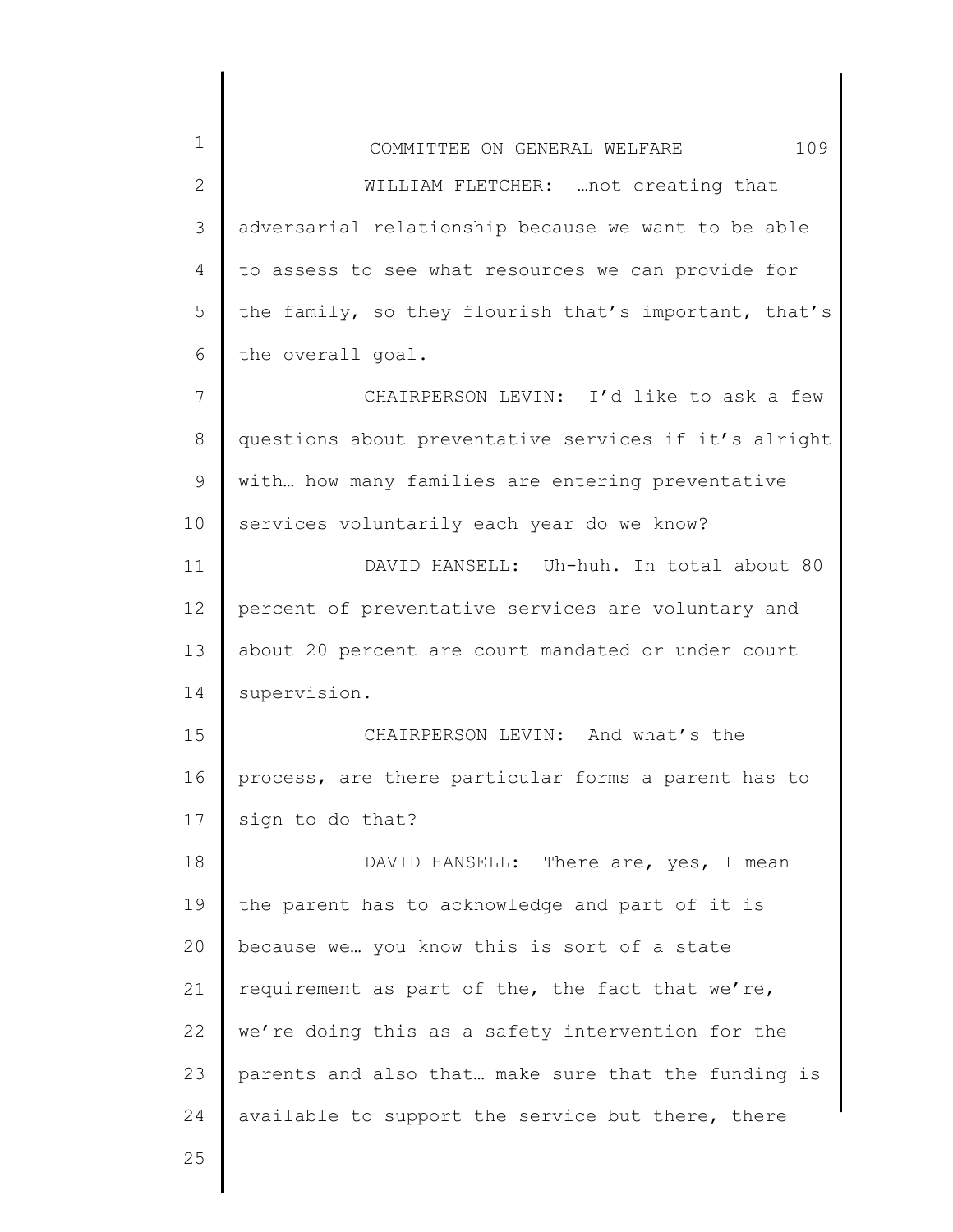WILLIAM FLETCHER: …not creating that adversarial relationship because we want to be able to assess to see what resources we can provide for the family, so they flourish that's important, that's the overall goal.

CHAIRPERSON LEVIN: I'd like to ask a few questions about preventative services if it's alright with… how many families are entering preventative services voluntarily each year do we know?

DAVID HANSELL: Uh-huh. In total about 80 percent of preventative services are voluntary and about 20 percent are court mandated or under court supervision.

CHAIRPERSON LEVIN: And what's the process, are there particular forms a parent has to sign to do that?

DAVID HANSELL: There are, yes, I mean the parent has to acknowledge and part of it is because we… you know this is sort of a state requirement as part of the, the fact that we're, we're doing this as a safety intervention for the parents and also that… make sure that the funding is available to support the service but there, there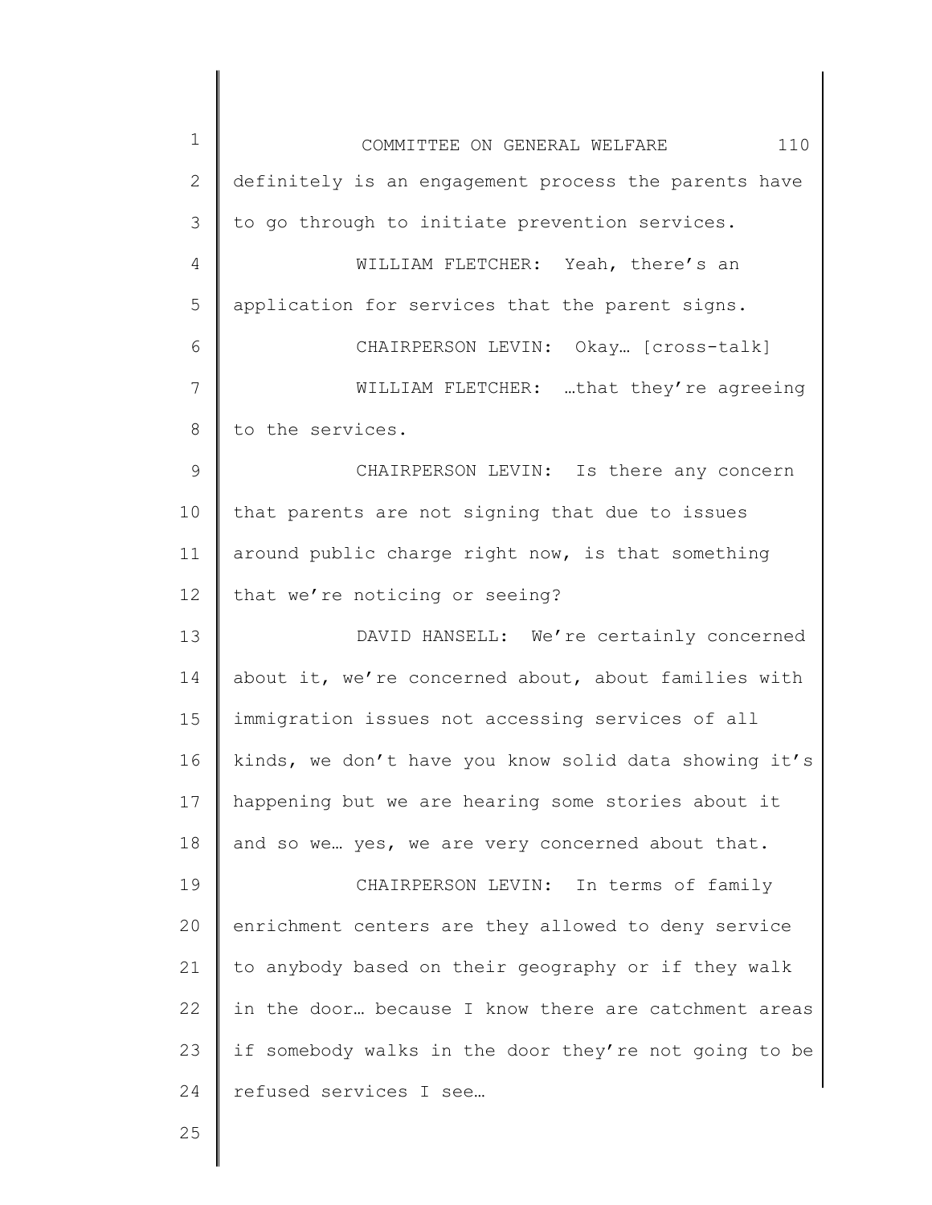definitely is an engagement process the parents have to go through to initiate prevention services.

WILLIAM FLETCHER: Yeah, there's an application for services that the parent signs.

CHAIRPERSON LEVIN: Okay… [cross-talk]

WILLIAM FLETCHER: …that they're agreeing to the services.

CHAIRPERSON LEVIN: Is there any concern that parents are not signing that due to issues around public charge right now, is that something that we're noticing or seeing?

DAVID HANSELL: We're certainly concerned about it, we're concerned about, about families with immigration issues not accessing services of all kinds, we don't have you know solid data showing it's happening but we are hearing some stories about it and so we… yes, we are very concerned about that.

CHAIRPERSON LEVIN: In terms of family enrichment centers are they allowed to deny service to anybody based on their geography or if they walk in the door… because I know there are catchment areas if somebody walks in the door they're not going to be refused services I see…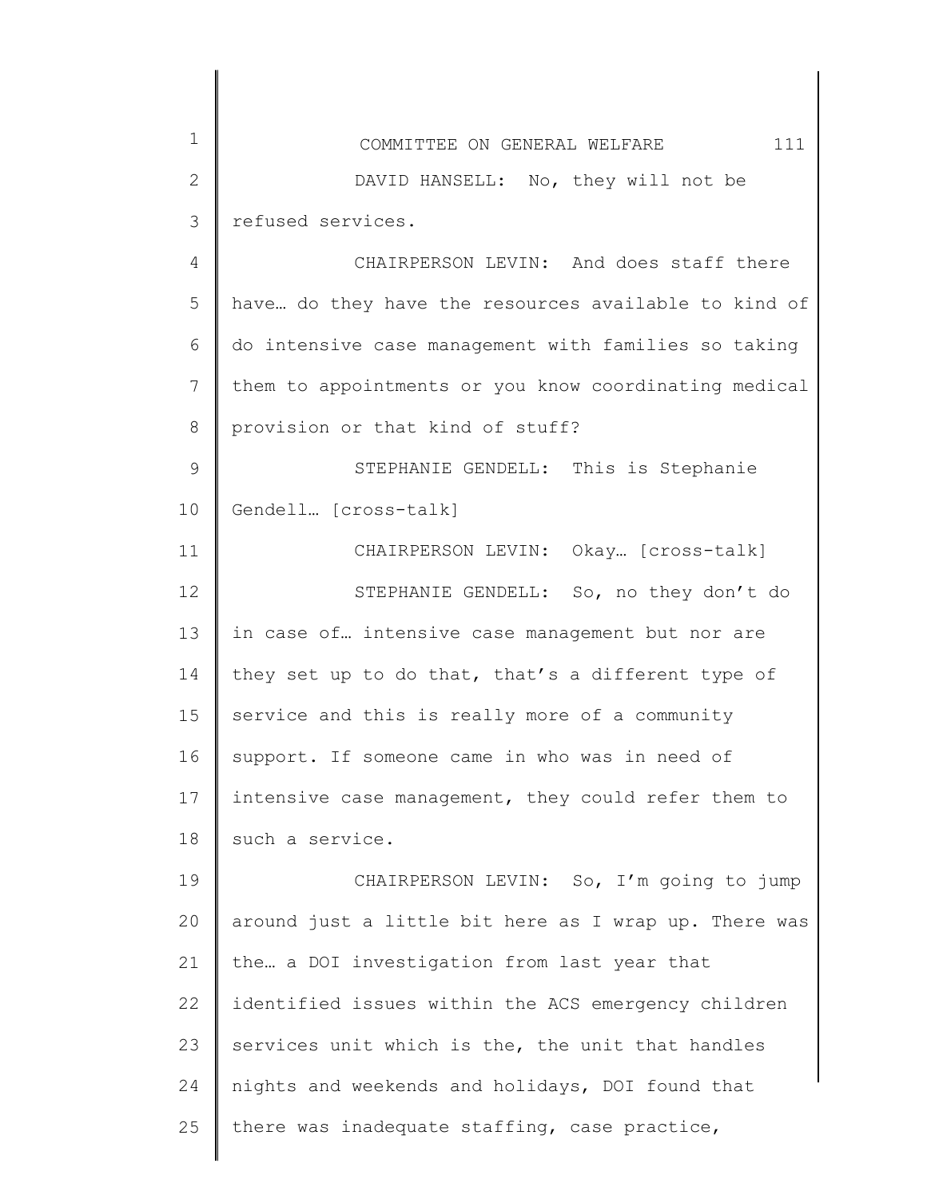DAVID HANSELL: No, they will not be refused services.

CHAIRPERSON LEVIN: And does staff there have… do they have the resources available to kind of do intensive case management with families so taking them to appointments or you know coordinating medical provision or that kind of stuff?

STEPHANIE GENDELL: This is Stephanie Gendell… [cross-talk]

CHAIRPERSON LEVIN: Okay… [cross-talk]

STEPHANIE GENDELL: So, no they don't do in case of… intensive case management but nor are they set up to do that, that's a different type of service and this is really more of a community support. If someone came in who was in need of intensive case management, they could refer them to such a service.

CHAIRPERSON LEVIN: So, I'm going to jump around just a little bit here as I wrap up. There was the… a DOI investigation from last year that identified issues within the ACS emergency children services unit which is the, the unit that handles nights and weekends and holidays, DOI found that there was inadequate staffing, case practice,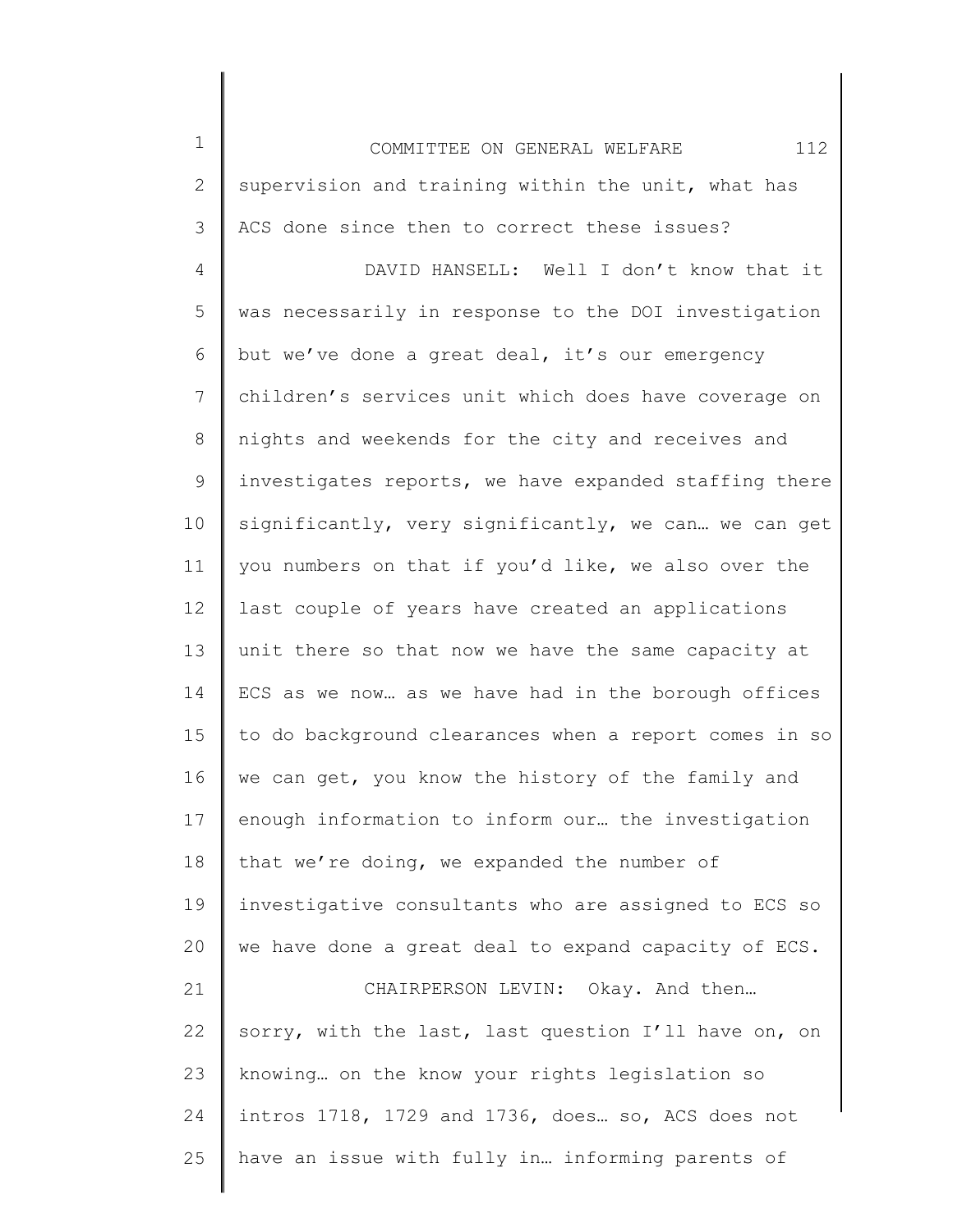supervision and training within the unit, what has ACS done since then to correct these issues?

DAVID HANSELL: Well I don't know that it was necessarily in response to the DOI investigation but we've done a great deal, it's our emergency children's services unit which does have coverage on nights and weekends for the city and receives and investigates reports, we have expanded staffing there significantly, very significantly, we can… we can get you numbers on that if you'd like, we also over the last couple of years have created an applications unit there so that now we have the same capacity at ECS as we now… as we have had in the borough offices to do background clearances when a report comes in so we can get, you know the history of the family and enough information to inform our… the investigation that we're doing, we expanded the number of investigative consultants who are assigned to ECS so we have done a great deal to expand capacity of ECS.

CHAIRPERSON LEVIN: Okay. And then… sorry, with the last, last question I'll have on, on knowing… on the know your rights legislation so intros 1718, 1729 and 1736, does… so, ACS does not have an issue with fully in… informing parents of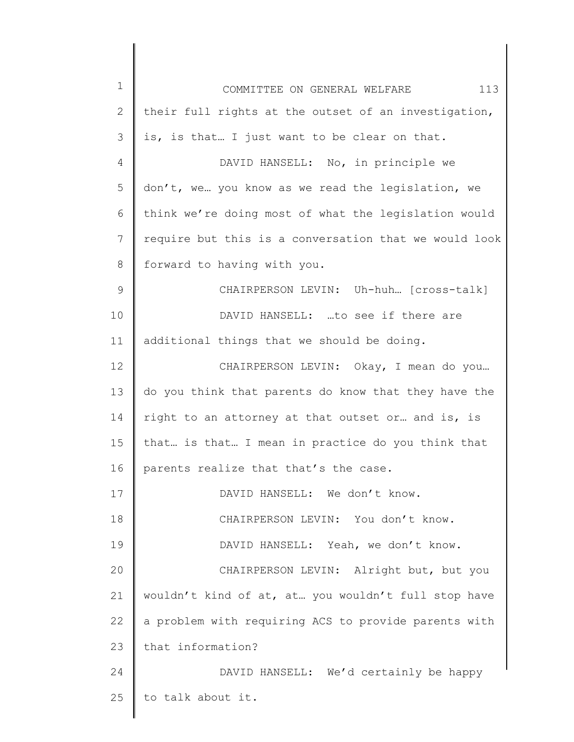their full rights at the outset of an investigation, is, is that… I just want to be clear on that.

DAVID HANSELL: No, in principle we don't, we… you know as we read the legislation, we think we're doing most of what the legislation would require but this is a conversation that we would look forward to having with you.

CHAIRPERSON LEVIN: Uh-huh… [cross-talk]

DAVID HANSELL: …to see if there are additional things that we should be doing.

CHAIRPERSON LEVIN: Okay, I mean do you… do you think that parents do know that they have the right to an attorney at that outset or… and is, is that… is that… I mean in practice do you think that parents realize that that's the case.

DAVID HANSELL: We don't know.

CHAIRPERSON LEVIN: You don't know.

DAVID HANSELL: Yeah, we don't know.

CHAIRPERSON LEVIN: Alright but, but you wouldn't kind of at, at… you wouldn't full stop have a problem with requiring ACS to provide parents with that information?

DAVID HANSELL: We'd certainly be happy to talk about it.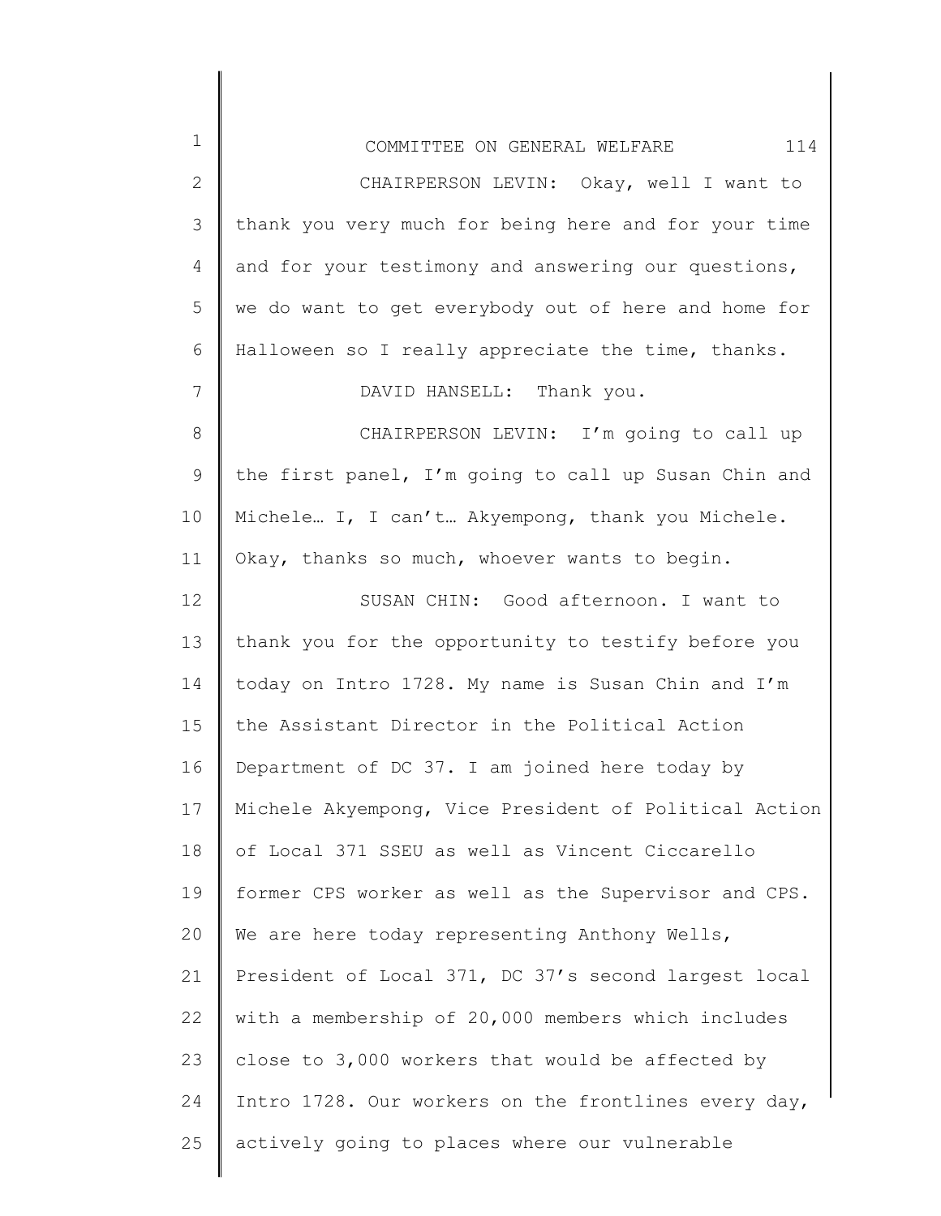CHAIRPERSON LEVIN: Okay, well I want to thank you very much for being here and for your time and for your testimony and answering our questions, we do want to get everybody out of here and home for Halloween so I really appreciate the time, thanks.

DAVID HANSELL: Thank you.

CHAIRPERSON LEVIN: I'm going to call up the first panel, I'm going to call up Susan Chin and Michele… I, I can't… Akyempong, thank you Michele. Okay, thanks so much, whoever wants to begin.

SUSAN CHIN: Good afternoon. I want to thank you for the opportunity to testify before you today on Intro 1728. My name is Susan Chin and I'm the Assistant Director in the Political Action Department of DC 37. I am joined here today by Michele Akyempong, Vice President of Political Action of Local 371 SSEU as well as Vincent Ciccarello former CPS worker as well as the Supervisor and CPS. We are here today representing Anthony Wells, President of Local 371, DC 37's second largest local with a membership of 20,000 members which includes close to 3,000 workers that would be affected by Intro 1728. Our workers on the frontlines every day, actively going to places where our vulnerable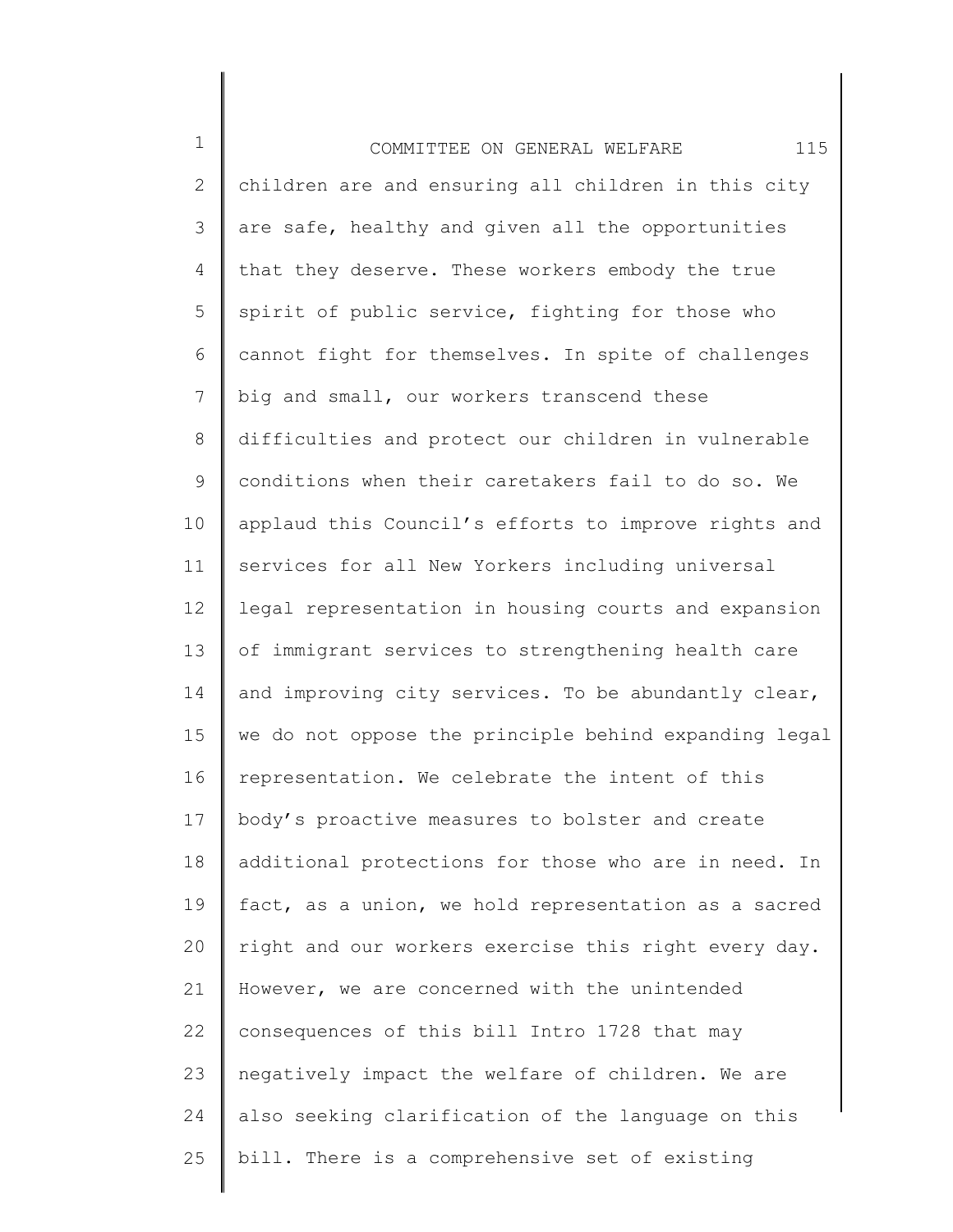children are and ensuring all children in this city are safe, healthy and given all the opportunities that they deserve. These workers embody the true spirit of public service, fighting for those who cannot fight for themselves. In spite of challenges big and small, our workers transcend these difficulties and protect our children in vulnerable conditions when their caretakers fail to do so. We applaud this Council's efforts to improve rights and services for all New Yorkers including universal legal representation in housing courts and expansion of immigrant services to strengthening health care and improving city services. To be abundantly clear, we do not oppose the principle behind expanding legal representation. We celebrate the intent of this body's proactive measures to bolster and create additional protections for those who are in need. In fact, as a union, we hold representation as a sacred right and our workers exercise this right every day. However, we are concerned with the unintended consequences of this bill Intro 1728 that may negatively impact the welfare of children. We are also seeking clarification of the language on this bill. There is a comprehensive set of existing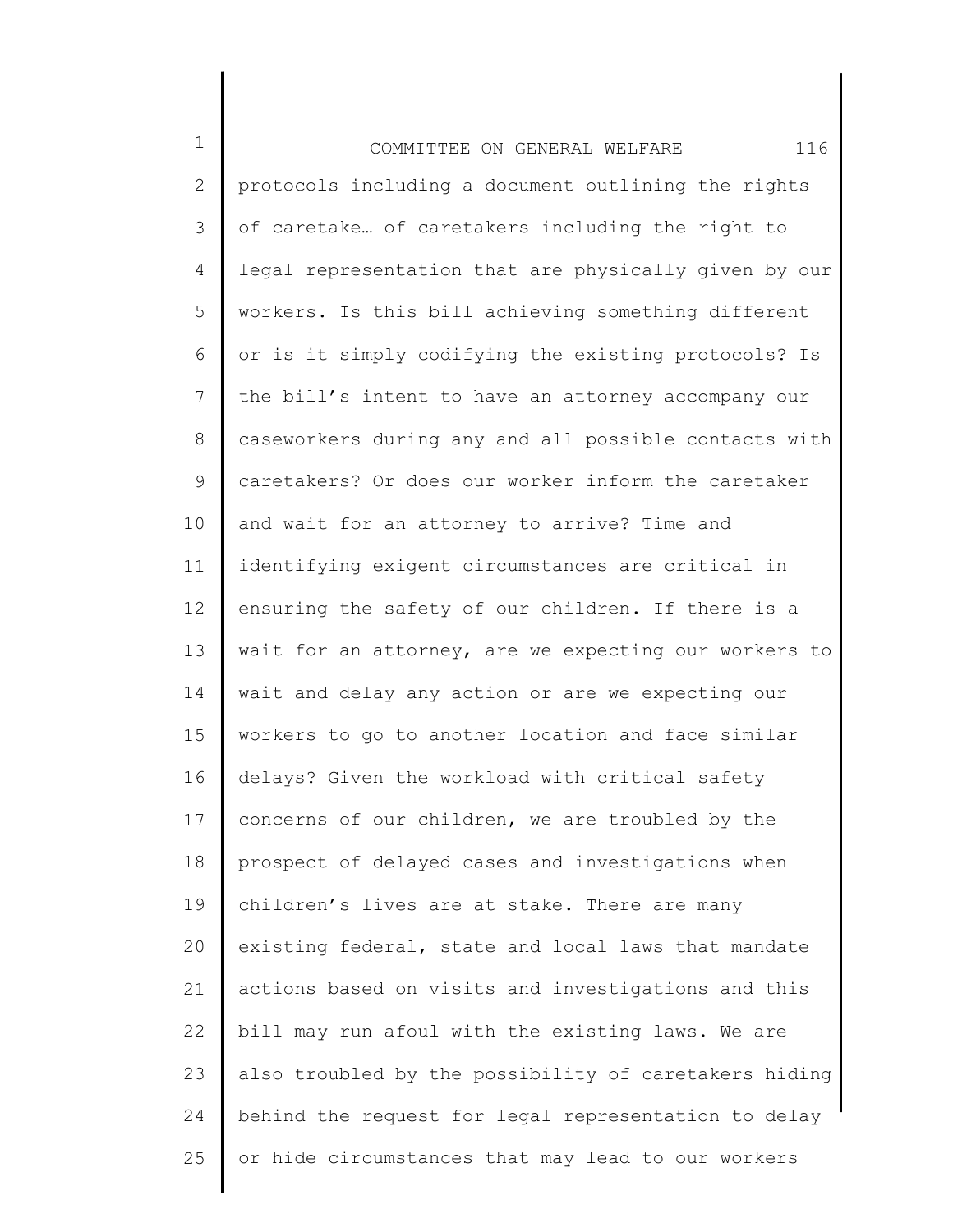protocols including a document outlining the rights of caretake… of caretakers including the right to legal representation that are physically given by our workers. Is this bill achieving something different or is it simply codifying the existing protocols? Is the bill's intent to have an attorney accompany our caseworkers during any and all possible contacts with caretakers? Or does our worker inform the caretaker and wait for an attorney to arrive? Time and identifying exigent circumstances are critical in ensuring the safety of our children. If there is a wait for an attorney, are we expecting our workers to wait and delay any action or are we expecting our workers to go to another location and face similar delays? Given the workload with critical safety concerns of our children, we are troubled by the prospect of delayed cases and investigations when children's lives are at stake. There are many existing federal, state and local laws that mandate actions based on visits and investigations and this bill may run afoul with the existing laws. We are also troubled by the possibility of caretakers hiding behind the request for legal representation to delay or hide circumstances that may lead to our workers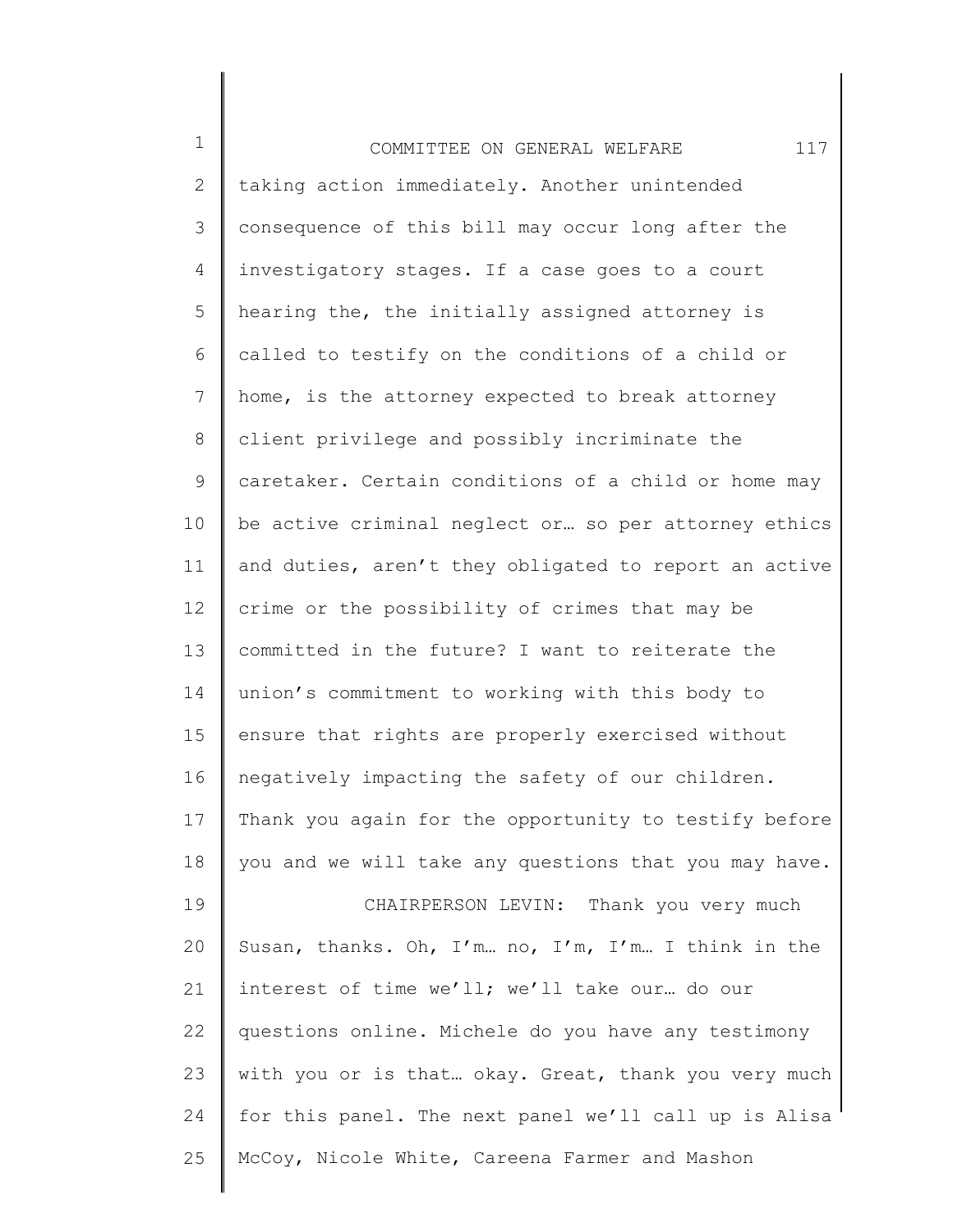taking action immediately. Another unintended consequence of this bill may occur long after the investigatory stages. If a case goes to a court hearing the, the initially assigned attorney is called to testify on the conditions of a child or home, is the attorney expected to break attorney client privilege and possibly incriminate the caretaker. Certain conditions of a child or home may be active criminal neglect or… so per attorney ethics and duties, aren't they obligated to report an active crime or the possibility of crimes that may be committed in the future? I want to reiterate the union's commitment to working with this body to ensure that rights are properly exercised without negatively impacting the safety of our children. Thank you again for the opportunity to testify before you and we will take any questions that you may have.

CHAIRPERSON LEVIN: Thank you very much Susan, thanks. Oh, I'm… no, I'm, I'm… I think in the interest of time we'll; we'll take our… do our questions online. Michele do you have any testimony with you or is that… okay. Great, thank you very much for this panel. The next panel we'll call up is Alisa McCoy, Nicole White, Careena Farmer and Mashon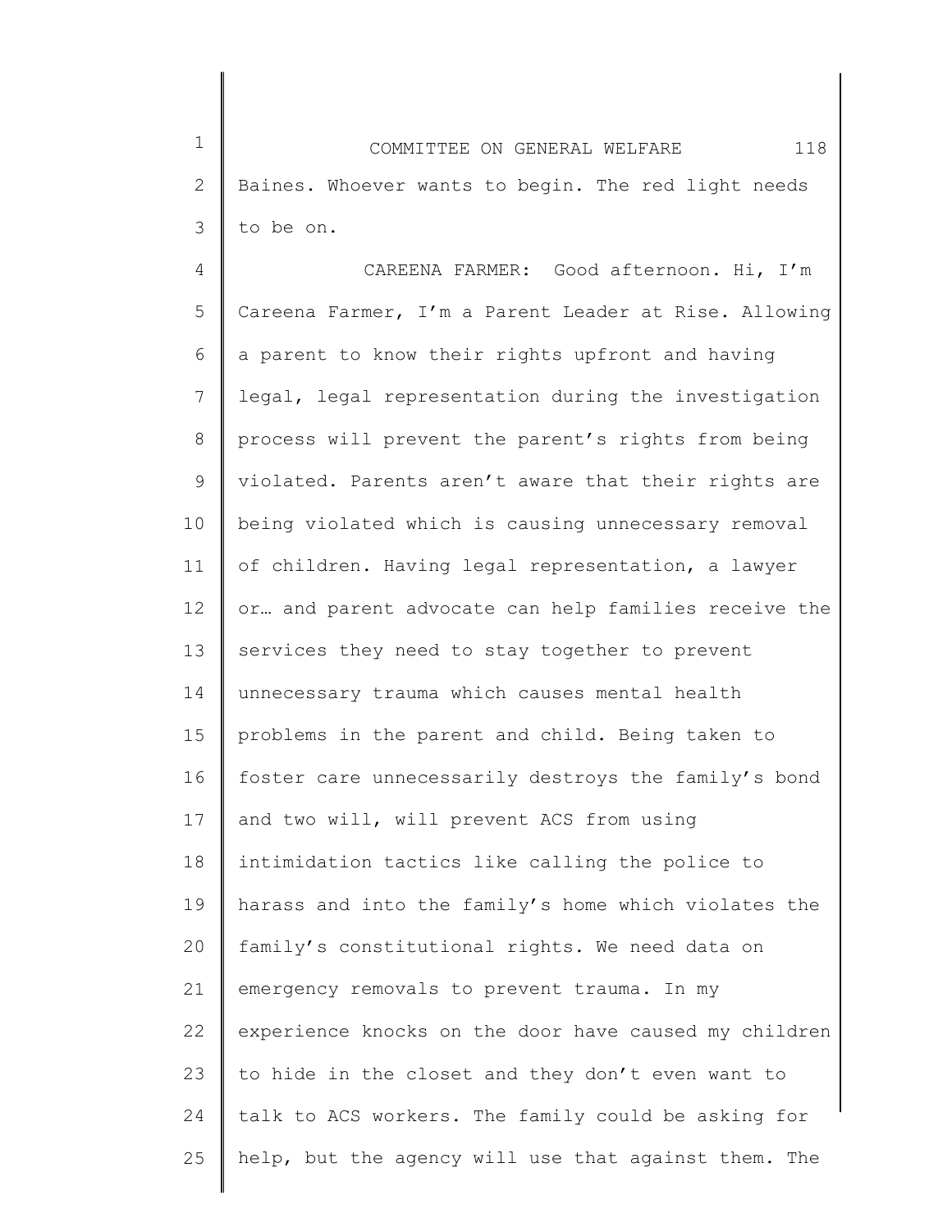Baines. Whoever wants to begin. The red light needs to be on.

CAREENA FARMER: Good afternoon. Hi, I'm Careena Farmer, I'm a Parent Leader at Rise. Allowing a parent to know their rights upfront and having legal, legal representation during the investigation process will prevent the parent's rights from being violated. Parents aren't aware that their rights are being violated which is causing unnecessary removal of children. Having legal representation, a lawyer or… and parent advocate can help families receive the services they need to stay together to prevent unnecessary trauma which causes mental health problems in the parent and child. Being taken to foster care unnecessarily destroys the family's bond and two will, will prevent ACS from using intimidation tactics like calling the police to harass and into the family's home which violates the family's constitutional rights. We need data on emergency removals to prevent trauma. In my experience knocks on the door have caused my children to hide in the closet and they don't even want to talk to ACS workers. The family could be asking for help, but the agency will use that against them. The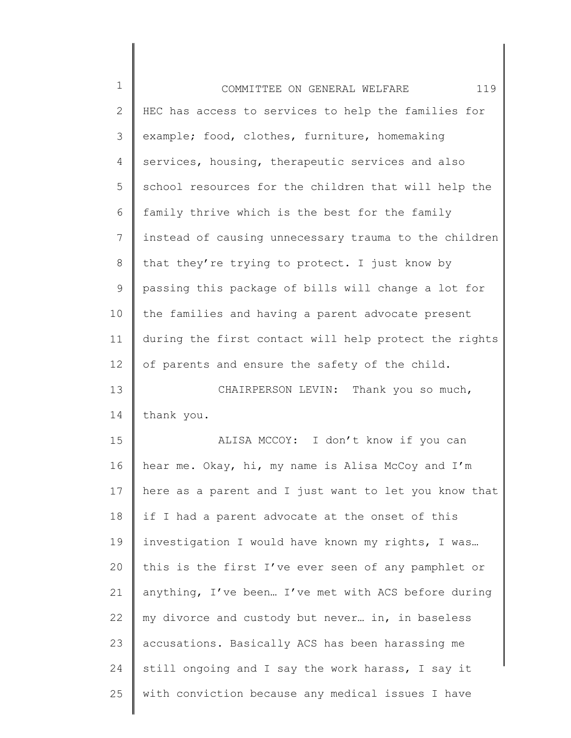HEC has access to services to help the families for example; food, clothes, furniture, homemaking services, housing, therapeutic services and also school resources for the children that will help the family thrive which is the best for the family instead of causing unnecessary trauma to the children that they're trying to protect. I just know by passing this package of bills will change a lot for the families and having a parent advocate present during the first contact will help protect the rights of parents and ensure the safety of the child.

CHAIRPERSON LEVIN: Thank you so much, thank you.

ALISA MCCOY: I don't know if you can hear me. Okay, hi, my name is Alisa McCoy and I'm here as a parent and I just want to let you know that if I had a parent advocate at the onset of this investigation I would have known my rights, I was… this is the first I've ever seen of any pamphlet or anything, I've been… I've met with ACS before during my divorce and custody but never… in, in baseless accusations. Basically ACS has been harassing me still ongoing and I say the work harass, I say it with conviction because any medical issues I have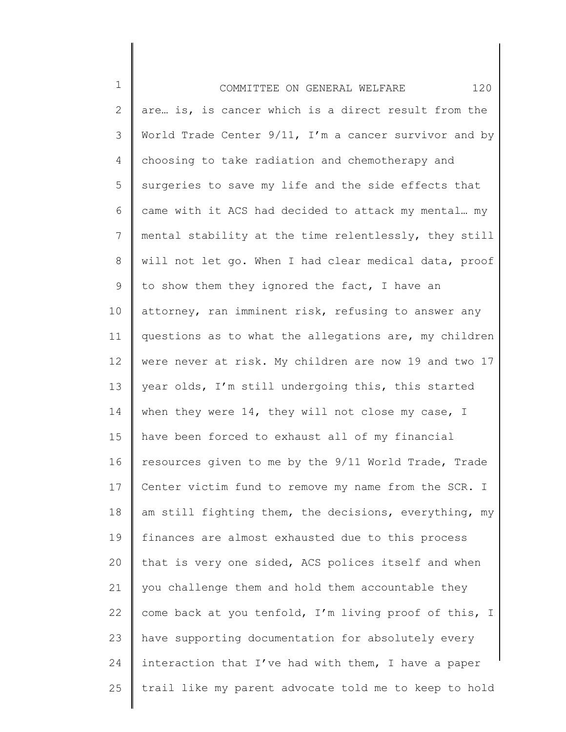are… is, is cancer which is a direct result from the World Trade Center 9/11, I'm a cancer survivor and by choosing to take radiation and chemotherapy and surgeries to save my life and the side effects that came with it ACS had decided to attack my mental… my mental stability at the time relentlessly, they still will not let go. When I had clear medical data, proof to show them they ignored the fact, I have an attorney, ran imminent risk, refusing to answer any questions as to what the allegations are, my children were never at risk. My children are now 19 and two 17 year olds, I'm still undergoing this, this started when they were 14, they will not close my case, I have been forced to exhaust all of my financial resources given to me by the 9/11 World Trade, Trade Center victim fund to remove my name from the SCR. I am still fighting them, the decisions, everything, my finances are almost exhausted due to this process that is very one sided, ACS polices itself and when you challenge them and hold them accountable they come back at you tenfold, I'm living proof of this, I have supporting documentation for absolutely every interaction that I've had with them, I have a paper trail like my parent advocate told me to keep to hold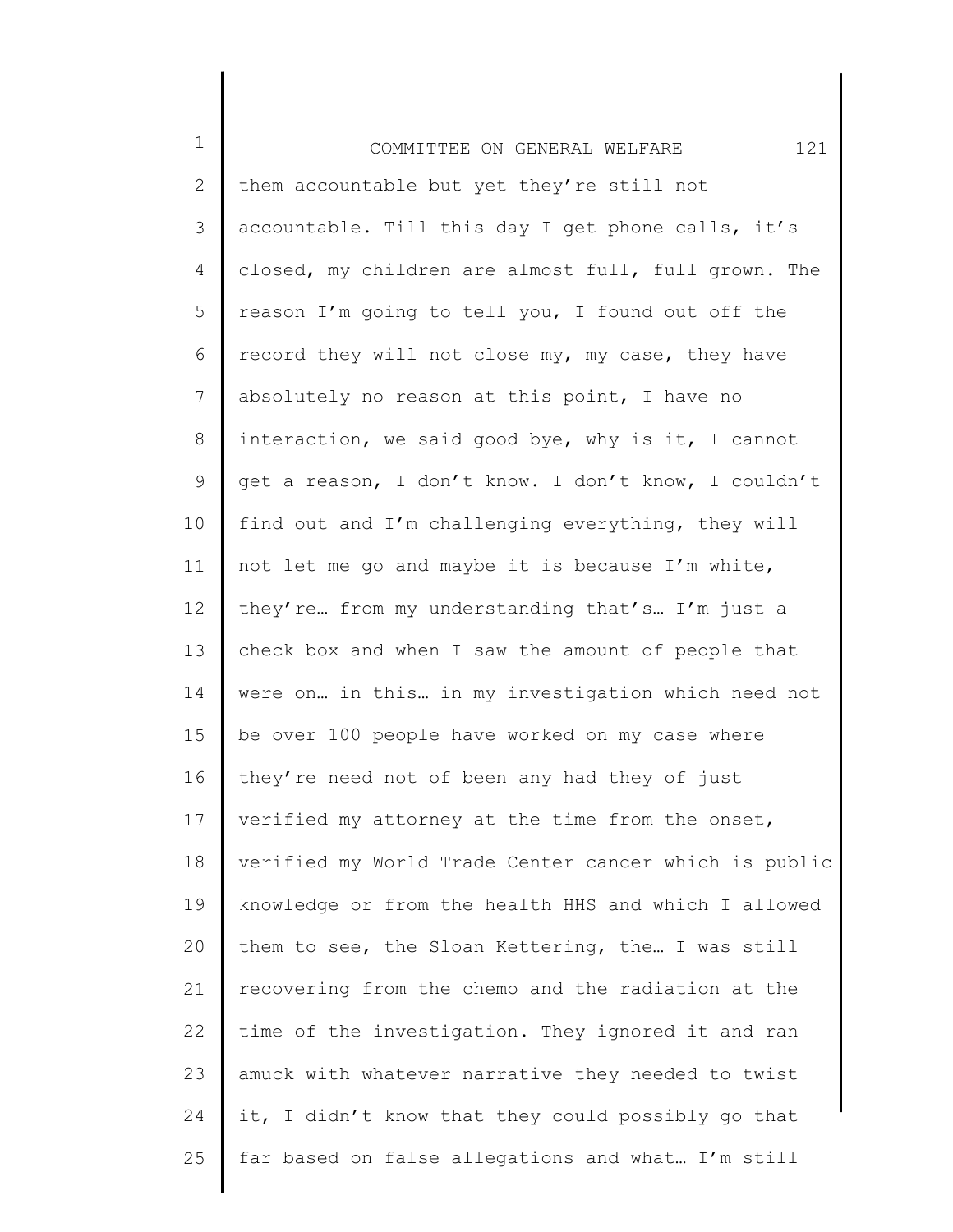them accountable but yet they're still not accountable. Till this day I get phone calls, it's closed, my children are almost full, full grown. The reason I'm going to tell you, I found out off the record they will not close my, my case, they have absolutely no reason at this point, I have no interaction, we said good bye, why is it, I cannot get a reason, I don't know. I don't know, I couldn't find out and I'm challenging everything, they will not let me go and maybe it is because I'm white, they're… from my understanding that's… I'm just a check box and when I saw the amount of people that were on… in this… in my investigation which need not be over 100 people have worked on my case where they're need not of been any had they of just verified my attorney at the time from the onset, verified my World Trade Center cancer which is public knowledge or from the health HHS and which I allowed them to see, the Sloan Kettering, the… I was still recovering from the chemo and the radiation at the time of the investigation. They ignored it and ran amuck with whatever narrative they needed to twist it, I didn't know that they could possibly go that far based on false allegations and what… I'm still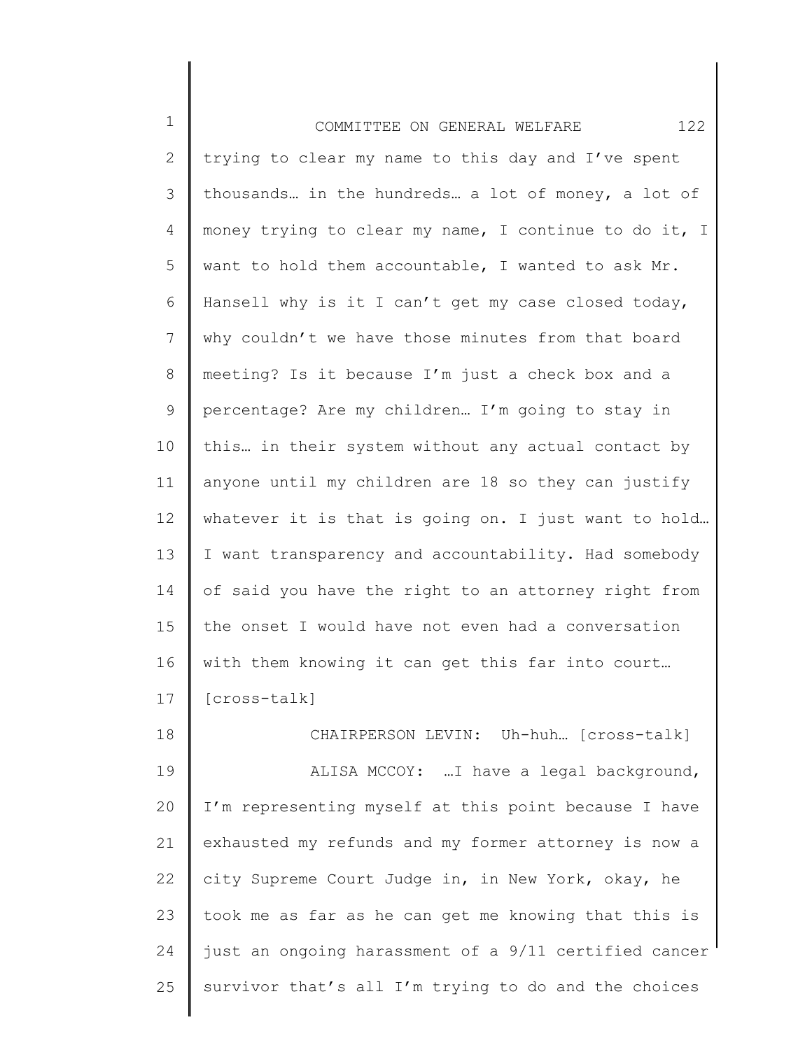trying to clear my name to this day and I've spent thousands… in the hundreds… a lot of money, a lot of money trying to clear my name, I continue to do it, I want to hold them accountable, I wanted to ask Mr. Hansell why is it I can't get my case closed today, why couldn't we have those minutes from that board meeting? Is it because I'm just a check box and a percentage? Are my children… I'm going to stay in this… in their system without any actual contact by anyone until my children are 18 so they can justify whatever it is that is going on. I just want to hold… I want transparency and accountability. Had somebody of said you have the right to an attorney right from the onset I would have not even had a conversation with them knowing it can get this far into court… [cross-talk]

CHAIRPERSON LEVIN: Uh-huh… [cross-talk]

ALISA MCCOY: …I have a legal background, I'm representing myself at this point because I have exhausted my refunds and my former attorney is now a city Supreme Court Judge in, in New York, okay, he took me as far as he can get me knowing that this is just an ongoing harassment of a 9/11 certified cancer survivor that's all I'm trying to do and the choices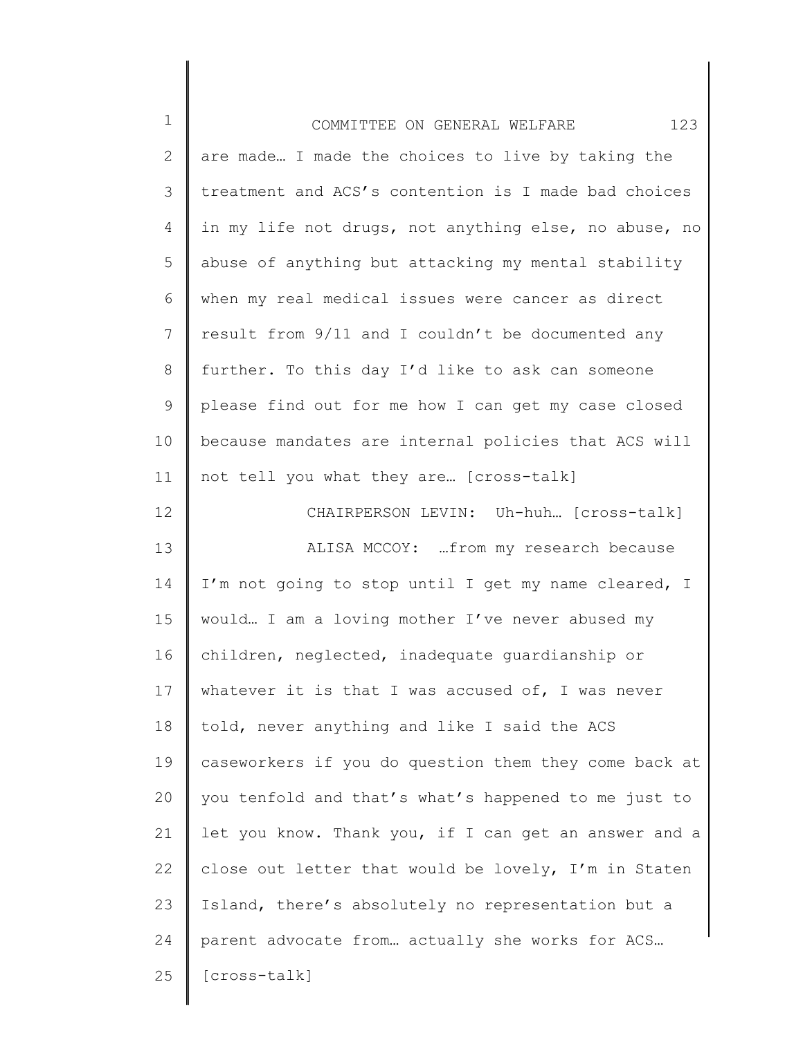are made… I made the choices to live by taking the treatment and ACS's contention is I made bad choices in my life not drugs, not anything else, no abuse, no abuse of anything but attacking my mental stability when my real medical issues were cancer as direct result from 9/11 and I couldn't be documented any further. To this day I'd like to ask can someone please find out for me how I can get my case closed because mandates are internal policies that ACS will not tell you what they are… [cross-talk]

CHAIRPERSON LEVIN: Uh-huh… [cross-talk]

ALISA MCCOY: …from my research because I'm not going to stop until I get my name cleared, I would… I am a loving mother I've never abused my children, neglected, inadequate guardianship or whatever it is that I was accused of, I was never told, never anything and like I said the ACS caseworkers if you do question them they come back at you tenfold and that's what's happened to me just to let you know. Thank you, if I can get an answer and a close out letter that would be lovely, I'm in Staten Island, there's absolutely no representation but a parent advocate from… actually she works for ACS… [cross-talk]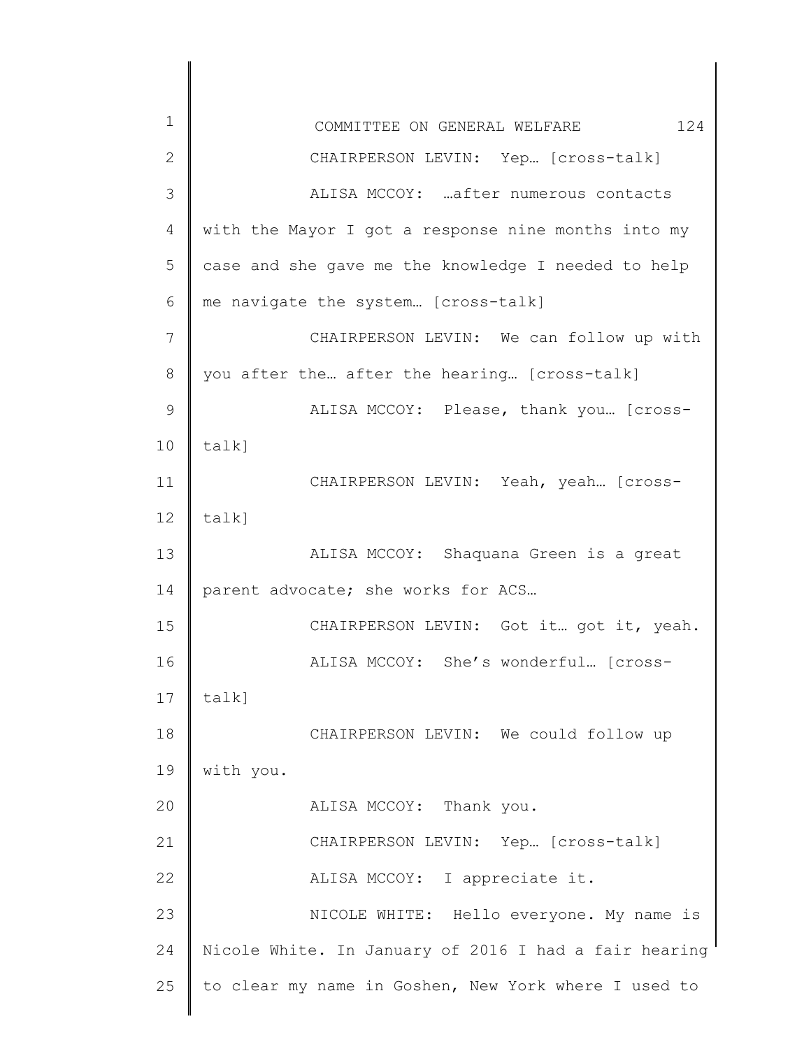CHAIRPERSON LEVIN: Yep… [cross-talk]

ALISA MCCOY: …after numerous contacts with the Mayor I got a response nine months into my case and she gave me the knowledge I needed to help me navigate the system… [cross-talk]

CHAIRPERSON LEVIN: We can follow up with you after the… after the hearing… [cross-talk]

ALISA MCCOY: Please, thank you… [cross-talk]

CHAIRPERSON LEVIN: Yeah, yeah… [cross-talk]

ALISA MCCOY: Shaquana Green is a great parent advocate; she works for ACS…

CHAIRPERSON LEVIN: Got it… got it, yeah.

ALISA MCCOY: She's wonderful… [cross-talk]

CHAIRPERSON LEVIN: We could follow up with you.

ALISA MCCOY: Thank you.

CHAIRPERSON LEVIN: Yep… [cross-talk]

ALISA MCCOY: I appreciate it.

NICOLE WHITE: Hello everyone. My name is Nicole White. In January of 2016 I had a fair hearing to clear my name in Goshen, New York where I used to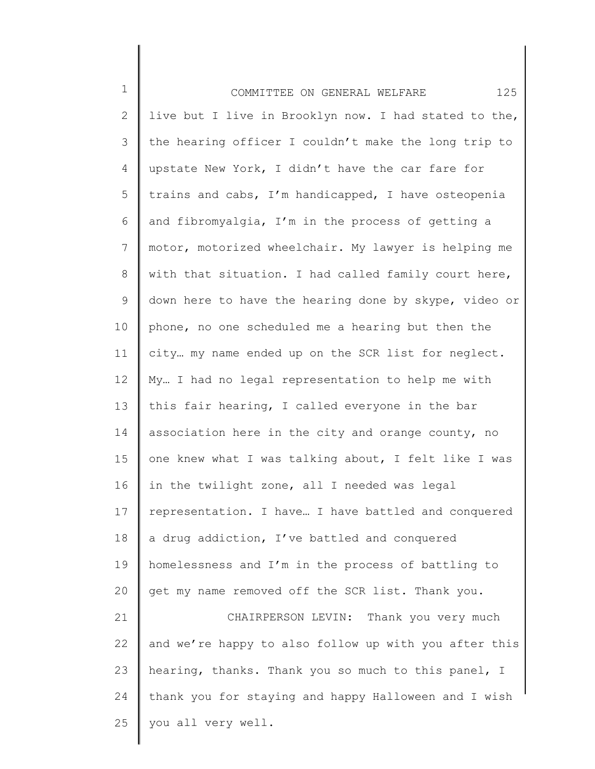live but I live in Brooklyn now. I had stated to the, the hearing officer I couldn't make the long trip to upstate New York, I didn't have the car fare for trains and cabs, I'm handicapped, I have osteopenia and fibromyalgia, I'm in the process of getting a motor, motorized wheelchair. My lawyer is helping me with that situation. I had called family court here, down here to have the hearing done by skype, video or phone, no one scheduled me a hearing but then the city… my name ended up on the SCR list for neglect. My… I had no legal representation to help me with this fair hearing, I called everyone in the bar association here in the city and orange county, no one knew what I was talking about, I felt like I was in the twilight zone, all I needed was legal representation. I have… I have battled and conquered a drug addiction, I've battled and conquered homelessness and I'm in the process of battling to get my name removed off the SCR list. Thank you.

CHAIRPERSON LEVIN: Thank you very much and we're happy to also follow up with you after this hearing, thanks. Thank you so much to this panel, I thank you for staying and happy Halloween and I wish you all very well.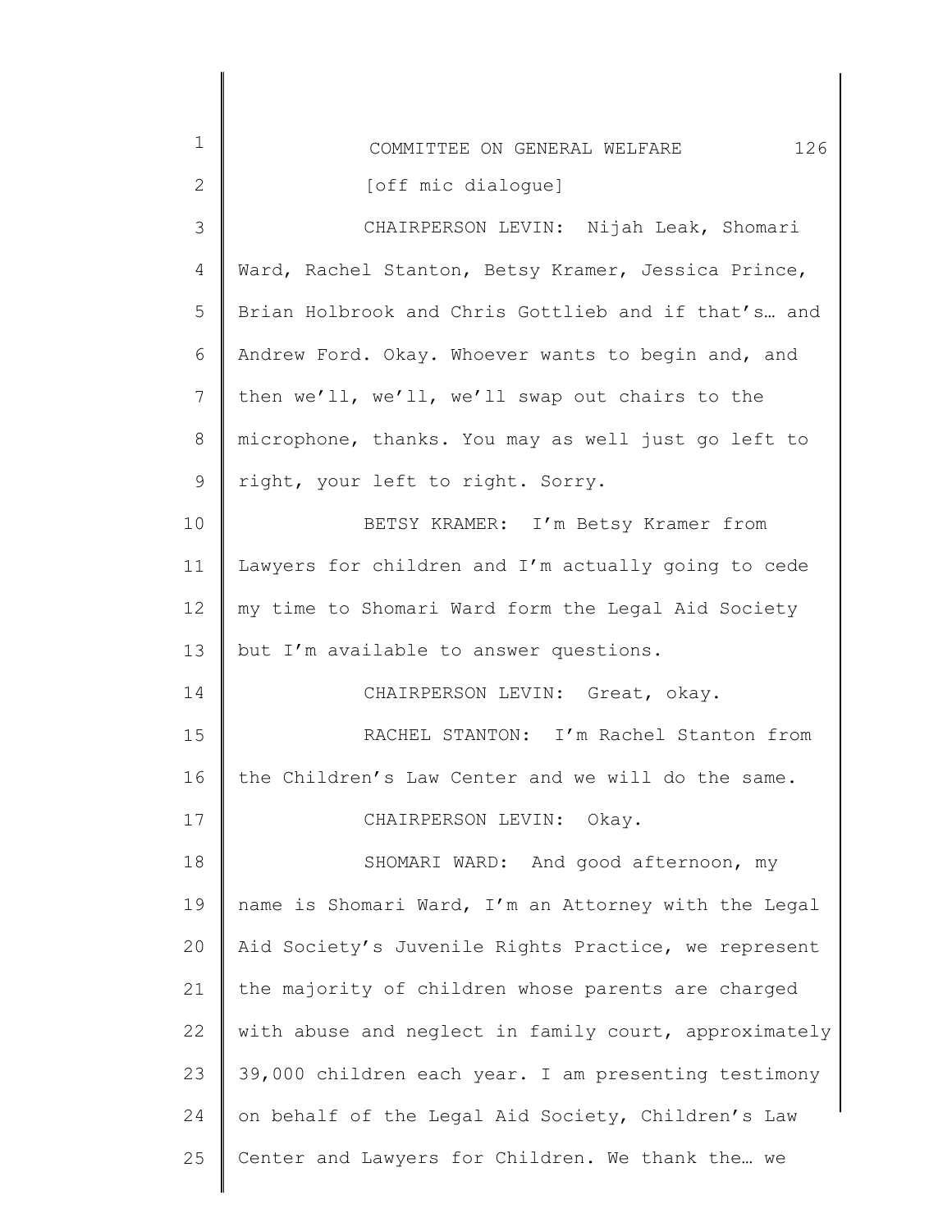[off mic dialogue]

CHAIRPERSON LEVIN: Nijah Leak, Shomari Ward, Rachel Stanton, Betsy Kramer, Jessica Prince, Brian Holbrook and Chris Gottlieb and if that's… and Andrew Ford. Okay. Whoever wants to begin and, and then we'll, we'll, we'll swap out chairs to the microphone, thanks. You may as well just go left to right, your left to right. Sorry.

BETSY KRAMER: I'm Betsy Kramer from Lawyers for children and I'm actually going to cede my time to Shomari Ward form the Legal Aid Society but I'm available to answer questions.

CHAIRPERSON LEVIN: Great, okay.

RACHEL STANTON: I'm Rachel Stanton from the Children's Law Center and we will do the same.

CHAIRPERSON LEVIN: Okay.

SHOMARI WARD: And good afternoon, my name is Shomari Ward, I'm an Attorney with the Legal Aid Society's Juvenile Rights Practice, we represent the majority of children whose parents are charged with abuse and neglect in family court, approximately 39,000 children each year. I am presenting testimony on behalf of the Legal Aid Society, Children's Law Center and Lawyers for Children. We thank the… we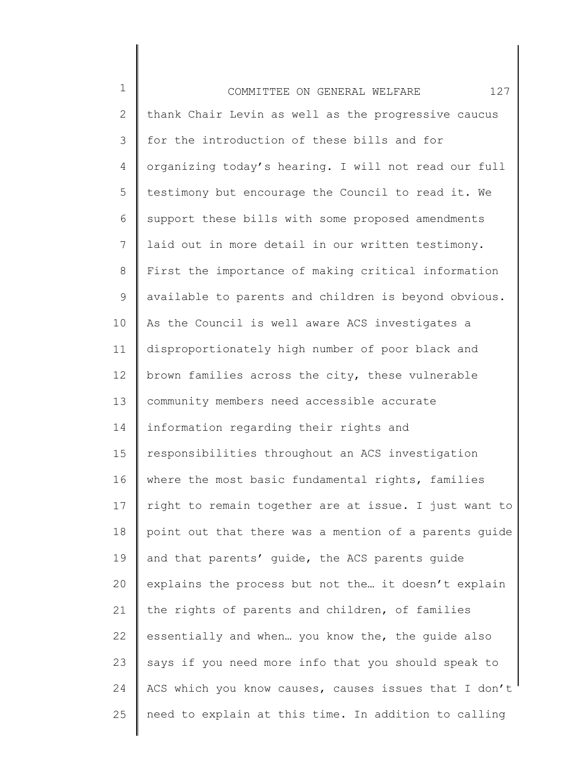thank Chair Levin as well as the progressive caucus for the introduction of these bills and for organizing today's hearing. I will not read our full testimony but encourage the Council to read it. We support these bills with some proposed amendments laid out in more detail in our written testimony. First the importance of making critical information available to parents and children is beyond obvious. As the Council is well aware ACS investigates a disproportionately high number of poor black and brown families across the city, these vulnerable community members need accessible accurate information regarding their rights and responsibilities throughout an ACS investigation where the most basic fundamental rights, families right to remain together are at issue. I just want to point out that there was a mention of a parents guide and that parents' guide, the ACS parents guide explains the process but not the… it doesn't explain the rights of parents and children, of families essentially and when… you know the, the guide also says if you need more info that you should speak to ACS which you know causes, causes issues that I don't need to explain at this time. In addition to calling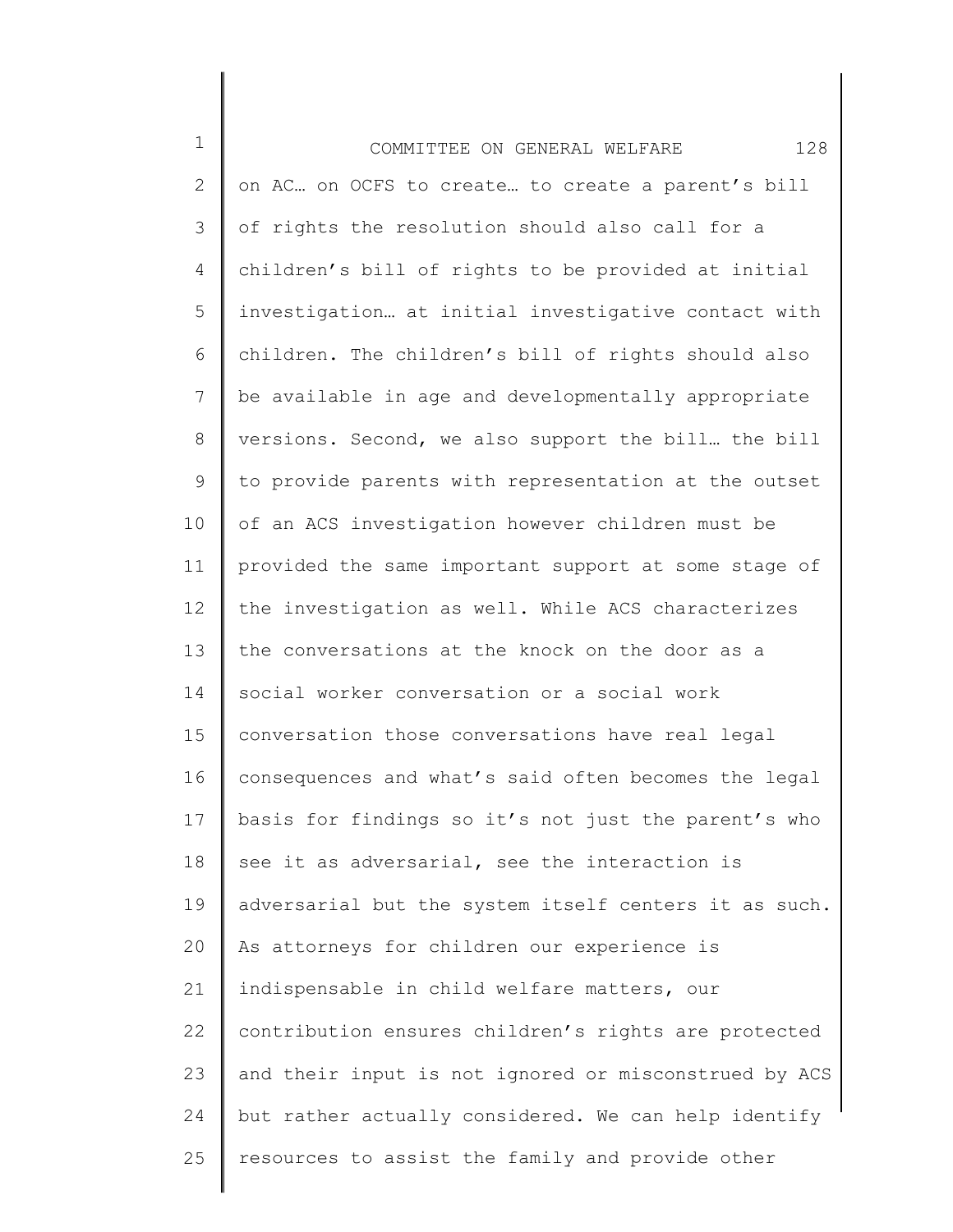on AC… on OCFS to create… to create a parent's bill of rights the resolution should also call for a children's bill of rights to be provided at initial investigation… at initial investigative contact with children. The children's bill of rights should also be available in age and developmentally appropriate versions. Second, we also support the bill… the bill to provide parents with representation at the outset of an ACS investigation however children must be provided the same important support at some stage of the investigation as well. While ACS characterizes the conversations at the knock on the door as a social worker conversation or a social work conversation those conversations have real legal consequences and what's said often becomes the legal basis for findings so it's not just the parent's who see it as adversarial, see the interaction is adversarial but the system itself centers it as such. As attorneys for children our experience is indispensable in child welfare matters, our contribution ensures children's rights are protected and their input is not ignored or misconstrued by ACS but rather actually considered. We can help identify resources to assist the family and provide other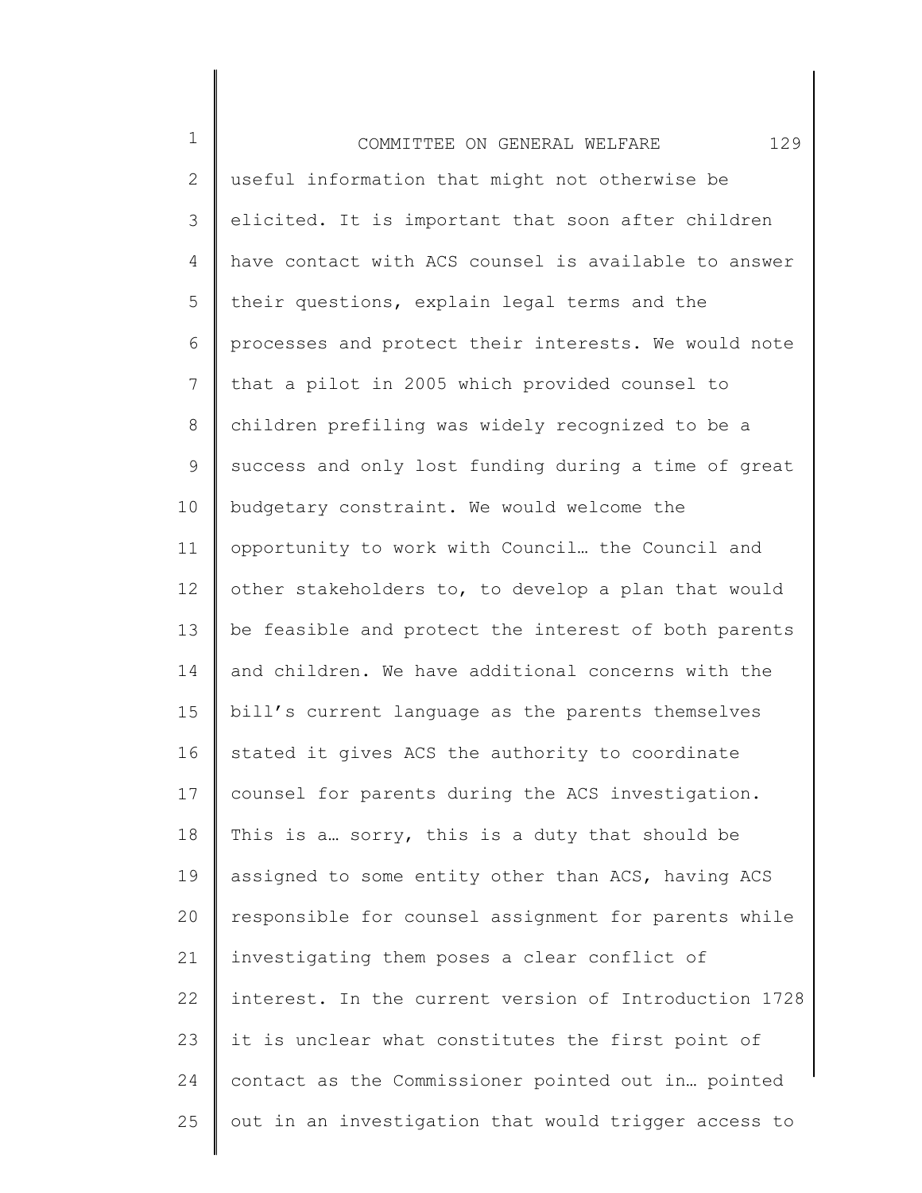useful information that might not otherwise be elicited. It is important that soon after children have contact with ACS counsel is available to answer their questions, explain legal terms and the processes and protect their interests. We would note that a pilot in 2005 which provided counsel to children prefiling was widely recognized to be a success and only lost funding during a time of great budgetary constraint. We would welcome the opportunity to work with Council… the Council and other stakeholders to, to develop a plan that would be feasible and protect the interest of both parents and children. We have additional concerns with the bill's current language as the parents themselves stated it gives ACS the authority to coordinate counsel for parents during the ACS investigation. This is a… sorry, this is a duty that should be assigned to some entity other than ACS, having ACS responsible for counsel assignment for parents while investigating them poses a clear conflict of interest. In the current version of Introduction 1728 it is unclear what constitutes the first point of contact as the Commissioner pointed out in… pointed out in an investigation that would trigger access to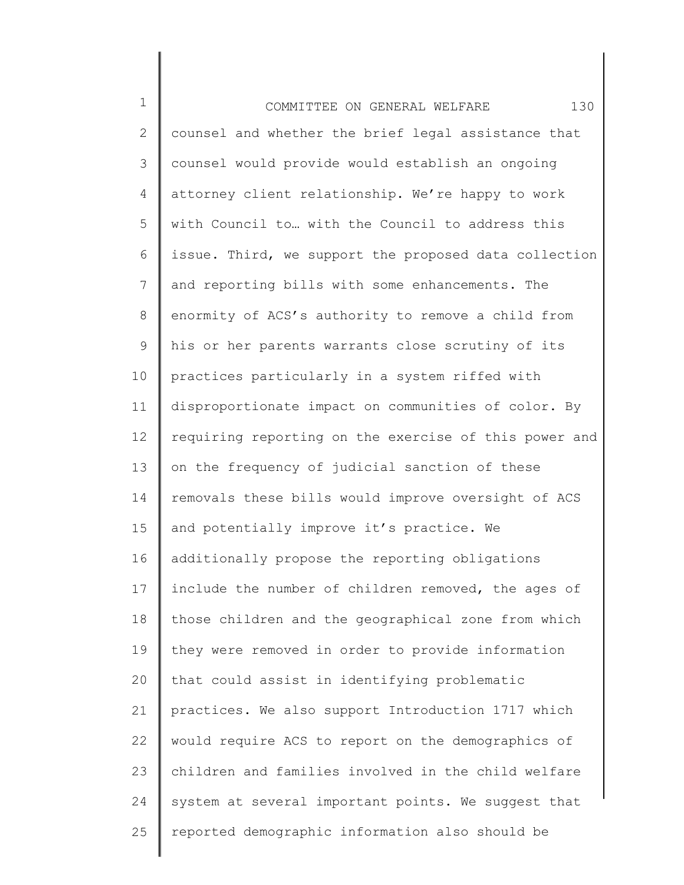counsel and whether the brief legal assistance that counsel would provide would establish an ongoing attorney client relationship. We're happy to work with Council to… with the Council to address this issue. Third, we support the proposed data collection and reporting bills with some enhancements. The enormity of ACS's authority to remove a child from his or her parents warrants close scrutiny of its practices particularly in a system riffed with disproportionate impact on communities of color. By requiring reporting on the exercise of this power and on the frequency of judicial sanction of these removals these bills would improve oversight of ACS and potentially improve it's practice. We additionally propose the reporting obligations include the number of children removed, the ages of those children and the geographical zone from which they were removed in order to provide information that could assist in identifying problematic practices. We also support Introduction 1717 which would require ACS to report on the demographics of children and families involved in the child welfare system at several important points. We suggest that reported demographic information also should be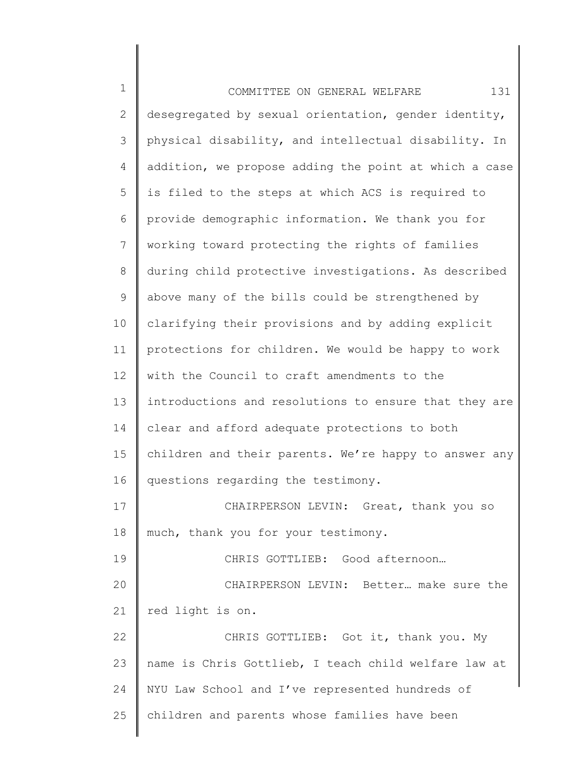desegregated by sexual orientation, gender identity, physical disability, and intellectual disability. In addition, we propose adding the point at which a case is filed to the steps at which ACS is required to provide demographic information. We thank you for working toward protecting the rights of families during child protective investigations. As described above many of the bills could be strengthened by clarifying their provisions and by adding explicit protections for children. We would be happy to work with the Council to craft amendments to the introductions and resolutions to ensure that they are clear and afford adequate protections to both children and their parents. We're happy to answer any questions regarding the testimony.

CHAIRPERSON LEVIN: Great, thank you so much, thank you for your testimony.

CHRIS GOTTLIEB: Good afternoon…

CHAIRPERSON LEVIN: Better… make sure the red light is on.

CHRIS GOTTLIEB: Got it, thank you. My name is Chris Gottlieb, I teach child welfare law at NYU Law School and I've represented hundreds of children and parents whose families have been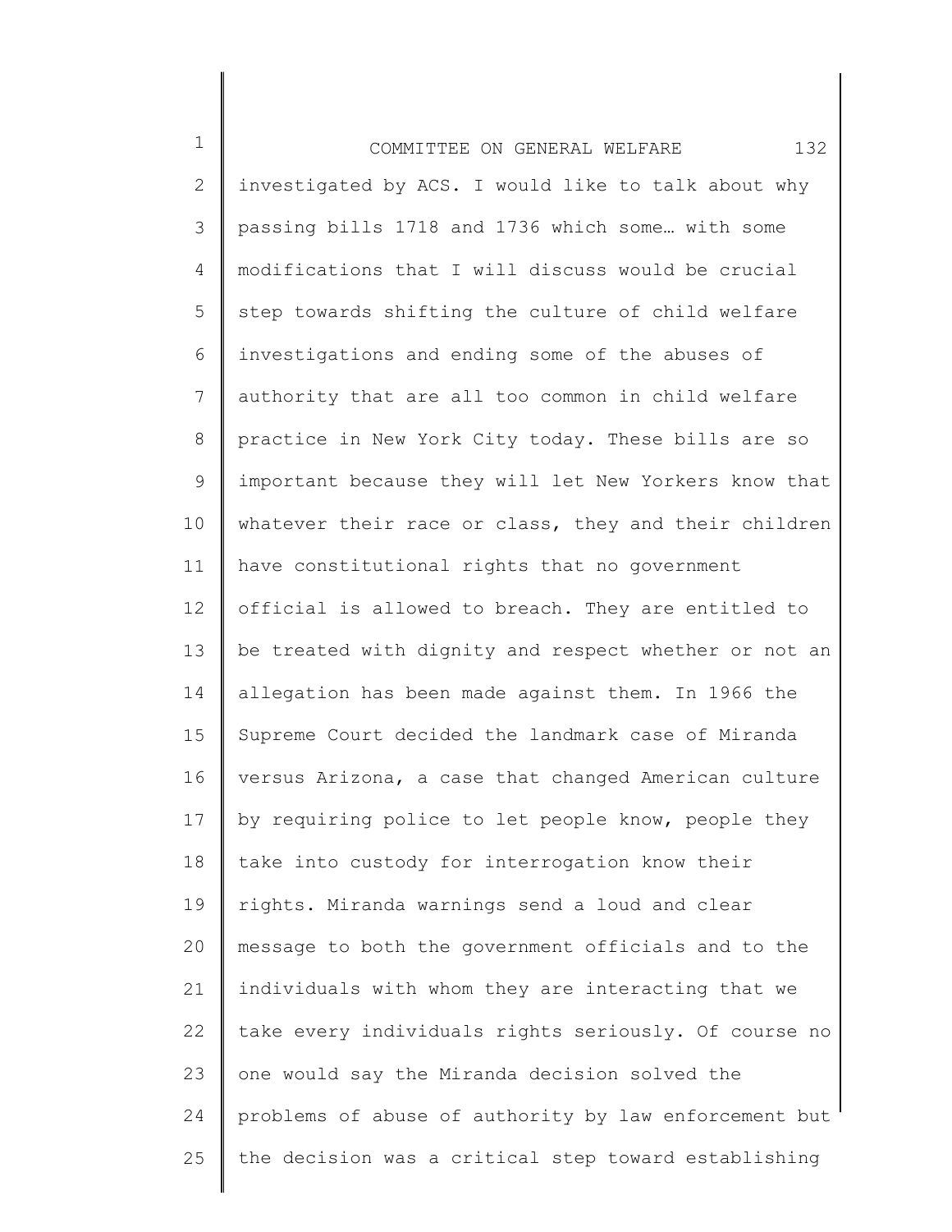investigated by ACS. I would like to talk about why passing bills 1718 and 1736 which some… with some modifications that I will discuss would be crucial step towards shifting the culture of child welfare investigations and ending some of the abuses of authority that are all too common in child welfare practice in New York City today. These bills are so important because they will let New Yorkers know that whatever their race or class, they and their children have constitutional rights that no government official is allowed to breach. They are entitled to be treated with dignity and respect whether or not an allegation has been made against them. In 1966 the Supreme Court decided the landmark case of Miranda versus Arizona, a case that changed American culture by requiring police to let people know, people they take into custody for interrogation know their rights. Miranda warnings send a loud and clear message to both the government officials and to the individuals with whom they are interacting that we take every individuals rights seriously. Of course no one would say the Miranda decision solved the problems of abuse of authority by law enforcement but the decision was a critical step toward establishing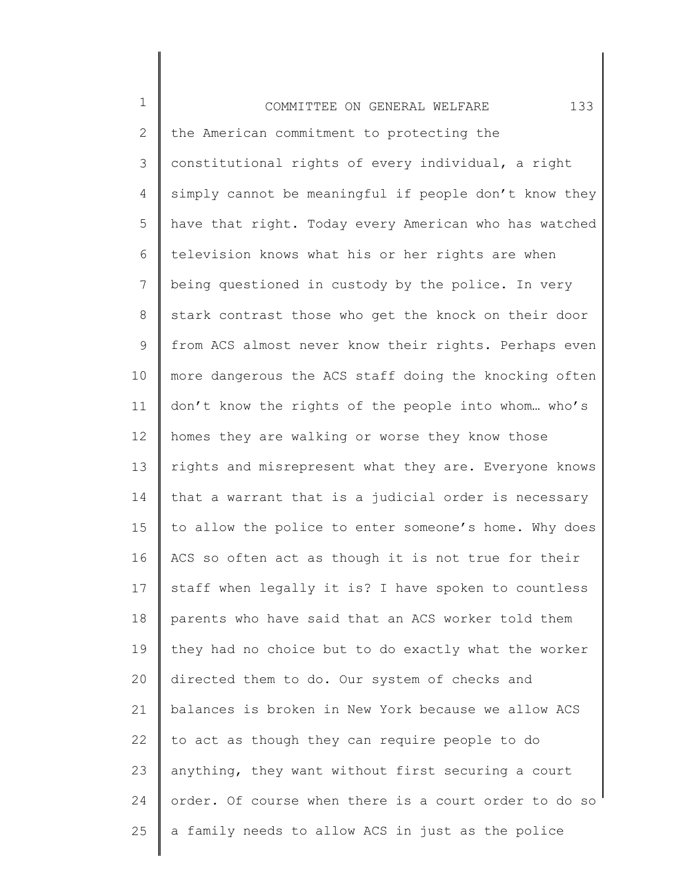the American commitment to protecting the constitutional rights of every individual, a right simply cannot be meaningful if people don't know they have that right. Today every American who has watched television knows what his or her rights are when being questioned in custody by the police. In very stark contrast those who get the knock on their door from ACS almost never know their rights. Perhaps even more dangerous the ACS staff doing the knocking often don't know the rights of the people into whom… who's homes they are walking or worse they know those rights and misrepresent what they are. Everyone knows that a warrant that is a judicial order is necessary to allow the police to enter someone's home. Why does ACS so often act as though it is not true for their staff when legally it is? I have spoken to countless parents who have said that an ACS worker told them they had no choice but to do exactly what the worker directed them to do. Our system of checks and balances is broken in New York because we allow ACS to act as though they can require people to do anything, they want without first securing a court order. Of course when there is a court order to do so a family needs to allow ACS in just as the police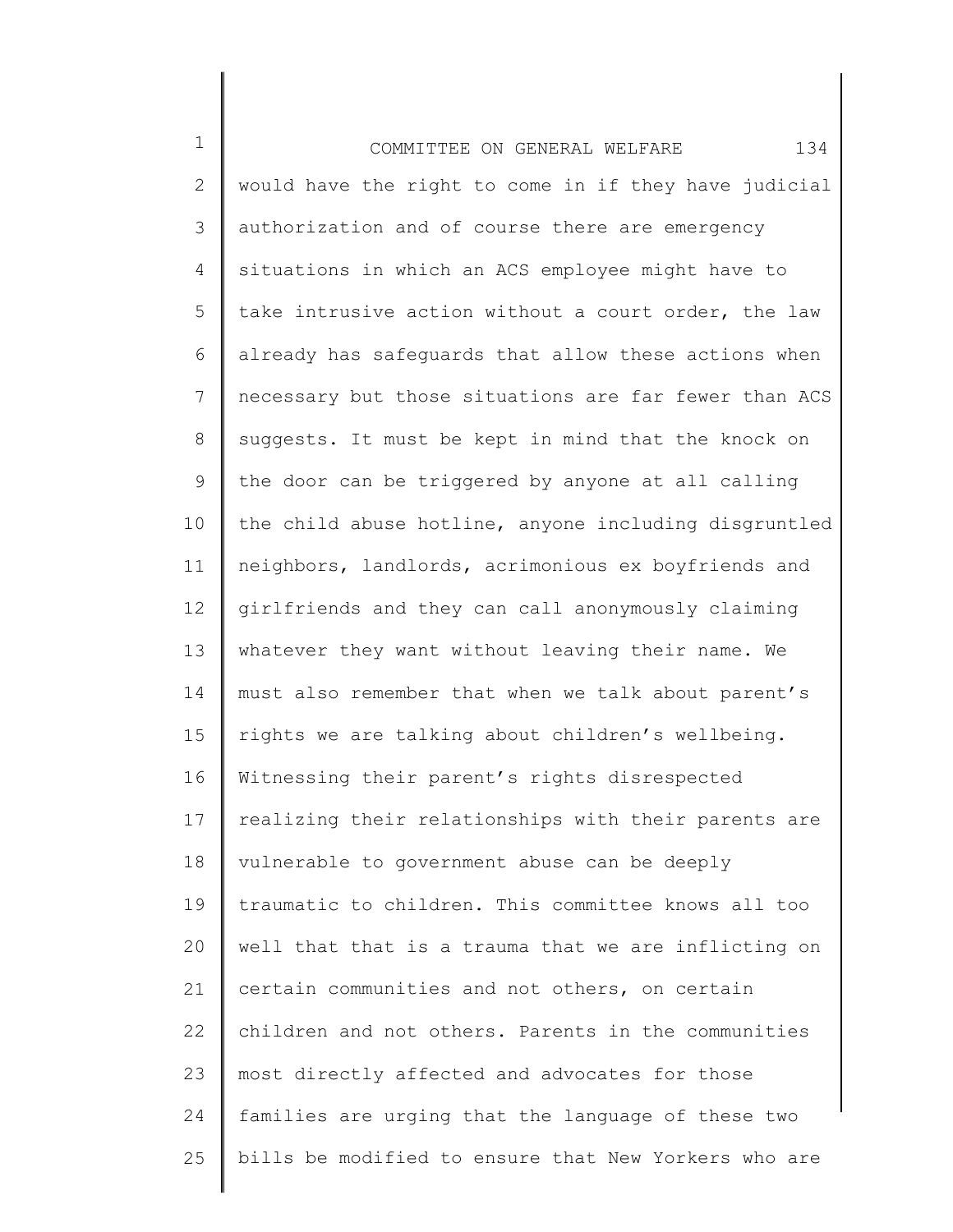would have the right to come in if they have judicial authorization and of course there are emergency situations in which an ACS employee might have to take intrusive action without a court order, the law already has safeguards that allow these actions when necessary but those situations are far fewer than ACS suggests. It must be kept in mind that the knock on the door can be triggered by anyone at all calling the child abuse hotline, anyone including disgruntled neighbors, landlords, acrimonious ex boyfriends and girlfriends and they can call anonymously claiming whatever they want without leaving their name. We must also remember that when we talk about parent's rights we are talking about children's wellbeing. Witnessing their parent's rights disrespected realizing their relationships with their parents are vulnerable to government abuse can be deeply traumatic to children. This committee knows all too well that that is a trauma that we are inflicting on certain communities and not others, on certain children and not others. Parents in the communities most directly affected and advocates for those families are urging that the language of these two bills be modified to ensure that New Yorkers who are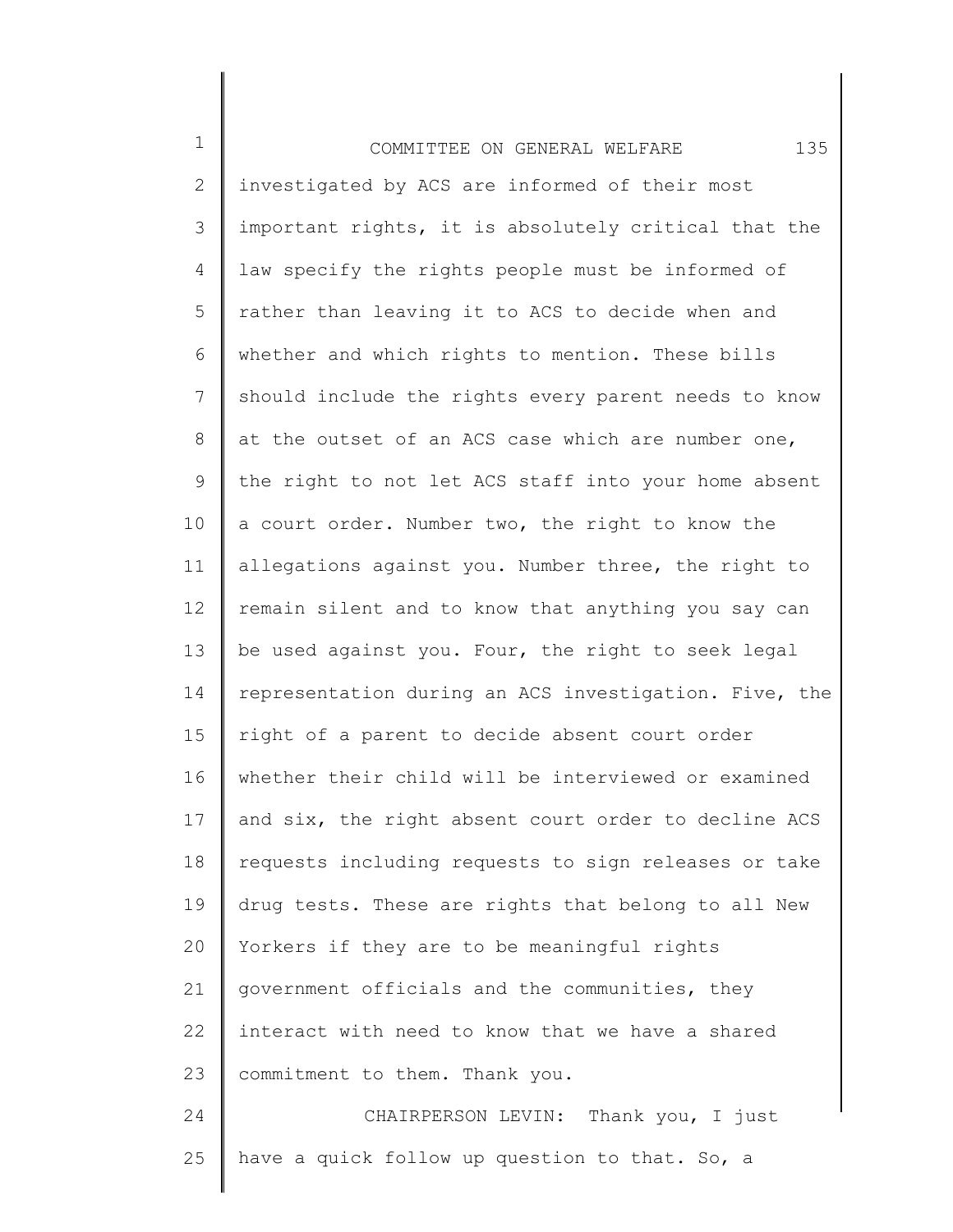investigated by ACS are informed of their most important rights, it is absolutely critical that the law specify the rights people must be informed of rather than leaving it to ACS to decide when and whether and which rights to mention. These bills should include the rights every parent needs to know at the outset of an ACS case which are number one, the right to not let ACS staff into your home absent a court order. Number two, the right to know the allegations against you. Number three, the right to remain silent and to know that anything you say can be used against you. Four, the right to seek legal representation during an ACS investigation. Five, the right of a parent to decide absent court order whether their child will be interviewed or examined and six, the right absent court order to decline ACS requests including requests to sign releases or take drug tests. These are rights that belong to all New Yorkers if they are to be meaningful rights government officials and the communities, they interact with need to know that we have a shared commitment to them. Thank you.

CHAIRPERSON LEVIN: Thank you, I just have a quick follow up question to that. So, a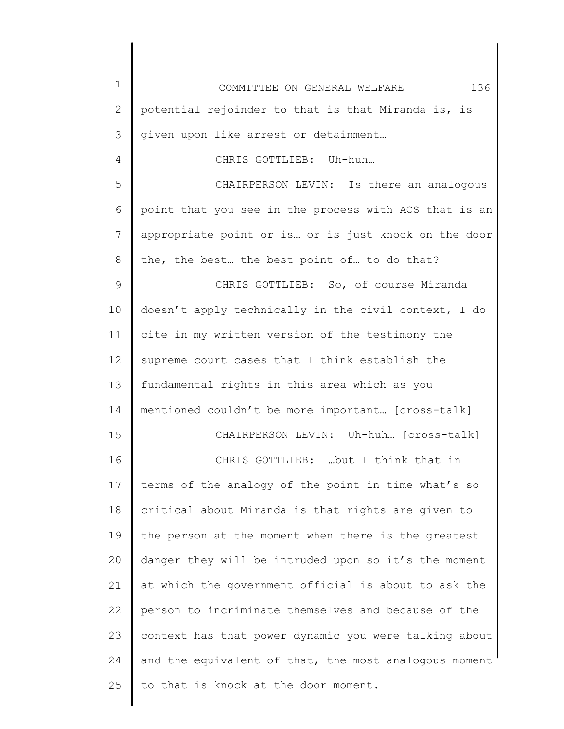potential rejoinder to that is that Miranda is, is given upon like arrest or detainment…

CHRIS GOTTLIEB: Uh-huh…

CHAIRPERSON LEVIN: Is there an analogous point that you see in the process with ACS that is an appropriate point or is… or is just knock on the door the, the best… the best point of… to do that?

CHRIS GOTTLIEB: So, of course Miranda doesn't apply technically in the civil context, I do cite in my written version of the testimony the supreme court cases that I think establish the fundamental rights in this area which as you mentioned couldn't be more important… [cross-talk]

CHAIRPERSON LEVIN: Uh-huh… [cross-talk]

CHRIS GOTTLIEB: …but I think that in terms of the analogy of the point in time what's so critical about Miranda is that rights are given to the person at the moment when there is the greatest danger they will be intruded upon so it's the moment at which the government official is about to ask the person to incriminate themselves and because of the context has that power dynamic you were talking about and the equivalent of that, the most analogous moment to that is knock at the door moment.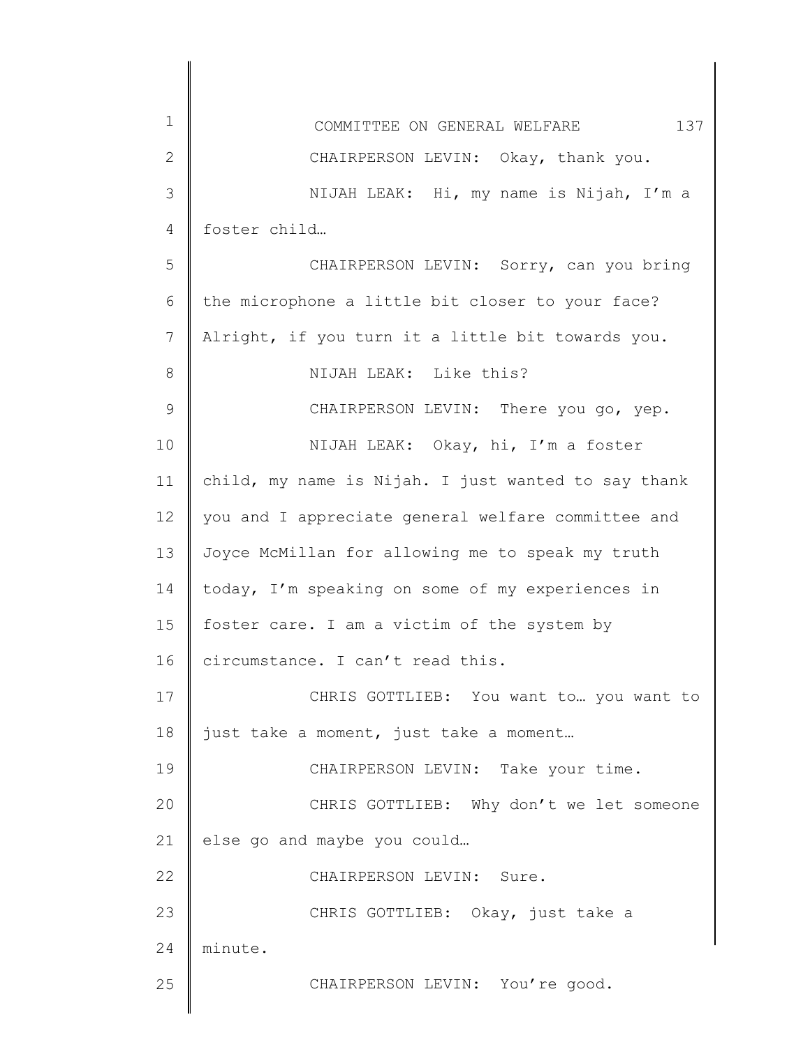CHAIRPERSON LEVIN: Okay, thank you.

NIJAH LEAK: Hi, my name is Nijah, I'm a foster child…

CHAIRPERSON LEVIN: Sorry, can you bring the microphone a little bit closer to your face? Alright, if you turn it a little bit towards you.

NIJAH LEAK: Like this?

CHAIRPERSON LEVIN: There you go, yep.

NIJAH LEAK: Okay, hi, I'm a foster child, my name is Nijah. I just wanted to say thank you and I appreciate general welfare committee and Joyce McMillan for allowing me to speak my truth today, I'm speaking on some of my experiences in foster care. I am a victim of the system by circumstance. I can't read this.

CHRIS GOTTLIEB: You want to… you want to just take a moment, just take a moment…

CHAIRPERSON LEVIN: Take your time.

CHRIS GOTTLIEB: Why don't we let someone else go and maybe you could…

CHAIRPERSON LEVIN: Sure.

CHRIS GOTTLIEB: Okay, just take a minute.

CHAIRPERSON LEVIN: You're good.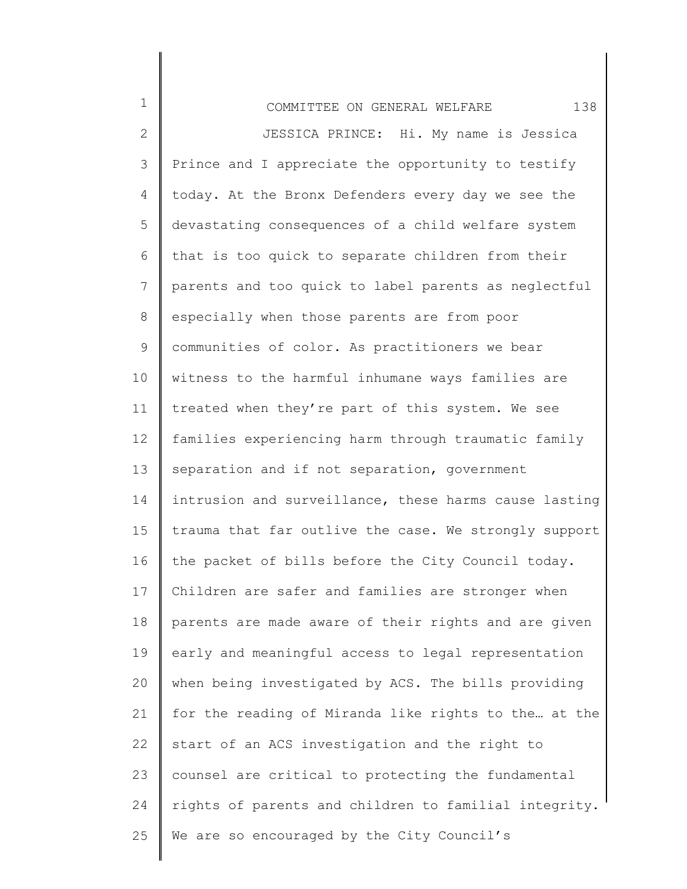JESSICA PRINCE: Hi. My name is Jessica Prince and I appreciate the opportunity to testify today. At the Bronx Defenders every day we see the devastating consequences of a child welfare system that is too quick to separate children from their parents and too quick to label parents as neglectful especially when those parents are from poor communities of color. As practitioners we bear witness to the harmful inhumane ways families are treated when they're part of this system. We see families experiencing harm through traumatic family separation and if not separation, government intrusion and surveillance, these harms cause lasting trauma that far outlive the case. We strongly support the packet of bills before the City Council today. Children are safer and families are stronger when parents are made aware of their rights and are given early and meaningful access to legal representation when being investigated by ACS. The bills providing for the reading of Miranda like rights to the… at the start of an ACS investigation and the right to counsel are critical to protecting the fundamental rights of parents and children to familial integrity. We are so encouraged by the City Council's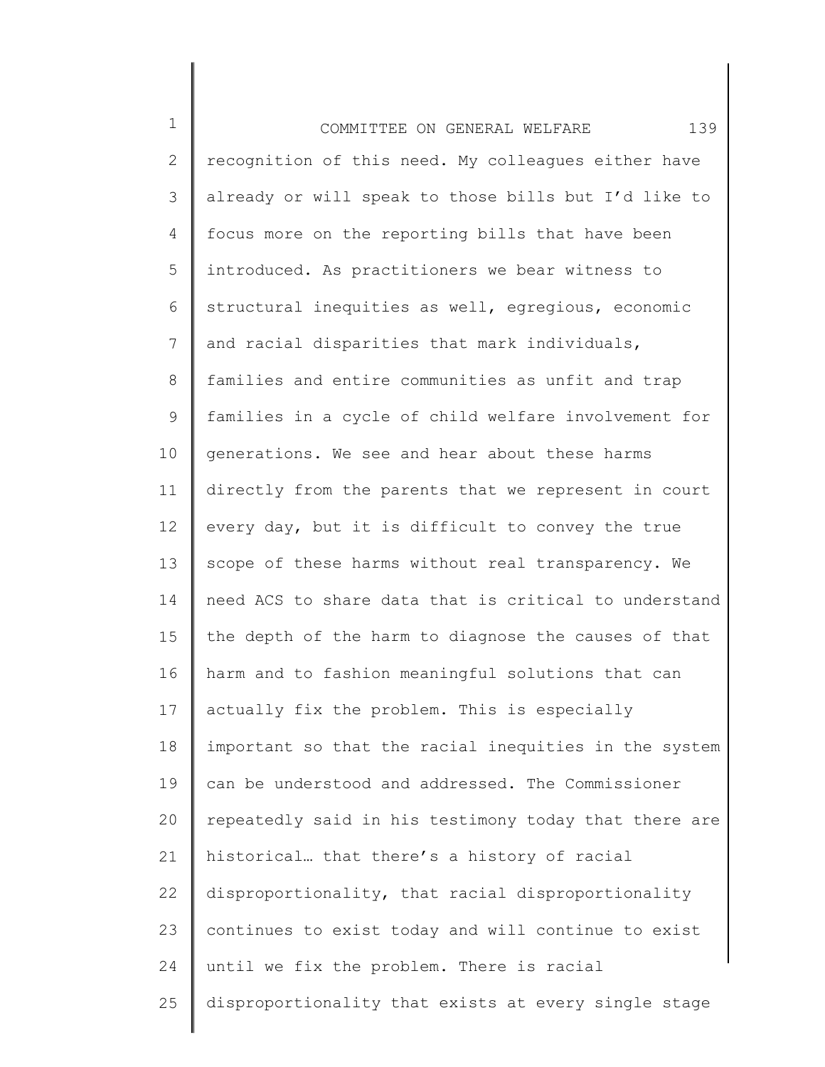recognition of this need. My colleagues either have already or will speak to those bills but I'd like to focus more on the reporting bills that have been introduced. As practitioners we bear witness to structural inequities as well, egregious, economic and racial disparities that mark individuals, families and entire communities as unfit and trap families in a cycle of child welfare involvement for generations. We see and hear about these harms directly from the parents that we represent in court every day, but it is difficult to convey the true scope of these harms without real transparency. We need ACS to share data that is critical to understand the depth of the harm to diagnose the causes of that harm and to fashion meaningful solutions that can actually fix the problem. This is especially important so that the racial inequities in the system can be understood and addressed. The Commissioner repeatedly said in his testimony today that there are historical… that there's a history of racial disproportionality, that racial disproportionality continues to exist today and will continue to exist until we fix the problem. There is racial disproportionality that exists at every single stage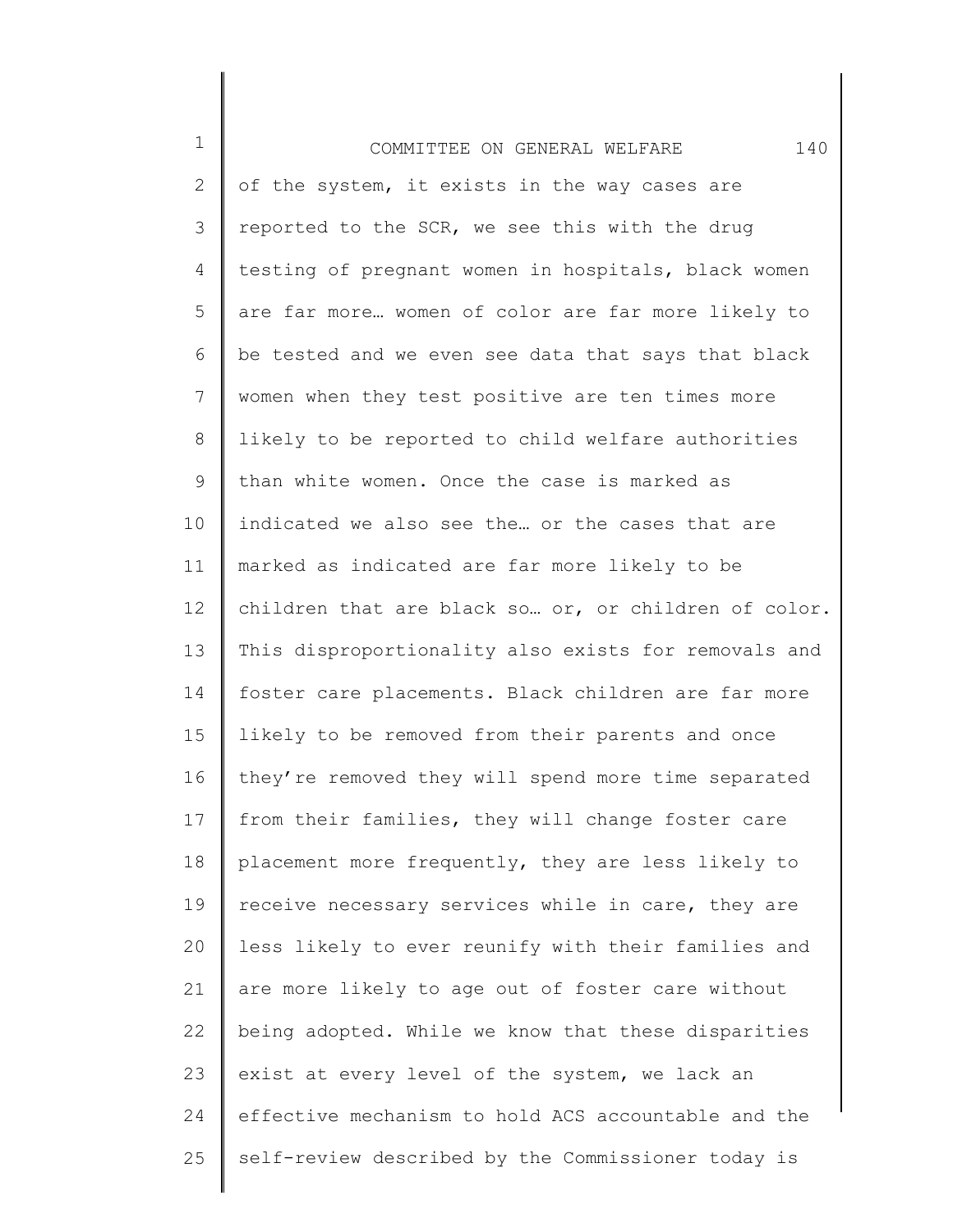of the system, it exists in the way cases are reported to the SCR, we see this with the drug testing of pregnant women in hospitals, black women are far more… women of color are far more likely to be tested and we even see data that says that black women when they test positive are ten times more likely to be reported to child welfare authorities than white women. Once the case is marked as indicated we also see the… or the cases that are marked as indicated are far more likely to be children that are black so… or, or children of color. This disproportionality also exists for removals and foster care placements. Black children are far more likely to be removed from their parents and once they're removed they will spend more time separated from their families, they will change foster care placement more frequently, they are less likely to receive necessary services while in care, they are less likely to ever reunify with their families and are more likely to age out of foster care without being adopted. While we know that these disparities exist at every level of the system, we lack an effective mechanism to hold ACS accountable and the self-review described by the Commissioner today is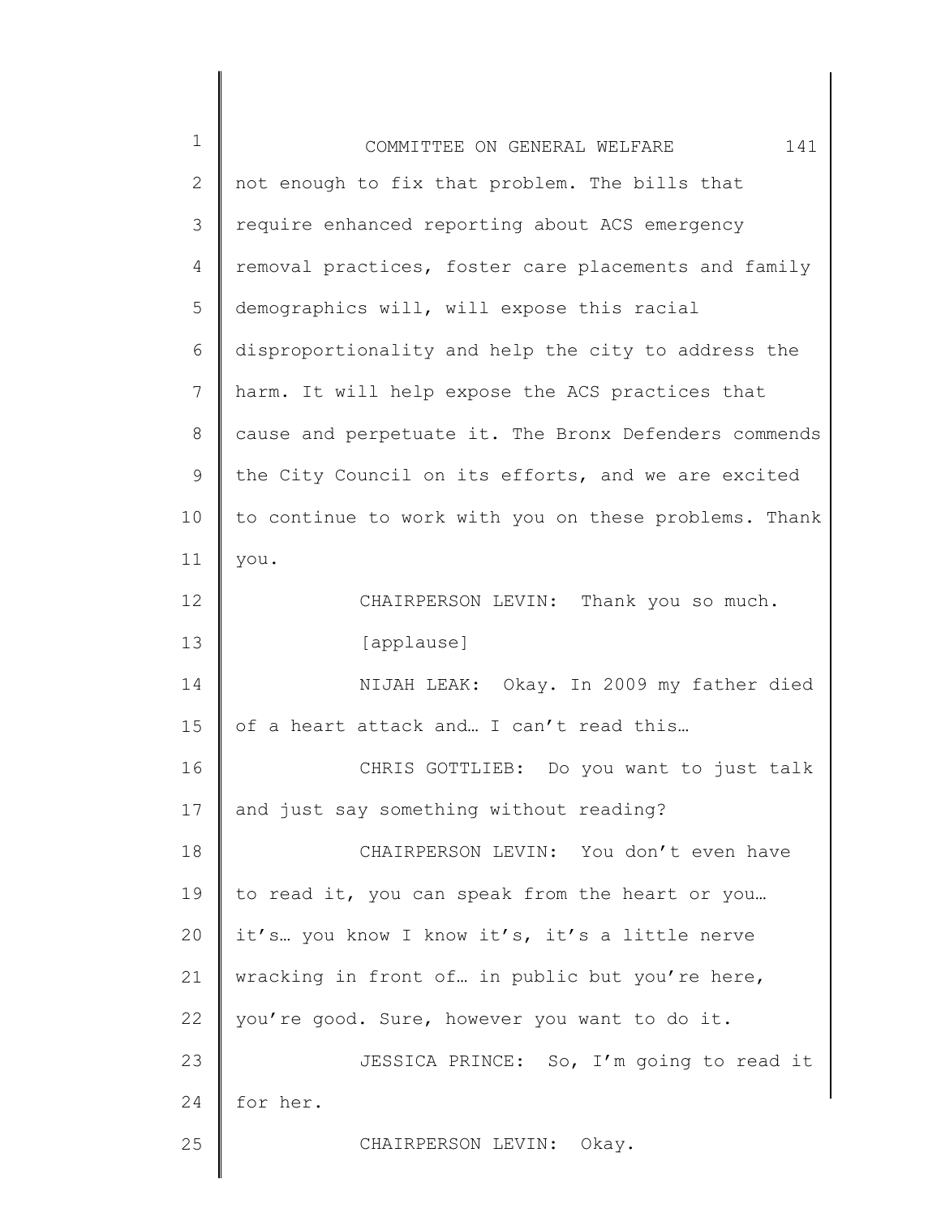not enough to fix that problem. The bills that require enhanced reporting about ACS emergency removal practices, foster care placements and family demographics will, will expose this racial disproportionality and help the city to address the harm. It will help expose the ACS practices that cause and perpetuate it. The Bronx Defenders commends the City Council on its efforts, and we are excited to continue to work with you on these problems. Thank you.

CHAIRPERSON LEVIN: Thank you so much.

[applause]

NIJAH LEAK: Okay. In 2009 my father died of a heart attack and… I can't read this…

CHRIS GOTTLIEB: Do you want to just talk and just say something without reading?

CHAIRPERSON LEVIN: You don't even have to read it, you can speak from the heart or you… it's… you know I know it's, it's a little nerve wracking in front of… in public but you're here, you're good. Sure, however you want to do it.

JESSICA PRINCE: So, I'm going to read it for her.

CHAIRPERSON LEVIN: Okay.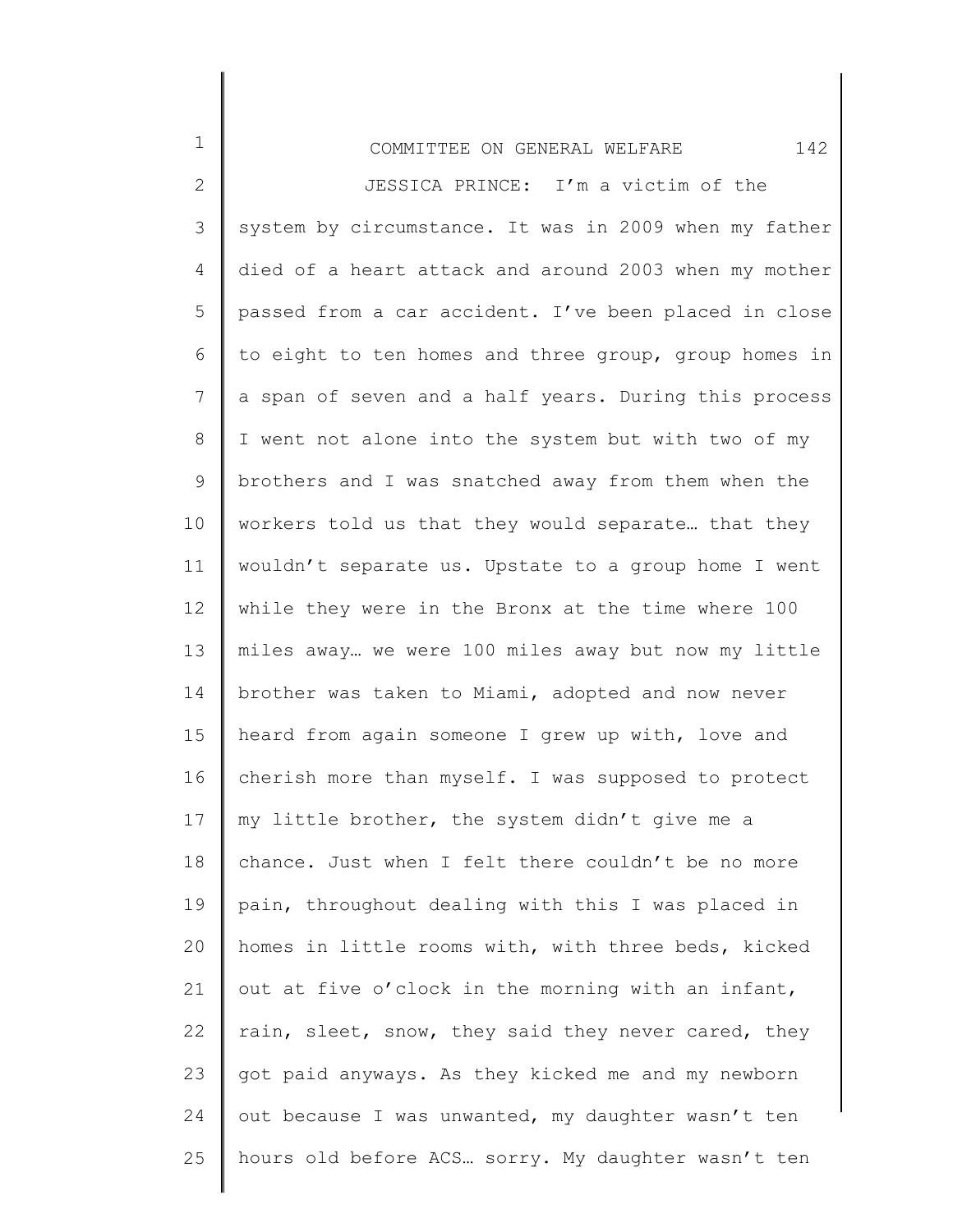JESSICA PRINCE: I'm a victim of the system by circumstance. It was in 2009 when my father died of a heart attack and around 2003 when my mother passed from a car accident. I've been placed in close to eight to ten homes and three group, group homes in a span of seven and a half years. During this process I went not alone into the system but with two of my brothers and I was snatched away from them when the workers told us that they would separate… that they wouldn't separate us. Upstate to a group home I went while they were in the Bronx at the time where 100 miles away… we were 100 miles away but now my little brother was taken to Miami, adopted and now never heard from again someone I grew up with, love and cherish more than myself. I was supposed to protect my little brother, the system didn't give me a chance. Just when I felt there couldn't be no more pain, throughout dealing with this I was placed in homes in little rooms with, with three beds, kicked out at five o'clock in the morning with an infant, rain, sleet, snow, they said they never cared, they got paid anyways. As they kicked me and my newborn out because I was unwanted, my daughter wasn't ten hours old before ACS… sorry. My daughter wasn't ten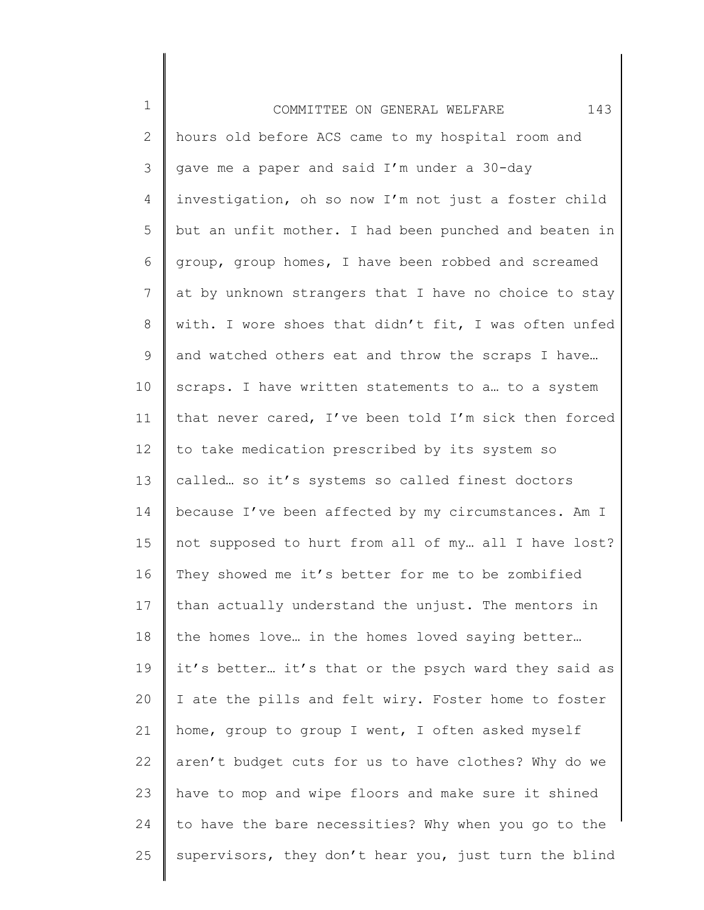hours old before ACS came to my hospital room and gave me a paper and said I'm under a 30-day investigation, oh so now I'm not just a foster child but an unfit mother. I had been punched and beaten in group, group homes, I have been robbed and screamed at by unknown strangers that I have no choice to stay with. I wore shoes that didn't fit, I was often unfed and watched others eat and throw the scraps I have… scraps. I have written statements to a… to a system that never cared, I've been told I'm sick then forced to take medication prescribed by its system so called… so it's systems so called finest doctors because I've been affected by my circumstances. Am I not supposed to hurt from all of my… all I have lost? They showed me it's better for me to be zombified than actually understand the unjust. The mentors in the homes love… in the homes loved saying better… it's better… it's that or the psych ward they said as I ate the pills and felt wiry. Foster home to foster home, group to group I went, I often asked myself aren't budget cuts for us to have clothes? Why do we have to mop and wipe floors and make sure it shined to have the bare necessities? Why when you go to the supervisors, they don't hear you, just turn the blind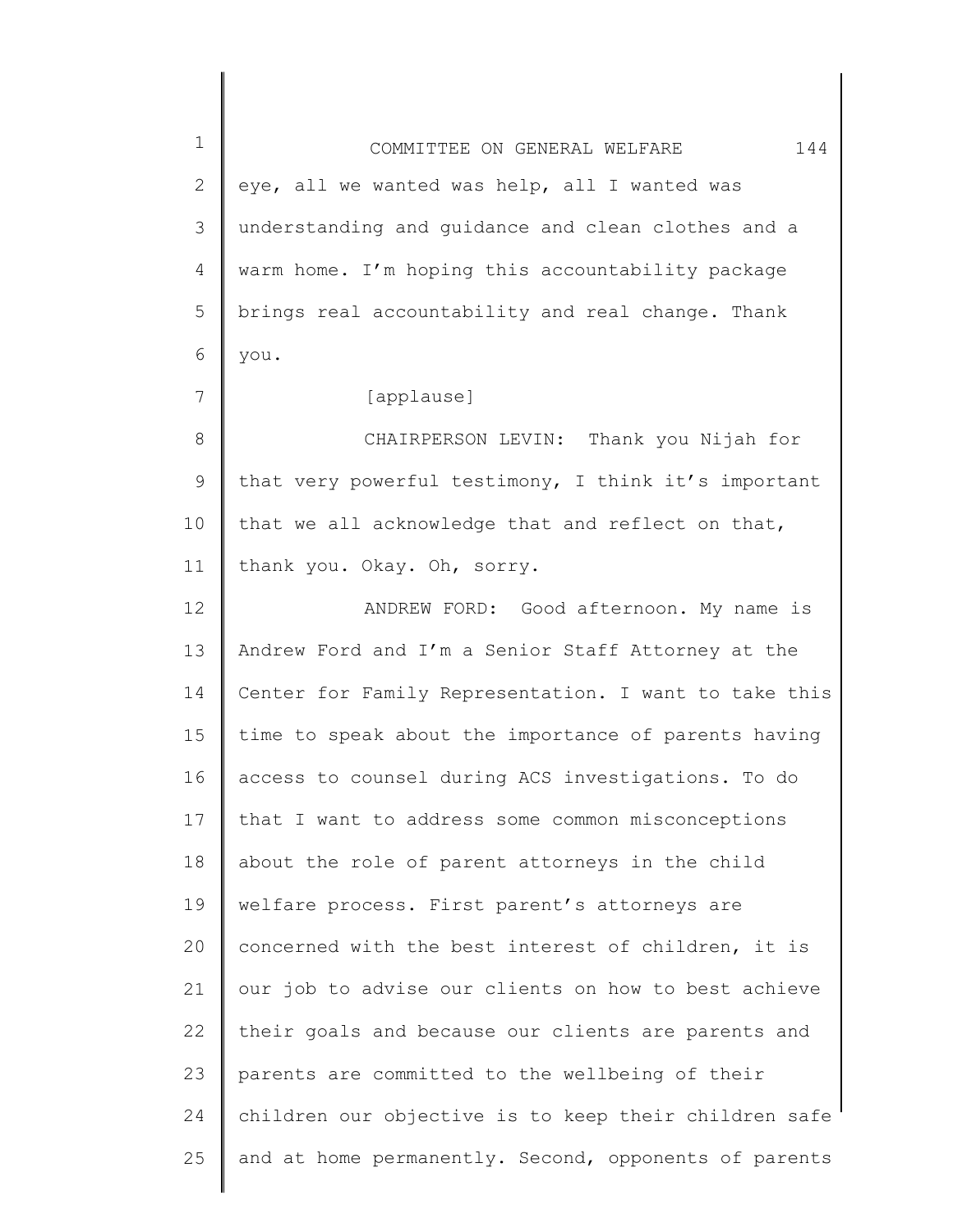eye, all we wanted was help, all I wanted was understanding and guidance and clean clothes and a warm home. I'm hoping this accountability package brings real accountability and real change. Thank you.

[applause]

CHAIRPERSON LEVIN: Thank you Nijah for that very powerful testimony, I think it's important that we all acknowledge that and reflect on that, thank you. Okay. Oh, sorry.

ANDREW FORD: Good afternoon. My name is Andrew Ford and I'm a Senior Staff Attorney at the Center for Family Representation. I want to take this time to speak about the importance of parents having access to counsel during ACS investigations. To do that I want to address some common misconceptions about the role of parent attorneys in the child welfare process. First parent's attorneys are concerned with the best interest of children, it is our job to advise our clients on how to best achieve their goals and because our clients are parents and parents are committed to the wellbeing of their children our objective is to keep their children safe and at home permanently. Second, opponents of parents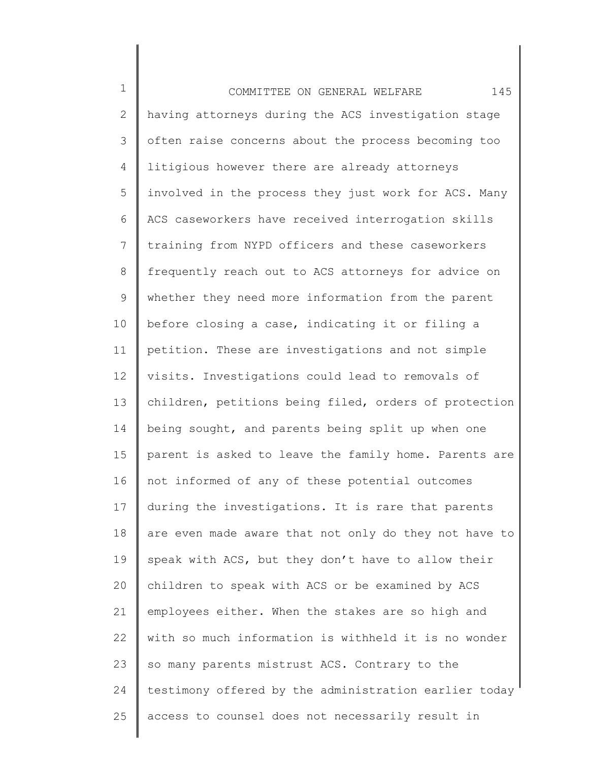having attorneys during the ACS investigation stage often raise concerns about the process becoming too litigious however there are already attorneys involved in the process they just work for ACS. Many ACS caseworkers have received interrogation skills training from NYPD officers and these caseworkers frequently reach out to ACS attorneys for advice on whether they need more information from the parent before closing a case, indicating it or filing a petition. These are investigations and not simple visits. Investigations could lead to removals of children, petitions being filed, orders of protection being sought, and parents being split up when one parent is asked to leave the family home. Parents are not informed of any of these potential outcomes during the investigations. It is rare that parents are even made aware that not only do they not have to speak with ACS, but they don't have to allow their children to speak with ACS or be examined by ACS employees either. When the stakes are so high and with so much information is withheld it is no wonder so many parents mistrust ACS. Contrary to the testimony offered by the administration earlier today access to counsel does not necessarily result in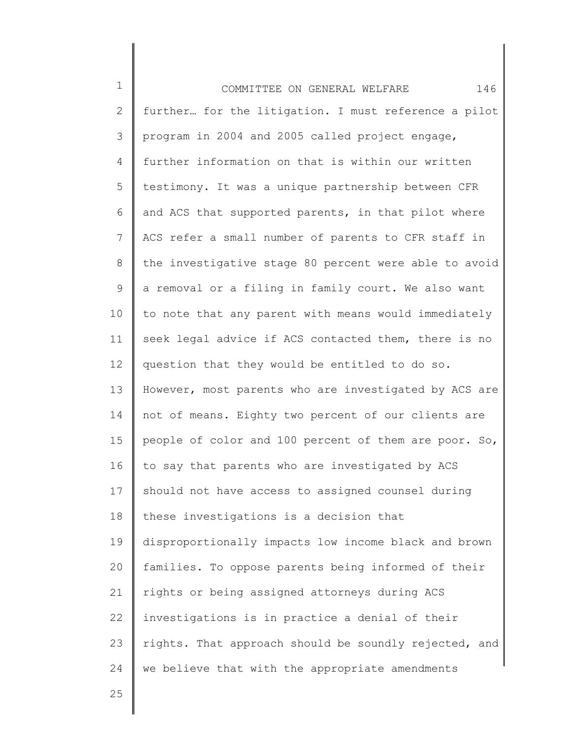further… for the litigation. I must reference a pilot program in 2004 and 2005 called project engage, further information on that is within our written testimony. It was a unique partnership between CFR and ACS that supported parents, in that pilot where ACS refer a small number of parents to CFR staff in the investigative stage 80 percent were able to avoid a removal or a filing in family court. We also want to note that any parent with means would immediately seek legal advice if ACS contacted them, there is no question that they would be entitled to do so. However, most parents who are investigated by ACS are not of means. Eighty two percent of our clients are people of color and 100 percent of them are poor. So, to say that parents who are investigated by ACS should not have access to assigned counsel during these investigations is a decision that disproportionally impacts low income black and brown families. To oppose parents being informed of their rights or being assigned attorneys during ACS investigations is in practice a denial of their rights. That approach should be soundly rejected, and we believe that with the appropriate amendments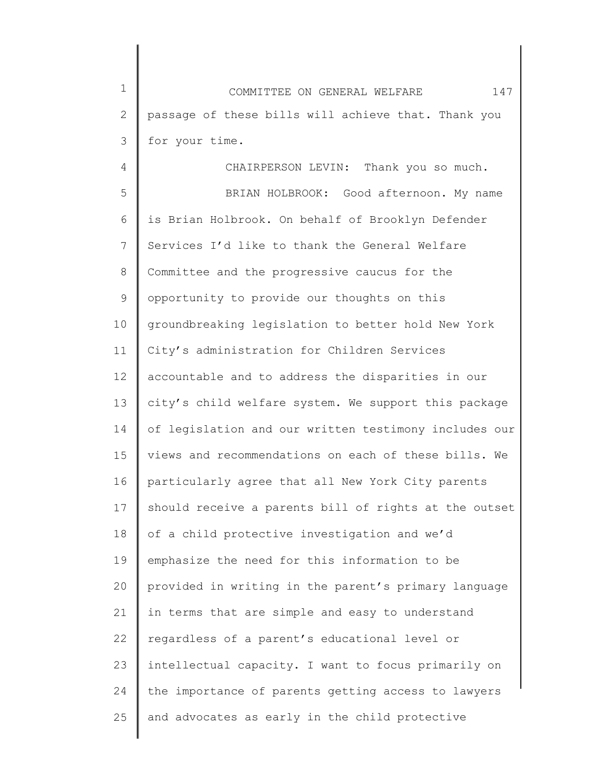passage of these bills will achieve that. Thank you for your time.

CHAIRPERSON LEVIN: Thank you so much.

BRIAN HOLBROOK: Good afternoon. My name is Brian Holbrook. On behalf of Brooklyn Defender Services I'd like to thank the General Welfare Committee and the progressive caucus for the opportunity to provide our thoughts on this groundbreaking legislation to better hold New York City's administration for Children Services accountable and to address the disparities in our city's child welfare system. We support this package of legislation and our written testimony includes our views and recommendations on each of these bills. We particularly agree that all New York City parents should receive a parents bill of rights at the outset of a child protective investigation and we'd emphasize the need for this information to be provided in writing in the parent's primary language in terms that are simple and easy to understand regardless of a parent's educational level or intellectual capacity. I want to focus primarily on the importance of parents getting access to lawyers and advocates as early in the child protective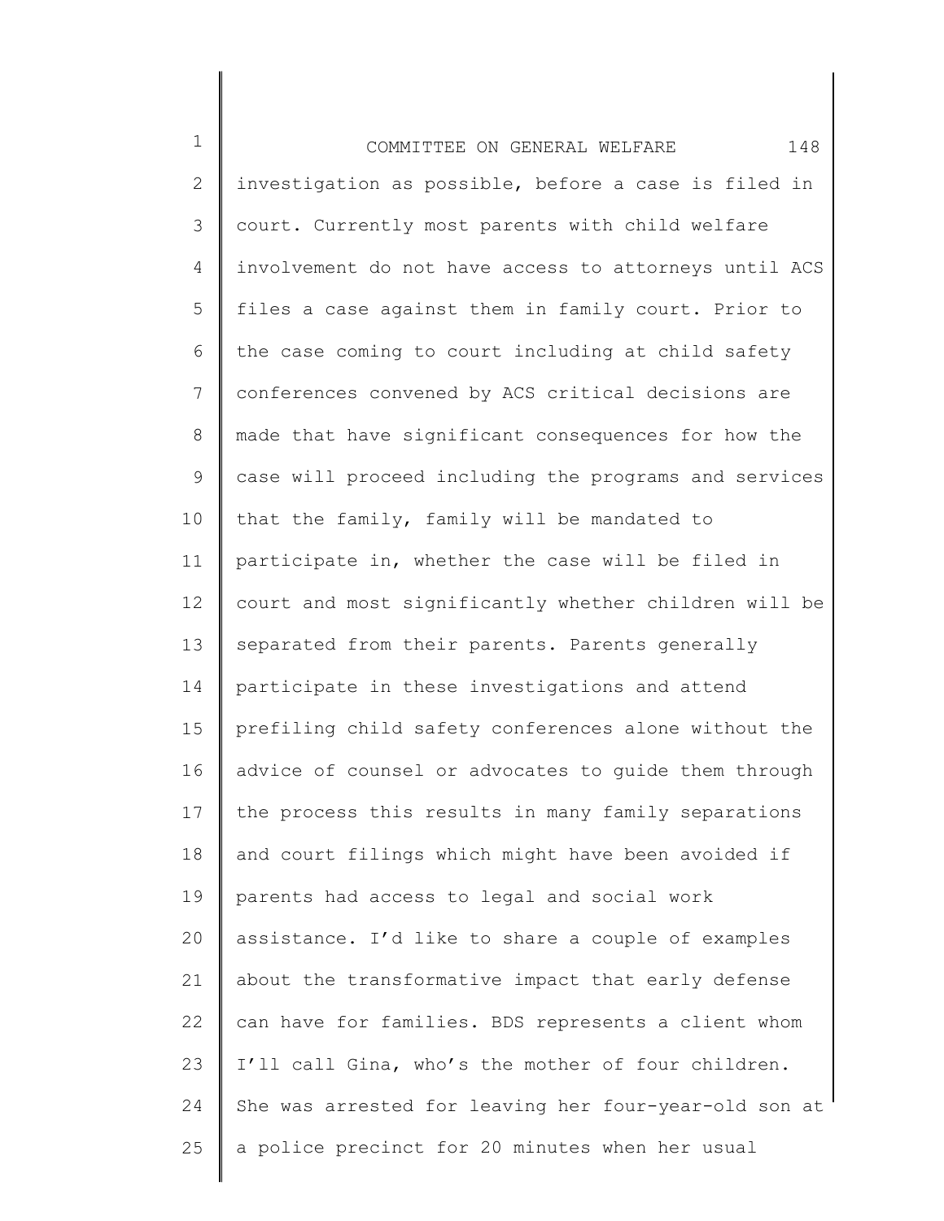investigation as possible, before a case is filed in court. Currently most parents with child welfare involvement do not have access to attorneys until ACS files a case against them in family court. Prior to the case coming to court including at child safety conferences convened by ACS critical decisions are made that have significant consequences for how the case will proceed including the programs and services that the family, family will be mandated to participate in, whether the case will be filed in court and most significantly whether children will be separated from their parents. Parents generally participate in these investigations and attend prefiling child safety conferences alone without the advice of counsel or advocates to guide them through the process this results in many family separations and court filings which might have been avoided if parents had access to legal and social work assistance. I'd like to share a couple of examples about the transformative impact that early defense can have for families. BDS represents a client whom I'll call Gina, who's the mother of four children. She was arrested for leaving her four-year-old son at a police precinct for 20 minutes when her usual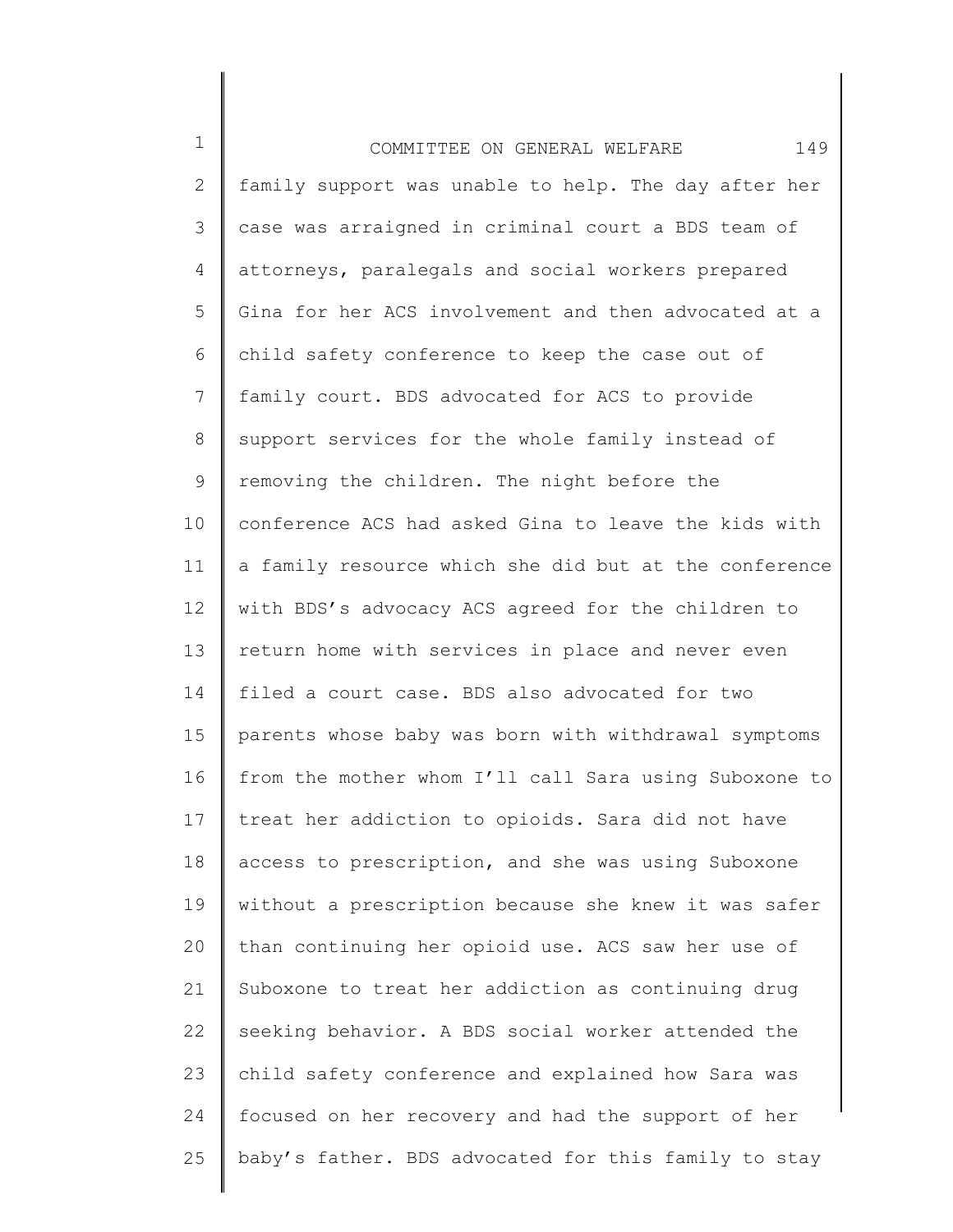family support was unable to help. The day after her case was arraigned in criminal court a BDS team of attorneys, paralegals and social workers prepared Gina for her ACS involvement and then advocated at a child safety conference to keep the case out of family court. BDS advocated for ACS to provide support services for the whole family instead of removing the children. The night before the conference ACS had asked Gina to leave the kids with a family resource which she did but at the conference with BDS's advocacy ACS agreed for the children to return home with services in place and never even filed a court case. BDS also advocated for two parents whose baby was born with withdrawal symptoms from the mother whom I'll call Sara using Suboxone to treat her addiction to opioids. Sara did not have access to prescription, and she was using Suboxone without a prescription because she knew it was safer than continuing her opioid use. ACS saw her use of Suboxone to treat her addiction as continuing drug seeking behavior. A BDS social worker attended the child safety conference and explained how Sara was focused on her recovery and had the support of her baby's father. BDS advocated for this family to stay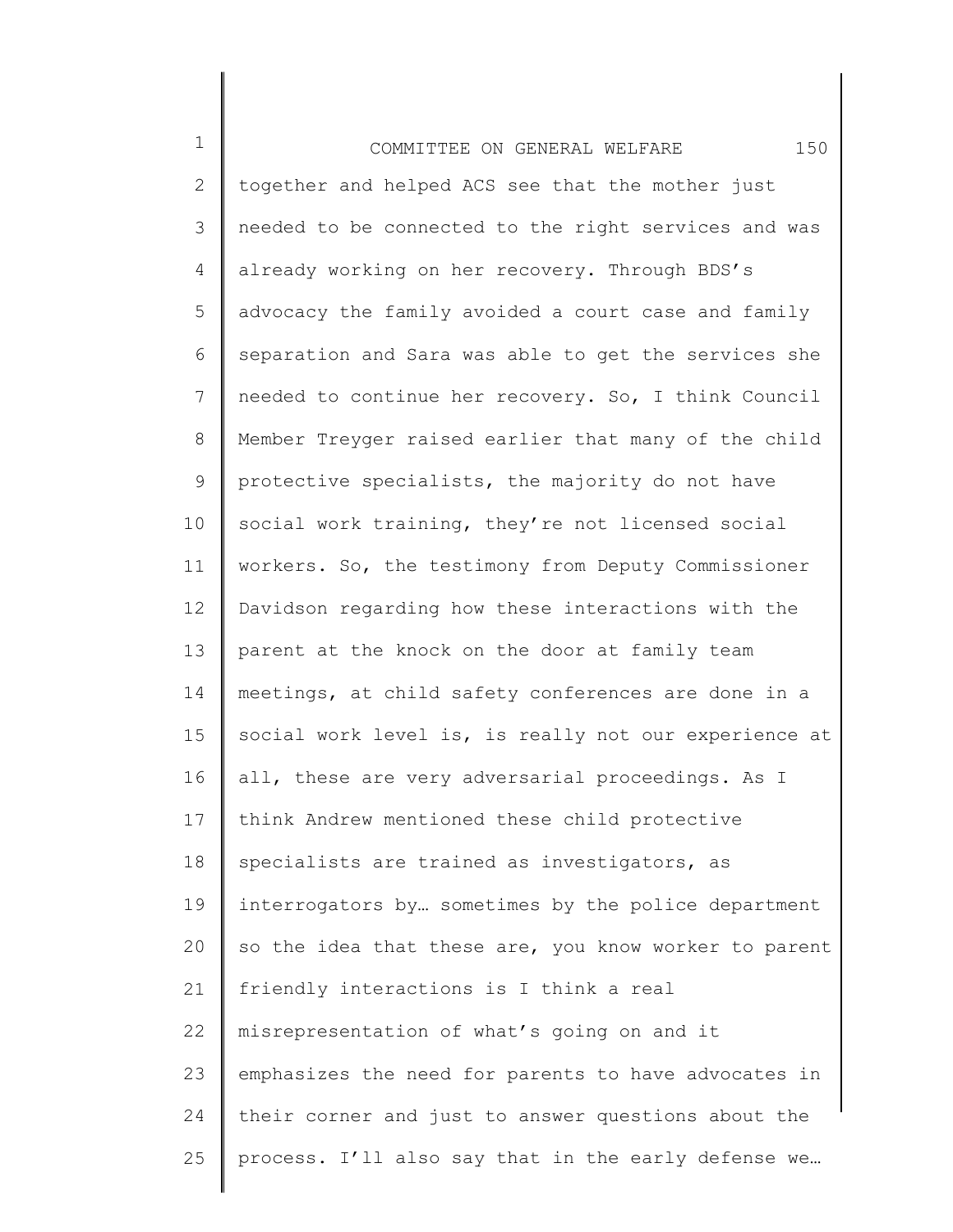together and helped ACS see that the mother just needed to be connected to the right services and was already working on her recovery. Through BDS's advocacy the family avoided a court case and family separation and Sara was able to get the services she needed to continue her recovery. So, I think Council Member Treyger raised earlier that many of the child protective specialists, the majority do not have social work training, they're not licensed social workers. So, the testimony from Deputy Commissioner Davidson regarding how these interactions with the parent at the knock on the door at family team meetings, at child safety conferences are done in a social work level is, is really not our experience at all, these are very adversarial proceedings. As I think Andrew mentioned these child protective specialists are trained as investigators, as interrogators by… sometimes by the police department so the idea that these are, you know worker to parent friendly interactions is I think a real misrepresentation of what's going on and it emphasizes the need for parents to have advocates in their corner and just to answer questions about the process. I'll also say that in the early defense we…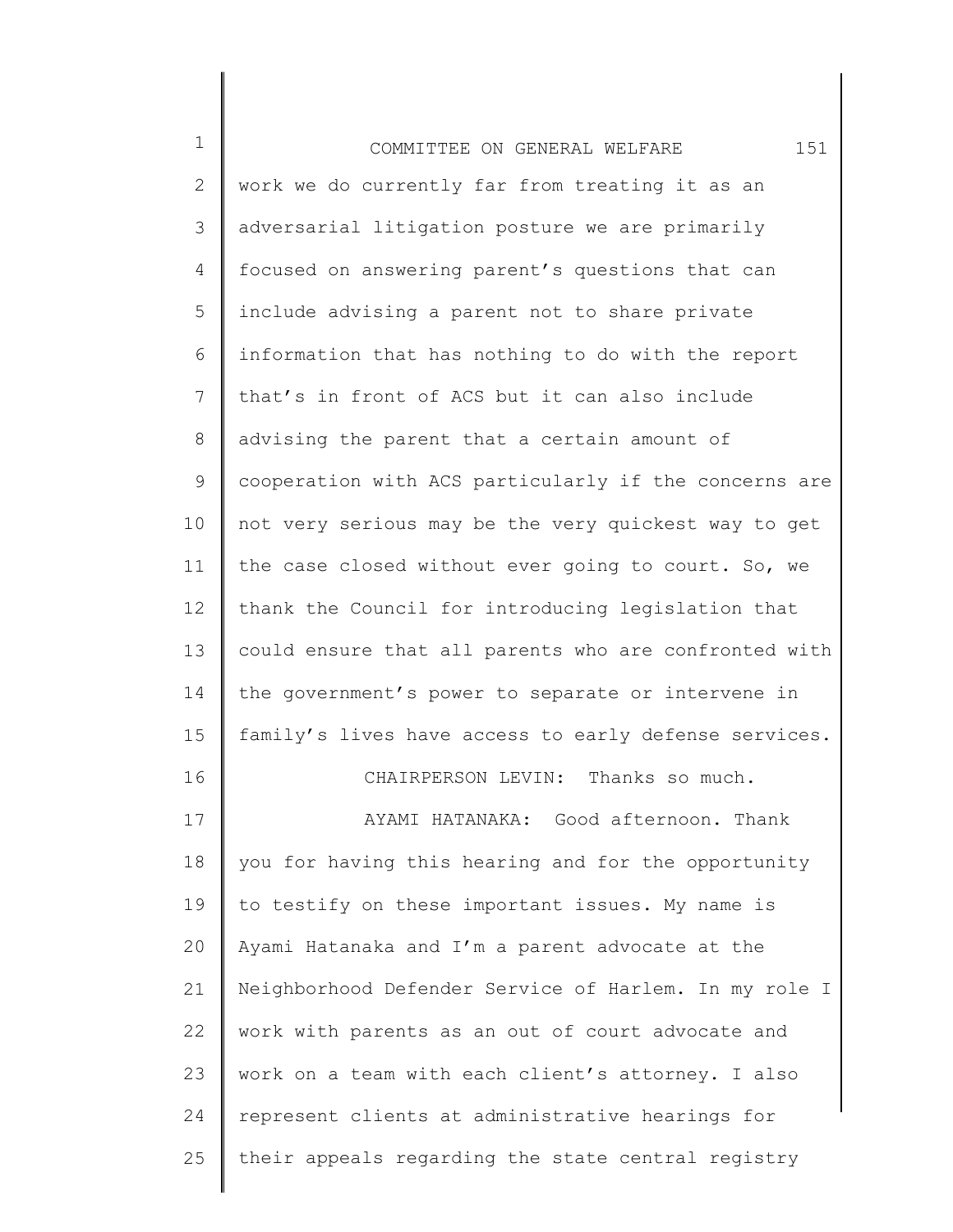work we do currently far from treating it as an adversarial litigation posture we are primarily focused on answering parent's questions that can include advising a parent not to share private information that has nothing to do with the report that's in front of ACS but it can also include advising the parent that a certain amount of cooperation with ACS particularly if the concerns are not very serious may be the very quickest way to get the case closed without ever going to court. So, we thank the Council for introducing legislation that could ensure that all parents who are confronted with the government's power to separate or intervene in family's lives have access to early defense services.

CHAIRPERSON LEVIN: Thanks so much.

AYAMI HATANAKA: Good afternoon. Thank you for having this hearing and for the opportunity to testify on these important issues. My name is Ayami Hatanaka and I'm a parent advocate at the Neighborhood Defender Service of Harlem. In my role I work with parents as an out of court advocate and work on a team with each client's attorney. I also represent clients at administrative hearings for their appeals regarding the state central registry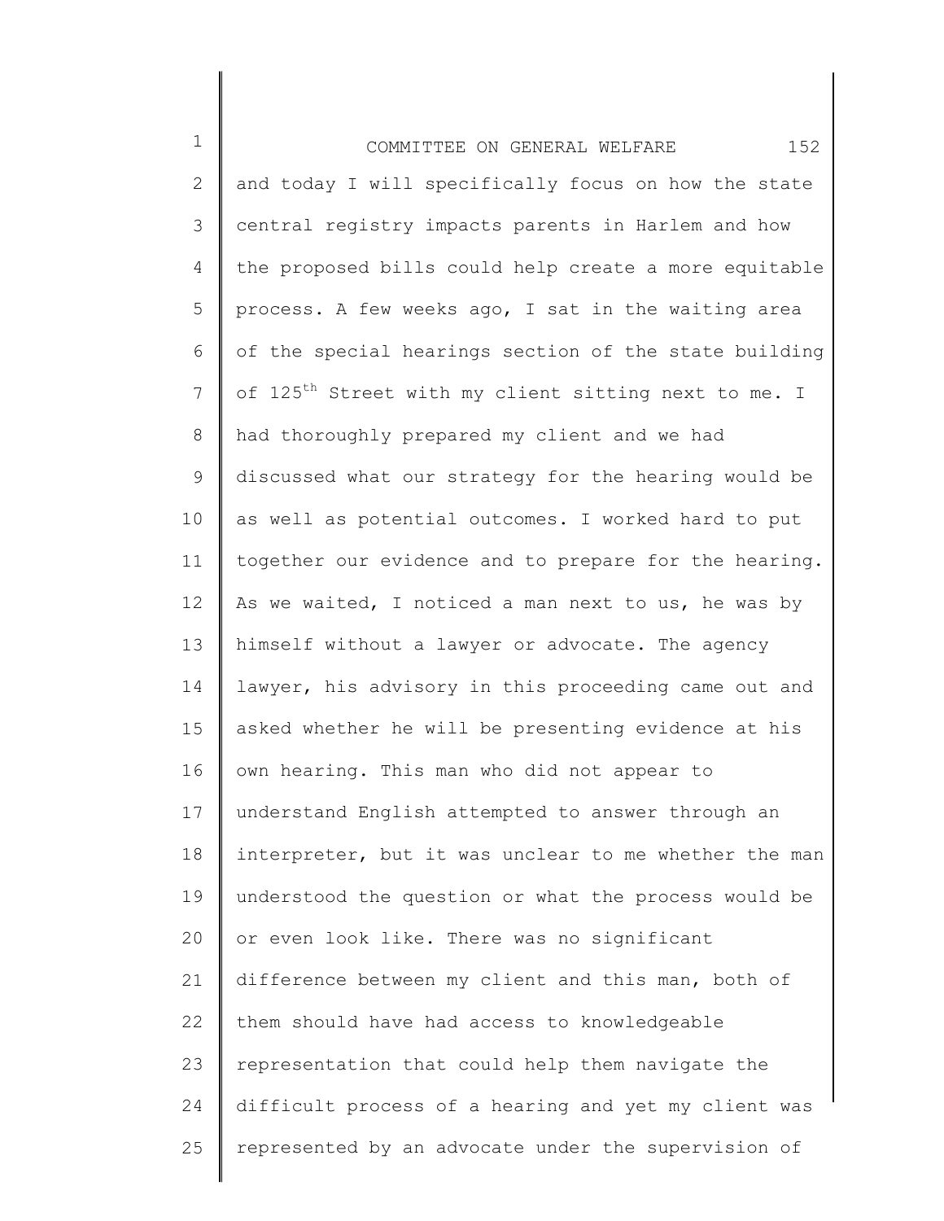and today I will specifically focus on how the state central registry impacts parents in Harlem and how the proposed bills could help create a more equitable process. A few weeks ago, I sat in the waiting area of the special hearings section of the state building of 125th Street with my client sitting next to me. I had thoroughly prepared my client and we had discussed what our strategy for the hearing would be as well as potential outcomes. I worked hard to put together our evidence and to prepare for the hearing. As we waited, I noticed a man next to us, he was by himself without a lawyer or advocate. The agency lawyer, his advisory in this proceeding came out and asked whether he will be presenting evidence at his own hearing. This man who did not appear to understand English attempted to answer through an interpreter, but it was unclear to me whether the man understood the question or what the process would be or even look like. There was no significant difference between my client and this man, both of them should have had access to knowledgeable representation that could help them navigate the difficult process of a hearing and yet my client was represented by an advocate under the supervision of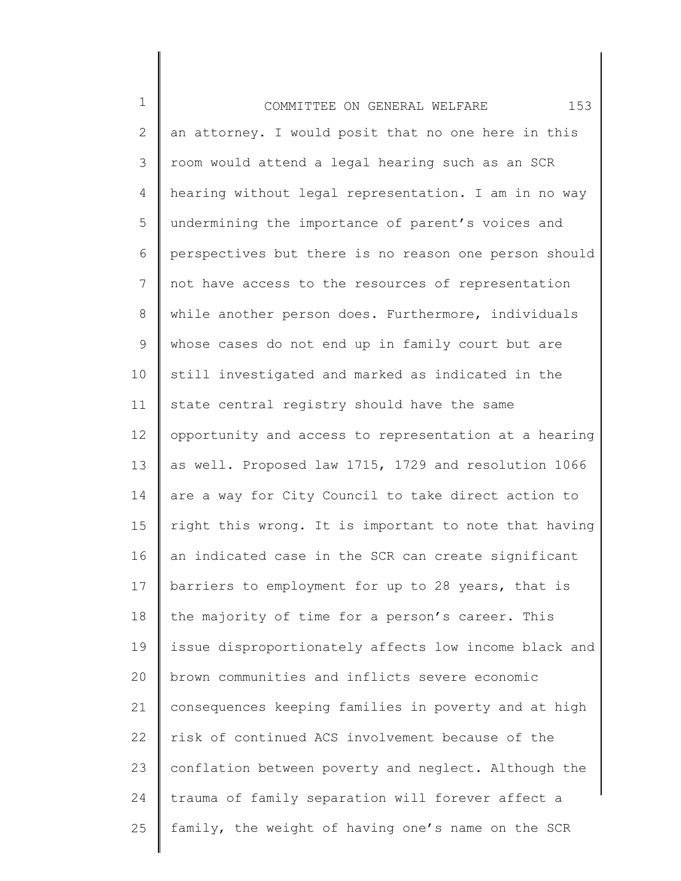an attorney. I would posit that no one here in this room would attend a legal hearing such as an SCR hearing without legal representation. I am in no way undermining the importance of parent's voices and perspectives but there is no reason one person should not have access to the resources of representation while another person does. Furthermore, individuals whose cases do not end up in family court but are still investigated and marked as indicated in the state central registry should have the same opportunity and access to representation at a hearing as well. Proposed law 1715, 1729 and resolution 1066 are a way for City Council to take direct action to right this wrong. It is important to note that having an indicated case in the SCR can create significant barriers to employment for up to 28 years, that is the majority of time for a person's career. This issue disproportionately affects low income black and brown communities and inflicts severe economic consequences keeping families in poverty and at high risk of continued ACS involvement because of the conflation between poverty and neglect. Although the trauma of family separation will forever affect a family, the weight of having one's name on the SCR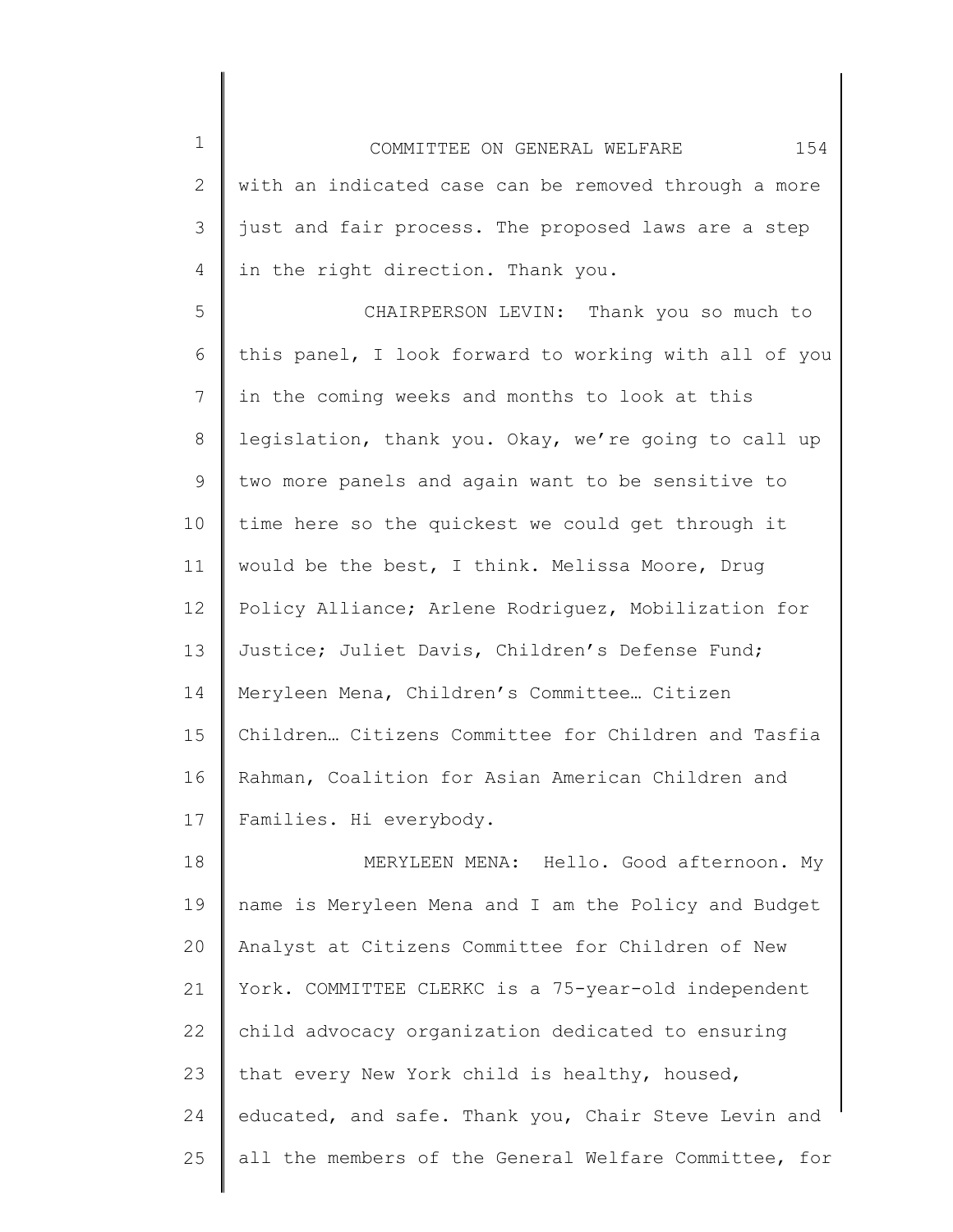with an indicated case can be removed through a more just and fair process. The proposed laws are a step in the right direction. Thank you.

CHAIRPERSON LEVIN: Thank you so much to this panel, I look forward to working with all of you in the coming weeks and months to look at this legislation, thank you. Okay, we're going to call up two more panels and again want to be sensitive to time here so the quickest we could get through it would be the best, I think. Melissa Moore, Drug Policy Alliance; Arlene Rodriguez, Mobilization for Justice; Juliet Davis, Children's Defense Fund; Meryleen Mena, Children's Committee… Citizen Children… Citizens Committee for Children and Tasfia Rahman, Coalition for Asian American Children and Families. Hi everybody.

MERYLEEN MENA: Hello. Good afternoon. My name is Meryleen Mena and I am the Policy and Budget Analyst at Citizens Committee for Children of New York. COMMITTEE CLERKC is a 75-year-old independent child advocacy organization dedicated to ensuring that every New York child is healthy, housed, educated, and safe. Thank you, Chair Steve Levin and all the members of the General Welfare Committee, for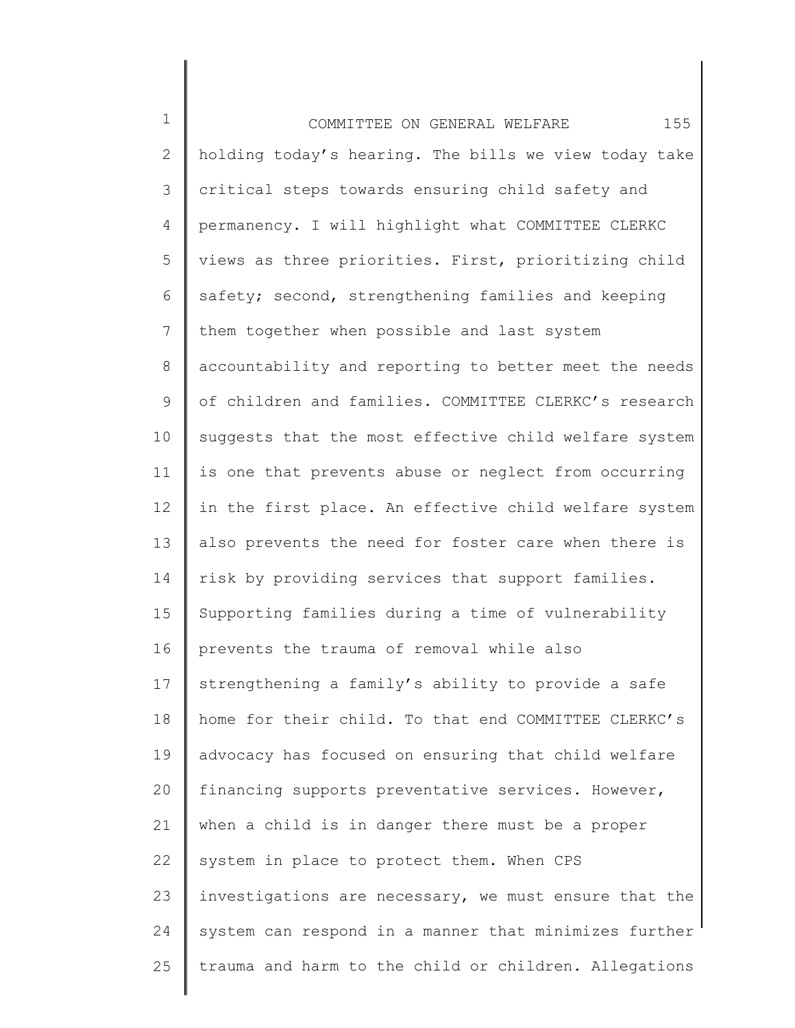holding today's hearing. The bills we view today take critical steps towards ensuring child safety and permanency. I will highlight what COMMITTEE CLERKC views as three priorities. First, prioritizing child safety; second, strengthening families and keeping them together when possible and last system accountability and reporting to better meet the needs of children and families. COMMITTEE CLERKC's research suggests that the most effective child welfare system is one that prevents abuse or neglect from occurring in the first place. An effective child welfare system also prevents the need for foster care when there is risk by providing services that support families. Supporting families during a time of vulnerability prevents the trauma of removal while also strengthening a family's ability to provide a safe home for their child. To that end COMMITTEE CLERKC's advocacy has focused on ensuring that child welfare financing supports preventative services. However, when a child is in danger there must be a proper system in place to protect them. When CPS investigations are necessary, we must ensure that the system can respond in a manner that minimizes further trauma and harm to the child or children. Allegations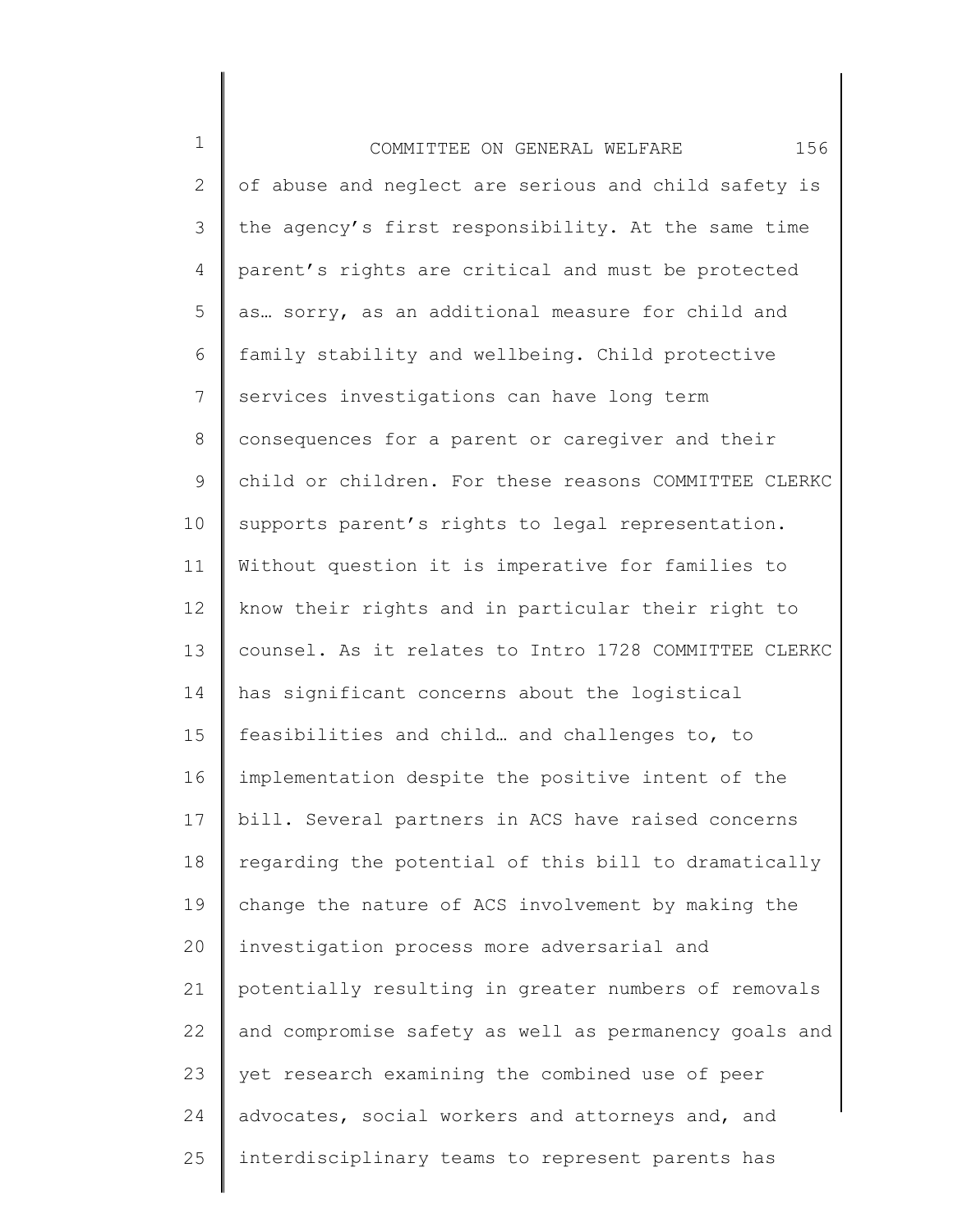of abuse and neglect are serious and child safety is the agency's first responsibility. At the same time parent's rights are critical and must be protected as… sorry, as an additional measure for child and family stability and wellbeing. Child protective services investigations can have long term consequences for a parent or caregiver and their child or children. For these reasons COMMITTEE CLERKC supports parent's rights to legal representation. Without question it is imperative for families to know their rights and in particular their right to counsel. As it relates to Intro 1728 COMMITTEE CLERKC has significant concerns about the logistical feasibilities and child… and challenges to, to implementation despite the positive intent of the bill. Several partners in ACS have raised concerns regarding the potential of this bill to dramatically change the nature of ACS involvement by making the investigation process more adversarial and potentially resulting in greater numbers of removals and compromise safety as well as permanency goals and yet research examining the combined use of peer advocates, social workers and attorneys and, and interdisciplinary teams to represent parents has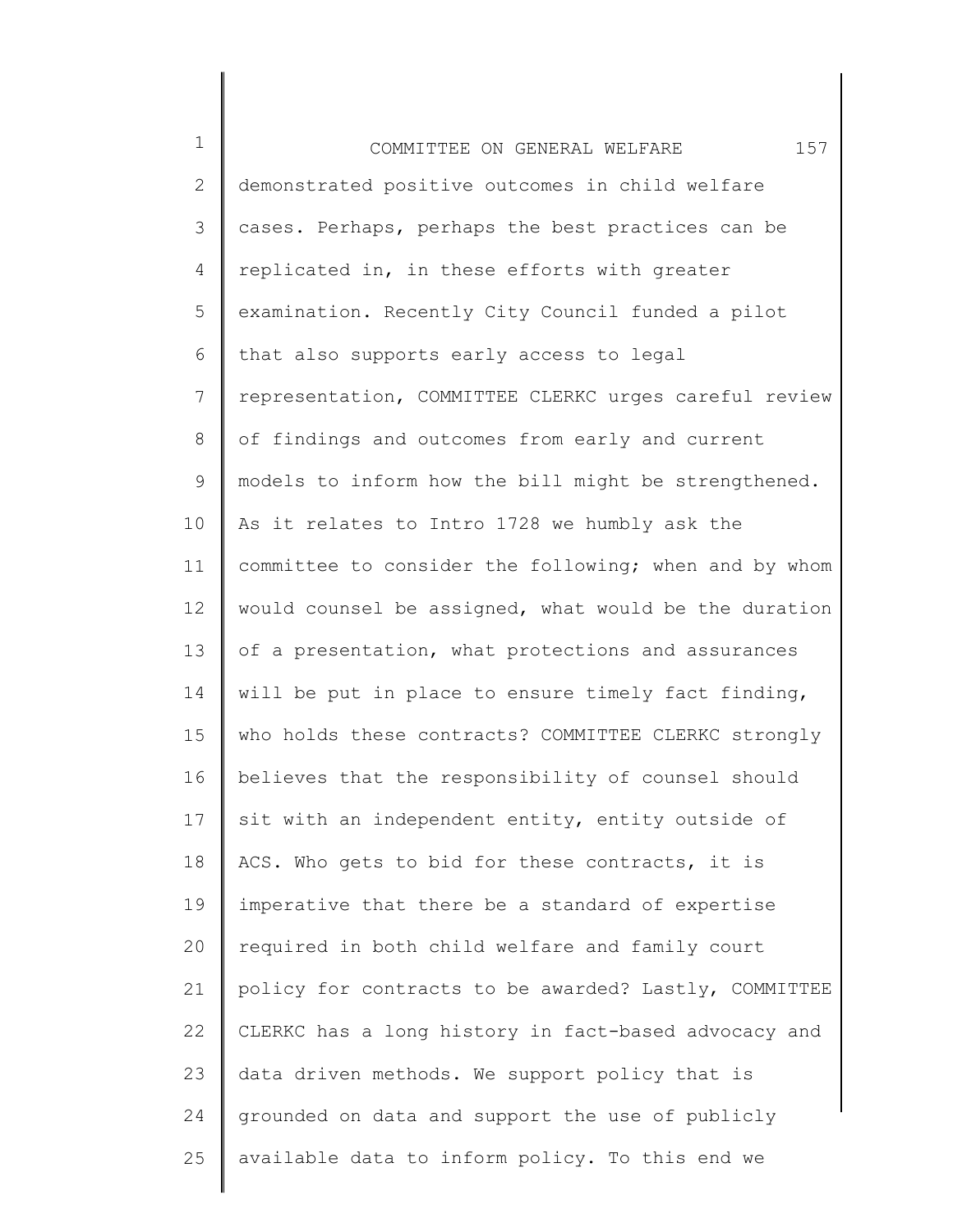demonstrated positive outcomes in child welfare cases. Perhaps, perhaps the best practices can be replicated in, in these efforts with greater examination. Recently City Council funded a pilot that also supports early access to legal representation, COMMITTEE CLERKC urges careful review of findings and outcomes from early and current models to inform how the bill might be strengthened. As it relates to Intro 1728 we humbly ask the committee to consider the following; when and by whom would counsel be assigned, what would be the duration of a presentation, what protections and assurances will be put in place to ensure timely fact finding, who holds these contracts? COMMITTEE CLERKC strongly believes that the responsibility of counsel should sit with an independent entity, entity outside of ACS. Who gets to bid for these contracts, it is imperative that there be a standard of expertise required in both child welfare and family court policy for contracts to be awarded? Lastly, COMMITTEE CLERKC has a long history in fact-based advocacy and data driven methods. We support policy that is grounded on data and support the use of publicly available data to inform policy. To this end we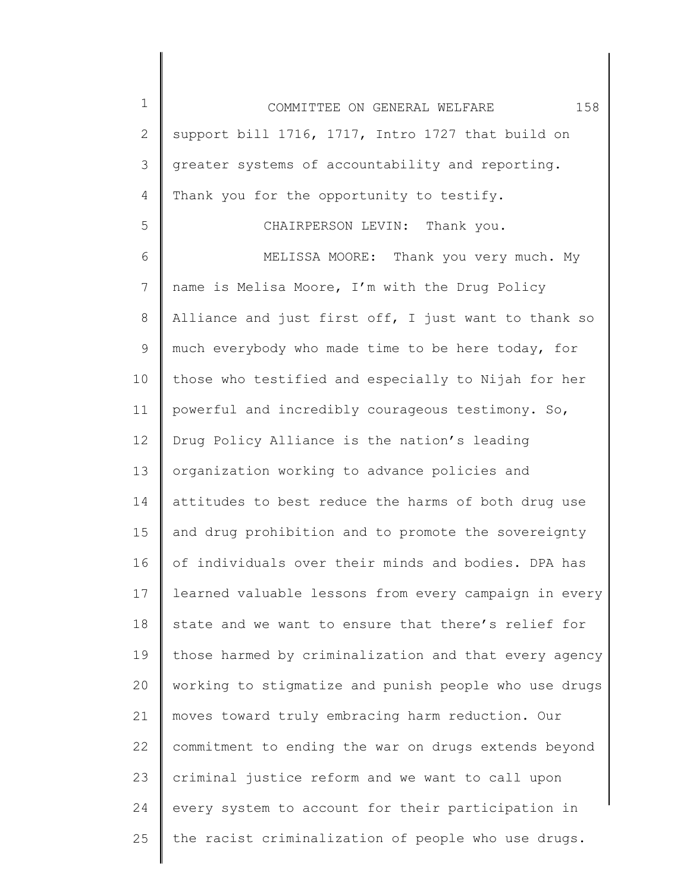support bill 1716, 1717, Intro 1727 that build on greater systems of accountability and reporting. Thank you for the opportunity to testify.

CHAIRPERSON LEVIN: Thank you.

MELISSA MOORE: Thank you very much. My name is Melisa Moore, I'm with the Drug Policy Alliance and just first off, I just want to thank so much everybody who made time to be here today, for those who testified and especially to Nijah for her powerful and incredibly courageous testimony. So, Drug Policy Alliance is the nation's leading organization working to advance policies and attitudes to best reduce the harms of both drug use and drug prohibition and to promote the sovereignty of individuals over their minds and bodies. DPA has learned valuable lessons from every campaign in every state and we want to ensure that there's relief for those harmed by criminalization and that every agency working to stigmatize and punish people who use drugs moves toward truly embracing harm reduction. Our commitment to ending the war on drugs extends beyond criminal justice reform and we want to call upon every system to account for their participation in the racist criminalization of people who use drugs.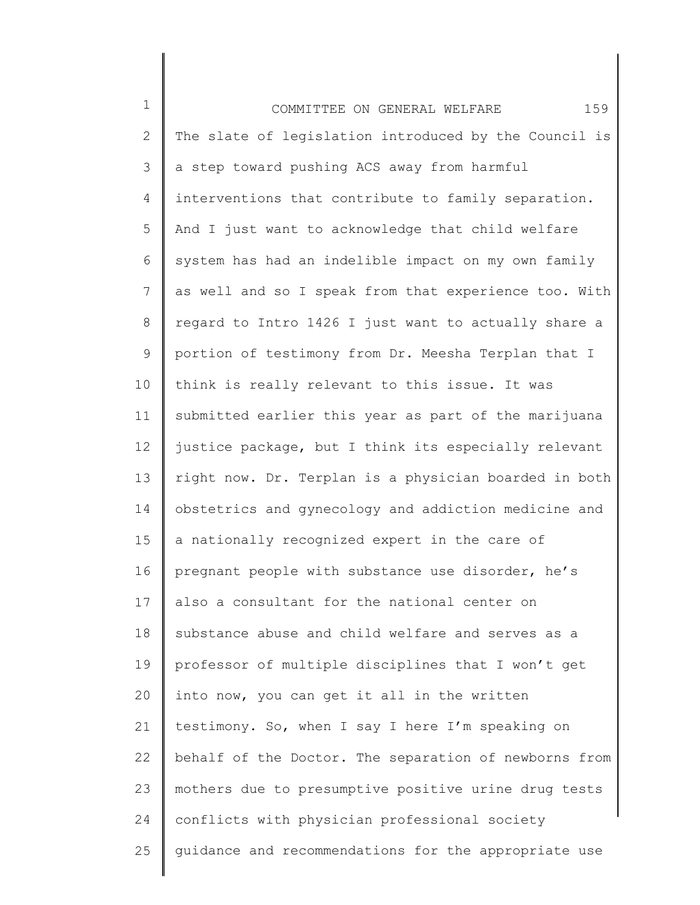The slate of legislation introduced by the Council is a step toward pushing ACS away from harmful interventions that contribute to family separation. And I just want to acknowledge that child welfare system has had an indelible impact on my own family as well and so I speak from that experience too. With regard to Intro 1426 I just want to actually share a portion of testimony from Dr. Meesha Terplan that I think is really relevant to this issue. It was submitted earlier this year as part of the marijuana justice package, but I think its especially relevant right now. Dr. Terplan is a physician boarded in both obstetrics and gynecology and addiction medicine and a nationally recognized expert in the care of pregnant people with substance use disorder, he's also a consultant for the national center on substance abuse and child welfare and serves as a professor of multiple disciplines that I won't get into now, you can get it all in the written testimony. So, when I say I here I'm speaking on behalf of the Doctor. The separation of newborns from mothers due to presumptive positive urine drug tests conflicts with physician professional society guidance and recommendations for the appropriate use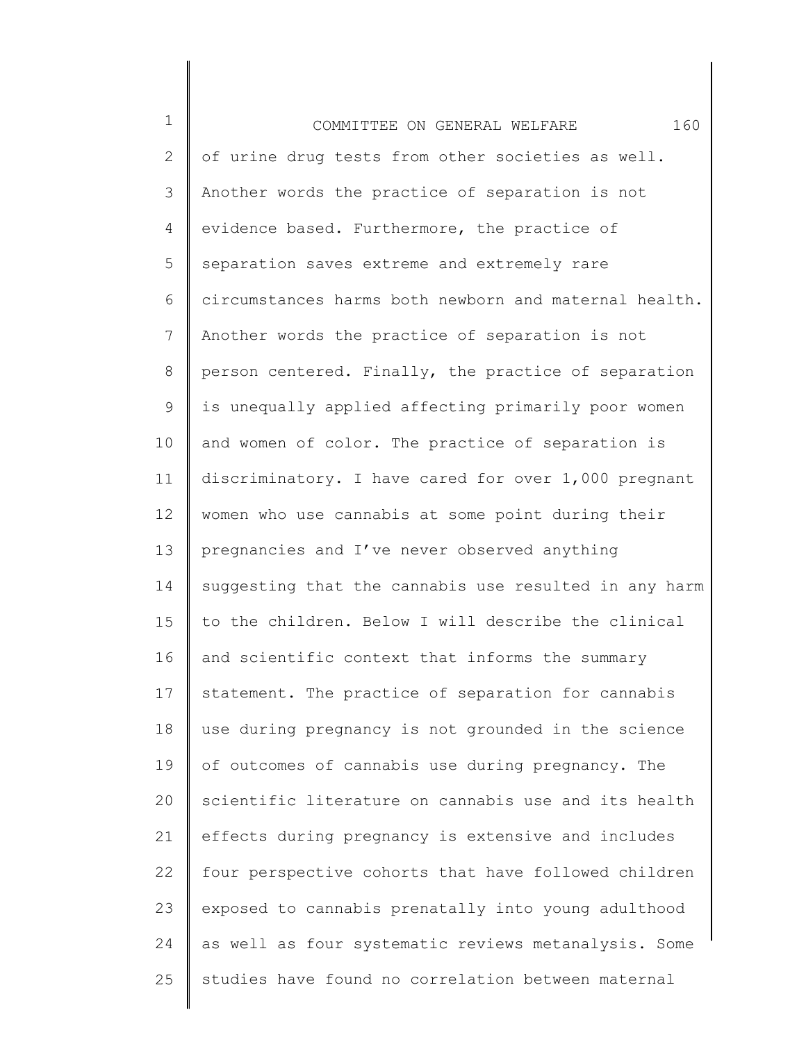of urine drug tests from other societies as well. Another words the practice of separation is not evidence based. Furthermore, the practice of separation saves extreme and extremely rare circumstances harms both newborn and maternal health. Another words the practice of separation is not person centered. Finally, the practice of separation is unequally applied affecting primarily poor women and women of color. The practice of separation is discriminatory. I have cared for over 1,000 pregnant women who use cannabis at some point during their pregnancies and I've never observed anything suggesting that the cannabis use resulted in any harm to the children. Below I will describe the clinical and scientific context that informs the summary statement. The practice of separation for cannabis use during pregnancy is not grounded in the science of outcomes of cannabis use during pregnancy. The scientific literature on cannabis use and its health effects during pregnancy is extensive and includes four perspective cohorts that have followed children exposed to cannabis prenatally into young adulthood as well as four systematic reviews metanalysis. Some studies have found no correlation between maternal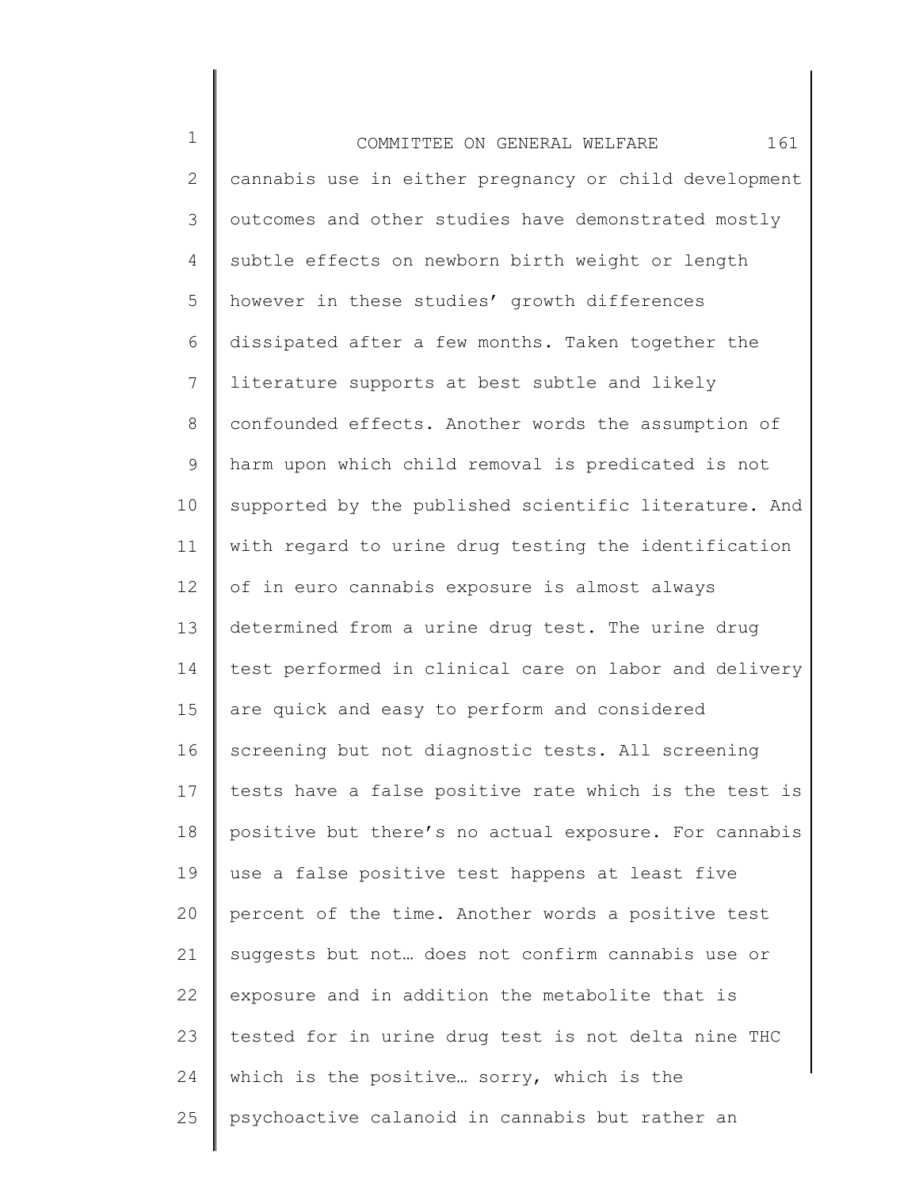cannabis use in either pregnancy or child development outcomes and other studies have demonstrated mostly subtle effects on newborn birth weight or length however in these studies' growth differences dissipated after a few months. Taken together the literature supports at best subtle and likely confounded effects. Another words the assumption of harm upon which child removal is predicated is not supported by the published scientific literature. And with regard to urine drug testing the identification of in euro cannabis exposure is almost always determined from a urine drug test. The urine drug test performed in clinical care on labor and delivery are quick and easy to perform and considered screening but not diagnostic tests. All screening tests have a false positive rate which is the test is positive but there's no actual exposure. For cannabis use a false positive test happens at least five percent of the time. Another words a positive test suggests but not… does not confirm cannabis use or exposure and in addition the metabolite that is tested for in urine drug test is not delta nine THC which is the positive… sorry, which is the psychoactive calanoid in cannabis but rather an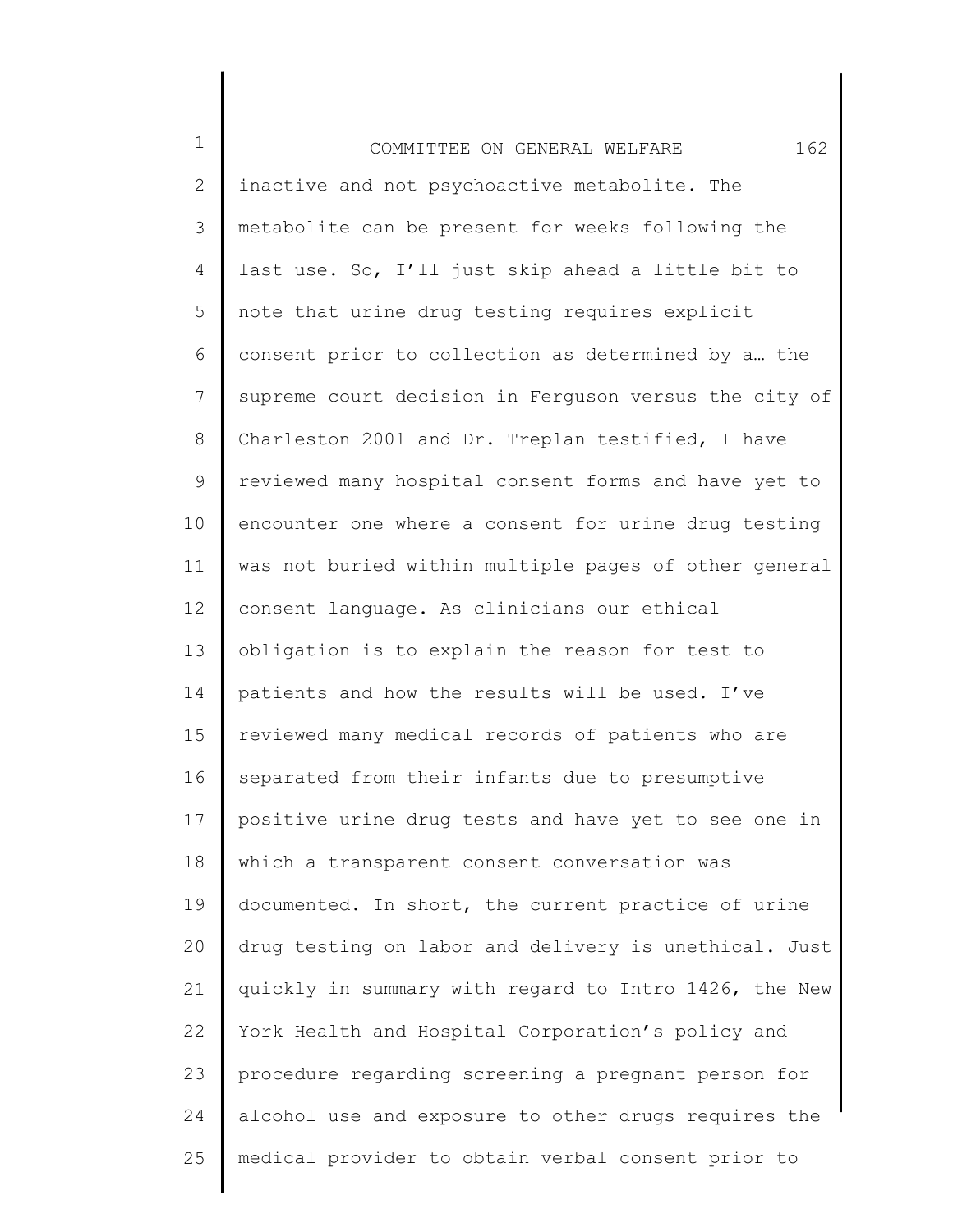inactive and not psychoactive metabolite. The metabolite can be present for weeks following the last use. So, I'll just skip ahead a little bit to note that urine drug testing requires explicit consent prior to collection as determined by a… the supreme court decision in Ferguson versus the city of Charleston 2001 and Dr. Treplan testified, I have reviewed many hospital consent forms and have yet to encounter one where a consent for urine drug testing was not buried within multiple pages of other general consent language. As clinicians our ethical obligation is to explain the reason for test to patients and how the results will be used. I've reviewed many medical records of patients who are separated from their infants due to presumptive positive urine drug tests and have yet to see one in which a transparent consent conversation was documented. In short, the current practice of urine drug testing on labor and delivery is unethical. Just quickly in summary with regard to Intro 1426, the New York Health and Hospital Corporation's policy and procedure regarding screening a pregnant person for alcohol use and exposure to other drugs requires the medical provider to obtain verbal consent prior to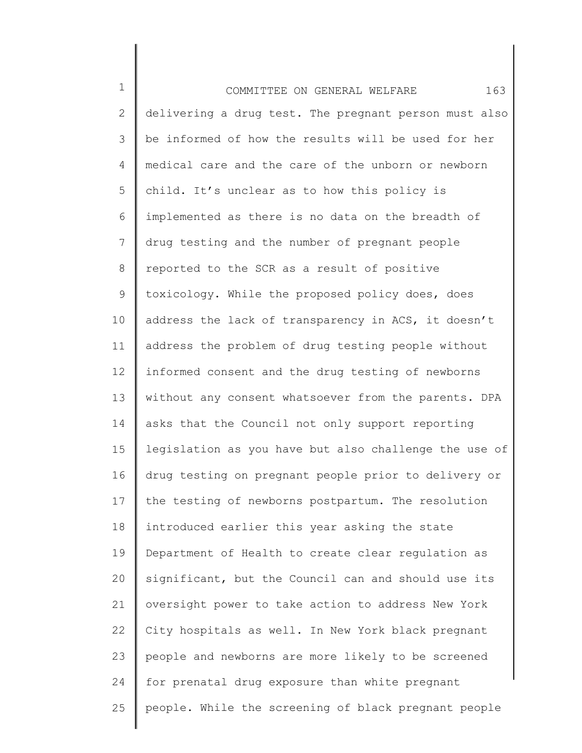delivering a drug test. The pregnant person must also be informed of how the results will be used for her medical care and the care of the unborn or newborn child. It's unclear as to how this policy is implemented as there is no data on the breadth of drug testing and the number of pregnant people reported to the SCR as a result of positive toxicology. While the proposed policy does, does address the lack of transparency in ACS, it doesn't address the problem of drug testing people without informed consent and the drug testing of newborns without any consent whatsoever from the parents. DPA asks that the Council not only support reporting legislation as you have but also challenge the use of drug testing on pregnant people prior to delivery or the testing of newborns postpartum. The resolution introduced earlier this year asking the state Department of Health to create clear regulation as significant, but the Council can and should use its oversight power to take action to address New York City hospitals as well. In New York black pregnant people and newborns are more likely to be screened for prenatal drug exposure than white pregnant people. While the screening of black pregnant people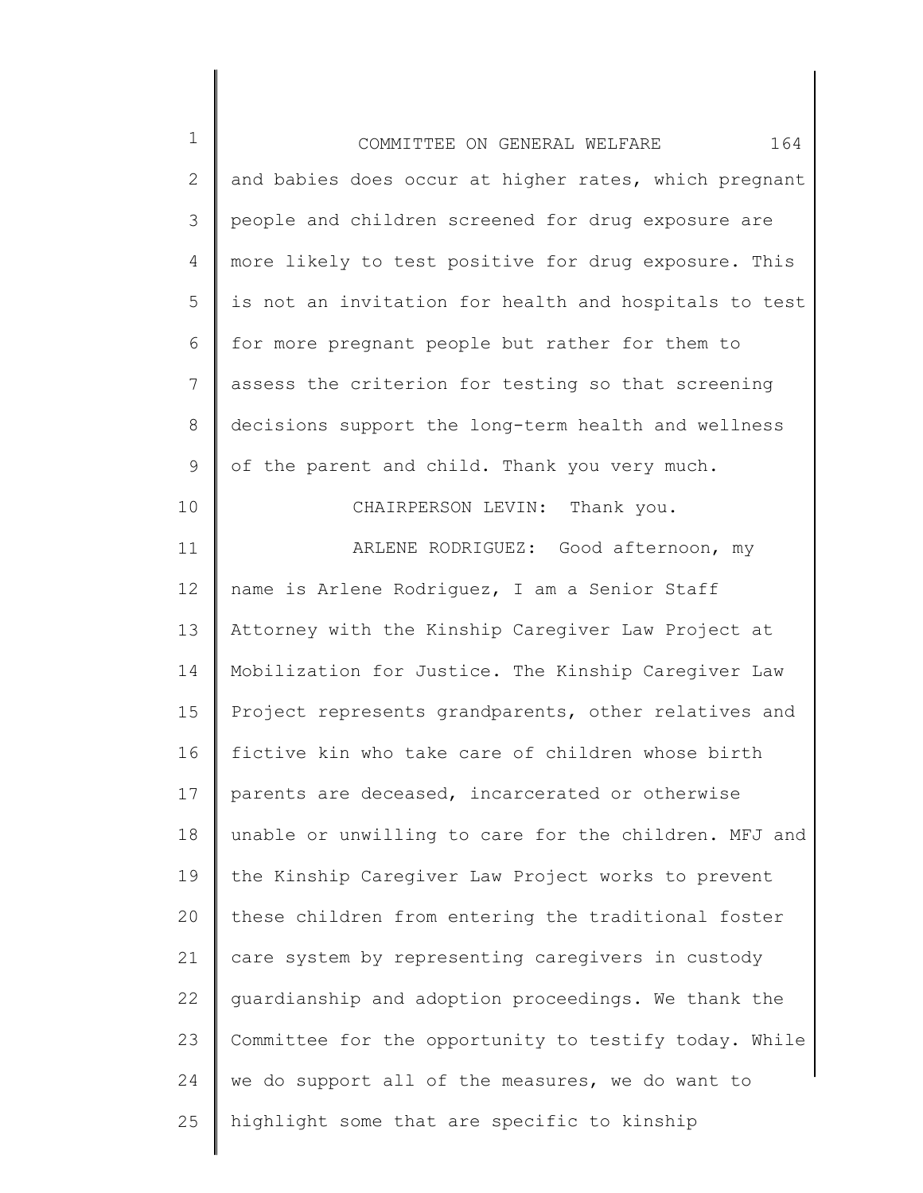and babies does occur at higher rates, which pregnant people and children screened for drug exposure are more likely to test positive for drug exposure. This is not an invitation for health and hospitals to test for more pregnant people but rather for them to assess the criterion for testing so that screening decisions support the long-term health and wellness of the parent and child. Thank you very much.

CHAIRPERSON LEVIN: Thank you.

ARLENE RODRIGUEZ: Good afternoon, my name is Arlene Rodriguez, I am a Senior Staff Attorney with the Kinship Caregiver Law Project at Mobilization for Justice. The Kinship Caregiver Law Project represents grandparents, other relatives and fictive kin who take care of children whose birth parents are deceased, incarcerated or otherwise unable or unwilling to care for the children. MFJ and the Kinship Caregiver Law Project works to prevent these children from entering the traditional foster care system by representing caregivers in custody guardianship and adoption proceedings. We thank the Committee for the opportunity to testify today. While we do support all of the measures, we do want to highlight some that are specific to kinship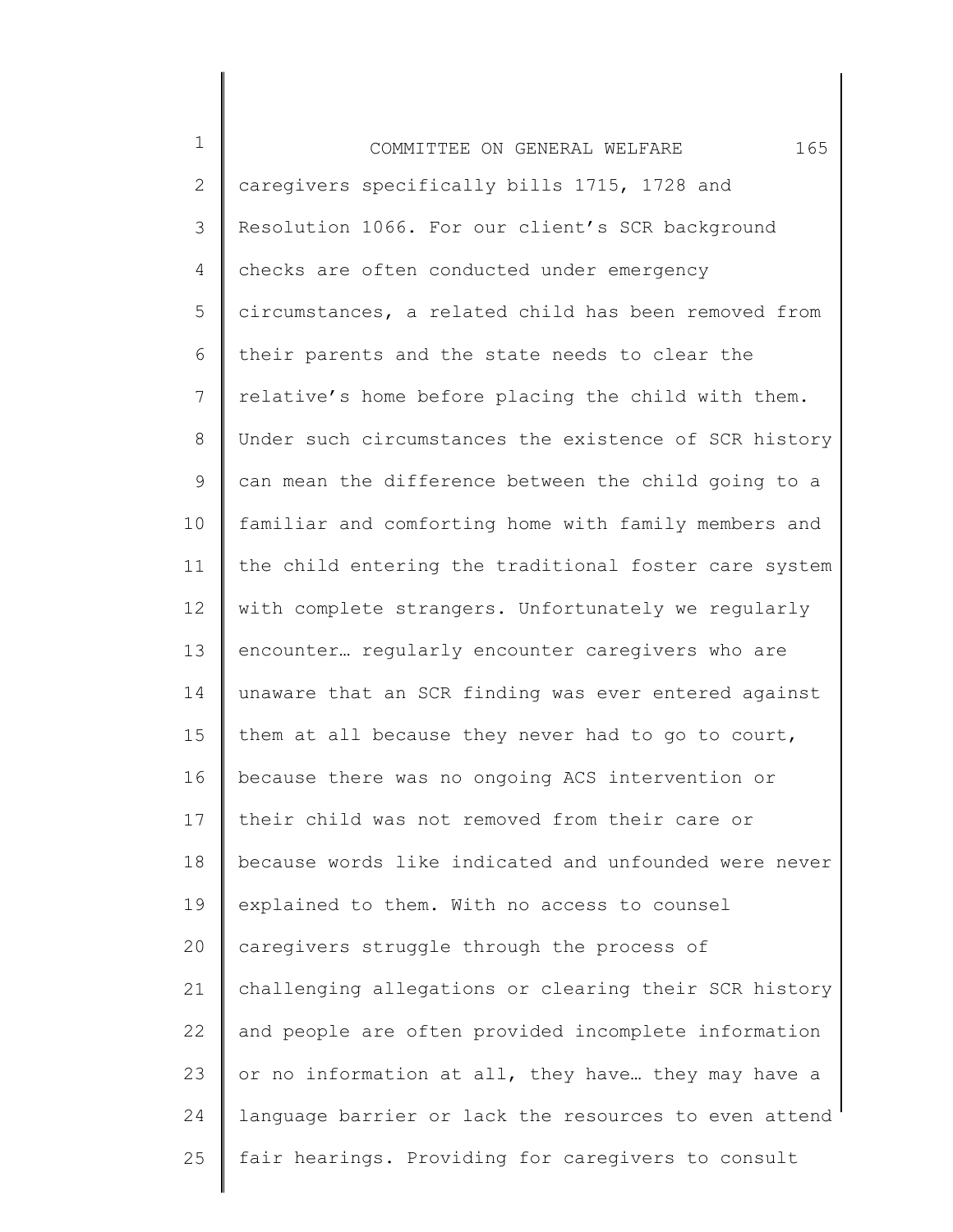caregivers specifically bills 1715, 1728 and Resolution 1066. For our client's SCR background checks are often conducted under emergency circumstances, a related child has been removed from their parents and the state needs to clear the relative's home before placing the child with them. Under such circumstances the existence of SCR history can mean the difference between the child going to a familiar and comforting home with family members and the child entering the traditional foster care system with complete strangers. Unfortunately we regularly encounter… regularly encounter caregivers who are unaware that an SCR finding was ever entered against them at all because they never had to go to court, because there was no ongoing ACS intervention or their child was not removed from their care or because words like indicated and unfounded were never explained to them. With no access to counsel caregivers struggle through the process of challenging allegations or clearing their SCR history and people are often provided incomplete information or no information at all, they have… they may have a language barrier or lack the resources to even attend fair hearings. Providing for caregivers to consult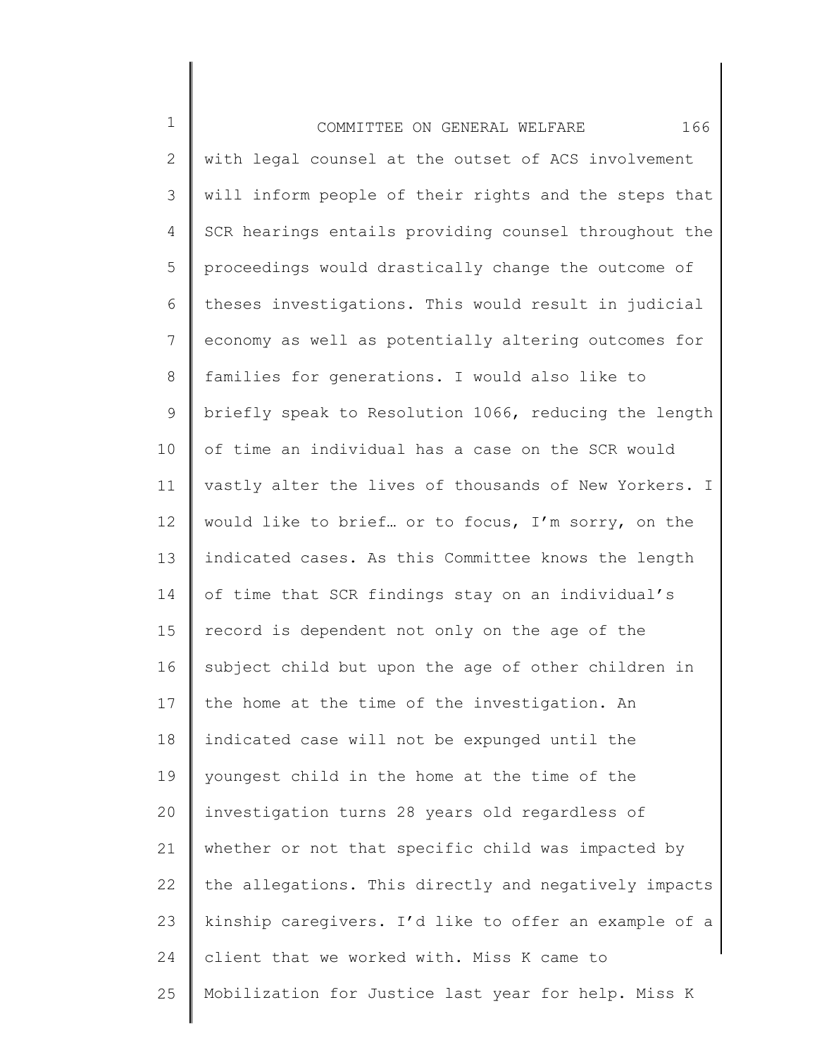with legal counsel at the outset of ACS involvement will inform people of their rights and the steps that SCR hearings entails providing counsel throughout the proceedings would drastically change the outcome of theses investigations. This would result in judicial economy as well as potentially altering outcomes for families for generations. I would also like to briefly speak to Resolution 1066, reducing the length of time an individual has a case on the SCR would vastly alter the lives of thousands of New Yorkers. I would like to brief… or to focus, I'm sorry, on the indicated cases. As this Committee knows the length of time that SCR findings stay on an individual's record is dependent not only on the age of the subject child but upon the age of other children in the home at the time of the investigation. An indicated case will not be expunged until the youngest child in the home at the time of the investigation turns 28 years old regardless of whether or not that specific child was impacted by the allegations. This directly and negatively impacts kinship caregivers. I'd like to offer an example of a client that we worked with. Miss K came to Mobilization for Justice last year for help. Miss K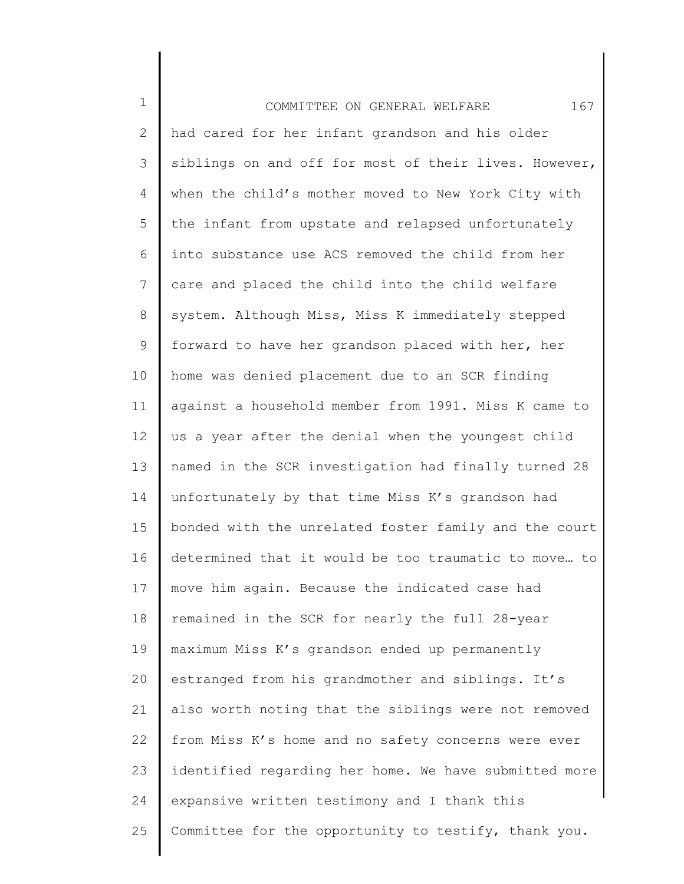had cared for her infant grandson and his older siblings on and off for most of their lives. However, when the child's mother moved to New York City with the infant from upstate and relapsed unfortunately into substance use ACS removed the child from her care and placed the child into the child welfare system. Although Miss, Miss K immediately stepped forward to have her grandson placed with her, her home was denied placement due to an SCR finding against a household member from 1991. Miss K came to us a year after the denial when the youngest child named in the SCR investigation had finally turned 28 unfortunately by that time Miss K's grandson had bonded with the unrelated foster family and the court determined that it would be too traumatic to move… to move him again. Because the indicated case had remained in the SCR for nearly the full 28-year maximum Miss K's grandson ended up permanently estranged from his grandmother and siblings. It's also worth noting that the siblings were not removed from Miss K's home and no safety concerns were ever identified regarding her home. We have submitted more expansive written testimony and I thank this Committee for the opportunity to testify, thank you.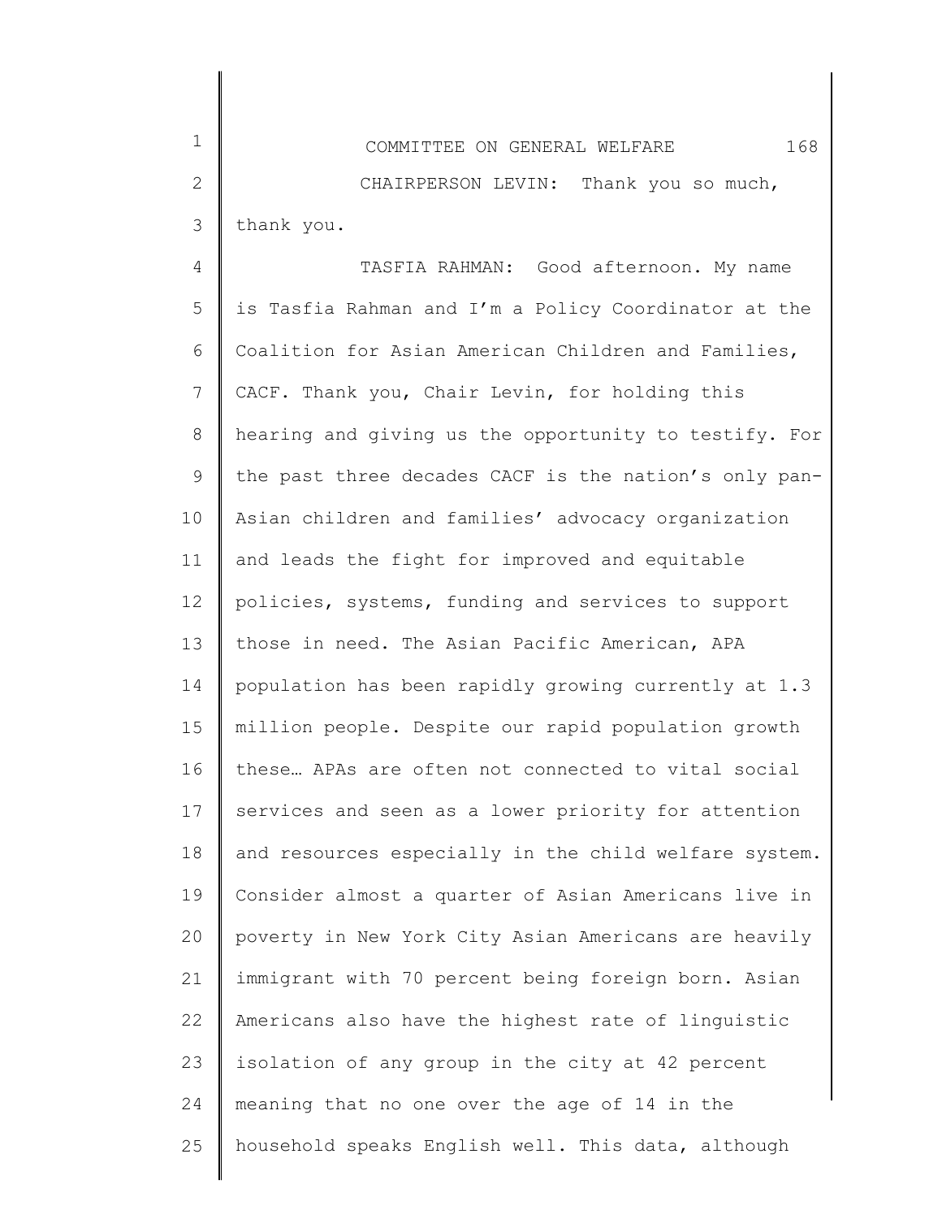CHAIRPERSON LEVIN: Thank you so much, thank you.

TASFIA RAHMAN: Good afternoon. My name is Tasfia Rahman and I'm a Policy Coordinator at the Coalition for Asian American Children and Families, CACF. Thank you, Chair Levin, for holding this hearing and giving us the opportunity to testify. For the past three decades CACF is the nation's only pan-Asian children and families' advocacy organization and leads the fight for improved and equitable policies, systems, funding and services to support those in need. The Asian Pacific American, APA population has been rapidly growing currently at 1.3 million people. Despite our rapid population growth these… APAs are often not connected to vital social services and seen as a lower priority for attention and resources especially in the child welfare system. Consider almost a quarter of Asian Americans live in poverty in New York City Asian Americans are heavily immigrant with 70 percent being foreign born. Asian Americans also have the highest rate of linguistic isolation of any group in the city at 42 percent meaning that no one over the age of 14 in the household speaks English well. This data, although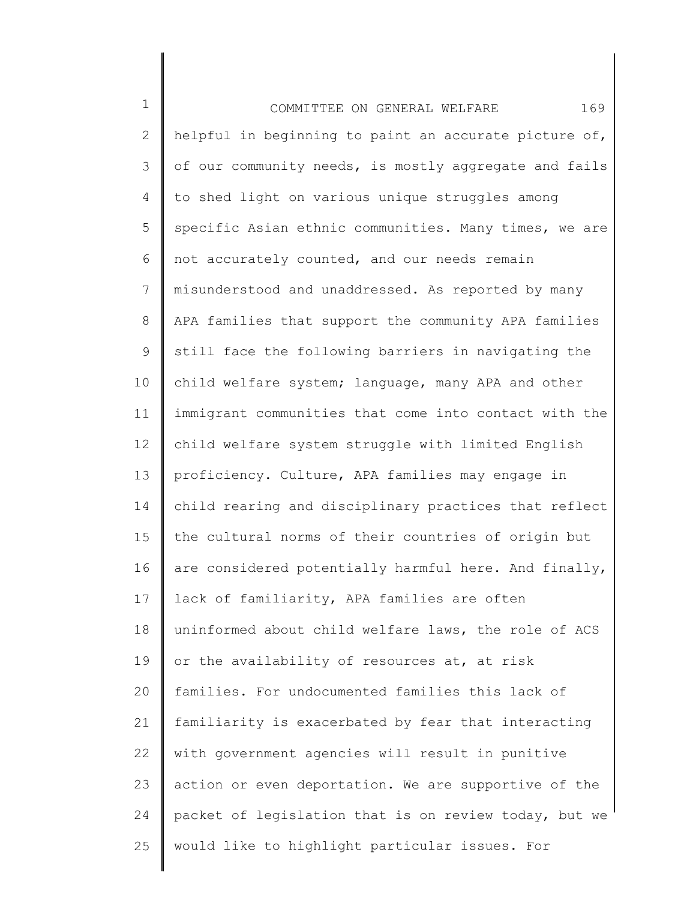helpful in beginning to paint an accurate picture of, of our community needs, is mostly aggregate and fails to shed light on various unique struggles among specific Asian ethnic communities. Many times, we are not accurately counted, and our needs remain misunderstood and unaddressed. As reported by many APA families that support the community APA families still face the following barriers in navigating the child welfare system; language, many APA and other immigrant communities that come into contact with the child welfare system struggle with limited English proficiency. Culture, APA families may engage in child rearing and disciplinary practices that reflect the cultural norms of their countries of origin but are considered potentially harmful here. And finally, lack of familiarity, APA families are often uninformed about child welfare laws, the role of ACS or the availability of resources at, at risk families. For undocumented families this lack of familiarity is exacerbated by fear that interacting with government agencies will result in punitive action or even deportation. We are supportive of the packet of legislation that is on review today, but we would like to highlight particular issues. For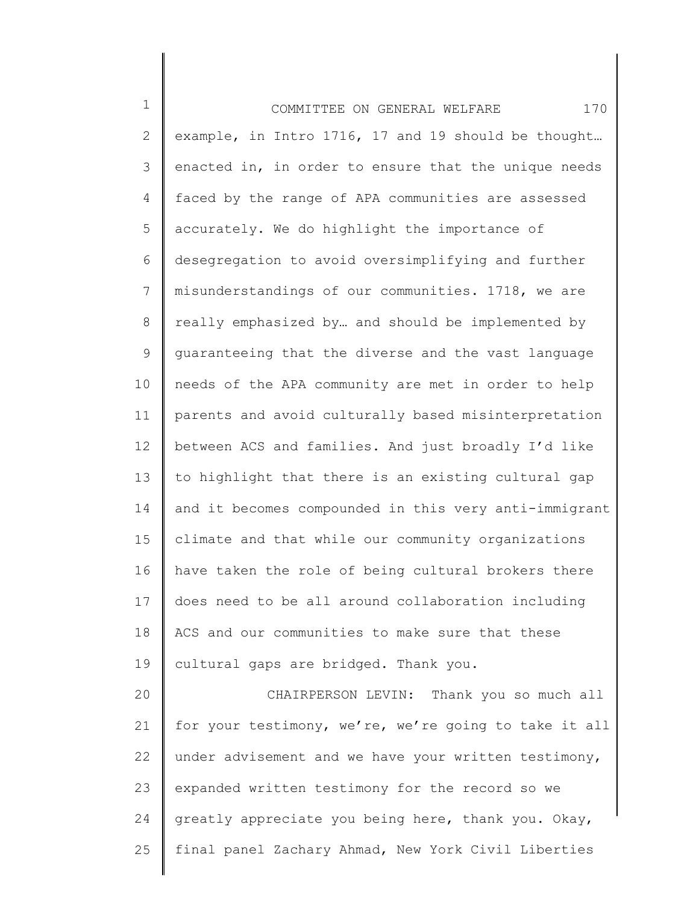example, in Intro 1716, 17 and 19 should be thought… enacted in, in order to ensure that the unique needs faced by the range of APA communities are assessed accurately. We do highlight the importance of desegregation to avoid oversimplifying and further misunderstandings of our communities. 1718, we are really emphasized by… and should be implemented by guaranteeing that the diverse and the vast language needs of the APA community are met in order to help parents and avoid culturally based misinterpretation between ACS and families. And just broadly I'd like to highlight that there is an existing cultural gap and it becomes compounded in this very anti-immigrant climate and that while our community organizations have taken the role of being cultural brokers there does need to be all around collaboration including ACS and our communities to make sure that these cultural gaps are bridged. Thank you.

CHAIRPERSON LEVIN: Thank you so much all for your testimony, we're, we're going to take it all under advisement and we have your written testimony, expanded written testimony for the record so we greatly appreciate you being here, thank you. Okay, final panel Zachary Ahmad, New York Civil Liberties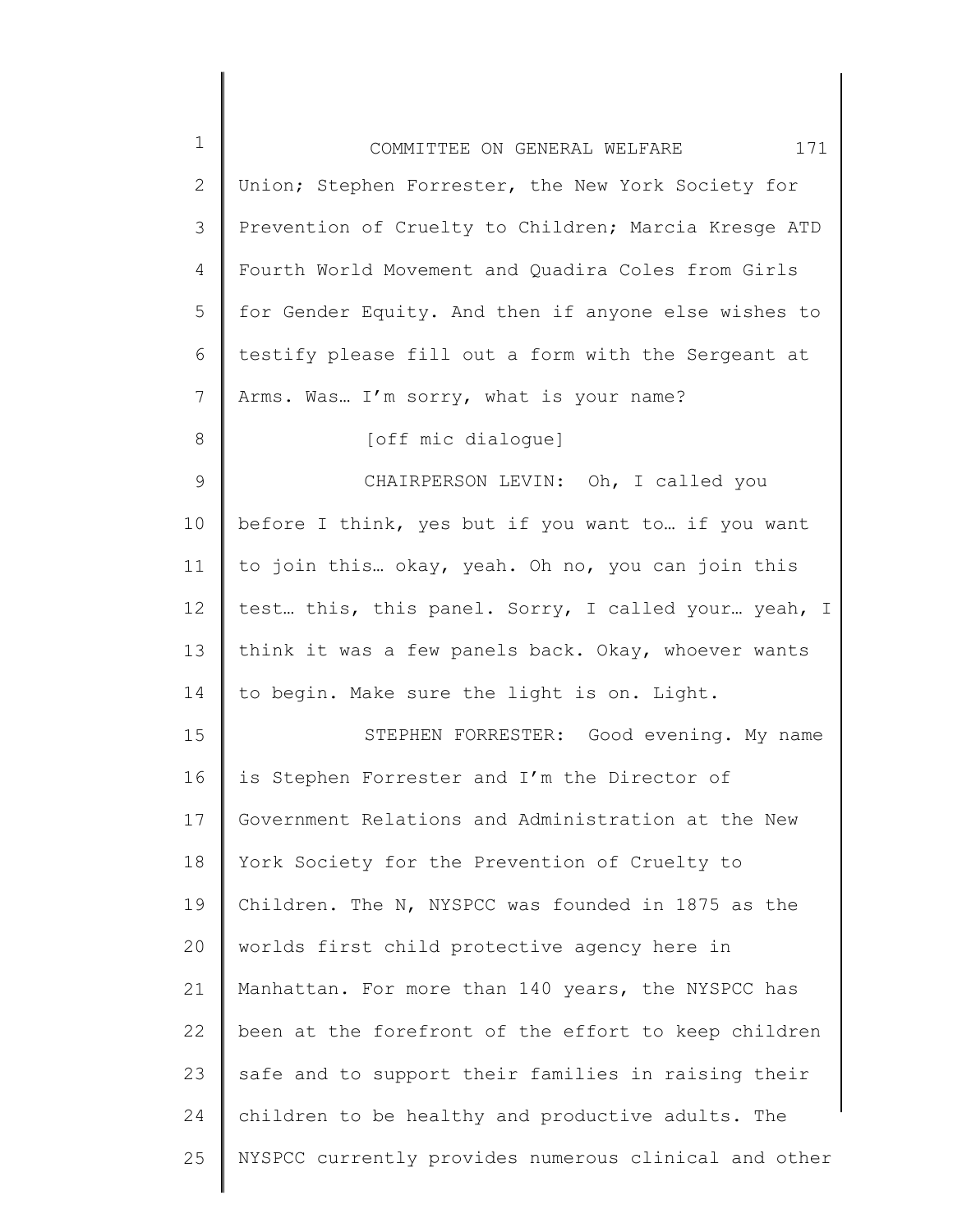Union; Stephen Forrester, the New York Society for Prevention of Cruelty to Children; Marcia Kresge ATD Fourth World Movement and Quadira Coles from Girls for Gender Equity. And then if anyone else wishes to testify please fill out a form with the Sergeant at Arms. Was… I'm sorry, what is your name?

[off mic dialogue]

CHAIRPERSON LEVIN: Oh, I called you before I think, yes but if you want to… if you want to join this… okay, yeah. Oh no, you can join this test… this, this panel. Sorry, I called your… yeah, I think it was a few panels back. Okay, whoever wants to begin. Make sure the light is on. Light.

STEPHEN FORRESTER: Good evening. My name is Stephen Forrester and I'm the Director of Government Relations and Administration at the New York Society for the Prevention of Cruelty to Children. The N, NYSPCC was founded in 1875 as the worlds first child protective agency here in Manhattan. For more than 140 years, the NYSPCC has been at the forefront of the effort to keep children safe and to support their families in raising their children to be healthy and productive adults. The NYSPCC currently provides numerous clinical and other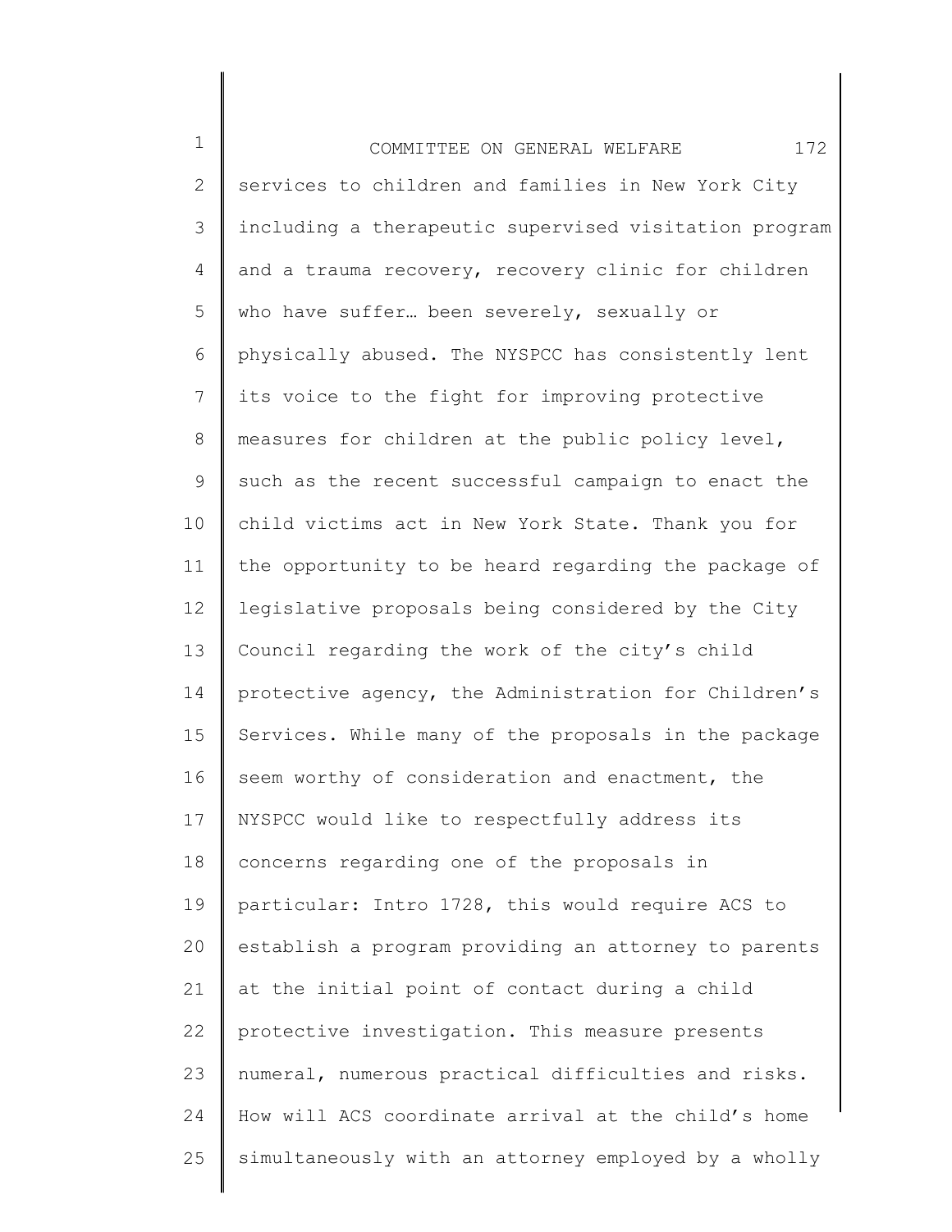services to children and families in New York City including a therapeutic supervised visitation program and a trauma recovery, recovery clinic for children who have suffer… been severely, sexually or physically abused. The NYSPCC has consistently lent its voice to the fight for improving protective measures for children at the public policy level, such as the recent successful campaign to enact the child victims act in New York State. Thank you for the opportunity to be heard regarding the package of legislative proposals being considered by the City Council regarding the work of the city's child protective agency, the Administration for Children's Services. While many of the proposals in the package seem worthy of consideration and enactment, the NYSPCC would like to respectfully address its concerns regarding one of the proposals in particular: Intro 1728, this would require ACS to establish a program providing an attorney to parents at the initial point of contact during a child protective investigation. This measure presents numeral, numerous practical difficulties and risks. How will ACS coordinate arrival at the child's home simultaneously with an attorney employed by a wholly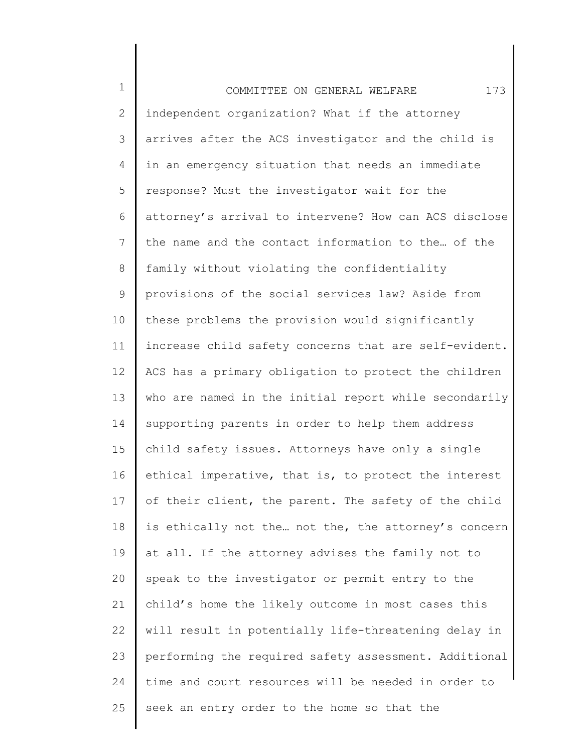independent organization? What if the attorney arrives after the ACS investigator and the child is in an emergency situation that needs an immediate response? Must the investigator wait for the attorney's arrival to intervene? How can ACS disclose the name and the contact information to the… of the family without violating the confidentiality provisions of the social services law? Aside from these problems the provision would significantly increase child safety concerns that are self-evident. ACS has a primary obligation to protect the children who are named in the initial report while secondarily supporting parents in order to help them address child safety issues. Attorneys have only a single ethical imperative, that is, to protect the interest of their client, the parent. The safety of the child is ethically not the… not the, the attorney's concern at all. If the attorney advises the family not to speak to the investigator or permit entry to the child's home the likely outcome in most cases this will result in potentially life-threatening delay in performing the required safety assessment. Additional time and court resources will be needed in order to seek an entry order to the home so that the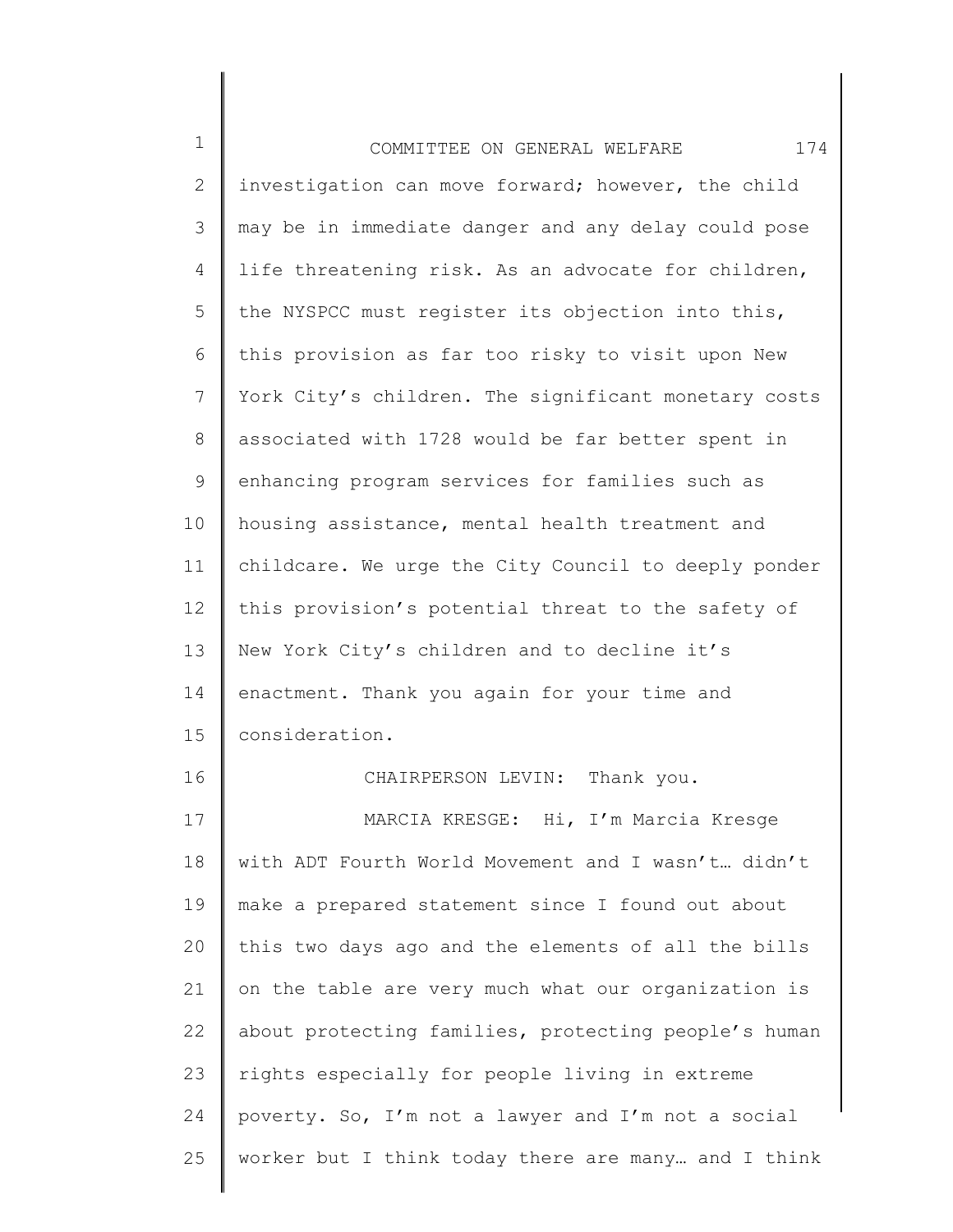investigation can move forward; however, the child may be in immediate danger and any delay could pose life threatening risk. As an advocate for children, the NYSPCC must register its objection into this, this provision as far too risky to visit upon New York City's children. The significant monetary costs associated with 1728 would be far better spent in enhancing program services for families such as housing assistance, mental health treatment and childcare. We urge the City Council to deeply ponder this provision's potential threat to the safety of New York City's children and to decline it's enactment. Thank you again for your time and consideration.

CHAIRPERSON LEVIN: Thank you.

MARCIA KRESGE: Hi, I'm Marcia Kresge with ADT Fourth World Movement and I wasn't… didn't make a prepared statement since I found out about this two days ago and the elements of all the bills on the table are very much what our organization is about protecting families, protecting people's human rights especially for people living in extreme poverty. So, I'm not a lawyer and I'm not a social worker but I think today there are many… and I think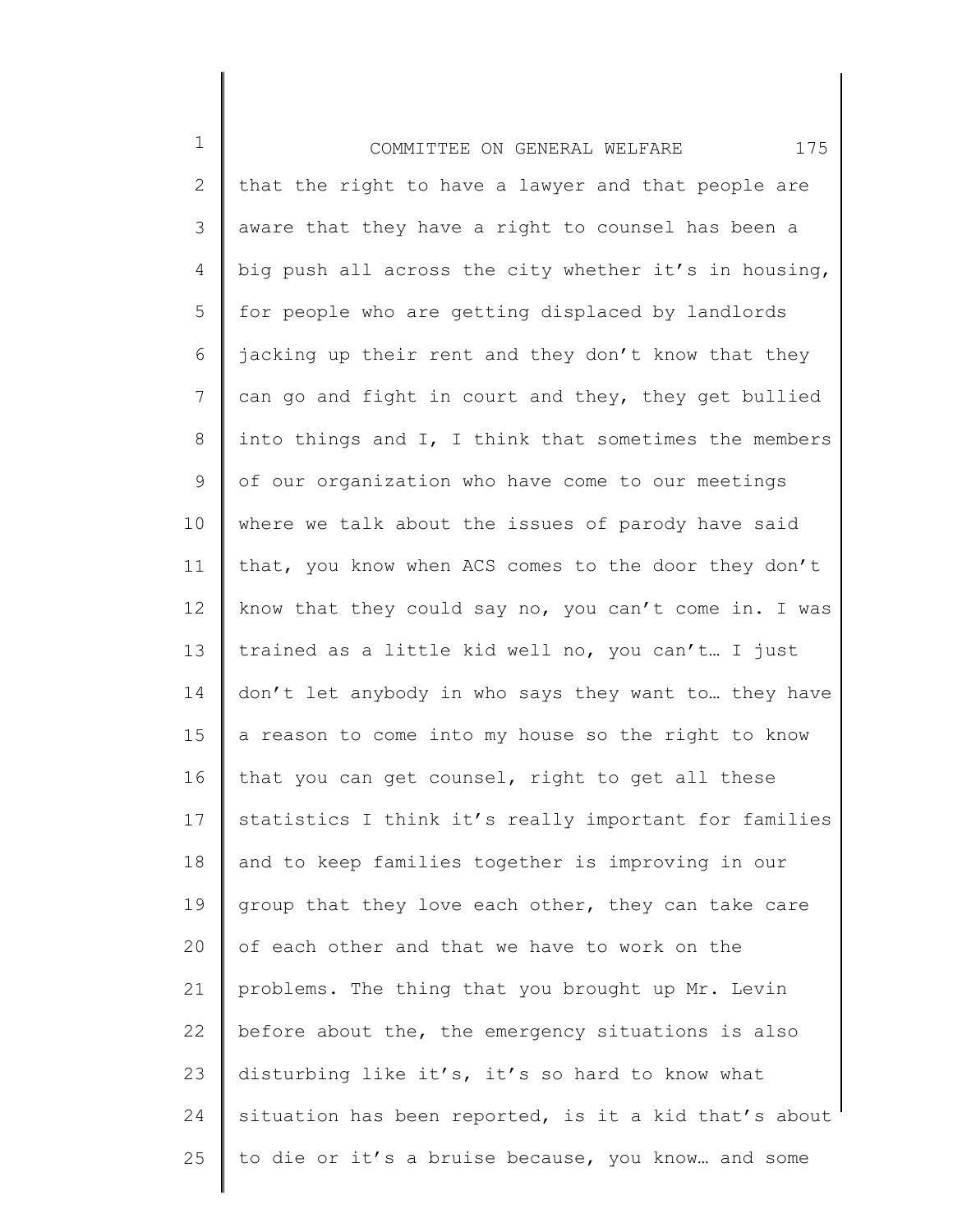that the right to have a lawyer and that people are aware that they have a right to counsel has been a big push all across the city whether it's in housing, for people who are getting displaced by landlords jacking up their rent and they don't know that they can go and fight in court and they, they get bullied into things and I, I think that sometimes the members of our organization who have come to our meetings where we talk about the issues of parody have said that, you know when ACS comes to the door they don't know that they could say no, you can't come in. I was trained as a little kid well no, you can't… I just don't let anybody in who says they want to… they have a reason to come into my house so the right to know that you can get counsel, right to get all these statistics I think it's really important for families and to keep families together is improving in our group that they love each other, they can take care of each other and that we have to work on the problems. The thing that you brought up Mr. Levin before about the, the emergency situations is also disturbing like it's, it's so hard to know what situation has been reported, is it a kid that's about to die or it's a bruise because, you know… and some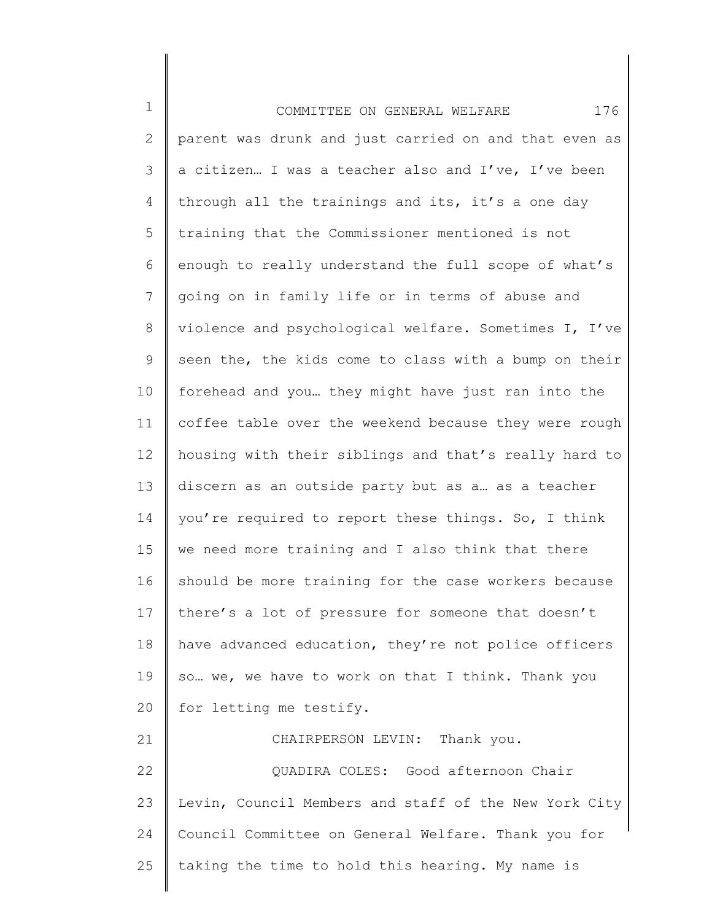parent was drunk and just carried on and that even as a citizen… I was a teacher also and I've, I've been through all the trainings and its, it's a one day training that the Commissioner mentioned is not enough to really understand the full scope of what's going on in family life or in terms of abuse and violence and psychological welfare. Sometimes I, I've seen the, the kids come to class with a bump on their forehead and you… they might have just ran into the coffee table over the weekend because they were rough housing with their siblings and that's really hard to discern as an outside party but as a… as a teacher you're required to report these things. So, I think we need more training and I also think that there should be more training for the case workers because there's a lot of pressure for someone that doesn't have advanced education, they're not police officers so… we, we have to work on that I think. Thank you for letting me testify.

CHAIRPERSON LEVIN: Thank you.

QUADIRA COLES: Good afternoon Chair Levin, Council Members and staff of the New York City Council Committee on General Welfare. Thank you for taking the time to hold this hearing. My name is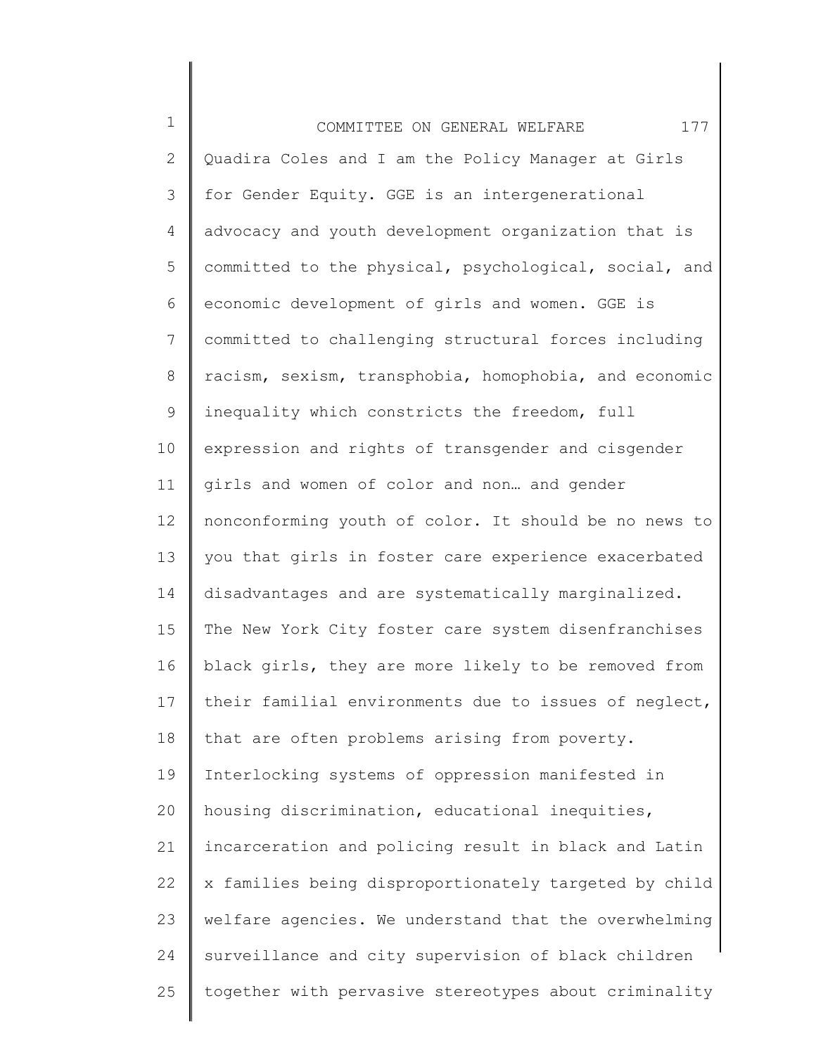Quadira Coles and I am the Policy Manager at Girls for Gender Equity. GGE is an intergenerational advocacy and youth development organization that is committed to the physical, psychological, social, and economic development of girls and women. GGE is committed to challenging structural forces including racism, sexism, transphobia, homophobia, and economic inequality which constricts the freedom, full expression and rights of transgender and cisgender girls and women of color and non… and gender nonconforming youth of color. It should be no news to you that girls in foster care experience exacerbated disadvantages and are systematically marginalized. The New York City foster care system disenfranchises black girls, they are more likely to be removed from their familial environments due to issues of neglect, that are often problems arising from poverty. Interlocking systems of oppression manifested in housing discrimination, educational inequities, incarceration and policing result in black and Latin x families being disproportionately targeted by child welfare agencies. We understand that the overwhelming surveillance and city supervision of black children together with pervasive stereotypes about criminality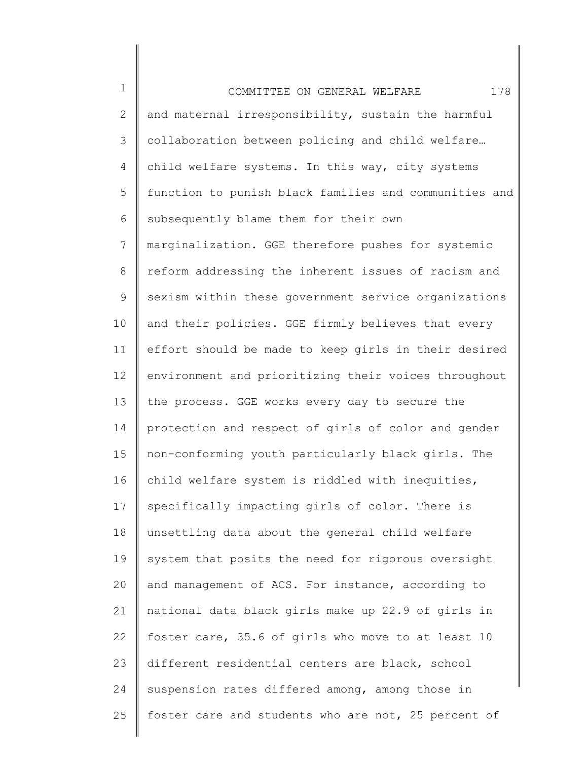and maternal irresponsibility, sustain the harmful collaboration between policing and child welfare… child welfare systems. In this way, city systems function to punish black families and communities and subsequently blame them for their own marginalization. GGE therefore pushes for systemic reform addressing the inherent issues of racism and sexism within these government service organizations and their policies. GGE firmly believes that every effort should be made to keep girls in their desired environment and prioritizing their voices throughout the process. GGE works every day to secure the protection and respect of girls of color and gender non-conforming youth particularly black girls. The child welfare system is riddled with inequities, specifically impacting girls of color. There is unsettling data about the general child welfare system that posits the need for rigorous oversight and management of ACS. For instance, according to national data black girls make up 22.9 of girls in foster care, 35.6 of girls who move to at least 10 different residential centers are black, school suspension rates differed among, among those in foster care and students who are not, 25 percent of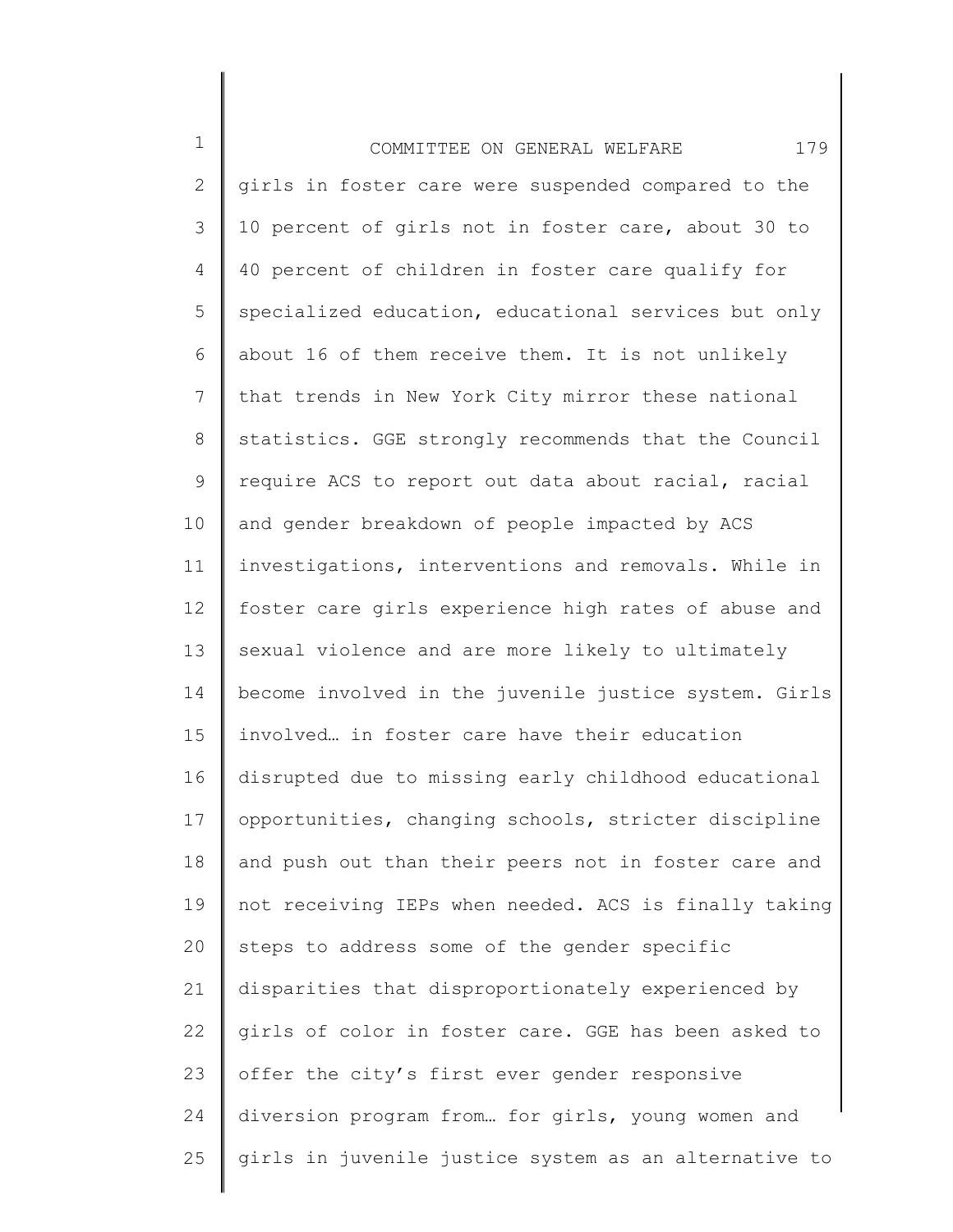girls in foster care were suspended compared to the 10 percent of girls not in foster care, about 30 to 40 percent of children in foster care qualify for specialized education, educational services but only about 16 of them receive them. It is not unlikely that trends in New York City mirror these national statistics. GGE strongly recommends that the Council require ACS to report out data about racial, racial and gender breakdown of people impacted by ACS investigations, interventions and removals. While in foster care girls experience high rates of abuse and sexual violence and are more likely to ultimately become involved in the juvenile justice system. Girls involved… in foster care have their education disrupted due to missing early childhood educational opportunities, changing schools, stricter discipline and push out than their peers not in foster care and not receiving IEPs when needed. ACS is finally taking steps to address some of the gender specific disparities that disproportionately experienced by girls of color in foster care. GGE has been asked to offer the city's first ever gender responsive diversion program from… for girls, young women and girls in juvenile justice system as an alternative to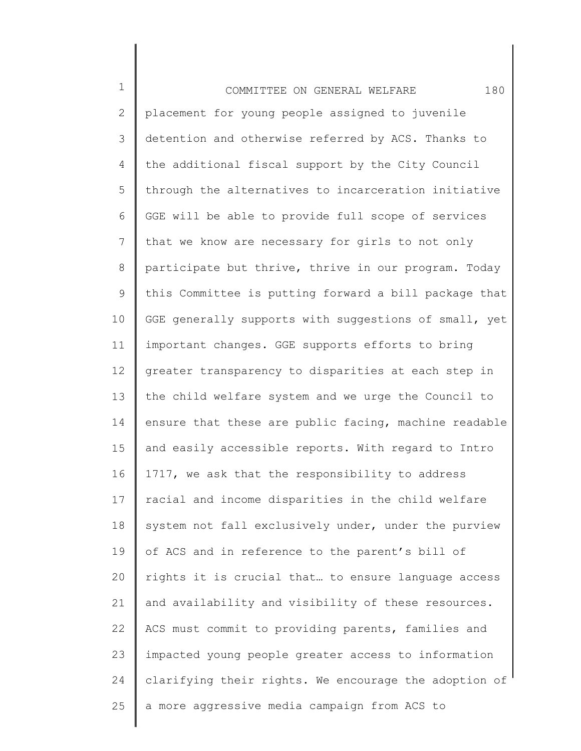placement for young people assigned to juvenile detention and otherwise referred by ACS. Thanks to the additional fiscal support by the City Council through the alternatives to incarceration initiative GGE will be able to provide full scope of services that we know are necessary for girls to not only participate but thrive, thrive in our program. Today this Committee is putting forward a bill package that GGE generally supports with suggestions of small, yet important changes. GGE supports efforts to bring greater transparency to disparities at each step in the child welfare system and we urge the Council to ensure that these are public facing, machine readable and easily accessible reports. With regard to Intro 1717, we ask that the responsibility to address racial and income disparities in the child welfare system not fall exclusively under, under the purview of ACS and in reference to the parent's bill of rights it is crucial that… to ensure language access and availability and visibility of these resources. ACS must commit to providing parents, families and impacted young people greater access to information clarifying their rights. We encourage the adoption of a more aggressive media campaign from ACS to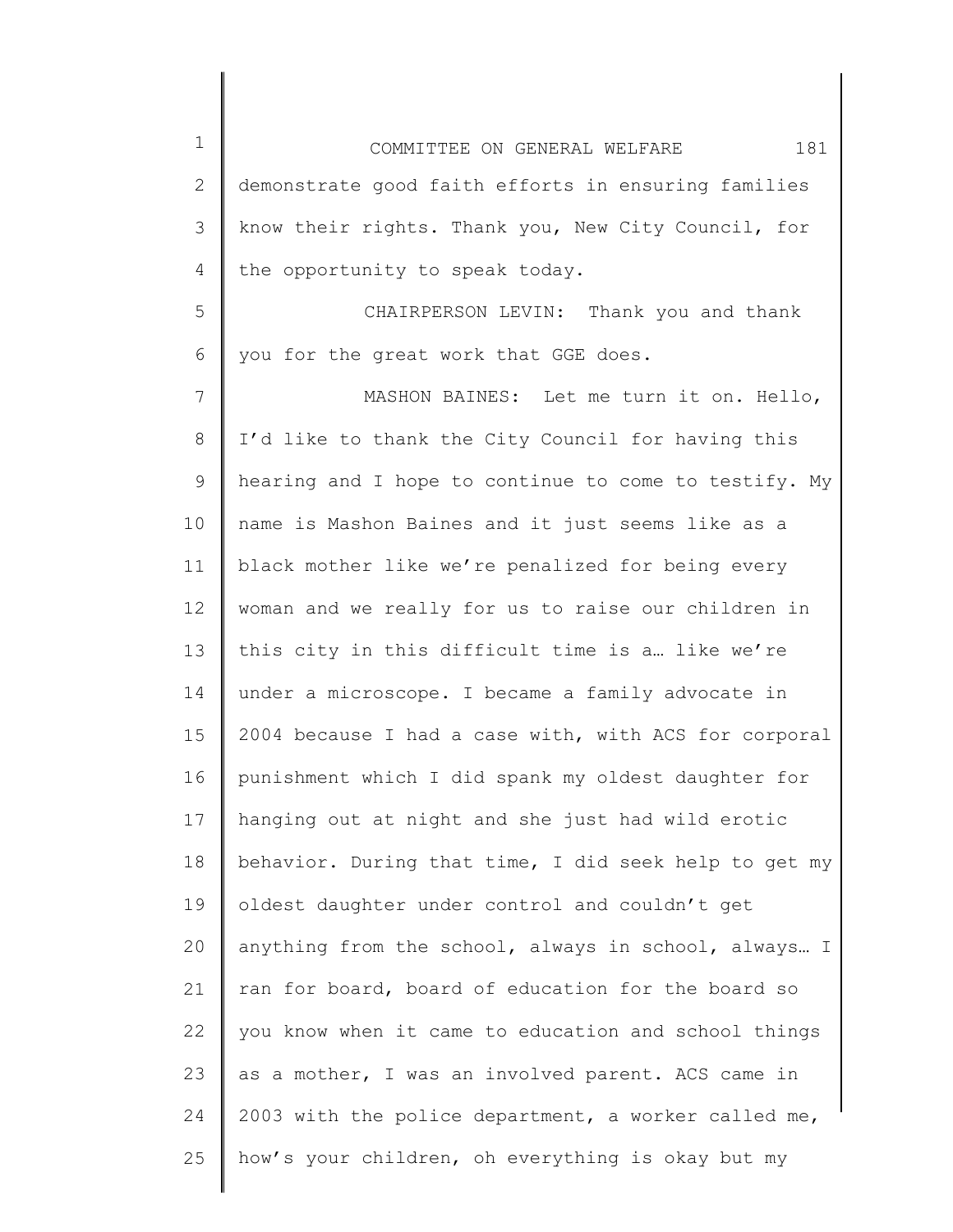demonstrate good faith efforts in ensuring families know their rights. Thank you, New City Council, for the opportunity to speak today.

CHAIRPERSON LEVIN: Thank you and thank you for the great work that GGE does.

MASHON BAINES: Let me turn it on. Hello, I'd like to thank the City Council for having this hearing and I hope to continue to come to testify. My name is Mashon Baines and it just seems like as a black mother like we're penalized for being every woman and we really for us to raise our children in this city in this difficult time is a… like we're under a microscope. I became a family advocate in 2004 because I had a case with, with ACS for corporal punishment which I did spank my oldest daughter for hanging out at night and she just had wild erotic behavior. During that time, I did seek help to get my oldest daughter under control and couldn't get anything from the school, always in school, always… I ran for board, board of education for the board so you know when it came to education and school things as a mother, I was an involved parent. ACS came in 2003 with the police department, a worker called me, how's your children, oh everything is okay but my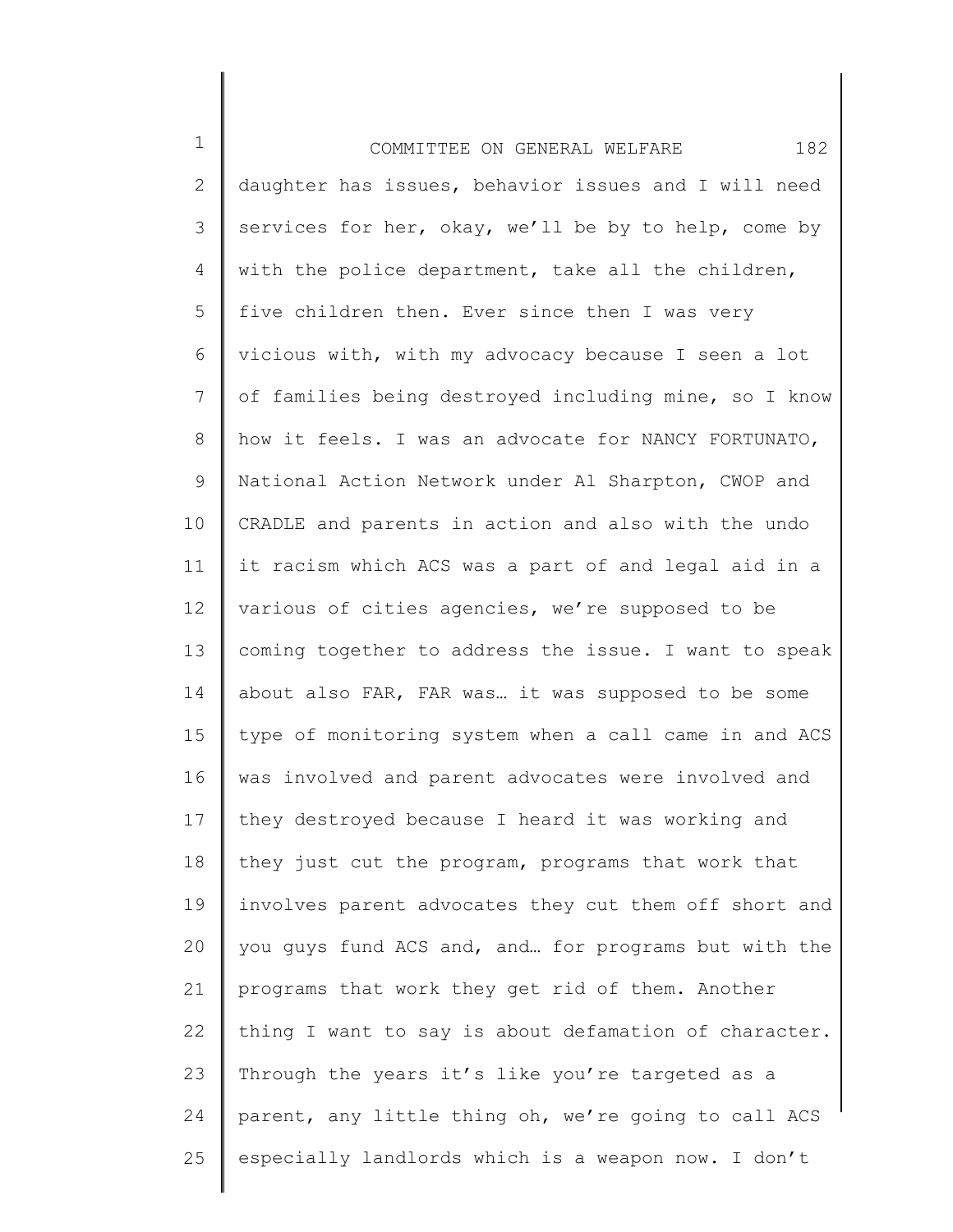daughter has issues, behavior issues and I will need services for her, okay, we'll be by to help, come by with the police department, take all the children, five children then. Ever since then I was very vicious with, with my advocacy because I seen a lot of families being destroyed including mine, so I know how it feels. I was an advocate for NANCY FORTUNATO, National Action Network under Al Sharpton, CWOP and CRADLE and parents in action and also with the undo it racism which ACS was a part of and legal aid in a various of cities agencies, we're supposed to be coming together to address the issue. I want to speak about also FAR, FAR was… it was supposed to be some type of monitoring system when a call came in and ACS was involved and parent advocates were involved and they destroyed because I heard it was working and they just cut the program, programs that work that involves parent advocates they cut them off short and you guys fund ACS and, and… for programs but with the programs that work they get rid of them. Another thing I want to say is about defamation of character. Through the years it's like you're targeted as a parent, any little thing oh, we're going to call ACS especially landlords which is a weapon now. I don't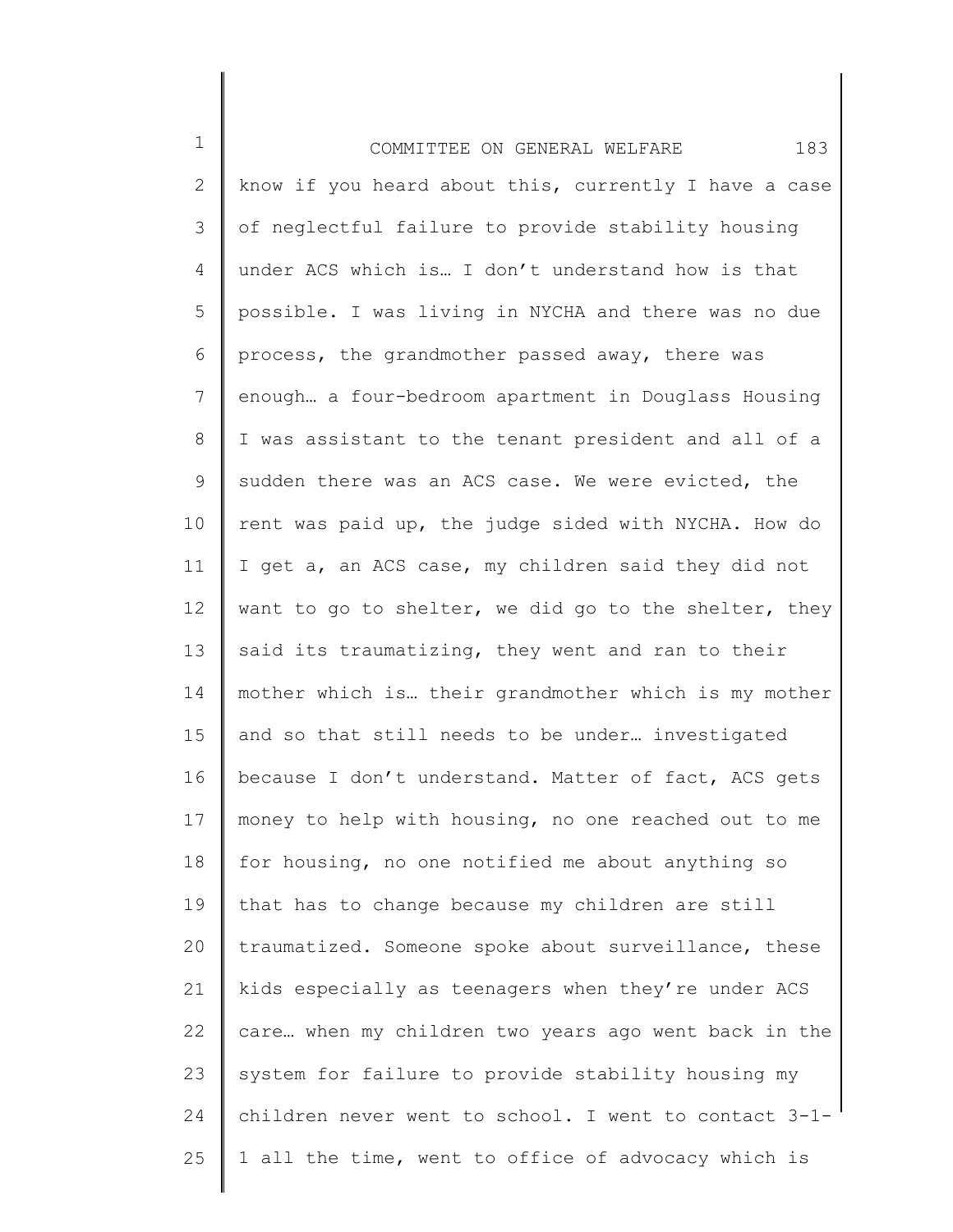know if you heard about this, currently I have a case of neglectful failure to provide stability housing under ACS which is… I don't understand how is that possible. I was living in NYCHA and there was no due process, the grandmother passed away, there was enough… a four-bedroom apartment in Douglass Housing I was assistant to the tenant president and all of a sudden there was an ACS case. We were evicted, the rent was paid up, the judge sided with NYCHA. How do I get a, an ACS case, my children said they did not want to go to shelter, we did go to the shelter, they said its traumatizing, they went and ran to their mother which is… their grandmother which is my mother and so that still needs to be under… investigated because I don't understand. Matter of fact, ACS gets money to help with housing, no one reached out to me for housing, no one notified me about anything so that has to change because my children are still traumatized. Someone spoke about surveillance, these kids especially as teenagers when they're under ACS care… when my children two years ago went back in the system for failure to provide stability housing my children never went to school. I went to contact 3-1-1 all the time, went to office of advocacy which is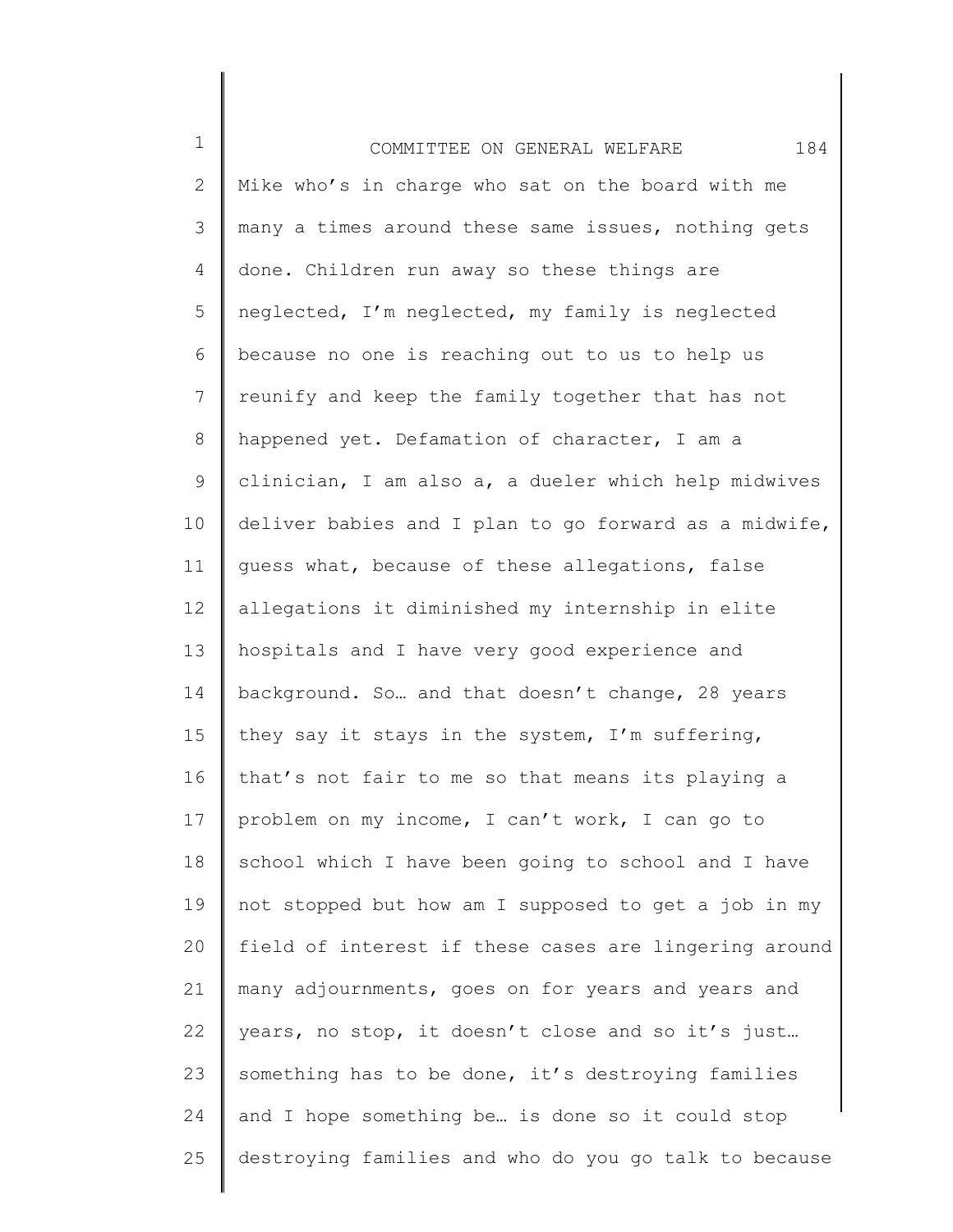Mike who's in charge who sat on the board with me many a times around these same issues, nothing gets done. Children run away so these things are neglected, I'm neglected, my family is neglected because no one is reaching out to us to help us reunify and keep the family together that has not happened yet. Defamation of character, I am a clinician, I am also a, a dueler which help midwives deliver babies and I plan to go forward as a midwife, guess what, because of these allegations, false allegations it diminished my internship in elite hospitals and I have very good experience and background. So… and that doesn't change, 28 years they say it stays in the system, I'm suffering, that's not fair to me so that means its playing a problem on my income, I can't work, I can go to school which I have been going to school and I have not stopped but how am I supposed to get a job in my field of interest if these cases are lingering around many adjournments, goes on for years and years and years, no stop, it doesn't close and so it's just… something has to be done, it's destroying families and I hope something be… is done so it could stop destroying families and who do you go talk to because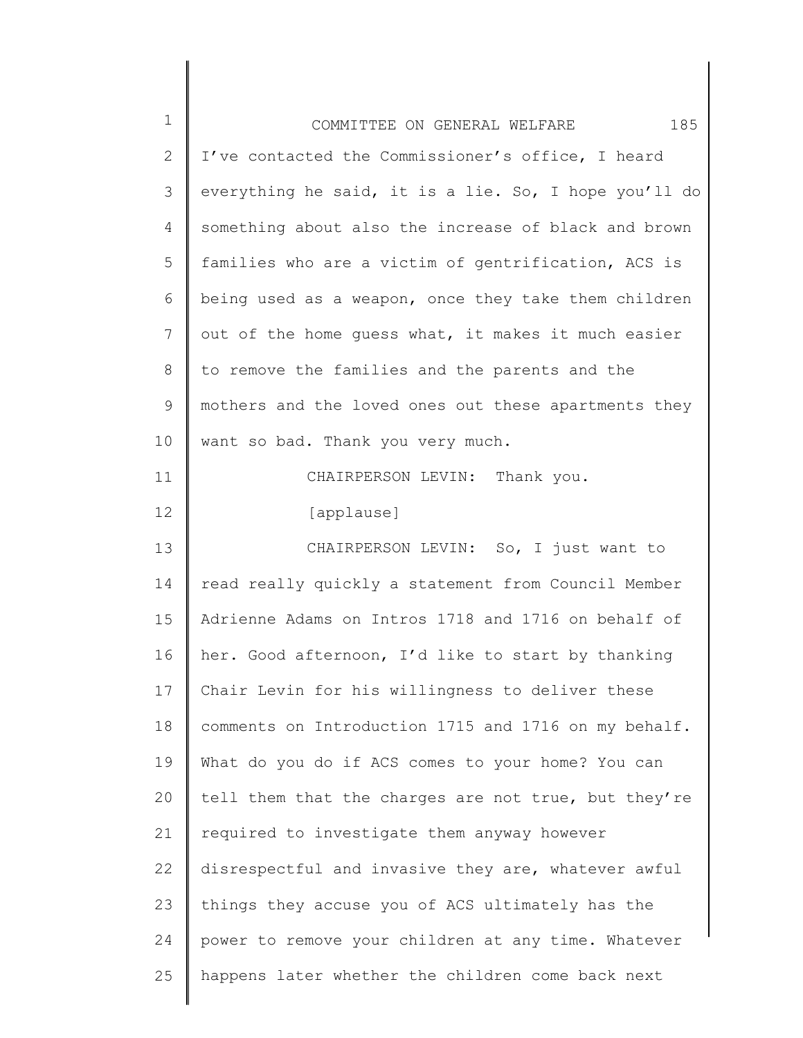I've contacted the Commissioner's office, I heard everything he said, it is a lie. So, I hope you'll do something about also the increase of black and brown families who are a victim of gentrification, ACS is being used as a weapon, once they take them children out of the home guess what, it makes it much easier to remove the families and the parents and the mothers and the loved ones out these apartments they want so bad. Thank you very much.

CHAIRPERSON LEVIN: Thank you.

[applause]

CHAIRPERSON LEVIN: So, I just want to read really quickly a statement from Council Member Adrienne Adams on Intros 1718 and 1716 on behalf of her. Good afternoon, I'd like to start by thanking Chair Levin for his willingness to deliver these comments on Introduction 1715 and 1716 on my behalf. What do you do if ACS comes to your home? You can tell them that the charges are not true, but they're required to investigate them anyway however disrespectful and invasive they are, whatever awful things they accuse you of ACS ultimately has the power to remove your children at any time. Whatever happens later whether the children come back next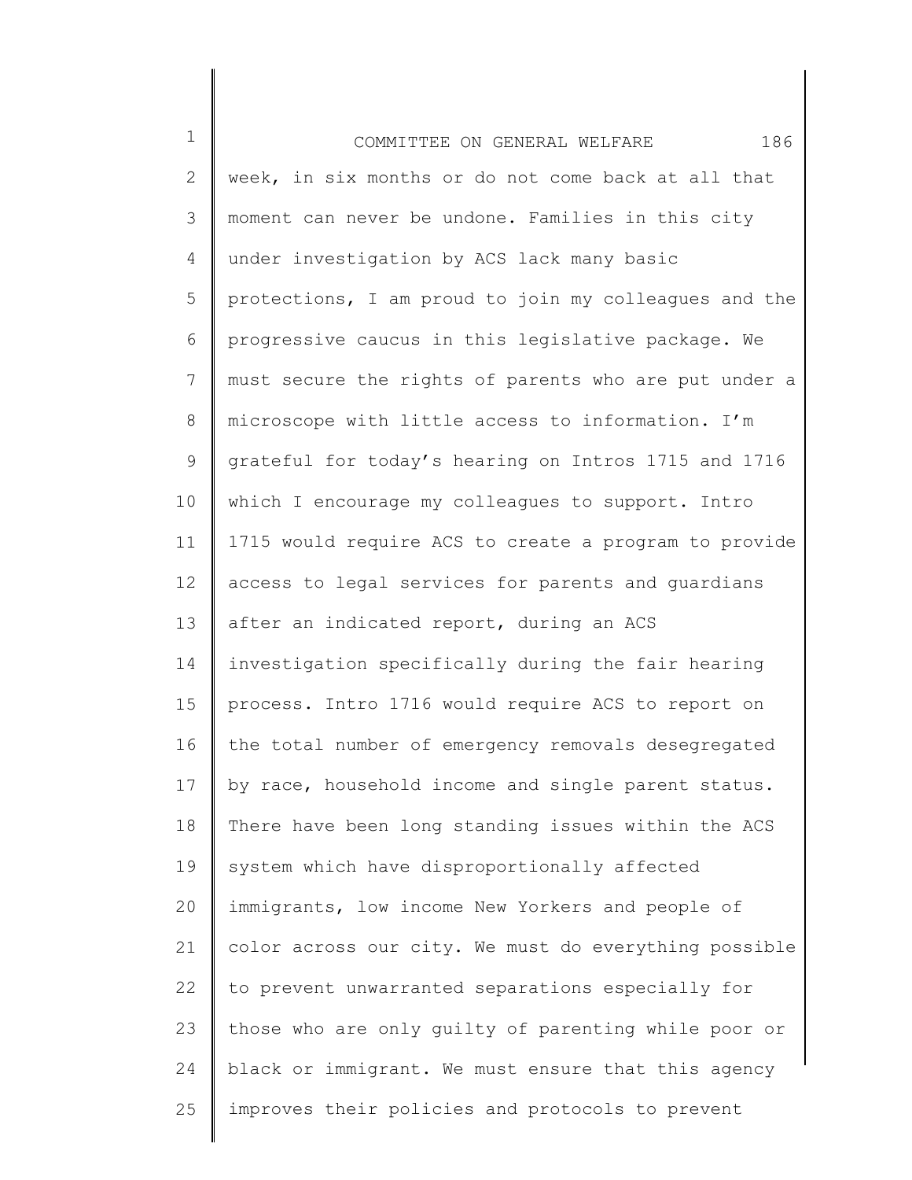week, in six months or do not come back at all that moment can never be undone. Families in this city under investigation by ACS lack many basic protections, I am proud to join my colleagues and the progressive caucus in this legislative package. We must secure the rights of parents who are put under a microscope with little access to information. I'm grateful for today's hearing on Intros 1715 and 1716 which I encourage my colleagues to support. Intro 1715 would require ACS to create a program to provide access to legal services for parents and guardians after an indicated report, during an ACS investigation specifically during the fair hearing process. Intro 1716 would require ACS to report on the total number of emergency removals desegregated by race, household income and single parent status. There have been long standing issues within the ACS system which have disproportionally affected immigrants, low income New Yorkers and people of color across our city. We must do everything possible to prevent unwarranted separations especially for those who are only guilty of parenting while poor or black or immigrant. We must ensure that this agency improves their policies and protocols to prevent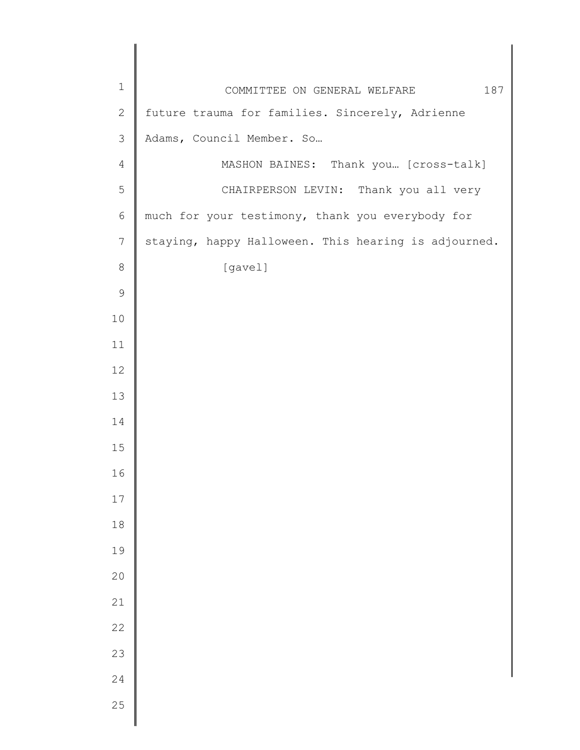future trauma for families. Sincerely, Adrienne Adams, Council Member. So…

MASHON BAINES: Thank you… [cross-talk]

CHAIRPERSON LEVIN: Thank you all very much for your testimony, thank you everybody for staying, happy Halloween. This hearing is adjourned.

[gavel]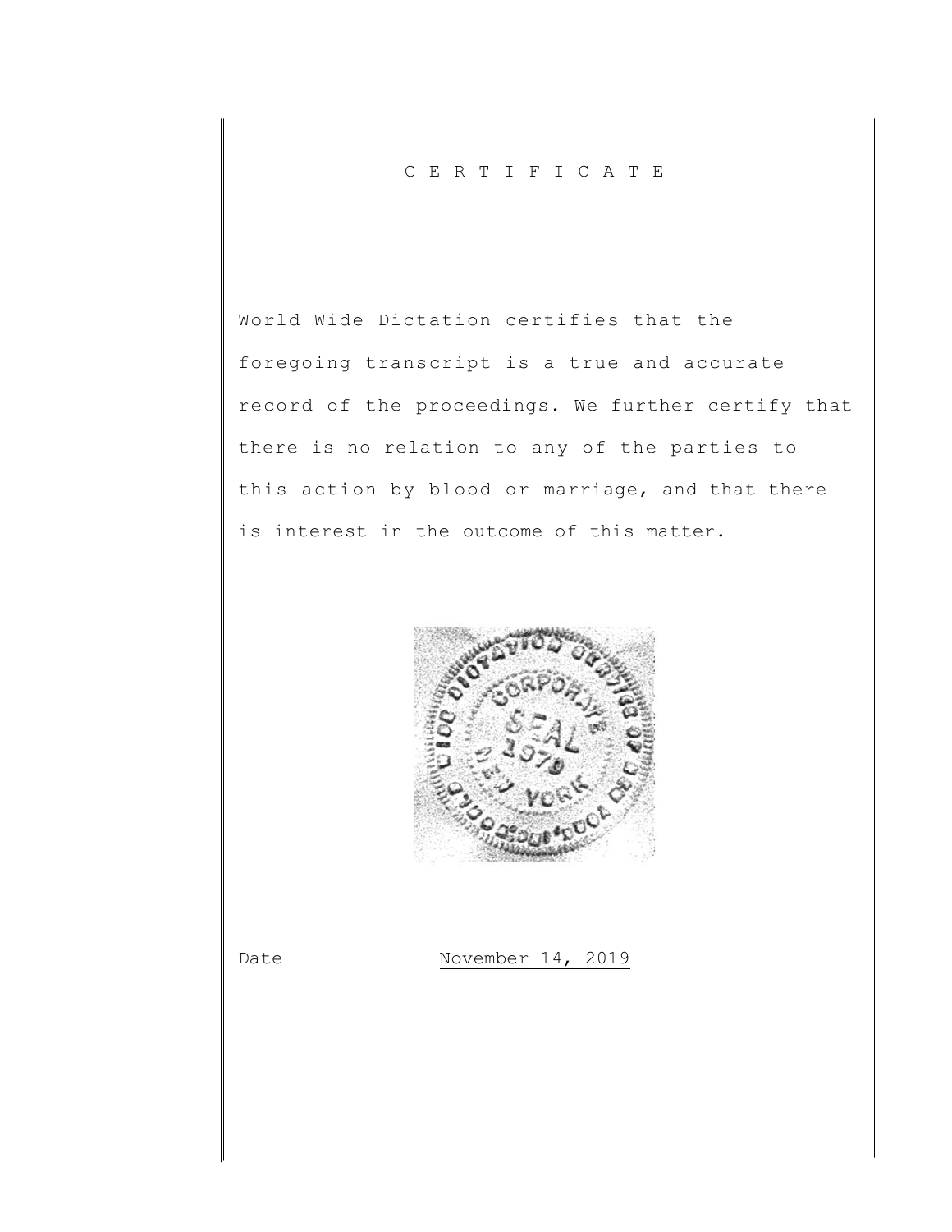C E R T I F I C A T E

World Wide Dictation certifies that the foregoing transcript is a true and accurate record of the proceedings. We further certify that there is no relation to any of the parties to this action by blood or marriage, and that there is interest in the outcome of this matter.

Date November 14, 2019